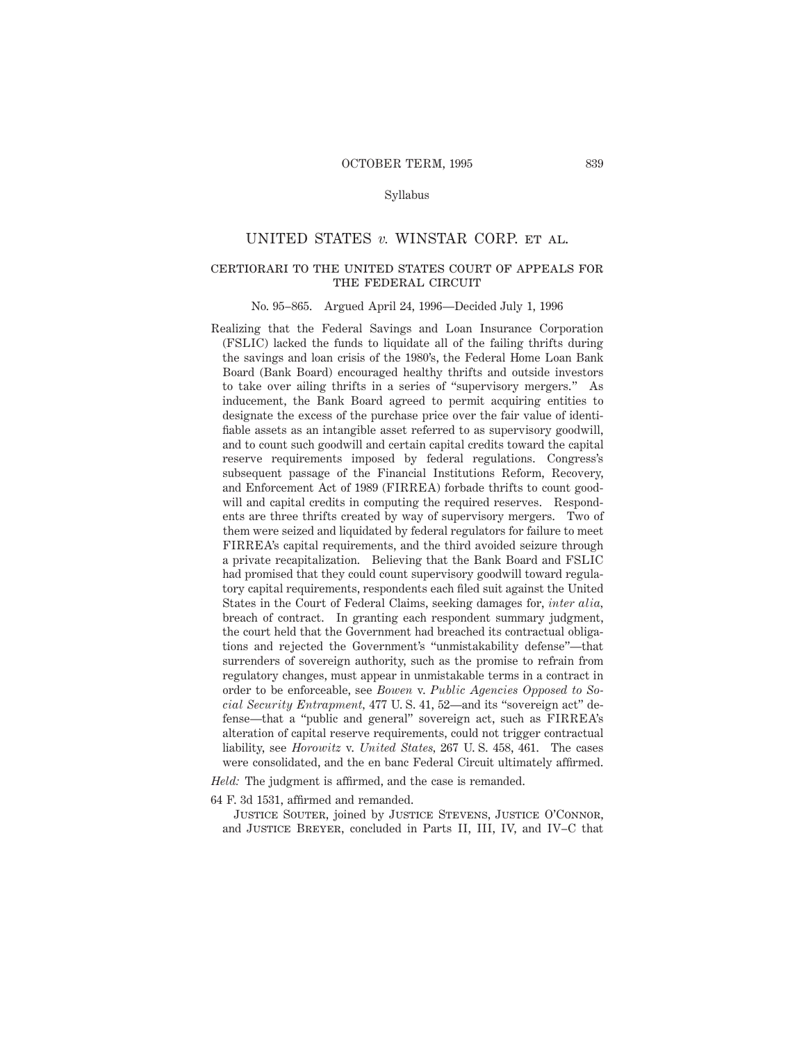Syllabus

# UNITED STATES *v.* WINSTAR CORP. ET AL.

## CERTIORARI TO THE UNITED STATES COURT OF APPEALS FOR THE FEDERAL CIRCUIT

No. 95–865. Argued April 24, 1996—Decided July 1, 1996

Realizing that the Federal Savings and Loan Insurance Corporation (FSLIC) lacked the funds to liquidate all of the failing thrifts during the savings and loan crisis of the 1980's, the Federal Home Loan Bank Board (Bank Board) encouraged healthy thrifts and outside investors to take over ailing thrifts in a series of "supervisory mergers." As inducement, the Bank Board agreed to permit acquiring entities to designate the excess of the purchase price over the fair value of identifiable assets as an intangible asset referred to as supervisory goodwill, and to count such goodwill and certain capital credits toward the capital reserve requirements imposed by federal regulations. Congress's subsequent passage of the Financial Institutions Reform, Recovery, and Enforcement Act of 1989 (FIRREA) forbade thrifts to count goodwill and capital credits in computing the required reserves. Respondents are three thrifts created by way of supervisory mergers. Two of them were seized and liquidated by federal regulators for failure to meet FIRREA's capital requirements, and the third avoided seizure through a private recapitalization. Believing that the Bank Board and FSLIC had promised that they could count supervisory goodwill toward regulatory capital requirements, respondents each filed suit against the United States in the Court of Federal Claims, seeking damages for, *inter alia*, breach of contract. In granting each respondent summary judgment, the court held that the Government had breached its contractual obligations and rejected the Government's "unmistakability defense"—that surrenders of sovereign authority, such as the promise to refrain from regulatory changes, must appear in unmistakable terms in a contract in order to be enforceable, see *Bowen* v. *Public Agencies Opposed to Social Security Entrapment*, 477 U. S. 41, 52—and its "sovereign act" defense—that a "public and general" sovereign act, such as FIRREA's alteration of capital reserve requirements, could not trigger contractual liability, see *Horowitz* v. *United States*, 267 U. S. 458, 461. The cases were consolidated, and the en banc Federal Circuit ultimately affirmed.

*Held:* The judgment is affirmed, and the case is remanded.

64 F. 3d 1531, affirmed and remanded.

JUSTICE SOUTER, joined by JUSTICE STEVENS, JUSTICE O'CONNOR, and JUSTICE BREYER, concluded in Parts II, III, IV, and IV–C that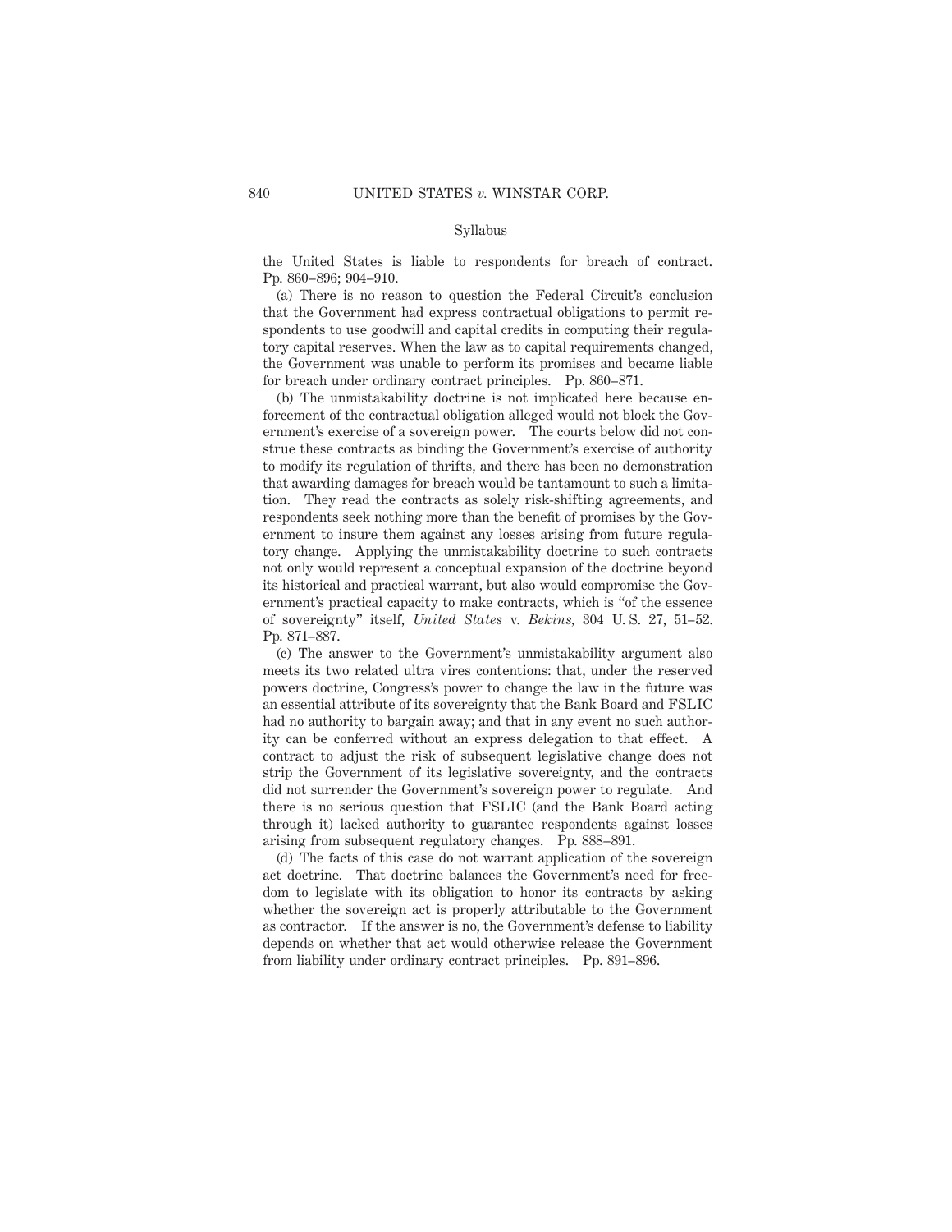the United States is liable to respondents for breach of contract. Pp. 860–896; 904–910.

(a) There is no reason to question the Federal Circuit's conclusion that the Government had express contractual obligations to permit respondents to use goodwill and capital credits in computing their regulatory capital reserves. When the law as to capital requirements changed, the Government was unable to perform its promises and became liable for breach under ordinary contract principles. Pp. 860–871.

(b) The unmistakability doctrine is not implicated here because enforcement of the contractual obligation alleged would not block the Government's exercise of a sovereign power. The courts below did not construe these contracts as binding the Government's exercise of authority to modify its regulation of thrifts, and there has been no demonstration that awarding damages for breach would be tantamount to such a limitation. They read the contracts as solely risk-shifting agreements, and respondents seek nothing more than the benefit of promises by the Government to insure them against any losses arising from future regulatory change. Applying the unmistakability doctrine to such contracts not only would represent a conceptual expansion of the doctrine beyond its historical and practical warrant, but also would compromise the Government's practical capacity to make contracts, which is "of the essence of sovereignty" itself, *United States* v. *Bekins*, 304 U. S. 27, 51–52. Pp. 871–887.

(c) The answer to the Government's unmistakability argument also meets its two related ultra vires contentions: that, under the reserved powers doctrine, Congress's power to change the law in the future was an essential attribute of its sovereignty that the Bank Board and FSLIC had no authority to bargain away; and that in any event no such authority can be conferred without an express delegation to that effect. A contract to adjust the risk of subsequent legislative change does not strip the Government of its legislative sovereignty, and the contracts did not surrender the Government's sovereign power to regulate. And there is no serious question that FSLIC (and the Bank Board acting through it) lacked authority to guarantee respondents against losses arising from subsequent regulatory changes. Pp. 888–891.

(d) The facts of this case do not warrant application of the sovereign act doctrine. That doctrine balances the Government's need for freedom to legislate with its obligation to honor its contracts by asking whether the sovereign act is properly attributable to the Government as contractor. If the answer is no, the Government's defense to liability depends on whether that act would otherwise release the Government from liability under ordinary contract principles. Pp. 891–896.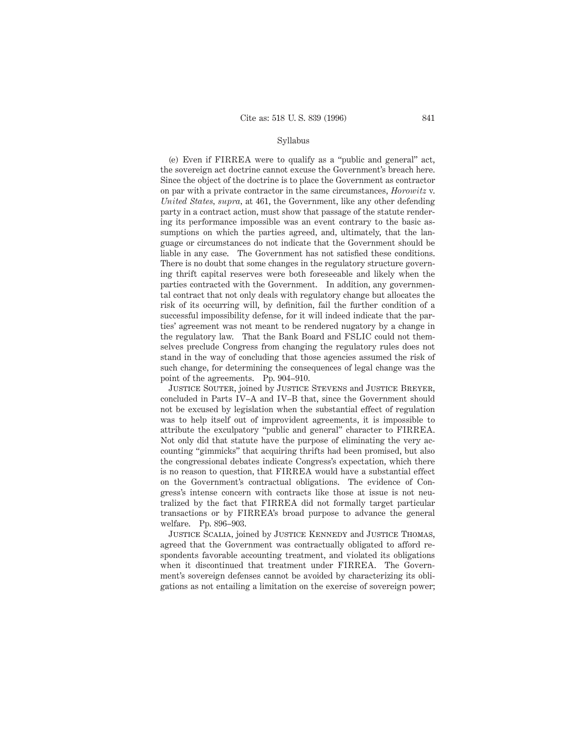(e) Even if FIRREA were to qualify as a "public and general" act, the sovereign act doctrine cannot excuse the Government's breach here. Since the object of the doctrine is to place the Government as contractor on par with a private contractor in the same circumstances, *Horowitz* v. *United States, supra*, at 461, the Government, like any other defending party in a contract action, must show that passage of the statute rendering its performance impossible was an event contrary to the basic assumptions on which the parties agreed, and, ultimately, that the language or circumstances do not indicate that the Government should be liable in any case. The Government has not satisfied these conditions. There is no doubt that some changes in the regulatory structure governing thrift capital reserves were both foreseeable and likely when the parties contracted with the Government. In addition, any governmental contract that not only deals with regulatory change but allocates the risk of its occurring will, by definition, fail the further condition of a successful impossibility defense, for it will indeed indicate that the parties' agreement was not meant to be rendered nugatory by a change in the regulatory law. That the Bank Board and FSLIC could not themselves preclude Congress from changing the regulatory rules does not stand in the way of concluding that those agencies assumed the risk of such change, for determining the consequences of legal change was the point of the agreements. Pp. 904–910.

Justice Souter, joined by Justice Stevens and Justice Breyer, concluded in Parts IV–A and IV–B that, since the Government should not be excused by legislation when the substantial effect of regulation was to help itself out of improvident agreements, it is impossible to attribute the exculpatory "public and general" character to FIRREA. Not only did that statute have the purpose of eliminating the very accounting "gimmicks" that acquiring thrifts had been promised, but also the congressional debates indicate Congress's expectation, which there is no reason to question, that FIRREA would have a substantial effect on the Government's contractual obligations. The evidence of Congress's intense concern with contracts like those at issue is not neutralized by the fact that FIRREA did not formally target particular transactions or by FIRREA's broad purpose to advance the general welfare. Pp. 896–903.

Justice Scalia, joined by Justice Kennedy and Justice Thomas, agreed that the Government was contractually obligated to afford respondents favorable accounting treatment, and violated its obligations when it discontinued that treatment under FIRREA. The Government's sovereign defenses cannot be avoided by characterizing its obligations as not entailing a limitation on the exercise of sovereign power;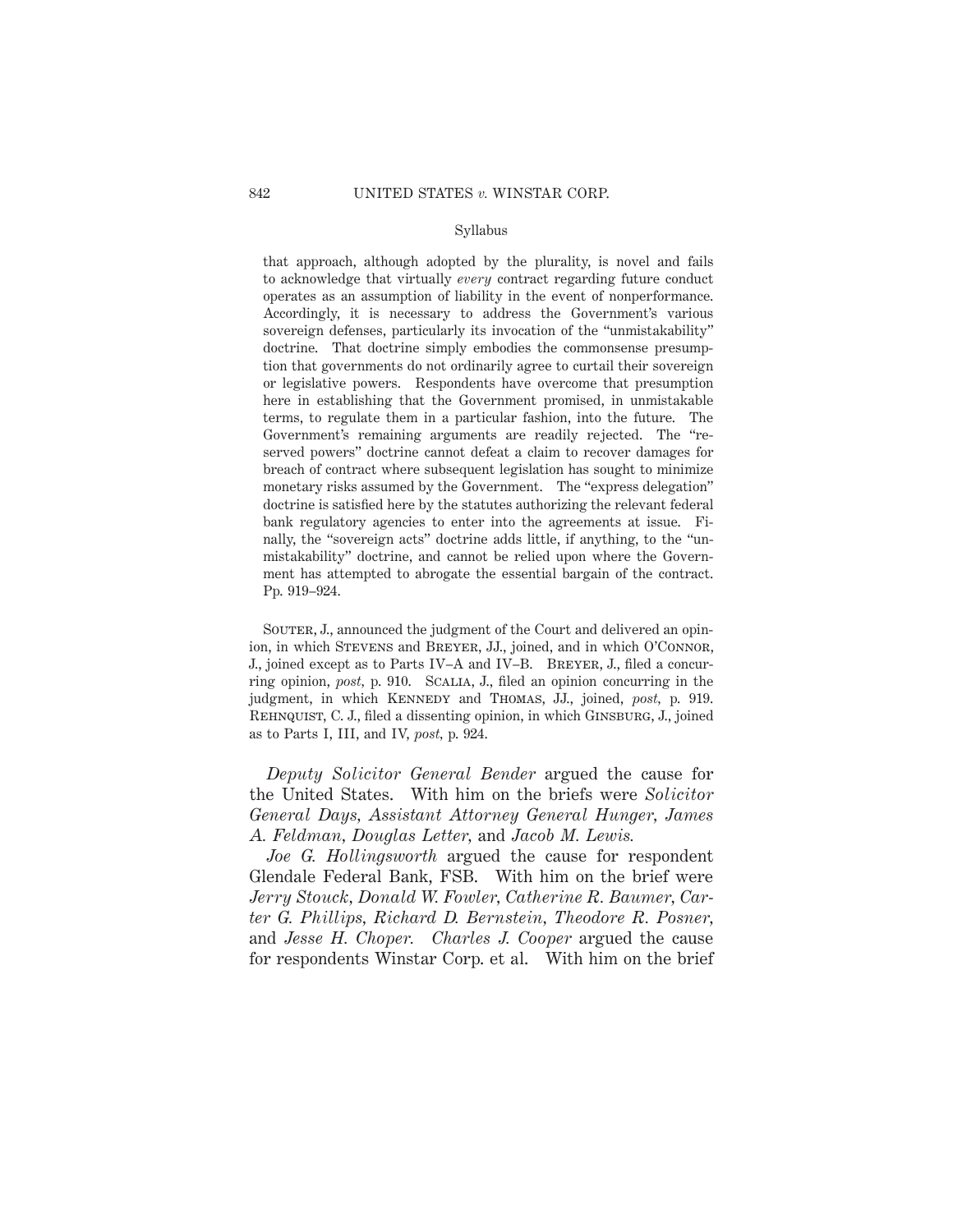that approach, although adopted by the plurality, is novel and fails to acknowledge that virtually *every* contract regarding future conduct operates as an assumption of liability in the event of nonperformance. Accordingly, it is necessary to address the Government's various sovereign defenses, particularly its invocation of the "unmistakability" doctrine. That doctrine simply embodies the commonsense presumption that governments do not ordinarily agree to curtail their sovereign or legislative powers. Respondents have overcome that presumption here in establishing that the Government promised, in unmistakable terms, to regulate them in a particular fashion, into the future. The Government's remaining arguments are readily rejected. The "reserved powers" doctrine cannot defeat a claim to recover damages for breach of contract where subsequent legislation has sought to minimize monetary risks assumed by the Government. The "express delegation" doctrine is satisfied here by the statutes authorizing the relevant federal bank regulatory agencies to enter into the agreements at issue. Finally, the "sovereign acts" doctrine adds little, if anything, to the "unmistakability" doctrine, and cannot be relied upon where the Government has attempted to abrogate the essential bargain of the contract. Pp. 919–924.

Souter, J., announced the judgment of the Court and delivered an opinion, in which Stevens and Breyer, JJ., joined, and in which O'Connor, J., joined except as to Parts IV–A and IV–B. Breyer, J., filed a concurring opinion, *post*, p. 910. Scalia, J., filed an opinion concurring in the judgment, in which Kennedy and Thomas, JJ., joined, *post*, p. 919. Rehnquist, C. J., filed a dissenting opinion, in which Ginsburg, J., joined as to Parts I, III, and IV, *post*, p. 924.

*Deputy Solicitor General Bender* argued the cause for the United States. With him on the briefs were *Solicitor General Days*, *Assistant Attorney General Hunger*, *James A. Feldman*, *Douglas Letter*, and *Jacob M. Lewis.*

*Joe G. Hollingsworth* argued the cause for respondent Glendale Federal Bank, FSB. With him on the brief were *Jerry Stouck*, *Donald W. Fowler*, *Catherine R. Baumer*, *Carter G. Phillips*, *Richard D. Bernstein*, *Theodore R. Posner*, and *Jesse H. Choper*. *Charles J. Cooper* argued the cause for respondents Winstar Corp. et al. With him on the brief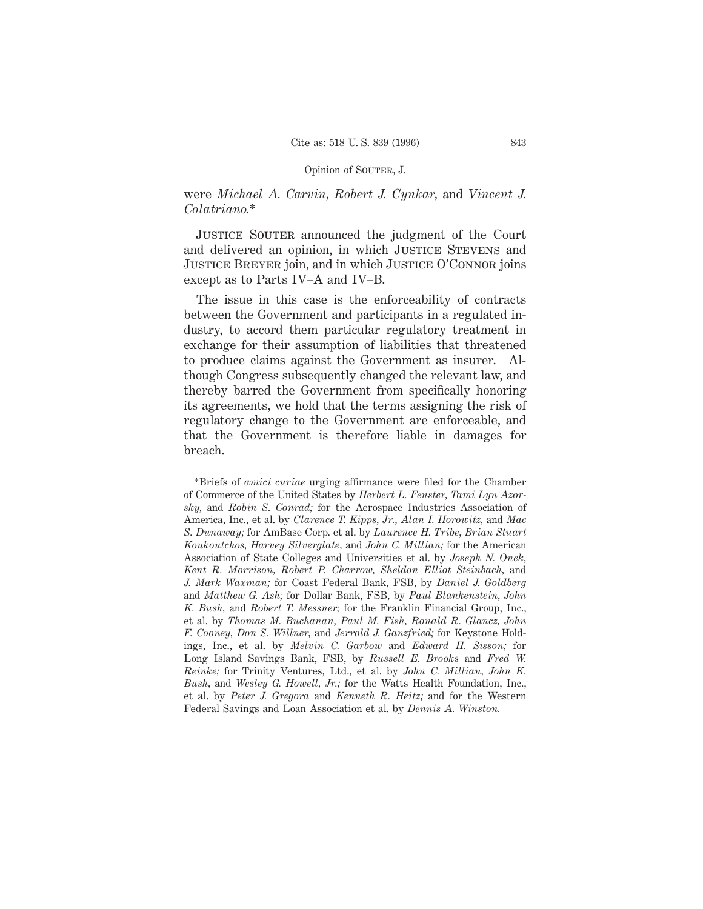were *Michael A. Carvin*, *Robert J. Cynkar*, and *Vincent J. Colatriano*.*

JUSTICE SOUTER announced the judgment of the Court and delivered an opinion, in which JUSTICE STEVENS and JUSTICE BREYER join, and in which JUSTICE O'CONNOR joins except as to Parts IV–A and IV–B.

The issue in this case is the enforceability of contracts between the Government and participants in a regulated industry, to accord them particular regulatory treatment in exchange for their assumption of liabilities that threatened to produce claims against the Government as insurer. Although Congress subsequently changed the relevant law, and thereby barred the Government from specifically honoring its agreements, we hold that the terms assigning the risk of regulatory change to the Government are enforceable, and that the Government is therefore liable in damages for breach.

---

*Briefs of *amici curiae* urging affirmance were filed for the Chamber of Commerce of the United States by *Herbert L. Fenster*, *Tami Lyn Azorsky*, and *Robin S. Conrad;* for the Aerospace Industries Association of America, Inc., et al. by *Clarence T. Kipps, Jr.*, *Alan I. Horowitz*, and *Mac S. Dunaway;* for AmBase Corp. et al. by *Laurence H. Tribe*, *Brian Stuart Koukoutchos*, *Harvey Silverglate*, and *John C. Millian;* for the American Association of State Colleges and Universities et al. by *Joseph N. Onek*, *Kent R. Morrison*, *Robert P. Charrow*, *Sheldon Elliot Steinbach*, and *J. Mark Waxman;* for Coast Federal Bank, FSB, by *Daniel J. Goldberg* and *Matthew G. Ash;* for Dollar Bank, FSB, by *Paul Blankenstein*, *John K. Bush*, and *Robert T. Messner;* for the Franklin Financial Group, Inc., et al. by *Thomas M. Buchanan*, *Paul M. Fish*, *Ronald R. Glancz*, *John F. Cooney*, *Don S. Willner*, and *Jerrold J. Ganzfried;* for Keystone Holdings, Inc., et al. by *Melvin C. Garbow* and *Edward H. Sisson;* for Long Island Savings Bank, FSB, by *Russell E. Brooks* and *Fred W. Reinke;* for Trinity Ventures, Ltd., et al. by *John C. Millian*, *John K. Bush*, and *Wesley G. Howell, Jr.;* for the Watts Health Foundation, Inc., et al. by *Peter J. Gregora* and *Kenneth R. Heitz;* and for the Western Federal Savings and Loan Association et al. by *Dennis A. Winston*.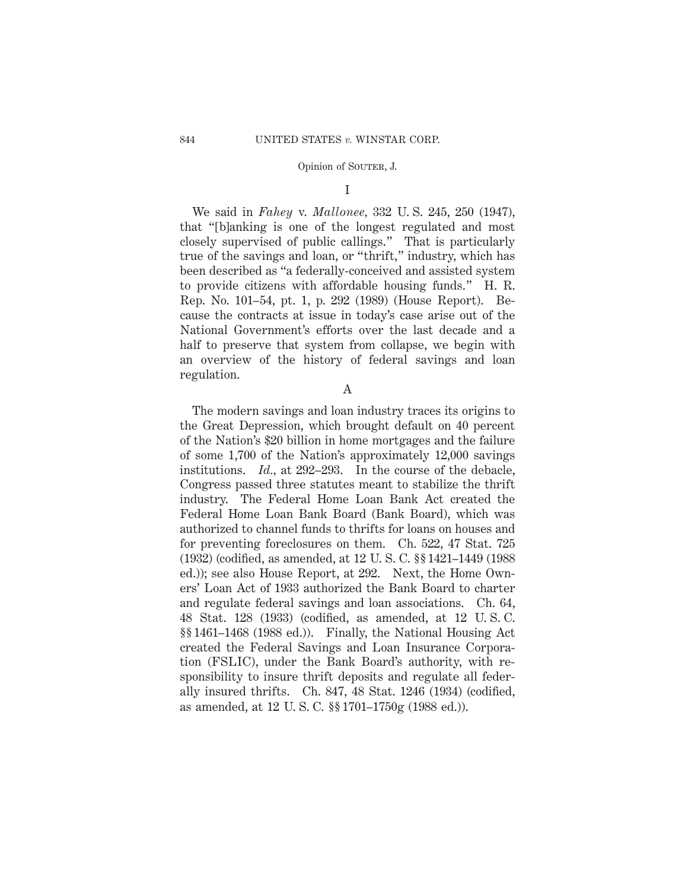## I

We said in *Fahey* v. *Mallonee,* 332 U. S. 245, 250 (1947), that "[b]anking is one of the longest regulated and most closely supervised of public callings." That is particularly true of the savings and loan, or "thrift," industry, which has been described as "a federally-conceived and assisted system to provide citizens with affordable housing funds." H. R. Rep. No. 101–54, pt. 1, p. 292 (1989) (House Report). Because the contracts at issue in today's case arise out of the National Government's efforts over the last decade and a half to preserve that system from collapse, we begin with an overview of the history of federal savings and loan regulation.

### A

The modern savings and loan industry traces its origins to the Great Depression, which brought default on 40 percent of the Nation's $20 billion in home mortgages and the failure of some 1,700 of the Nation's approximately 12,000 savings institutions. *Id.,* at 292–293. In the course of the debacle, Congress passed three statutes meant to stabilize the thrift industry. The Federal Home Loan Bank Act created the Federal Home Loan Bank Board (Bank Board), which was authorized to channel funds to thrifts for loans on houses and for preventing foreclosures on them. Ch. 522, 47 Stat. 725 (1932) (codified, as amended, at 12 U. S. C. §§ 1421–1449 (1988 ed.)); see also House Report, at 292. Next, the Home Owners' Loan Act of 1933 authorized the Bank Board to charter and regulate federal savings and loan associations. Ch. 64, 48 Stat. 128 (1933) (codified, as amended, at 12 U. S. C. §§ 1461–1468 (1988 ed.)). Finally, the National Housing Act created the Federal Savings and Loan Insurance Corporation (FSLIC), under the Bank Board's authority, with responsibility to insure thrift deposits and regulate all federally insured thrifts. Ch. 847, 48 Stat. 1246 (1934) (codified, as amended, at 12 U. S. C. §§ 1701–1750g (1988 ed.)).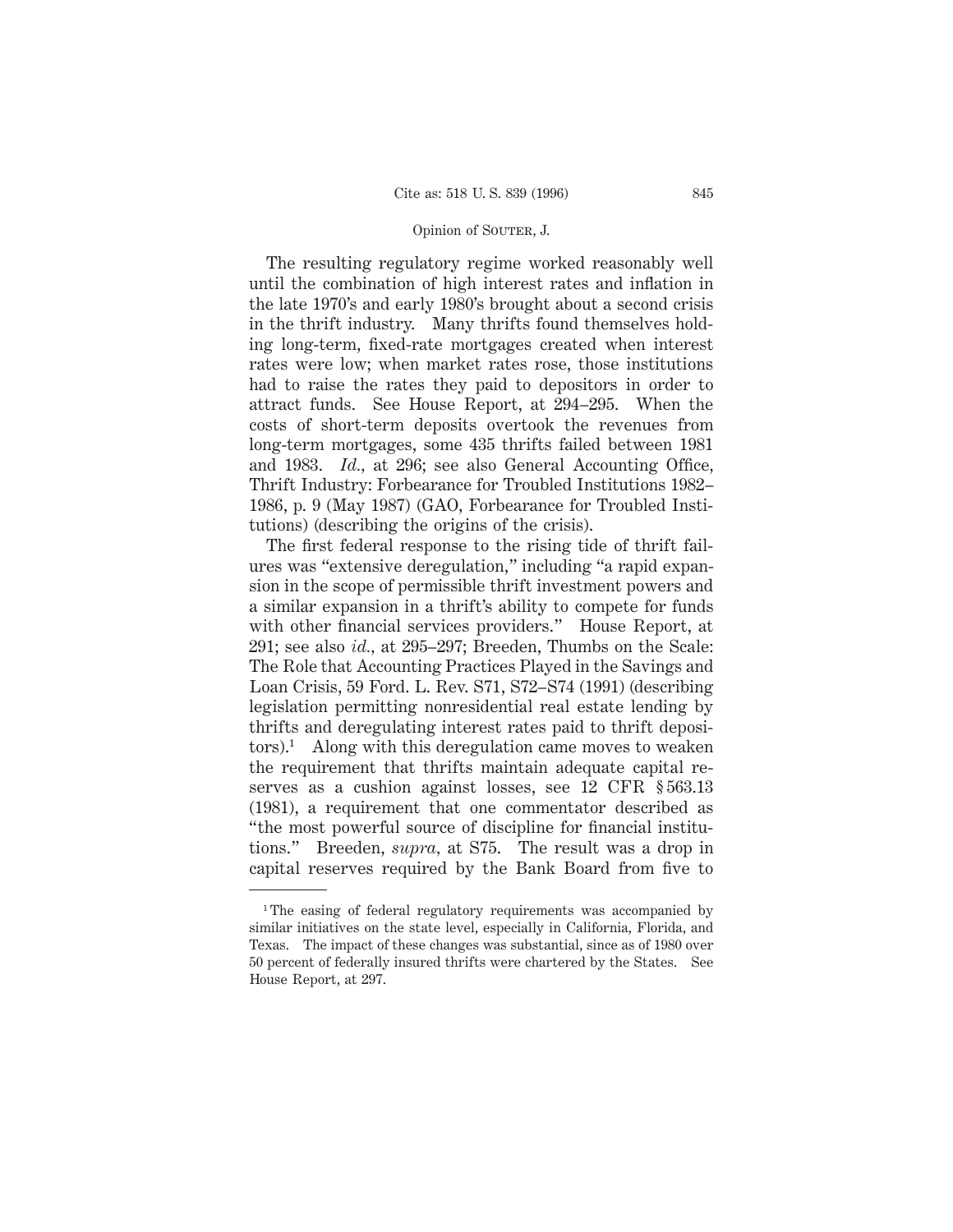The resulting regulatory regime worked reasonably well until the combination of high interest rates and inflation in the late 1970's and early 1980's brought about a second crisis in the thrift industry. Many thrifts found themselves holding long-term, fixed-rate mortgages created when interest rates were low; when market rates rose, those institutions had to raise the rates they paid to depositors in order to attract funds. See House Report, at 294–295. When the costs of short-term deposits overtook the revenues from long-term mortgages, some 435 thrifts failed between 1981 and 1983. *Id.*, at 296; see also General Accounting Office, Thrift Industry: Forbearance for Troubled Institutions 1982–1986, p. 9 (May 1987) (GAO, Forbearance for Troubled Institutions) (describing the origins of the crisis).

The first federal response to the rising tide of thrift failures was "extensive deregulation," including "a rapid expansion in the scope of permissible thrift investment powers and a similar expansion in a thrift's ability to compete for funds with other financial services providers." House Report, at 291; see also *id.*, at 295–297; Breeden, Thumbs on the Scale: The Role that Accounting Practices Played in the Savings and Loan Crisis, 59 Ford. L. Rev. S71, S72–S74 (1991) (describing legislation permitting nonresidential real estate lending by thrifts and deregulating interest rates paid to thrift depositors).[1] Along with this deregulation came moves to weaken the requirement that thrifts maintain adequate capital reserves as a cushion against losses, see 12 CFR § 563.13 (1981), a requirement that one commentator described as "the most powerful source of discipline for financial institutions." Breeden, *supra*, at S75. The result was a drop in capital reserves required by the Bank Board from five to

---

[1] The easing of federal regulatory requirements was accompanied by similar initiatives on the state level, especially in California, Florida, and Texas. The impact of these changes was substantial, since as of 1980 over 50 percent of federally insured thrifts were chartered by the States. See House Report, at 297.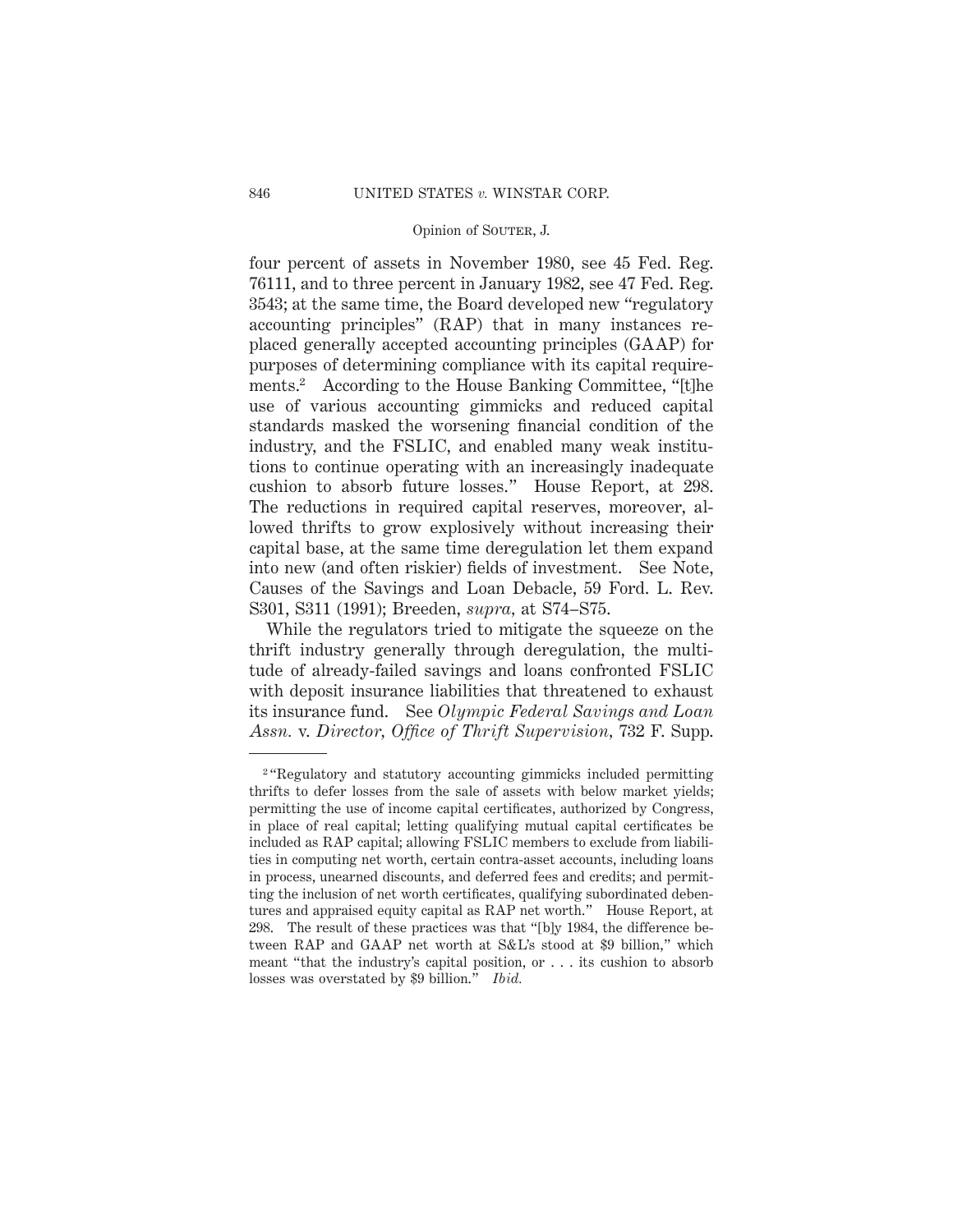four percent of assets in November 1980, see 45 Fed. Reg. 76111, and to three percent in January 1982, see 47 Fed. Reg. 3543; at the same time, the Board developed new "regulatory accounting principles" (RAP) that in many instances replaced generally accepted accounting principles (GAAP) for purposes of determining compliance with its capital requirements.[2] According to the House Banking Committee, "[t]he use of various accounting gimmicks and reduced capital standards masked the worsening financial condition of the industry, and the FSLIC, and enabled many weak institutions to continue operating with an increasingly inadequate cushion to absorb future losses." House Report, at 298. The reductions in required capital reserves, moreover, allowed thrifts to grow explosively without increasing their capital base, at the same time deregulation let them expand into new (and often riskier) fields of investment. See Note, Causes of the Savings and Loan Debacle, 59 Ford. L. Rev. S301, S311 (1991); Breeden, *supra*, at S74–S75.

While the regulators tried to mitigate the squeeze on the thrift industry generally through deregulation, the multitude of already-failed savings and loans confronted FSLIC with deposit insurance liabilities that threatened to exhaust its insurance fund. See *Olympic Federal Savings and Loan Assn.* v. *Director, Office of Thrift Supervision*, 732 F. Supp.

---

[2] "Regulatory and statutory accounting gimmicks included permitting thrifts to defer losses from the sale of assets with below market yields; permitting the use of income capital certificates, authorized by Congress, in place of real capital; letting qualifying mutual capital certificates be included as RAP capital; allowing FSLIC members to exclude from liabilities in computing net worth, certain contra-asset accounts, including loans in process, unearned discounts, and deferred fees and credits; and permitting the inclusion of net worth certificates, qualifying subordinated debentures and appraised equity capital as RAP net worth." House Report, at 298. The result of these practices was that "[b]y 1984, the difference between RAP and GAAP net worth at S&L's stood at $9 billion," which meant "that the industry's capital position, or . . . its cushion to absorb losses was overstated by $9 billion." *Ibid.*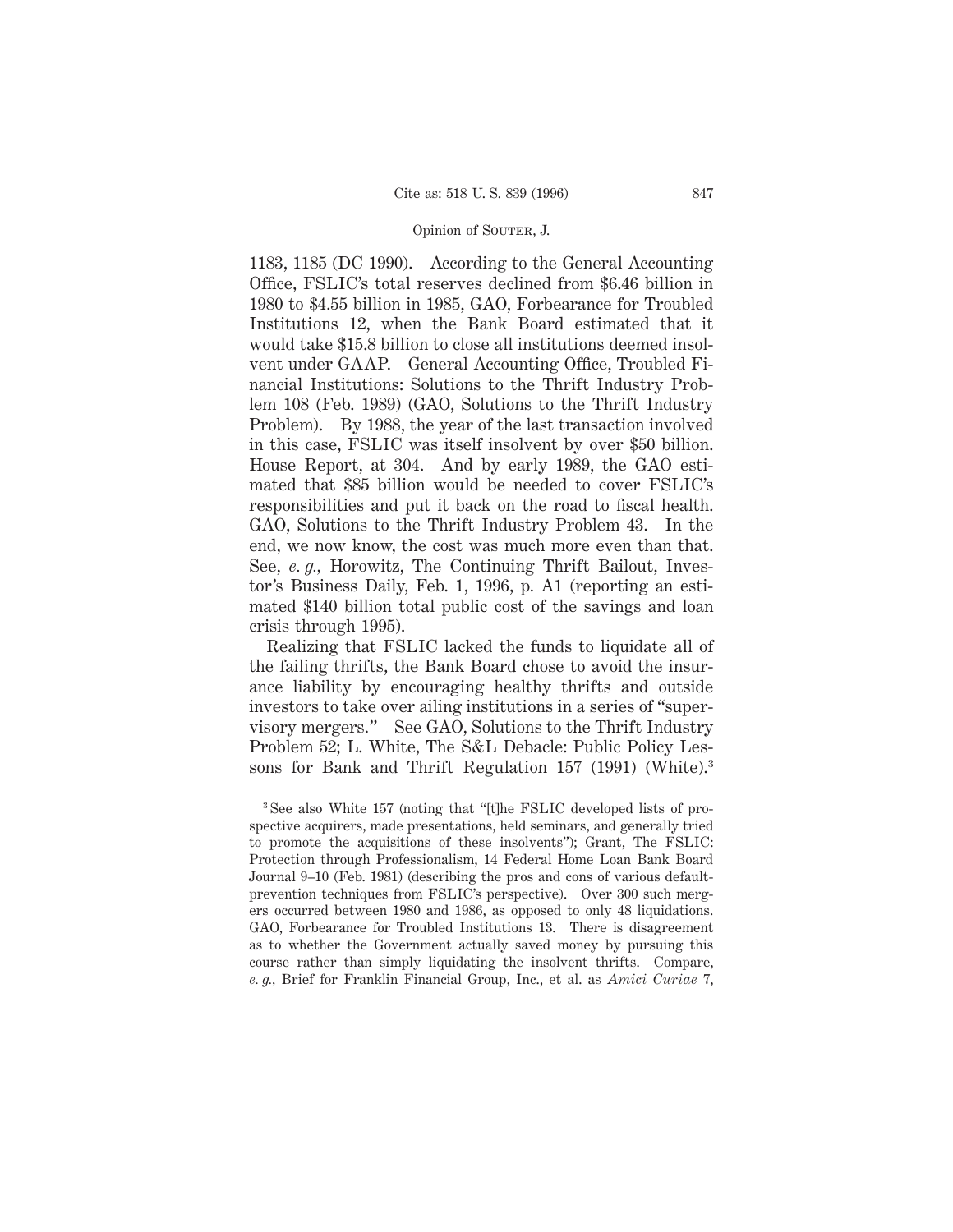1183, 1185 (DC 1990). According to the General Accounting Office, FSLIC's total reserves declined from $6.46 billion in 1980 to $4.55 billion in 1985, GAO, Forbearance for Troubled Institutions 12, when the Bank Board estimated that it would take $15.8 billion to close all institutions deemed insolvent under GAAP. General Accounting Office, Troubled Financial Institutions: Solutions to the Thrift Industry Problem 108 (Feb. 1989) (GAO, Solutions to the Thrift Industry Problem). By 1988, the year of the last transaction involved in this case, FSLIC was itself insolvent by over $50 billion. House Report, at 304. And by early 1989, the GAO estimated that $85 billion would be needed to cover FSLIC's responsibilities and put it back on the road to fiscal health. GAO, Solutions to the Thrift Industry Problem 43. In the end, we now know, the cost was much more even than that. See, *e. g.*, Horowitz, The Continuing Thrift Bailout, Investor's Business Daily, Feb. 1, 1996, p. A1 (reporting an estimated $140 billion total public cost of the savings and loan crisis through 1995).

Realizing that FSLIC lacked the funds to liquidate all of the failing thrifts, the Bank Board chose to avoid the insurance liability by encouraging healthy thrifts and outside investors to take over ailing institutions in a series of "supervisory mergers." See GAO, Solutions to the Thrift Industry Problem 52; L. White, The S&L Debacle: Public Policy Lessons for Bank and Thrift Regulation 157 (1991) (White).[3]

---

[3] See also White 157 (noting that "[t]he FSLIC developed lists of prospective acquirers, made presentations, held seminars, and generally tried to promote the acquisitions of these insolvents"); Grant, The FSLIC: Protection through Professionalism, 14 Federal Home Loan Bank Board Journal 9–10 (Feb. 1981) (describing the pros and cons of various default-prevention techniques from FSLIC's perspective). Over 300 such mergers occurred between 1980 and 1986, as opposed to only 48 liquidations. GAO, Forbearance for Troubled Institutions 13. There is disagreement as to whether the Government actually saved money by pursuing this course rather than simply liquidating the insolvent thrifts. Compare, *e. g.*, Brief for Franklin Financial Group, Inc., et al. as *Amici Curiae* 7,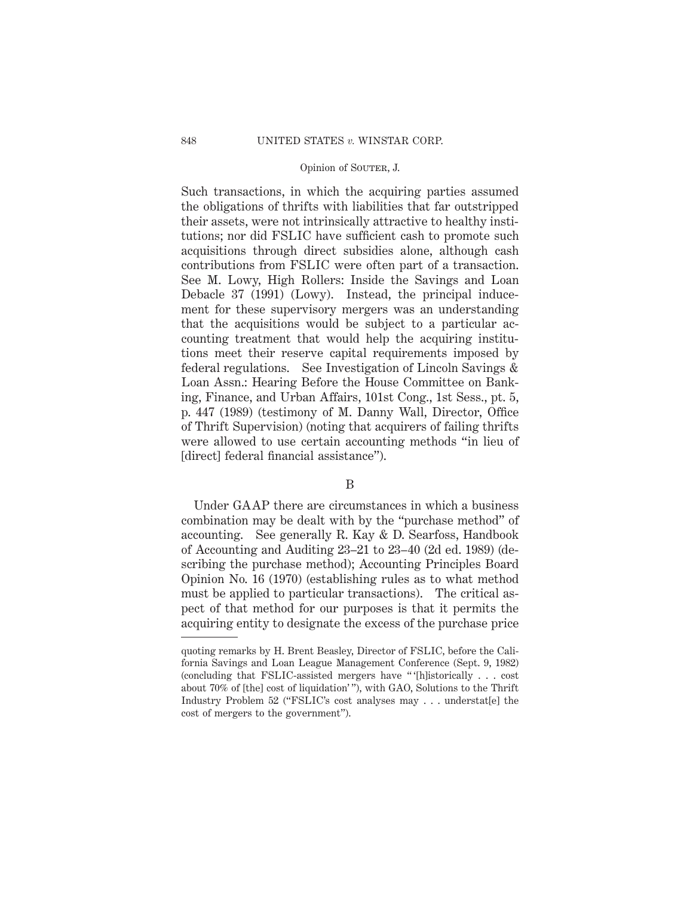Such transactions, in which the acquiring parties assumed the obligations of thrifts with liabilities that far outstripped their assets, were not intrinsically attractive to healthy institutions; nor did FSLIC have sufficient cash to promote such acquisitions through direct subsidies alone, although cash contributions from FSLIC were often part of a transaction. See M. Lowy, High Rollers: Inside the Savings and Loan Debacle 37 (1991) (Lowy). Instead, the principal inducement for these supervisory mergers was an understanding that the acquisitions would be subject to a particular accounting treatment that would help the acquiring institutions meet their reserve capital requirements imposed by federal regulations. See Investigation of Lincoln Savings & Loan Assn.: Hearing Before the House Committee on Banking, Finance, and Urban Affairs, 101st Cong., 1st Sess., pt. 5, p. 447 (1989) (testimony of M. Danny Wall, Director, Office of Thrift Supervision) (noting that acquirers of failing thrifts were allowed to use certain accounting methods "in lieu of [direct] federal financial assistance").

## B

Under GAAP there are circumstances in which a business combination may be dealt with by the "purchase method" of accounting. See generally R. Kay & D. Searfoss, Handbook of Accounting and Auditing 23–21 to 23–40 (2d ed. 1989) (describing the purchase method); Accounting Principles Board Opinion No. 16 (1970) (establishing rules as to what method must be applied to particular transactions). The critical aspect of that method for our purposes is that it permits the acquiring entity to designate the excess of the purchase price

---

quoting remarks by H. Brent Beasley, Director of FSLIC, before the California Savings and Loan League Management Conference (Sept. 9, 1982) (concluding that FSLIC-assisted mergers have " '[h]istorically . . . cost about 70% of [the] cost of liquidation' "), with GAO, Solutions to the Thrift Industry Problem 52 ("FSLIC's cost analyses may . . . understat[e] the cost of mergers to the government").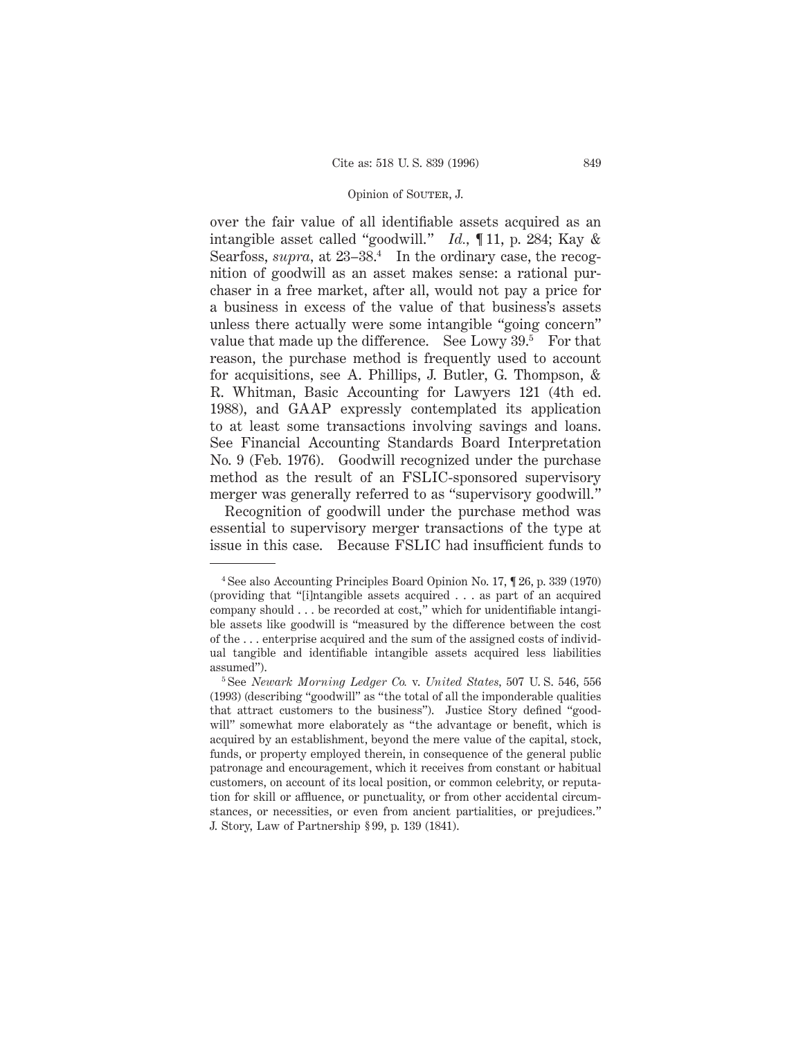over the fair value of all identifiable assets acquired as an intangible asset called "goodwill." *Id.*, ¶ 11, p. 284; Kay & Searfoss, *supra*, at 23–38.[4] In the ordinary case, the recognition of goodwill as an asset makes sense: a rational purchaser in a free market, after all, would not pay a price for a business in excess of the value of that business's assets unless there actually were some intangible "going concern" value that made up the difference. See Lowy 39.[5] For that reason, the purchase method is frequently used to account for acquisitions, see A. Phillips, J. Butler, G. Thompson, & R. Whitman, Basic Accounting for Lawyers 121 (4th ed. 1988), and GAAP expressly contemplated its application to at least some transactions involving savings and loans. See Financial Accounting Standards Board Interpretation No. 9 (Feb. 1976). Goodwill recognized under the purchase method as the result of an FSLIC-sponsored supervisory merger was generally referred to as "supervisory goodwill."

Recognition of goodwill under the purchase method was essential to supervisory merger transactions of the type at issue in this case. Because FSLIC had insufficient funds to

---

[4] See also Accounting Principles Board Opinion No. 17, ¶ 26, p. 339 (1970) (providing that "[i]ntangible assets acquired . . . as part of an acquired company should . . . be recorded at cost," which for unidentifiable intangible assets like goodwill is "measured by the difference between the cost of the . . . enterprise acquired and the sum of the assigned costs of individual tangible and identifiable intangible assets acquired less liabilities assumed").

[5] See *Newark Morning Ledger Co.* v. *United States*, 507 U. S. 546, 556 (1993) (describing "goodwill" as "the total of all the imponderable qualities that attract customers to the business"). Justice Story defined "goodwill" somewhat more elaborately as "the advantage or benefit, which is acquired by an establishment, beyond the mere value of the capital, stock, funds, or property employed therein, in consequence of the general public patronage and encouragement, which it receives from constant or habitual customers, on account of its local position, or common celebrity, or reputation for skill or affluence, or punctuality, or from other accidental circumstances, or necessities, or even from ancient partialities, or prejudices." J. Story, Law of Partnership § 99, p. 139 (1841).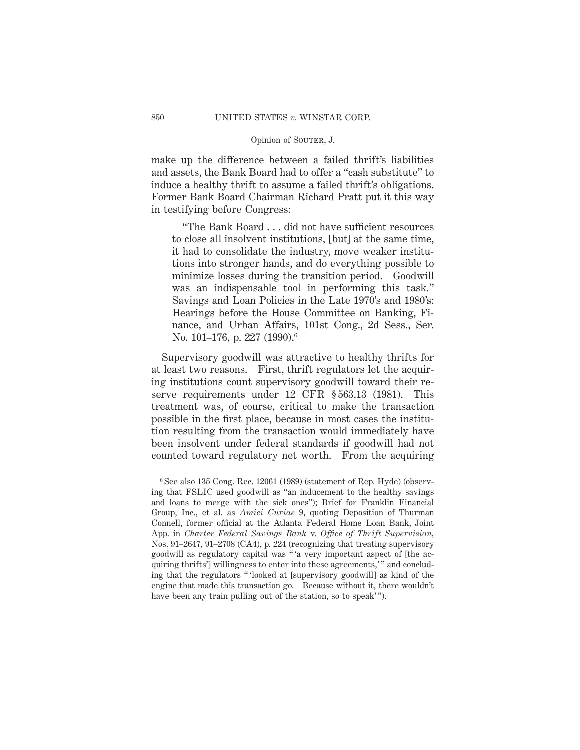make up the difference between a failed thrift's liabilities and assets, the Bank Board had to offer a "cash substitute" to induce a healthy thrift to assume a failed thrift's obligations. Former Bank Board Chairman Richard Pratt put it this way in testifying before Congress:

> "The Bank Board . . . did not have sufficient resources to close all insolvent institutions, [but] at the same time, it had to consolidate the industry, move weaker institutions into stronger hands, and do everything possible to minimize losses during the transition period. Goodwill was an indispensable tool in performing this task." Savings and Loan Policies in the Late 1970's and 1980's: Hearings before the House Committee on Banking, Finance, and Urban Affairs, 101st Cong., 2d Sess., Ser. No. 101–176, p. 227 (1990).[6]

Supervisory goodwill was attractive to healthy thrifts for at least two reasons. First, thrift regulators let the acquiring institutions count supervisory goodwill toward their reserve requirements under 12 CFR § 563.13 (1981). This treatment was, of course, critical to make the transaction possible in the first place, because in most cases the institution resulting from the transaction would immediately have been insolvent under federal standards if goodwill had not counted toward regulatory net worth. From the acquiring

---

[6] See also 135 Cong. Rec. 12061 (1989) (statement of Rep. Hyde) (observing that FSLIC used goodwill as "an inducement to the healthy savings and loans to merge with the sick ones"); Brief for Franklin Financial Group, Inc., et al. as *Amici Curiae* 9, quoting Deposition of Thurman Connell, former official at the Atlanta Federal Home Loan Bank, Joint App. in *Charter Federal Savings Bank* v. *Office of Thrift Supervision*, Nos. 91–2647, 91–2708 (CA4), p. 224 (recognizing that treating supervisory goodwill as regulatory capital was " 'a very important aspect of [the acquiring thrifts'] willingness to enter into these agreements,' " and concluding that the regulators " 'looked at [supervisory goodwill] as kind of the engine that made this transaction go. Because without it, there wouldn't have been any train pulling out of the station, so to speak' ").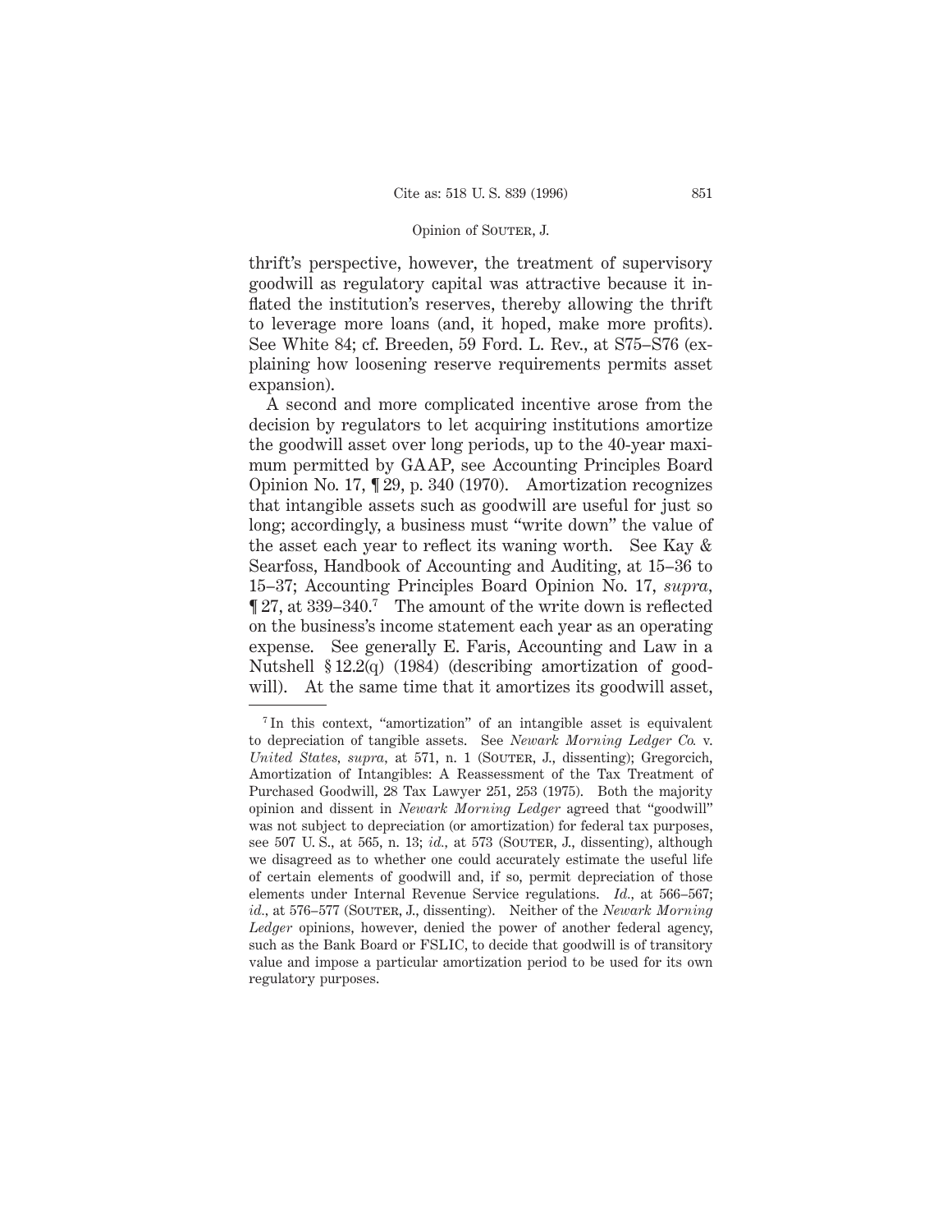thrift's perspective, however, the treatment of supervisory goodwill as regulatory capital was attractive because it inflated the institution's reserves, thereby allowing the thrift to leverage more loans (and, it hoped, make more profits). See White 84; cf. Breeden, 59 Ford. L. Rev., at S75–S76 (explaining how loosening reserve requirements permits asset expansion).

A second and more complicated incentive arose from the decision by regulators to let acquiring institutions amortize the goodwill asset over long periods, up to the 40-year maximum permitted by GAAP, see Accounting Principles Board Opinion No. 17, ¶ 29, p. 340 (1970). Amortization recognizes that intangible assets such as goodwill are useful for just so long; accordingly, a business must "write down" the value of the asset each year to reflect its waning worth. See Kay & Searfoss, Handbook of Accounting and Auditing, at 15–36 to 15–37; Accounting Principles Board Opinion No. 17, *supra,* ¶ 27, at 339–340.[7] The amount of the write down is reflected on the business's income statement each year as an operating expense. See generally E. Faris, Accounting and Law in a Nutshell § 12.2(q) (1984) (describing amortization of goodwill). At the same time that it amortizes its goodwill asset,

[7] In this context, "amortization" of an intangible asset is equivalent to depreciation of tangible assets. See *Newark Morning Ledger Co.* v. *United States, supra,* at 571, n. 1 (Souter, J., dissenting); Gregorcich, Amortization of Intangibles: A Reassessment of the Tax Treatment of Purchased Goodwill, 28 Tax Lawyer 251, 253 (1975). Both the majority opinion and dissent in *Newark Morning Ledger* agreed that "goodwill" was not subject to depreciation (or amortization) for federal tax purposes, see 507 U. S., at 565, n. 13; *id.,* at 573 (Souter, J., dissenting), although we disagreed as to whether one could accurately estimate the useful life of certain elements of goodwill and, if so, permit depreciation of those elements under Internal Revenue Service regulations. *Id.,* at 566–567; *id.,* at 576–577 (Souter, J., dissenting). Neither of the *Newark Morning Ledger* opinions, however, denied the power of another federal agency, such as the Bank Board or FSLIC, to decide that goodwill is of transitory value and impose a particular amortization period to be used for its own regulatory purposes.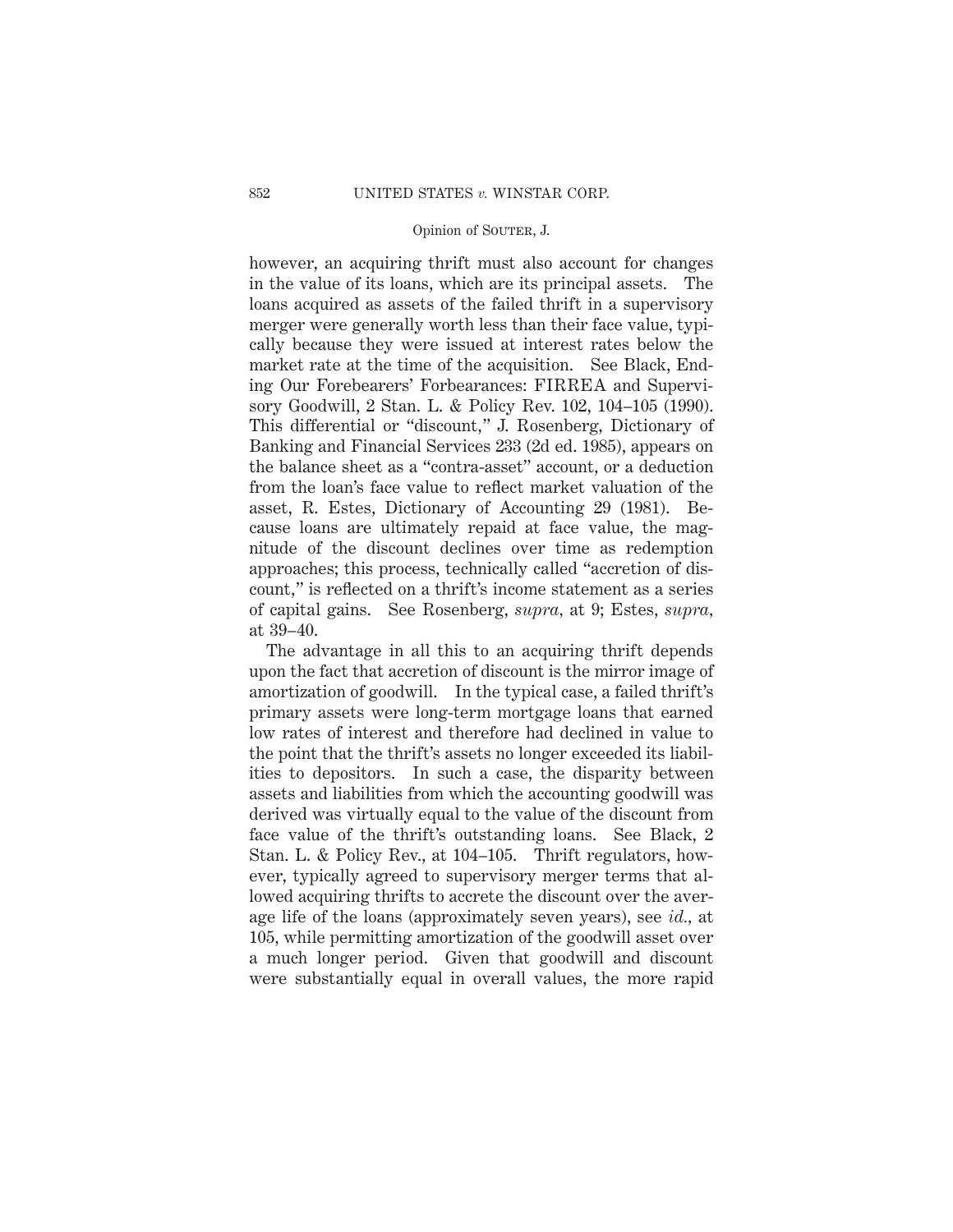however, an acquiring thrift must also account for changes in the value of its loans, which are its principal assets. The loans acquired as assets of the failed thrift in a supervisory merger were generally worth less than their face value, typically because they were issued at interest rates below the market rate at the time of the acquisition. See Black, Ending Our Forebearers' Forbearances: FIRREA and Supervisory Goodwill, 2 Stan. L. & Policy Rev. 102, 104–105 (1990). This differential or "discount," J. Rosenberg, Dictionary of Banking and Financial Services 233 (2d ed. 1985), appears on the balance sheet as a "contra-asset" account, or a deduction from the loan's face value to reflect market valuation of the asset, R. Estes, Dictionary of Accounting 29 (1981). Because loans are ultimately repaid at face value, the magnitude of the discount declines over time as redemption approaches; this process, technically called "accretion of discount," is reflected on a thrift's income statement as a series of capital gains. See Rosenberg, *supra*, at 9; Estes, *supra*, at 39–40.

The advantage in all this to an acquiring thrift depends upon the fact that accretion of discount is the mirror image of amortization of goodwill. In the typical case, a failed thrift's primary assets were long-term mortgage loans that earned low rates of interest and therefore had declined in value to the point that the thrift's assets no longer exceeded its liabilities to depositors. In such a case, the disparity between assets and liabilities from which the accounting goodwill was derived was virtually equal to the value of the discount from face value of the thrift's outstanding loans. See Black, 2 Stan. L. & Policy Rev., at 104–105. Thrift regulators, however, typically agreed to supervisory merger terms that allowed acquiring thrifts to accrete the discount over the average life of the loans (approximately seven years), see *id.*, at 105, while permitting amortization of the goodwill asset over a much longer period. Given that goodwill and discount were substantially equal in overall values, the more rapid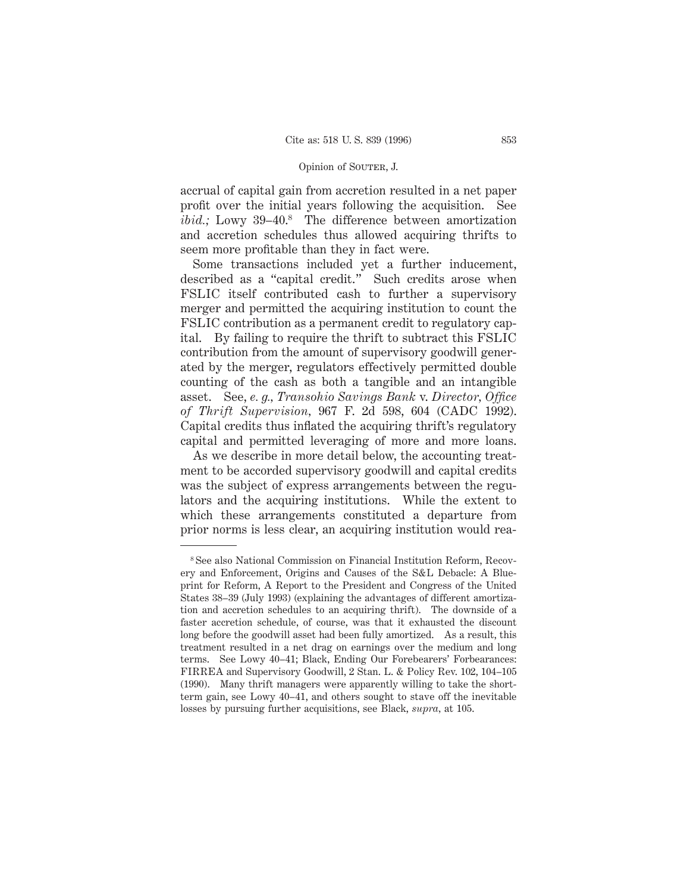accrual of capital gain from accretion resulted in a net paper profit over the initial years following the acquisition. See *ibid.;* Lowy 39–40.[8] The difference between amortization and accretion schedules thus allowed acquiring thrifts to seem more profitable than they in fact were.

Some transactions included yet a further inducement, described as a "capital credit." Such credits arose when FSLIC itself contributed cash to further a supervisory merger and permitted the acquiring institution to count the FSLIC contribution as a permanent credit to regulatory capital. By failing to require the thrift to subtract this FSLIC contribution from the amount of supervisory goodwill generated by the merger, regulators effectively permitted double counting of the cash as both a tangible and an intangible asset. See, *e. g., Transohio Savings Bank* v. *Director, Office of Thrift Supervision,* 967 F. 2d 598, 604 (CADC 1992). Capital credits thus inflated the acquiring thrift's regulatory capital and permitted leveraging of more and more loans.

As we describe in more detail below, the accounting treatment to be accorded supervisory goodwill and capital credits was the subject of express arrangements between the regulators and the acquiring institutions. While the extent to which these arrangements constituted a departure from prior norms is less clear, an acquiring institution would rea-

---

[8] See also National Commission on Financial Institution Reform, Recovery and Enforcement, Origins and Causes of the S&L Debacle: A Blueprint for Reform, A Report to the President and Congress of the United States 38–39 (July 1993) (explaining the advantages of different amortization and accretion schedules to an acquiring thrift). The downside of a faster accretion schedule, of course, was that it exhausted the discount long before the goodwill asset had been fully amortized. As a result, this treatment resulted in a net drag on earnings over the medium and long terms. See Lowy 40–41; Black, Ending Our Forebearers' Forbearances: FIRREA and Supervisory Goodwill, 2 Stan. L. & Policy Rev. 102, 104–105 (1990). Many thrift managers were apparently willing to take the short-term gain, see Lowy 40–41, and others sought to stave off the inevitable losses by pursuing further acquisitions, see Black, *supra*, at 105.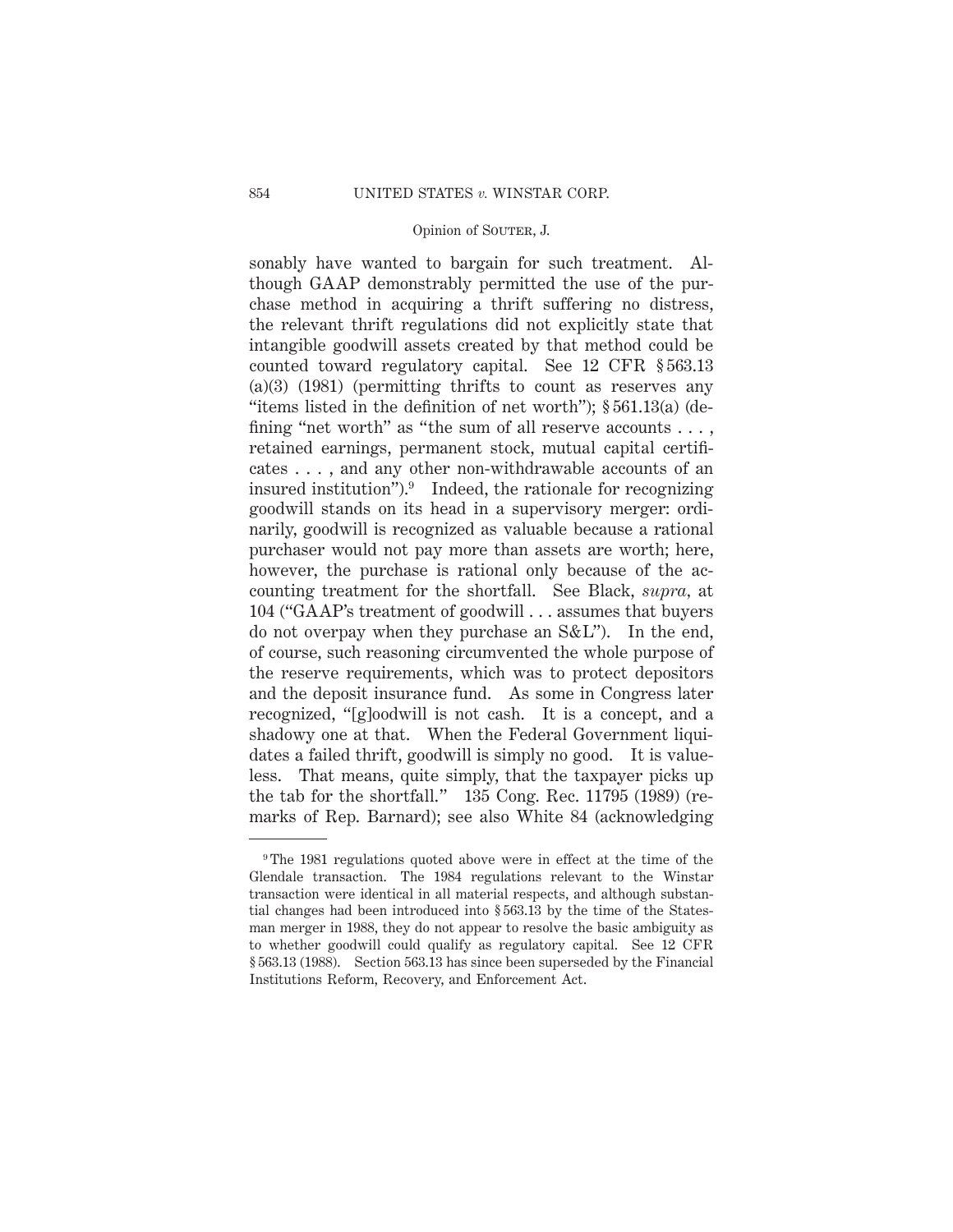sonably have wanted to bargain for such treatment. Although GAAP demonstrably permitted the use of the purchase method in acquiring a thrift suffering no distress, the relevant thrift regulations did not explicitly state that intangible goodwill assets created by that method could be counted toward regulatory capital. See 12 CFR § 563.13 (a)(3) (1981) (permitting thrifts to count as reserves any "items listed in the definition of net worth"); § 561.13(a) (defining "net worth" as "the sum of all reserve accounts . . . , retained earnings, permanent stock, mutual capital certificates . . . , and any other non-withdrawable accounts of an insured institution").[9] Indeed, the rationale for recognizing goodwill stands on its head in a supervisory merger: ordinarily, goodwill is recognized as valuable because a rational purchaser would not pay more than assets are worth; here, however, the purchase is rational only because of the accounting treatment for the shortfall. See Black, *supra,* at 104 ("GAAP's treatment of goodwill . . . assumes that buyers do not overpay when they purchase an S&L"). In the end, of course, such reasoning circumvented the whole purpose of the reserve requirements, which was to protect depositors and the deposit insurance fund. As some in Congress later recognized, "[g]oodwill is not cash. It is a concept, and a shadowy one at that. When the Federal Government liquidates a failed thrift, goodwill is simply no good. It is valueless. That means, quite simply, that the taxpayer picks up the tab for the shortfall." 135 Cong. Rec. 11795 (1989) (remarks of Rep. Barnard); see also White 84 (acknowledging

---

[9] The 1981 regulations quoted above were in effect at the time of the Glendale transaction. The 1984 regulations relevant to the Winstar transaction were identical in all material respects, and although substantial changes had been introduced into § 563.13 by the time of the Statesman merger in 1988, they do not appear to resolve the basic ambiguity as to whether goodwill could qualify as regulatory capital. See 12 CFR § 563.13 (1988). Section 563.13 has since been superseded by the Financial Institutions Reform, Recovery, and Enforcement Act.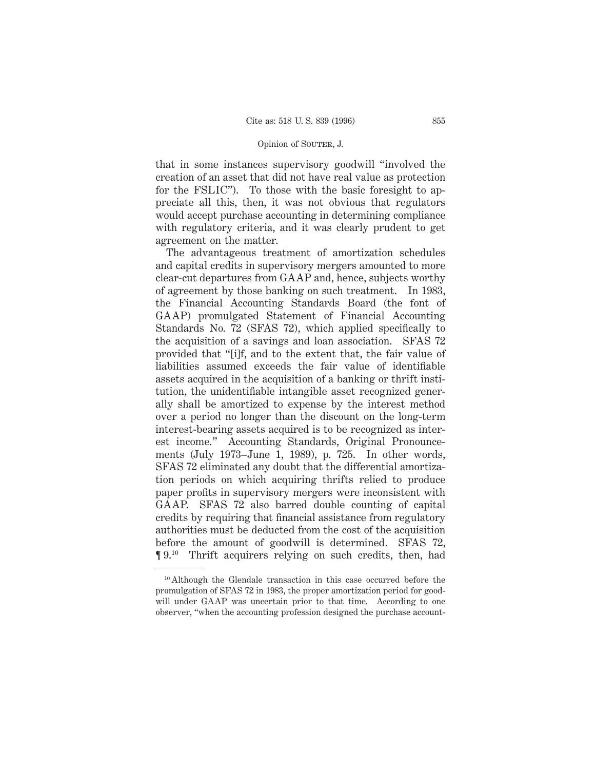that in some instances supervisory goodwill "involved the creation of an asset that did not have real value as protection for the FSLIC"). To those with the basic foresight to appreciate all this, then, it was not obvious that regulators would accept purchase accounting in determining compliance with regulatory criteria, and it was clearly prudent to get agreement on the matter.

The advantageous treatment of amortization schedules and capital credits in supervisory mergers amounted to more clear-cut departures from GAAP and, hence, subjects worthy of agreement by those banking on such treatment. In 1983, the Financial Accounting Standards Board (the font of GAAP) promulgated Statement of Financial Accounting Standards No. 72 (SFAS 72), which applied specifically to the acquisition of a savings and loan association. SFAS 72 provided that "[i]f, and to the extent that, the fair value of liabilities assumed exceeds the fair value of identifiable assets acquired in the acquisition of a banking or thrift institution, the unidentifiable intangible asset recognized generally shall be amortized to expense by the interest method over a period no longer than the discount on the long-term interest-bearing assets acquired is to be recognized as interest income." Accounting Standards, Original Pronouncements (July 1973–June 1, 1989), p. 725. In other words, SFAS 72 eliminated any doubt that the differential amortization periods on which acquiring thrifts relied to produce paper profits in supervisory mergers were inconsistent with GAAP. SFAS 72 also barred double counting of capital credits by requiring that financial assistance from regulatory authorities must be deducted from the cost of the acquisition before the amount of goodwill is determined. SFAS 72, ¶ 9.[10] Thrift acquirers relying on such credits, then, had

[10] Although the Glendale transaction in this case occurred before the promulgation of SFAS 72 in 1983, the proper amortization period for goodwill under GAAP was uncertain prior to that time. According to one observer, "when the accounting profession designed the purchase account-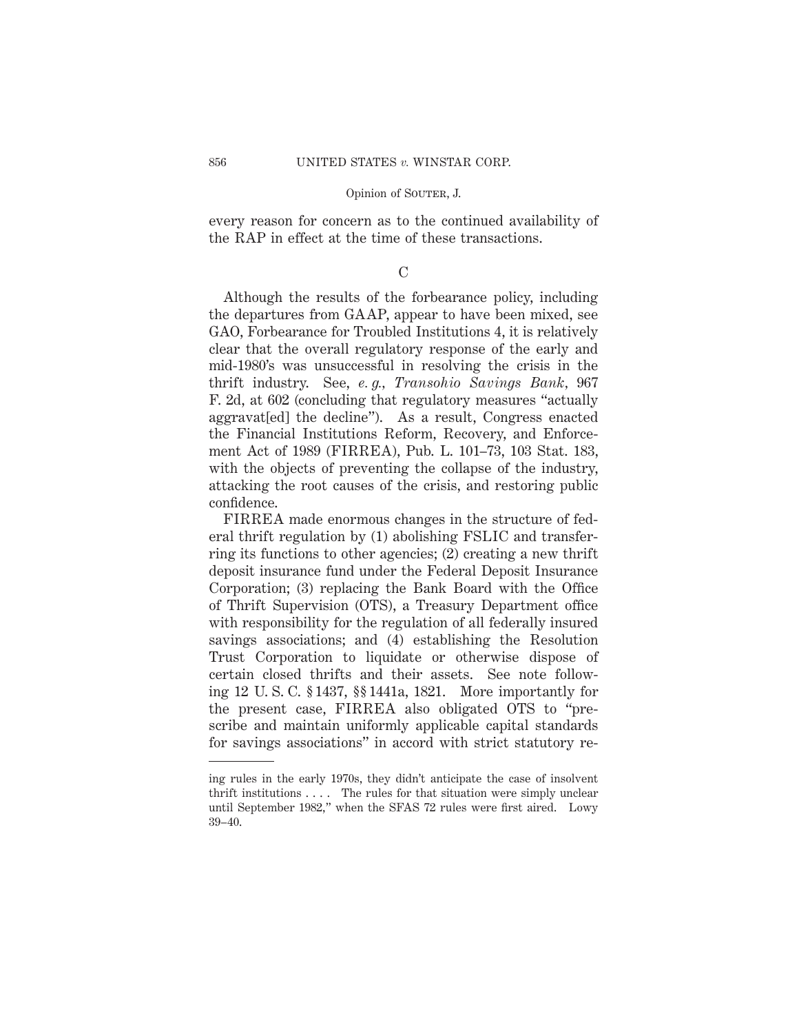every reason for concern as to the continued availability of the RAP in effect at the time of these transactions.

C

Although the results of the forbearance policy, including the departures from GAAP, appear to have been mixed, see GAO, Forbearance for Troubled Institutions 4, it is relatively clear that the overall regulatory response of the early and mid-1980's was unsuccessful in resolving the crisis in the thrift industry. See, *e. g.*, *Transohio Savings Bank*, 967 F. 2d, at 602 (concluding that regulatory measures "actually aggravat[ed] the decline"). As a result, Congress enacted the Financial Institutions Reform, Recovery, and Enforcement Act of 1989 (FIRREA), Pub. L. 101–73, 103 Stat. 183, with the objects of preventing the collapse of the industry, attacking the root causes of the crisis, and restoring public confidence.

FIRREA made enormous changes in the structure of federal thrift regulation by (1) abolishing FSLIC and transferring its functions to other agencies; (2) creating a new thrift deposit insurance fund under the Federal Deposit Insurance Corporation; (3) replacing the Bank Board with the Office of Thrift Supervision (OTS), a Treasury Department office with responsibility for the regulation of all federally insured savings associations; and (4) establishing the Resolution Trust Corporation to liquidate or otherwise dispose of certain closed thrifts and their assets. See note following 12 U. S. C. § 1437, §§ 1441a, 1821. More importantly for the present case, FIRREA also obligated OTS to "prescribe and maintain uniformly applicable capital standards for savings associations" in accord with strict statutory re-

---

ing rules in the early 1970s, they didn't anticipate the case of insolvent thrift institutions . . . . The rules for that situation were simply unclear until September 1982," when the SFAS 72 rules were first aired. Lowy 39–40.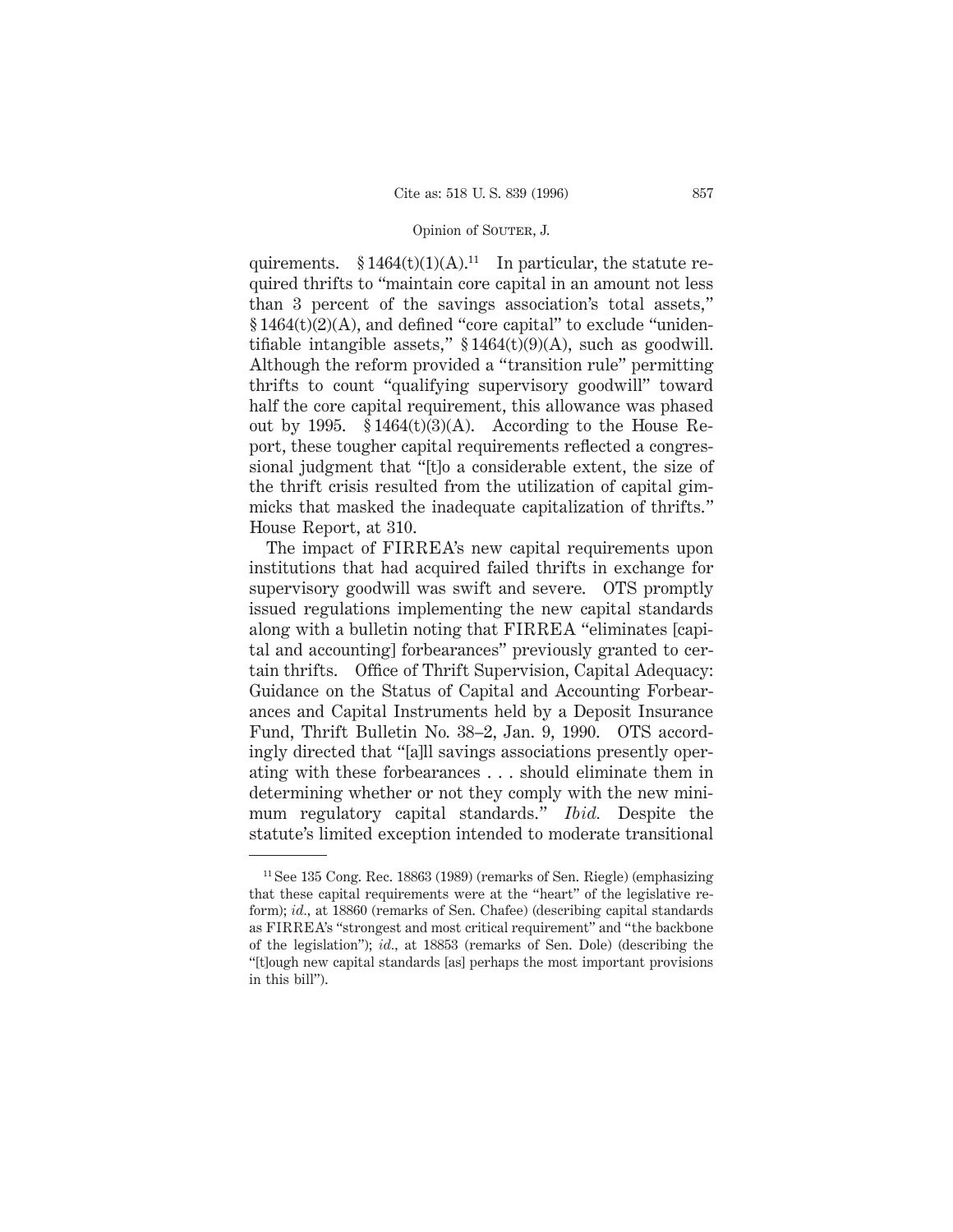quirements. § 1464(t)(1)(A).[11] In particular, the statute required thrifts to "maintain core capital in an amount not less than 3 percent of the savings association's total assets," § 1464(t)(2)(A), and defined "core capital" to exclude "unidentifiable intangible assets," § 1464(t)(9)(A), such as goodwill. Although the reform provided a "transition rule" permitting thrifts to count "qualifying supervisory goodwill" toward half the core capital requirement, this allowance was phased out by 1995. § 1464(t)(3)(A). According to the House Report, these tougher capital requirements reflected a congressional judgment that "[t]o a considerable extent, the size of the thrift crisis resulted from the utilization of capital gimmicks that masked the inadequate capitalization of thrifts." House Report, at 310.

The impact of FIRREA's new capital requirements upon institutions that had acquired failed thrifts in exchange for supervisory goodwill was swift and severe. OTS promptly issued regulations implementing the new capital standards along with a bulletin noting that FIRREA "eliminates [capital and accounting] forbearances" previously granted to certain thrifts. Office of Thrift Supervision, Capital Adequacy: Guidance on the Status of Capital and Accounting Forbearances and Capital Instruments held by a Deposit Insurance Fund, Thrift Bulletin No. 38–2, Jan. 9, 1990. OTS accordingly directed that "[a]ll savings associations presently operating with these forbearances . . . should eliminate them in determining whether or not they comply with the new minimum regulatory capital standards." *Ibid.* Despite the statute's limited exception intended to moderate transitional

---

[11] See 135 Cong. Rec. 18863 (1989) (remarks of Sen. Riegle) (emphasizing that these capital requirements were at the "heart" of the legislative reform); *id.*, at 18860 (remarks of Sen. Chafee) (describing capital standards as FIRREA's "strongest and most critical requirement" and "the backbone of the legislation"); *id.*, at 18853 (remarks of Sen. Dole) (describing the "[t]ough new capital standards [as] perhaps the most important provisions in this bill").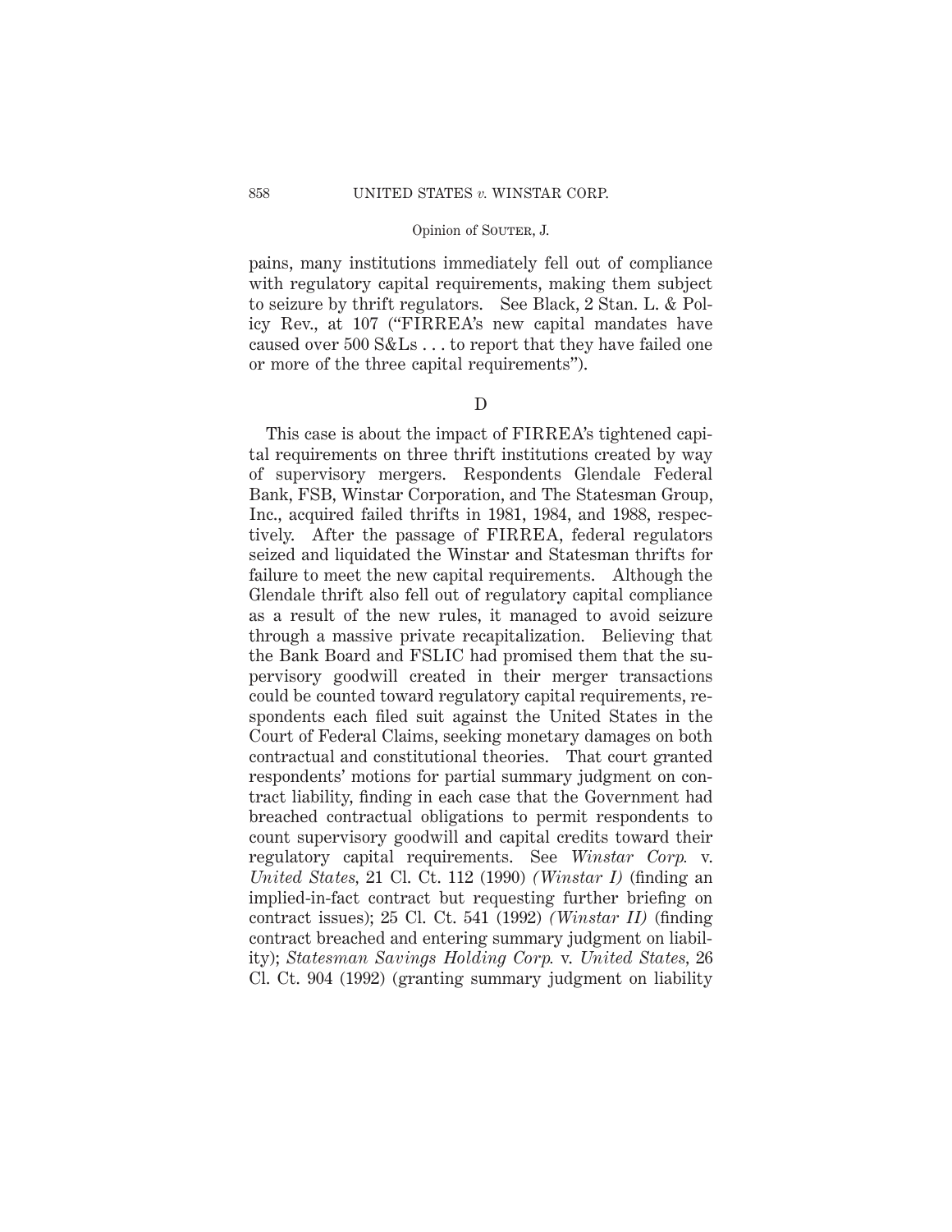pains, many institutions immediately fell out of compliance with regulatory capital requirements, making them subject to seizure by thrift regulators. See Black, 2 Stan. L. & Policy Rev., at 107 ("FIRREA's new capital mandates have caused over 500 S&Ls . . . to report that they have failed one or more of the three capital requirements").

### D

This case is about the impact of FIRREA's tightened capital requirements on three thrift institutions created by way of supervisory mergers. Respondents Glendale Federal Bank, FSB, Winstar Corporation, and The Statesman Group, Inc., acquired failed thrifts in 1981, 1984, and 1988, respectively. After the passage of FIRREA, federal regulators seized and liquidated the Winstar and Statesman thrifts for failure to meet the new capital requirements. Although the Glendale thrift also fell out of regulatory capital compliance as a result of the new rules, it managed to avoid seizure through a massive private recapitalization. Believing that the Bank Board and FSLIC had promised them that the supervisory goodwill created in their merger transactions could be counted toward regulatory capital requirements, respondents each filed suit against the United States in the Court of Federal Claims, seeking monetary damages on both contractual and constitutional theories. That court granted respondents' motions for partial summary judgment on contract liability, finding in each case that the Government had breached contractual obligations to permit respondents to count supervisory goodwill and capital credits toward their regulatory capital requirements. See *Winstar Corp.* v. *United States*, 21 Cl. Ct. 112 (1990) *(Winstar I)* (finding an implied-in-fact contract but requesting further briefing on contract issues); 25 Cl. Ct. 541 (1992) *(Winstar II)* (finding contract breached and entering summary judgment on liability); *Statesman Savings Holding Corp.* v. *United States*, 26 Cl. Ct. 904 (1992) (granting summary judgment on liability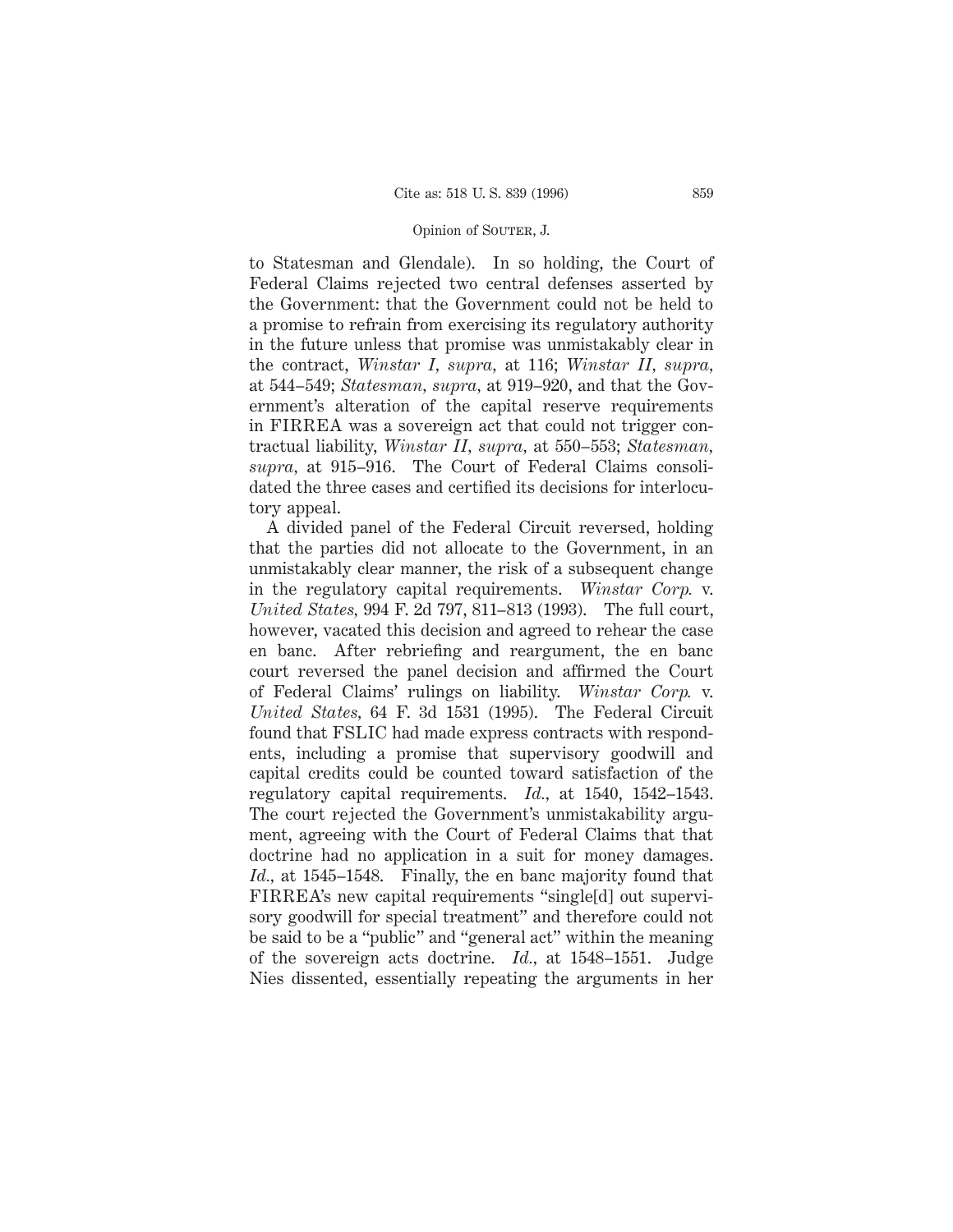to Statesman and Glendale). In so holding, the Court of Federal Claims rejected two central defenses asserted by the Government: that the Government could not be held to a promise to refrain from exercising its regulatory authority in the future unless that promise was unmistakably clear in the contract, *Winstar I*, *supra*, at 116; *Winstar II*, *supra*, at 544–549; *Statesman*, *supra*, at 919–920, and that the Government's alteration of the capital reserve requirements in FIRREA was a sovereign act that could not trigger contractual liability, *Winstar II*, *supra*, at 550–553; *Statesman*, *supra*, at 915–916. The Court of Federal Claims consolidated the three cases and certified its decisions for interlocutory appeal.

A divided panel of the Federal Circuit reversed, holding that the parties did not allocate to the Government, in an unmistakably clear manner, the risk of a subsequent change in the regulatory capital requirements. *Winstar Corp.* v. *United States*, 994 F. 2d 797, 811–813 (1993). The full court, however, vacated this decision and agreed to rehear the case en banc. After rebriefing and reargument, the en banc court reversed the panel decision and affirmed the Court of Federal Claims' rulings on liability. *Winstar Corp.* v. *United States*, 64 F. 3d 1531 (1995). The Federal Circuit found that FSLIC had made express contracts with respondents, including a promise that supervisory goodwill and capital credits could be counted toward satisfaction of the regulatory capital requirements. *Id.*, at 1540, 1542–1543. The court rejected the Government's unmistakability argument, agreeing with the Court of Federal Claims that that doctrine had no application in a suit for money damages. *Id.*, at 1545–1548. Finally, the en banc majority found that FIRREA's new capital requirements "single[d] out supervisory goodwill for special treatment" and therefore could not be said to be a "public" and "general act" within the meaning of the sovereign acts doctrine. *Id.*, at 1548–1551. Judge Nies dissented, essentially repeating the arguments in her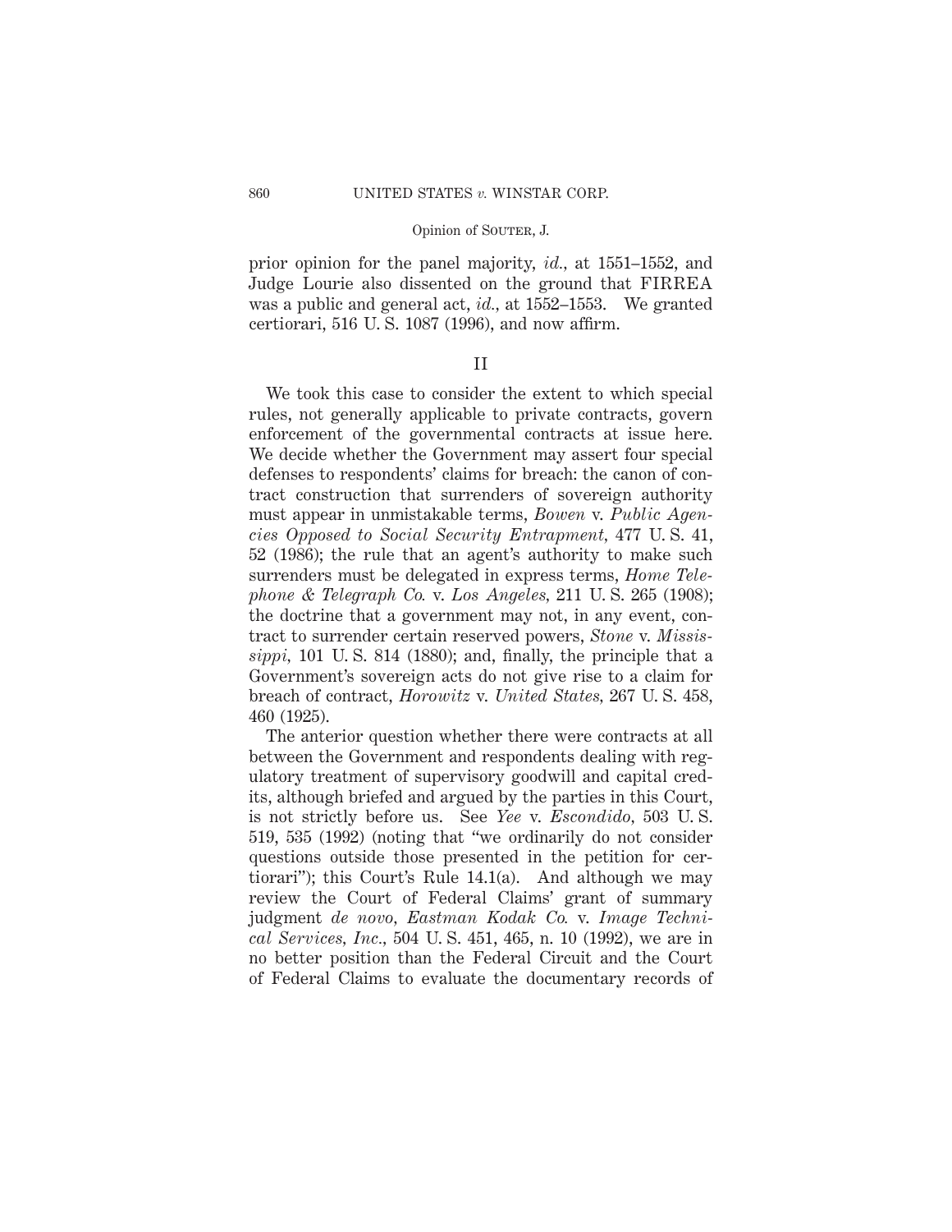prior opinion for the panel majority, *id.*, at 1551–1552, and Judge Lourie also dissented on the ground that FIRREA was a public and general act, *id.*, at 1552–1553. We granted certiorari, 516 U. S. 1087 (1996), and now affirm.

## II

We took this case to consider the extent to which special rules, not generally applicable to private contracts, govern enforcement of the governmental contracts at issue here. We decide whether the Government may assert four special defenses to respondents' claims for breach: the canon of contract construction that surrenders of sovereign authority must appear in unmistakable terms, *Bowen* v. *Public Agencies Opposed to Social Security Entrapment*, 477 U. S. 41, 52 (1986); the rule that an agent's authority to make such surrenders must be delegated in express terms, *Home Telephone & Telegraph Co.* v. *Los Angeles*, 211 U. S. 265 (1908); the doctrine that a government may not, in any event, contract to surrender certain reserved powers, *Stone* v. *Mississippi*, 101 U. S. 814 (1880); and, finally, the principle that a Government's sovereign acts do not give rise to a claim for breach of contract, *Horowitz* v. *United States*, 267 U. S. 458, 460 (1925).

The anterior question whether there were contracts at all between the Government and respondents dealing with regulatory treatment of supervisory goodwill and capital credits, although briefed and argued by the parties in this Court, is not strictly before us. See *Yee* v. *Escondido*, 503 U. S. 519, 535 (1992) (noting that "we ordinarily do not consider questions outside those presented in the petition for certiorari"); this Court's Rule 14.1(a). And although we may review the Court of Federal Claims' grant of summary judgment *de novo*, *Eastman Kodak Co.* v. *Image Technical Services, Inc.*, 504 U. S. 451, 465, n. 10 (1992), we are in no better position than the Federal Circuit and the Court of Federal Claims to evaluate the documentary records of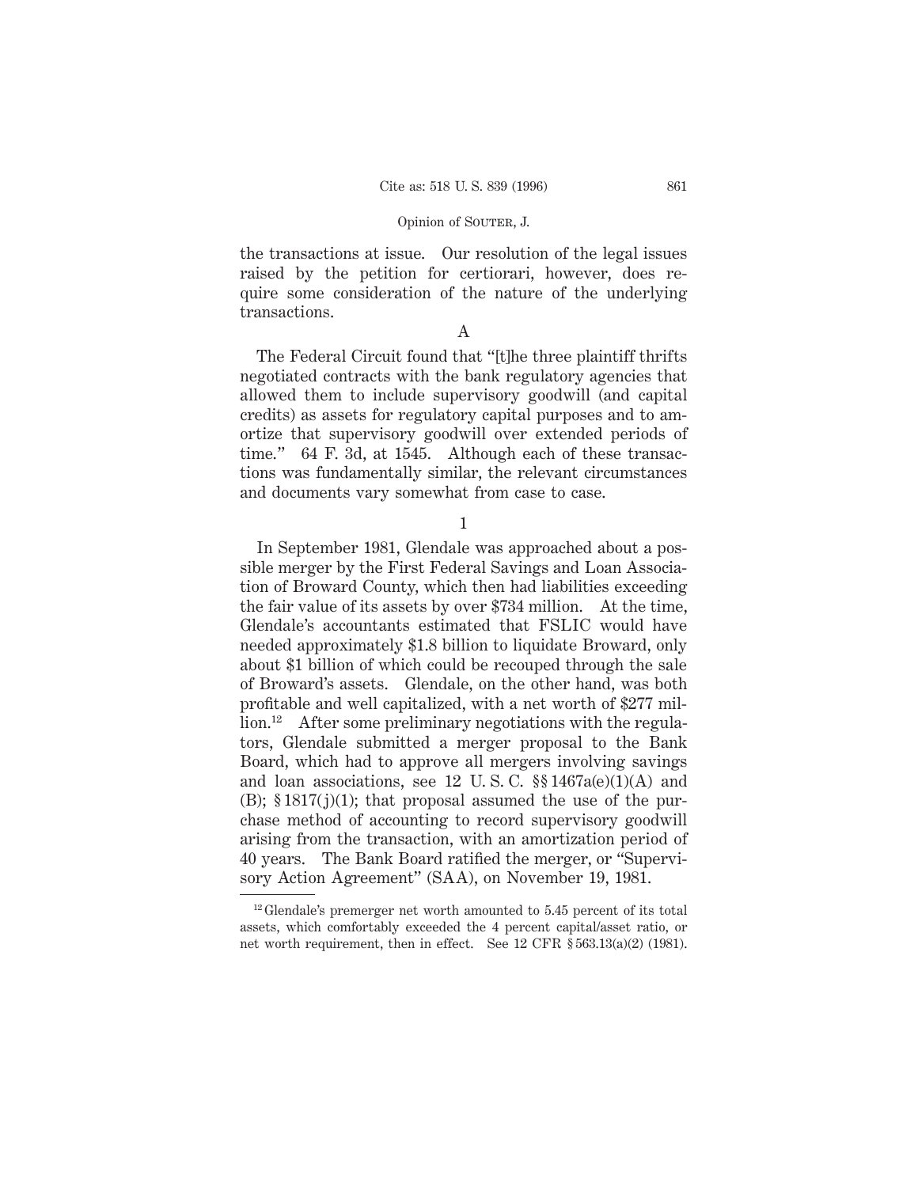the transactions at issue. Our resolution of the legal issues raised by the petition for certiorari, however, does require some consideration of the nature of the underlying transactions.

A

The Federal Circuit found that "[t]he three plaintiff thrifts negotiated contracts with the bank regulatory agencies that allowed them to include supervisory goodwill (and capital credits) as assets for regulatory capital purposes and to amortize that supervisory goodwill over extended periods of time." 64 F. 3d, at 1545. Although each of these transactions was fundamentally similar, the relevant circumstances and documents vary somewhat from case to case.

1

In September 1981, Glendale was approached about a possible merger by the First Federal Savings and Loan Association of Broward County, which then had liabilities exceeding the fair value of its assets by over $734 million. At the time, Glendale's accountants estimated that FSLIC would have needed approximately $1.8 billion to liquidate Broward, only about $1 billion of which could be recouped through the sale of Broward's assets. Glendale, on the other hand, was both profitable and well capitalized, with a net worth of $277 million.[12] After some preliminary negotiations with the regulators, Glendale submitted a merger proposal to the Bank Board, which had to approve all mergers involving savings and loan associations, see 12 U. S. C. §§ 1467a(e)(1)(A) and (B); § 1817(j)(1); that proposal assumed the use of the purchase method of accounting to record supervisory goodwill arising from the transaction, with an amortization period of 40 years. The Bank Board ratified the merger, or "Supervisory Action Agreement" (SAA), on November 19, 1981.

[12] Glendale's premerger net worth amounted to 5.45 percent of its total assets, which comfortably exceeded the 4 percent capital/asset ratio, or net worth requirement, then in effect. See 12 CFR § 563.13(a)(2) (1981).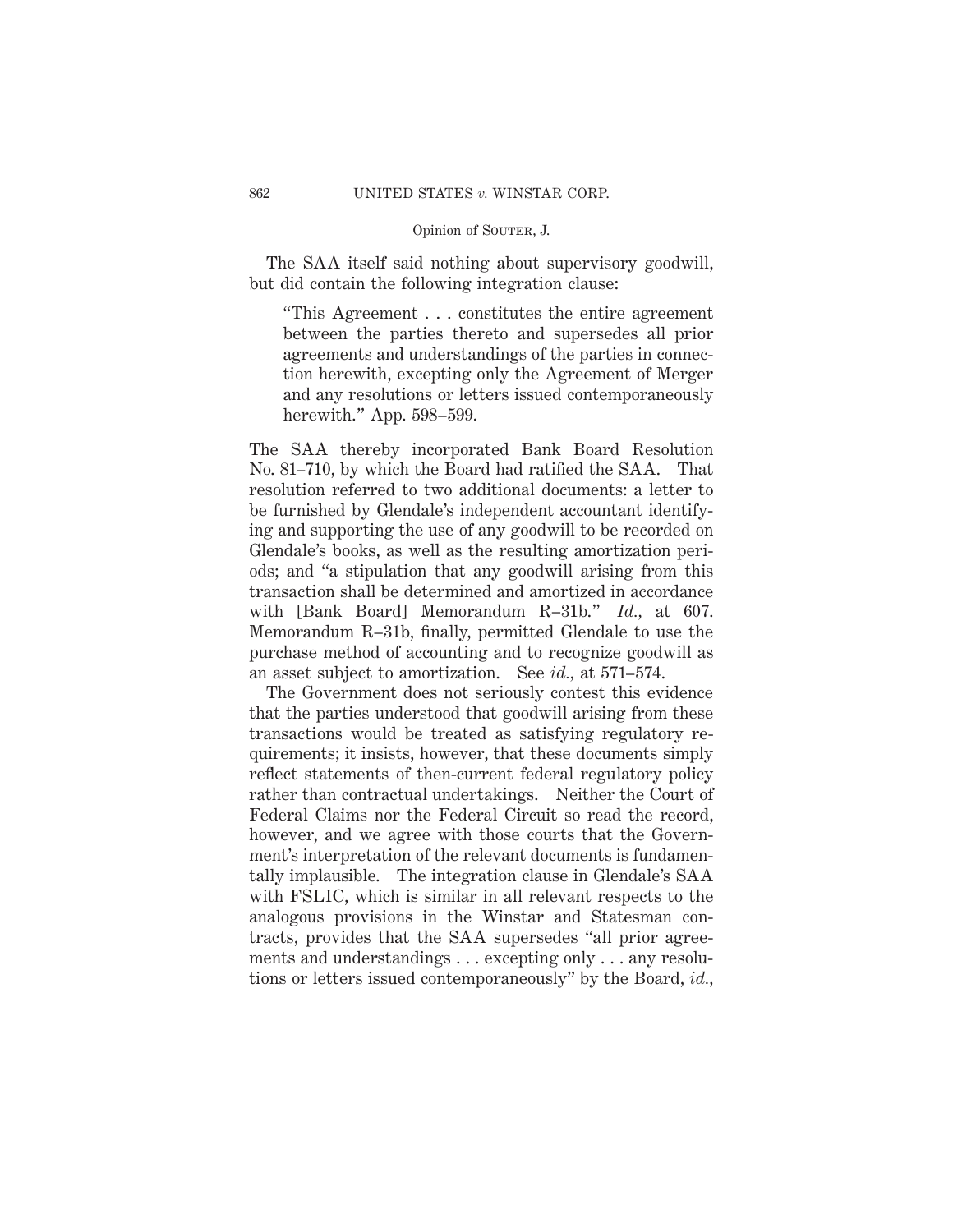The SAA itself said nothing about supervisory goodwill, but did contain the following integration clause:

> "This Agreement . . . constitutes the entire agreement between the parties thereto and supersedes all prior agreements and understandings of the parties in connection herewith, excepting only the Agreement of Merger and any resolutions or letters issued contemporaneously herewith." App. 598–599.

The SAA thereby incorporated Bank Board Resolution No. 81–710, by which the Board had ratified the SAA. That resolution referred to two additional documents: a letter to be furnished by Glendale's independent accountant identifying and supporting the use of any goodwill to be recorded on Glendale's books, as well as the resulting amortization periods; and "a stipulation that any goodwill arising from this transaction shall be determined and amortized in accordance with [Bank Board] Memorandum R–31b." *Id.*, at 607. Memorandum R–31b, finally, permitted Glendale to use the purchase method of accounting and to recognize goodwill as an asset subject to amortization. See *id.*, at 571–574.

The Government does not seriously contest this evidence that the parties understood that goodwill arising from these transactions would be treated as satisfying regulatory requirements; it insists, however, that these documents simply reflect statements of then-current federal regulatory policy rather than contractual undertakings. Neither the Court of Federal Claims nor the Federal Circuit so read the record, however, and we agree with those courts that the Government's interpretation of the relevant documents is fundamentally implausible. The integration clause in Glendale's SAA with FSLIC, which is similar in all relevant respects to the analogous provisions in the Winstar and Statesman contracts, provides that the SAA supersedes "all prior agreements and understandings . . . excepting only . . . any resolutions or letters issued contemporaneously" by the Board, *id.*,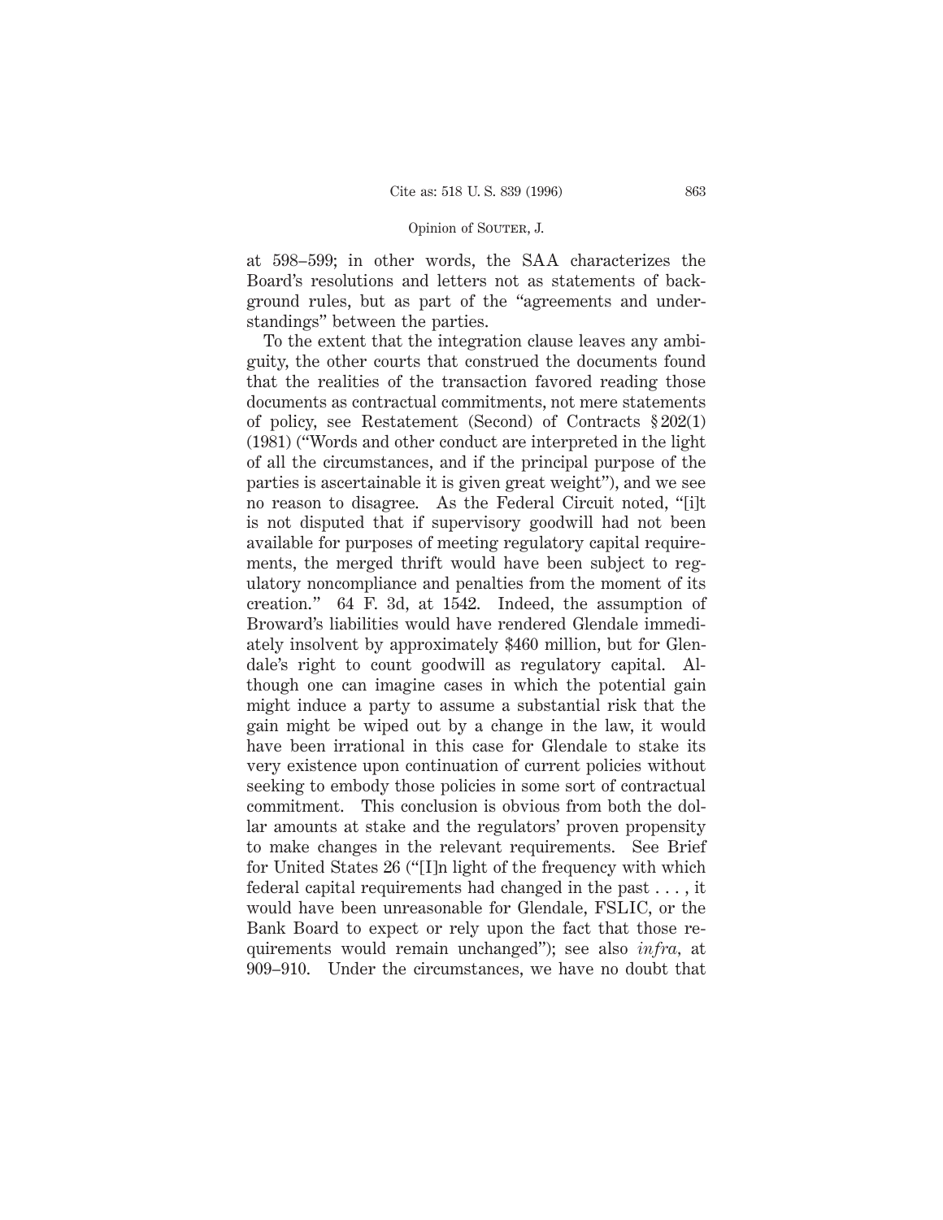at 598–599; in other words, the SAA characterizes the Board's resolutions and letters not as statements of background rules, but as part of the "agreements and understandings" between the parties.

To the extent that the integration clause leaves any ambiguity, the other courts that construed the documents found that the realities of the transaction favored reading those documents as contractual commitments, not mere statements of policy, see Restatement (Second) of Contracts § 202(1) (1981) ("Words and other conduct are interpreted in the light of all the circumstances, and if the principal purpose of the parties is ascertainable it is given great weight"), and we see no reason to disagree. As the Federal Circuit noted, "[i]t is not disputed that if supervisory goodwill had not been available for purposes of meeting regulatory capital requirements, the merged thrift would have been subject to regulatory noncompliance and penalties from the moment of its creation." 64 F. 3d, at 1542. Indeed, the assumption of Broward's liabilities would have rendered Glendale immediately insolvent by approximately $460 million, but for Glendale's right to count goodwill as regulatory capital. Although one can imagine cases in which the potential gain might induce a party to assume a substantial risk that the gain might be wiped out by a change in the law, it would have been irrational in this case for Glendale to stake its very existence upon continuation of current policies without seeking to embody those policies in some sort of contractual commitment. This conclusion is obvious from both the dollar amounts at stake and the regulators' proven propensity to make changes in the relevant requirements. See Brief for United States 26 ("[I]n light of the frequency with which federal capital requirements had changed in the past . . . , it would have been unreasonable for Glendale, FSLIC, or the Bank Board to expect or rely upon the fact that those requirements would remain unchanged"); see also *infra,* at 909–910. Under the circumstances, we have no doubt that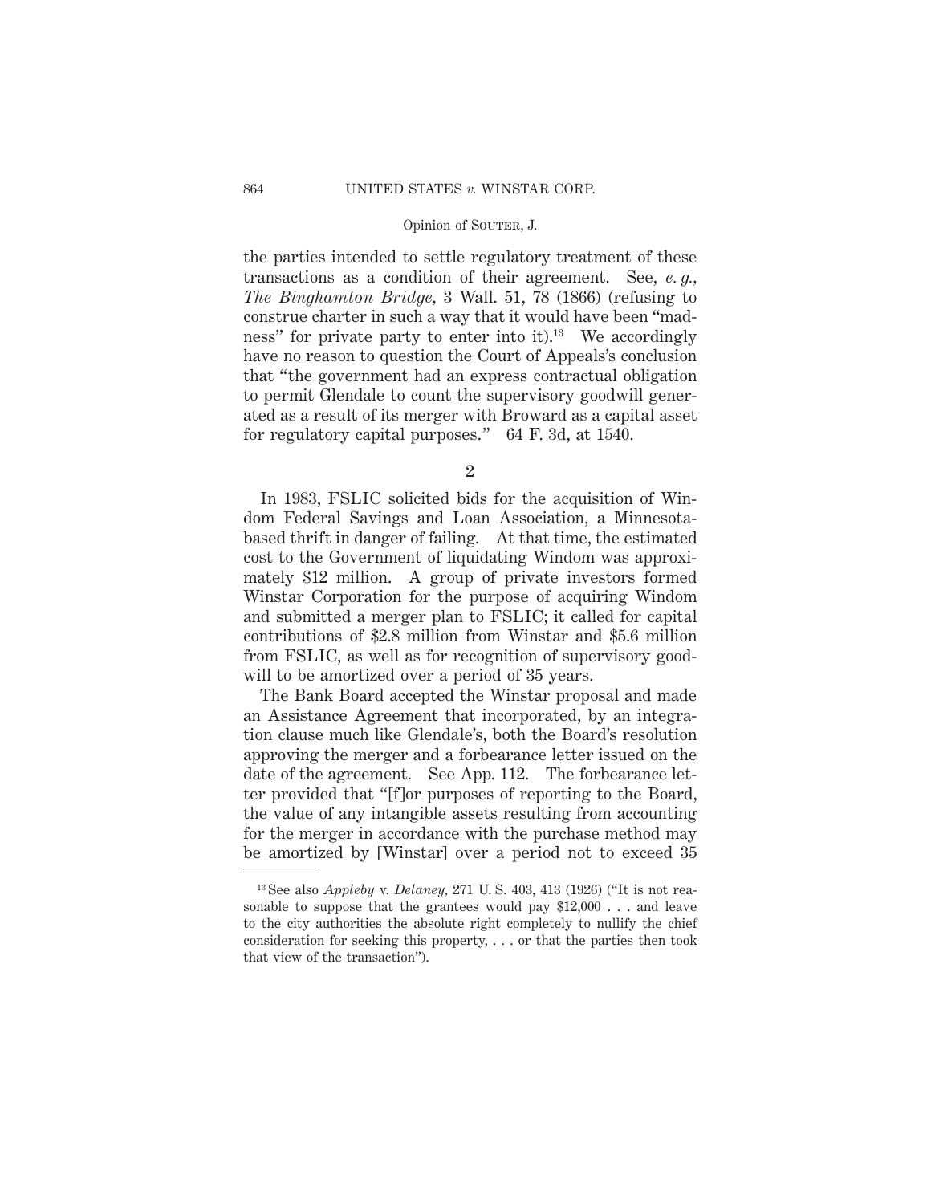the parties intended to settle regulatory treatment of these transactions as a condition of their agreement. See, *e. g.*, *The Binghamton Bridge*, 3 Wall. 51, 78 (1866) (refusing to construe charter in such a way that it would have been "madness" for private party to enter into it).[13] We accordingly have no reason to question the Court of Appeals's conclusion that "the government had an express contractual obligation to permit Glendale to count the supervisory goodwill generated as a result of its merger with Broward as a capital asset for regulatory capital purposes." 64 F. 3d, at 1540.

2

In 1983, FSLIC solicited bids for the acquisition of Windom Federal Savings and Loan Association, a Minnesota-based thrift in danger of failing. At that time, the estimated cost to the Government of liquidating Windom was approximately $12 million. A group of private investors formed Winstar Corporation for the purpose of acquiring Windom and submitted a merger plan to FSLIC; it called for capital contributions of $2.8 million from Winstar and $5.6 million from FSLIC, as well as for recognition of supervisory goodwill to be amortized over a period of 35 years.

The Bank Board accepted the Winstar proposal and made an Assistance Agreement that incorporated, by an integration clause much like Glendale's, both the Board's resolution approving the merger and a forbearance letter issued on the date of the agreement. See App. 112. The forbearance letter provided that "[f]or purposes of reporting to the Board, the value of any intangible assets resulting from accounting for the merger in accordance with the purchase method may be amortized by [Winstar] over a period not to exceed 35

[13] See also *Appleby* v. *Delaney*, 271 U. S. 403, 413 (1926) ("It is not reasonable to suppose that the grantees would pay $12,000 . . . and leave to the city authorities the absolute right completely to nullify the chief consideration for seeking this property, . . . or that the parties then took that view of the transaction").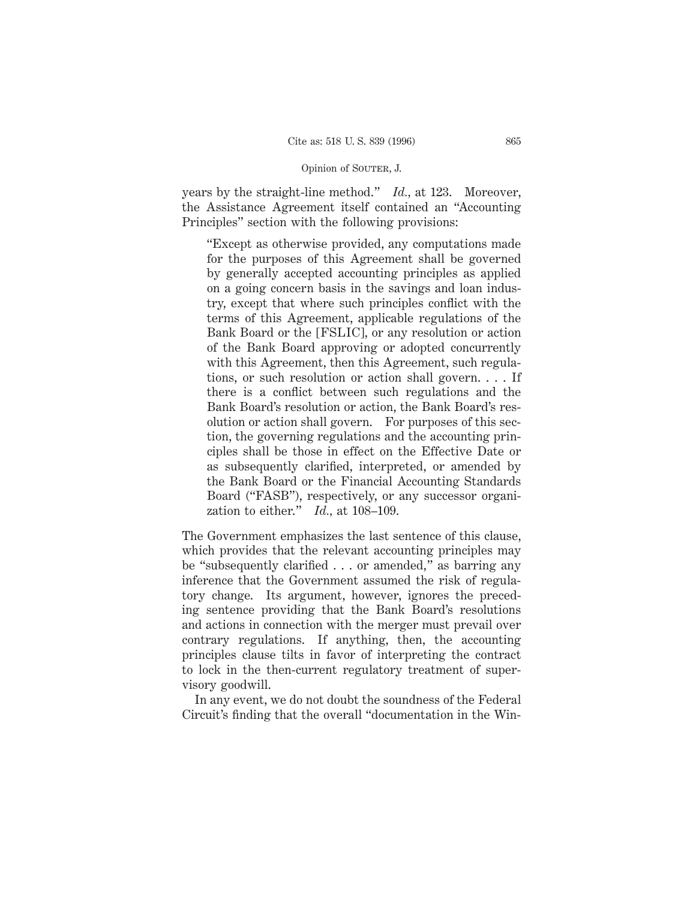years by the straight-line method." *Id.*, at 123. Moreover, the Assistance Agreement itself contained an "Accounting Principles" section with the following provisions:

> "Except as otherwise provided, any computations made for the purposes of this Agreement shall be governed by generally accepted accounting principles as applied on a going concern basis in the savings and loan industry, except that where such principles conflict with the terms of this Agreement, applicable regulations of the Bank Board or the [FSLIC], or any resolution or action of the Bank Board approving or adopted concurrently with this Agreement, then this Agreement, such regulations, or such resolution or action shall govern. . . . If there is a conflict between such regulations and the Bank Board's resolution or action, the Bank Board's resolution or action shall govern. For purposes of this section, the governing regulations and the accounting principles shall be those in effect on the Effective Date or as subsequently clarified, interpreted, or amended by the Bank Board or the Financial Accounting Standards Board ("FASB"), respectively, or any successor organization to either." *Id.*, at 108–109.

The Government emphasizes the last sentence of this clause, which provides that the relevant accounting principles may be "subsequently clarified . . . or amended," as barring any inference that the Government assumed the risk of regulatory change. Its argument, however, ignores the preceding sentence providing that the Bank Board's resolutions and actions in connection with the merger must prevail over contrary regulations. If anything, then, the accounting principles clause tilts in favor of interpreting the contract to lock in the then-current regulatory treatment of supervisory goodwill.

In any event, we do not doubt the soundness of the Federal Circuit's finding that the overall "documentation in the Win-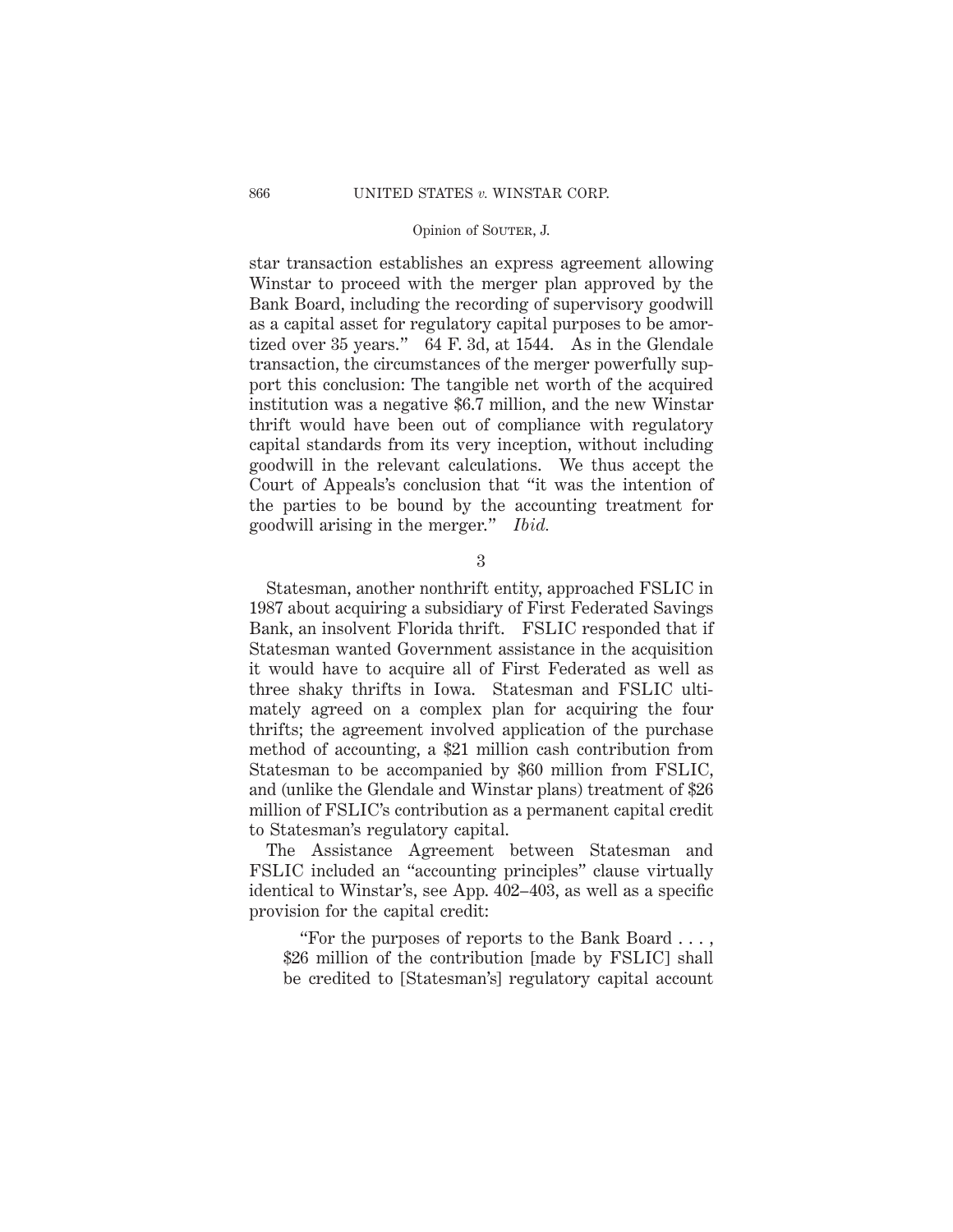star transaction establishes an express agreement allowing Winstar to proceed with the merger plan approved by the Bank Board, including the recording of supervisory goodwill as a capital asset for regulatory capital purposes to be amortized over 35 years." 64 F. 3d, at 1544. As in the Glendale transaction, the circumstances of the merger powerfully support this conclusion: The tangible net worth of the acquired institution was a negative $6.7 million, and the new Winstar thrift would have been out of compliance with regulatory capital standards from its very inception, without including goodwill in the relevant calculations. We thus accept the Court of Appeals's conclusion that "it was the intention of the parties to be bound by the accounting treatment for goodwill arising in the merger." *Ibid.*

3

Statesman, another nonthrift entity, approached FSLIC in 1987 about acquiring a subsidiary of First Federated Savings Bank, an insolvent Florida thrift. FSLIC responded that if Statesman wanted Government assistance in the acquisition it would have to acquire all of First Federated as well as three shaky thrifts in Iowa. Statesman and FSLIC ultimately agreed on a complex plan for acquiring the four thrifts; the agreement involved application of the purchase method of accounting, a $21 million cash contribution from Statesman to be accompanied by $60 million from FSLIC, and (unlike the Glendale and Winstar plans) treatment of $26 million of FSLIC's contribution as a permanent capital credit to Statesman's regulatory capital.

The Assistance Agreement between Statesman and FSLIC included an "accounting principles" clause virtually identical to Winstar's, see App. 402–403, as well as a specific provision for the capital credit:

> "For the purposes of reports to the Bank Board . . . , $26 million of the contribution [made by FSLIC] shall be credited to [Statesman's] regulatory capital account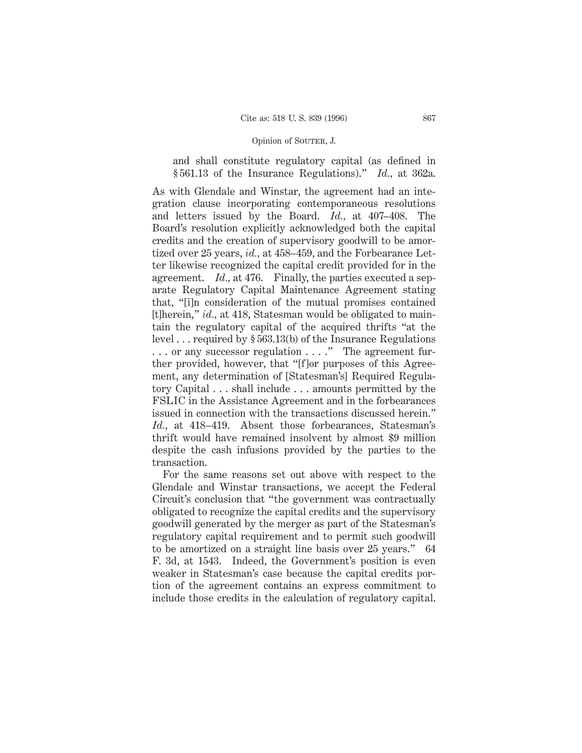and shall constitute regulatory capital (as defined in § 561.13 of the Insurance Regulations)." *Id.*, at 362a.

As with Glendale and Winstar, the agreement had an integration clause incorporating contemporaneous resolutions and letters issued by the Board. *Id.*, at 407–408. The Board's resolution explicitly acknowledged both the capital credits and the creation of supervisory goodwill to be amortized over 25 years, *id.*, at 458–459, and the Forbearance Letter likewise recognized the capital credit provided for in the agreement. *Id.*, at 476. Finally, the parties executed a separate Regulatory Capital Maintenance Agreement stating that, "[i]n consideration of the mutual promises contained [t]herein," *id.*, at 418, Statesman would be obligated to maintain the regulatory capital of the acquired thrifts "at the level . . . required by § 563.13(b) of the Insurance Regulations . . . or any successor regulation . . . ." The agreement further provided, however, that "[f]or purposes of this Agreement, any determination of [Statesman's] Required Regulatory Capital . . . shall include . . . amounts permitted by the FSLIC in the Assistance Agreement and in the forbearances issued in connection with the transactions discussed herein." *Id.*, at 418–419. Absent those forbearances, Statesman's thrift would have remained insolvent by almost $9 million despite the cash infusions provided by the parties to the transaction.

For the same reasons set out above with respect to the Glendale and Winstar transactions, we accept the Federal Circuit's conclusion that "the government was contractually obligated to recognize the capital credits and the supervisory goodwill generated by the merger as part of the Statesman's regulatory capital requirement and to permit such goodwill to be amortized on a straight line basis over 25 years." 64 F. 3d, at 1543. Indeed, the Government's position is even weaker in Statesman's case because the capital credits portion of the agreement contains an express commitment to include those credits in the calculation of regulatory capital.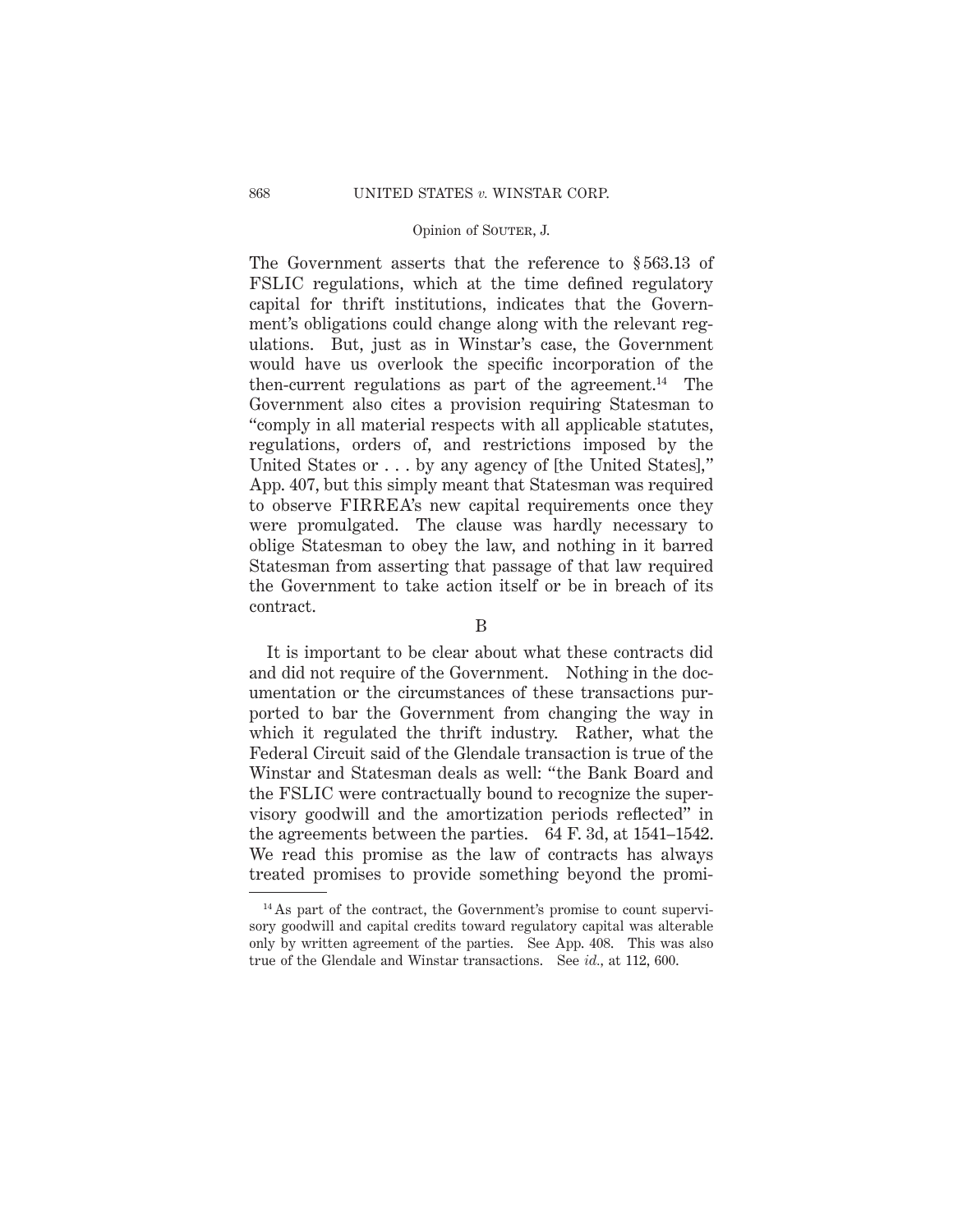The Government asserts that the reference to § 563.13 of FSLIC regulations, which at the time defined regulatory capital for thrift institutions, indicates that the Government's obligations could change along with the relevant regulations. But, just as in Winstar's case, the Government would have us overlook the specific incorporation of the then-current regulations as part of the agreement.[14] The Government also cites a provision requiring Statesman to "comply in all material respects with all applicable statutes, regulations, orders of, and restrictions imposed by the United States or . . . by any agency of [the United States]," App. 407, but this simply meant that Statesman was required to observe FIRREA's new capital requirements once they were promulgated. The clause was hardly necessary to oblige Statesman to obey the law, and nothing in it barred Statesman from asserting that passage of that law required the Government to take action itself or be in breach of its contract.

B

It is important to be clear about what these contracts did and did not require of the Government. Nothing in the documentation or the circumstances of these transactions purported to bar the Government from changing the way in which it regulated the thrift industry. Rather, what the Federal Circuit said of the Glendale transaction is true of the Winstar and Statesman deals as well: "the Bank Board and the FSLIC were contractually bound to recognize the supervisory goodwill and the amortization periods reflected" in the agreements between the parties. 64 F. 3d, at 1541–1542. We read this promise as the law of contracts has always treated promises to provide something beyond the promi-

---

[14] As part of the contract, the Government's promise to count supervisory goodwill and capital credits toward regulatory capital was alterable only by written agreement of the parties. See App. 408. This was also true of the Glendale and Winstar transactions. See *id.*, at 112, 600.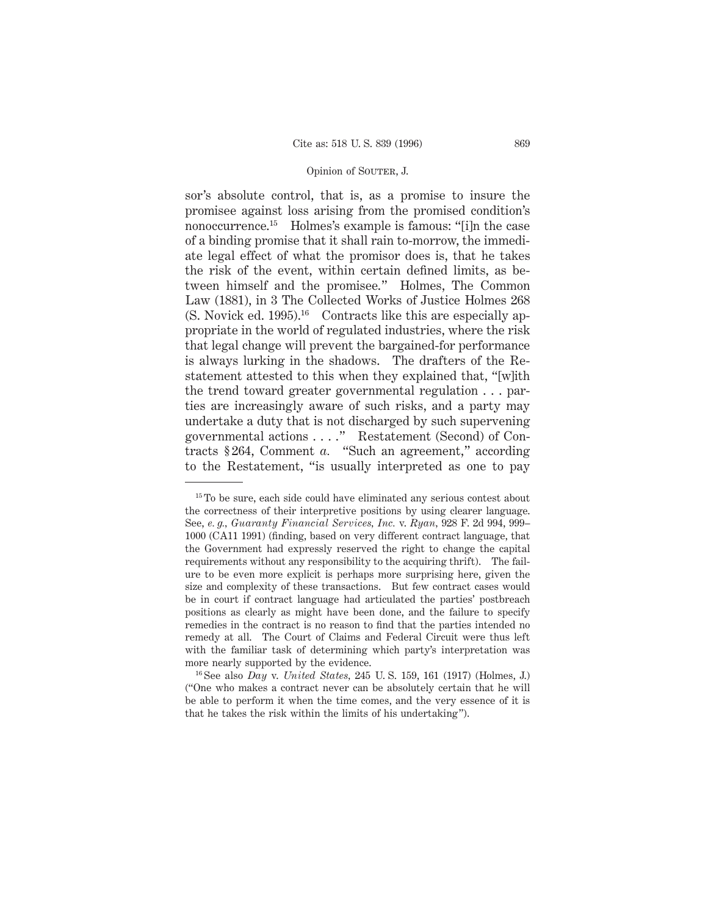sor's absolute control, that is, as a promise to insure the promisee against loss arising from the promised condition's nonoccurrence.[15] Holmes's example is famous: "[i]n the case of a binding promise that it shall rain to-morrow, the immediate legal effect of what the promisor does is, that he takes the risk of the event, within certain defined limits, as between himself and the promisee." Holmes, The Common Law (1881), in 3 The Collected Works of Justice Holmes 268 (S. Novick ed. 1995).[16] Contracts like this are especially appropriate in the world of regulated industries, where the risk that legal change will prevent the bargained-for performance is always lurking in the shadows. The drafters of the Restatement attested to this when they explained that, "[w]ith the trend toward greater governmental regulation . . . parties are increasingly aware of such risks, and a party may undertake a duty that is not discharged by such supervening governmental actions . . . ." Restatement (Second) of Contracts § 264, Comment *a.* "Such an agreement," according to the Restatement, "is usually interpreted as one to pay

---

[15] To be sure, each side could have eliminated any serious contest about the correctness of their interpretive positions by using clearer language. See, *e. g., Guaranty Financial Services, Inc.* v. *Ryan,* 928 F. 2d 994, 999–1000 (CA11 1991) (finding, based on very different contract language, that the Government had expressly reserved the right to change the capital requirements without any responsibility to the acquiring thrift). The failure to be even more explicit is perhaps more surprising here, given the size and complexity of these transactions. But few contract cases would be in court if contract language had articulated the parties' postbreach positions as clearly as might have been done, and the failure to specify remedies in the contract is no reason to find that the parties intended no remedy at all. The Court of Claims and Federal Circuit were thus left with the familiar task of determining which party's interpretation was more nearly supported by the evidence.

[16] See also *Day* v. *United States,* 245 U. S. 159, 161 (1917) (Holmes, J.) ("One who makes a contract never can be absolutely certain that he will be able to perform it when the time comes, and the very essence of it is that he takes the risk within the limits of his undertaking").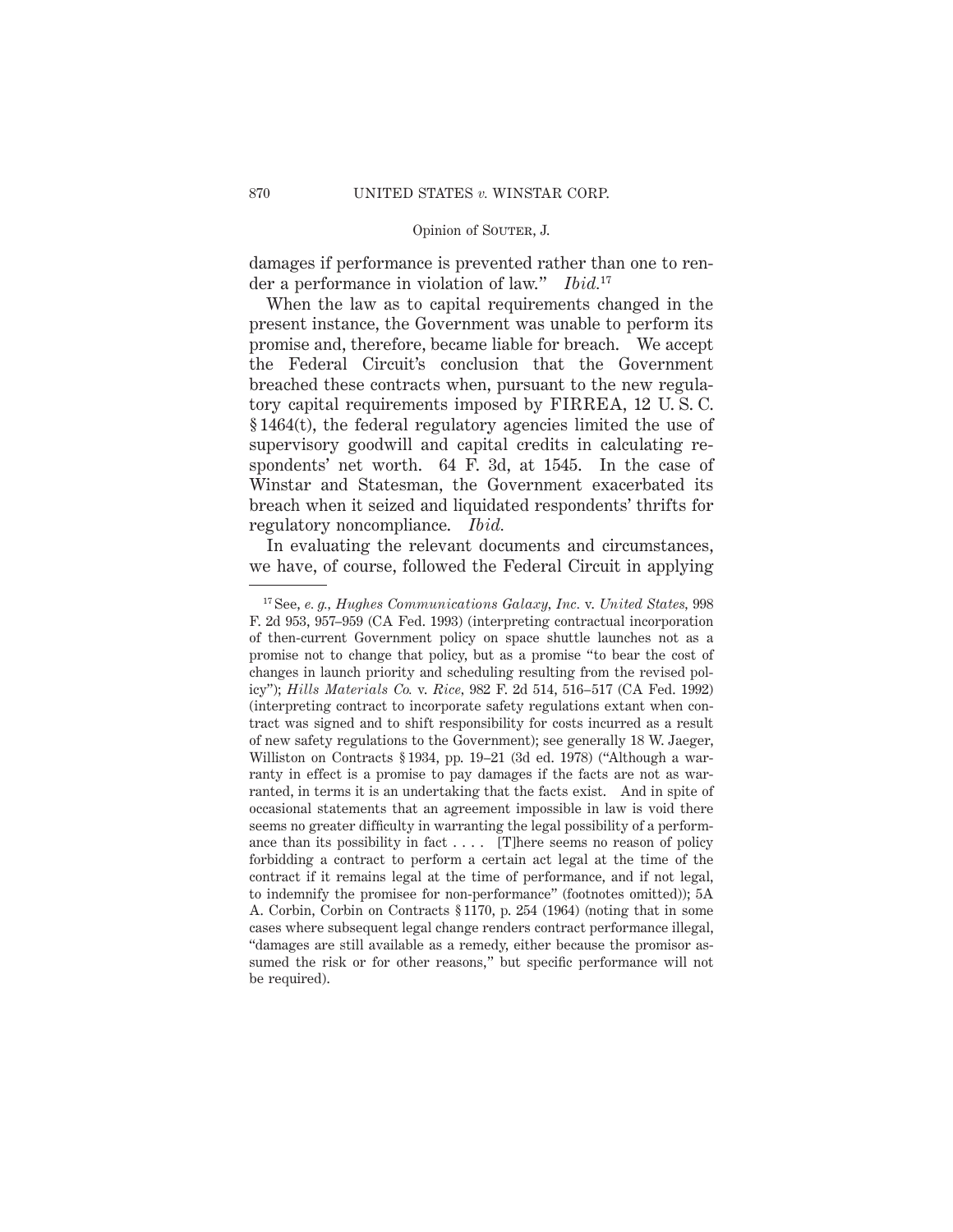damages if performance is prevented rather than one to render a performance in violation of law." *Ibid.*[17]

When the law as to capital requirements changed in the present instance, the Government was unable to perform its promise and, therefore, became liable for breach. We accept the Federal Circuit's conclusion that the Government breached these contracts when, pursuant to the new regulatory capital requirements imposed by FIRREA, 12 U. S. C. § 1464(t), the federal regulatory agencies limited the use of supervisory goodwill and capital credits in calculating respondents' net worth. 64 F. 3d, at 1545. In the case of Winstar and Statesman, the Government exacerbated its breach when it seized and liquidated respondents' thrifts for regulatory noncompliance. *Ibid.*

In evaluating the relevant documents and circumstances, we have, of course, followed the Federal Circuit in applying

---

[17] See, *e. g., Hughes Communications Galaxy, Inc.* v. *United States,* 998 F. 2d 953, 957–959 (CA Fed. 1993) (interpreting contractual incorporation of then-current Government policy on space shuttle launches not as a promise not to change that policy, but as a promise "to bear the cost of changes in launch priority and scheduling resulting from the revised policy"); *Hills Materials Co.* v. *Rice,* 982 F. 2d 514, 516–517 (CA Fed. 1992) (interpreting contract to incorporate safety regulations extant when contract was signed and to shift responsibility for costs incurred as a result of new safety regulations to the Government); see generally 18 W. Jaeger, Williston on Contracts § 1934, pp. 19–21 (3d ed. 1978) ("Although a warranty in effect is a promise to pay damages if the facts are not as warranted, in terms it is an undertaking that the facts exist. And in spite of occasional statements that an agreement impossible in law is void there seems no greater difficulty in warranting the legal possibility of a performance than its possibility in fact . . . . [T]here seems no reason of policy forbidding a contract to perform a certain act legal at the time of the contract if it remains legal at the time of performance, and if not legal, to indemnify the promisee for non-performance" (footnotes omitted)); 5A A. Corbin, Corbin on Contracts § 1170, p. 254 (1964) (noting that in some cases where subsequent legal change renders contract performance illegal, "damages are still available as a remedy, either because the promisor assumed the risk or for other reasons," but specific performance will not be required).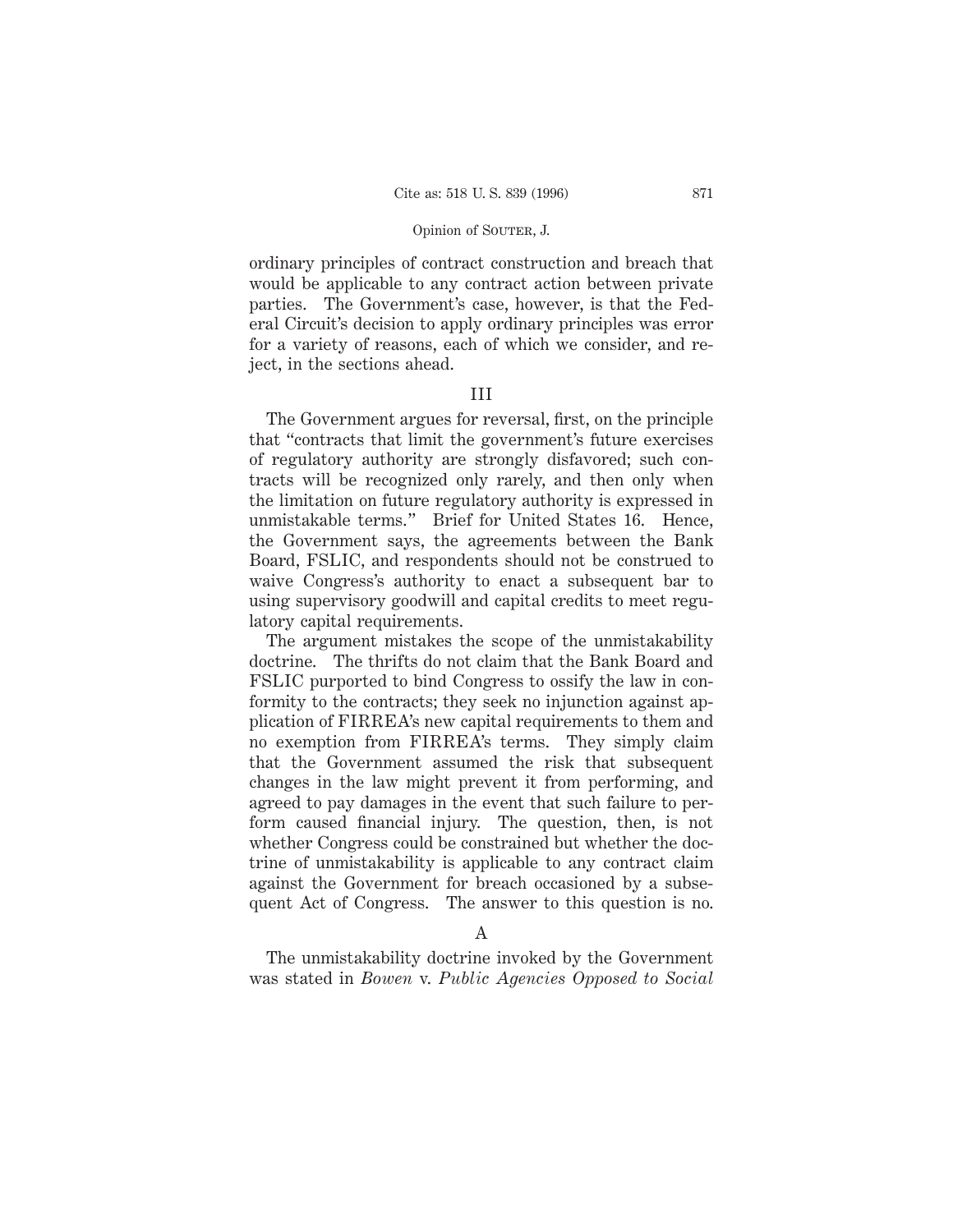ordinary principles of contract construction and breach that would be applicable to any contract action between private parties. The Government's case, however, is that the Federal Circuit's decision to apply ordinary principles was error for a variety of reasons, each of which we consider, and reject, in the sections ahead.

## III

The Government argues for reversal, first, on the principle that "contracts that limit the government's future exercises of regulatory authority are strongly disfavored; such contracts will be recognized only rarely, and then only when the limitation on future regulatory authority is expressed in unmistakable terms." Brief for United States 16. Hence, the Government says, the agreements between the Bank Board, FSLIC, and respondents should not be construed to waive Congress's authority to enact a subsequent bar to using supervisory goodwill and capital credits to meet regulatory capital requirements.

The argument mistakes the scope of the unmistakability doctrine. The thrifts do not claim that the Bank Board and FSLIC purported to bind Congress to ossify the law in conformity to the contracts; they seek no injunction against application of FIRREA's new capital requirements to them and no exemption from FIRREA's terms. They simply claim that the Government assumed the risk that subsequent changes in the law might prevent it from performing, and agreed to pay damages in the event that such failure to perform caused financial injury. The question, then, is not whether Congress could be constrained but whether the doctrine of unmistakability is applicable to any contract claim against the Government for breach occasioned by a subsequent Act of Congress. The answer to this question is no.

### A

The unmistakability doctrine invoked by the Government was stated in *Bowen* v. *Public Agencies Opposed to Social*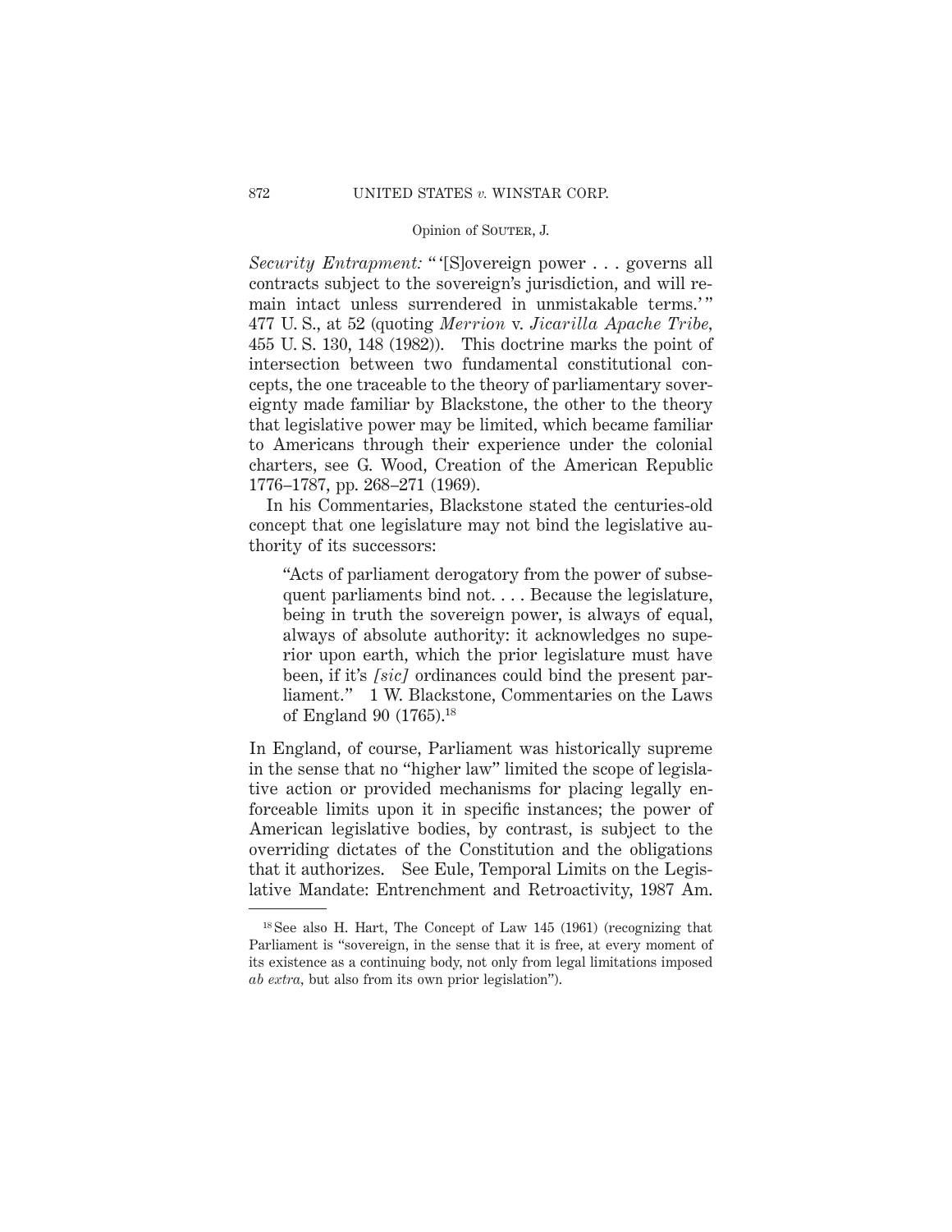*Security Entrapment:* " '[S]overeign power . . . governs all contracts subject to the sovereign's jurisdiction, and will remain intact unless surrendered in unmistakable terms.' " 477 U. S., at 52 (quoting *Merrion* v. *Jicarilla Apache Tribe,* 455 U. S. 130, 148 (1982)). This doctrine marks the point of intersection between two fundamental constitutional concepts, the one traceable to the theory of parliamentary sovereignty made familiar by Blackstone, the other to the theory that legislative power may be limited, which became familiar to Americans through their experience under the colonial charters, see G. Wood, Creation of the American Republic 1776–1787, pp. 268–271 (1969).

In his Commentaries, Blackstone stated the centuries-old concept that one legislature may not bind the legislative authority of its successors:

> "Acts of parliament derogatory from the power of subsequent parliaments bind not. . . . Because the legislature, being in truth the sovereign power, is always of equal, always of absolute authority: it acknowledges no superior upon earth, which the prior legislature must have been, if it's *[sic]* ordinances could bind the present parliament." 1 W. Blackstone, Commentaries on the Laws of England 90 (1765).[18]

In England, of course, Parliament was historically supreme in the sense that no "higher law" limited the scope of legislative action or provided mechanisms for placing legally enforceable limits upon it in specific instances; the power of American legislative bodies, by contrast, is subject to the overriding dictates of the Constitution and the obligations that it authorizes. See Eule, Temporal Limits on the Legislative Mandate: Entrenchment and Retroactivity, 1987 Am.

---

[18] See also H. Hart, The Concept of Law 145 (1961) (recognizing that Parliament is "sovereign, in the sense that it is free, at every moment of its existence as a continuing body, not only from legal limitations imposed *ab extra,* but also from its own prior legislation").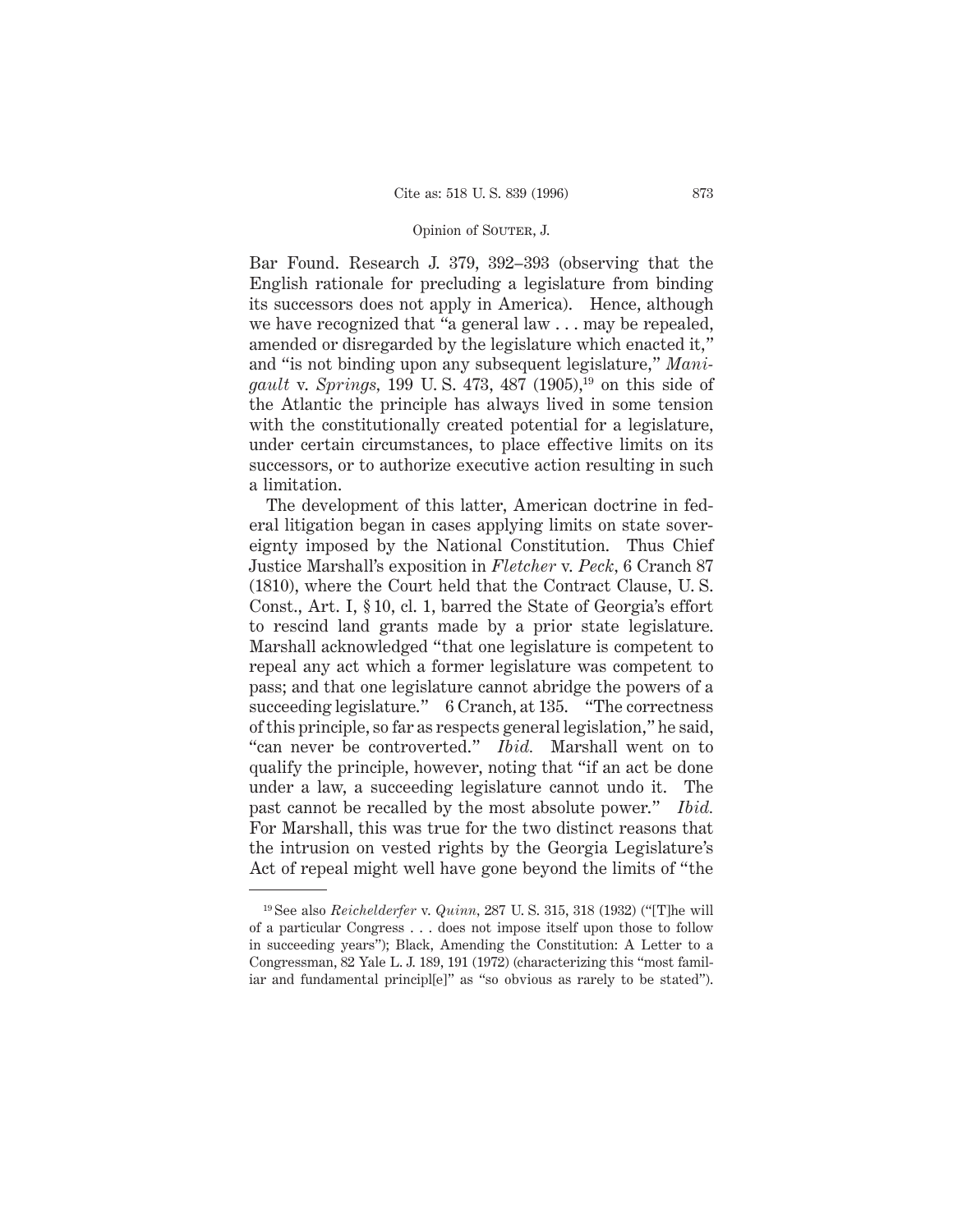Bar Found. Research J. 379, 392–393 (observing that the English rationale for precluding a legislature from binding its successors does not apply in America). Hence, although we have recognized that "a general law . . . may be repealed, amended or disregarded by the legislature which enacted it," and "is not binding upon any subsequent legislature," *Manigault* v. *Springs*, 199 U. S. 473, 487 (1905),[19] on this side of the Atlantic the principle has always lived in some tension with the constitutionally created potential for a legislature, under certain circumstances, to place effective limits on its successors, or to authorize executive action resulting in such a limitation.

The development of this latter, American doctrine in federal litigation began in cases applying limits on state sovereignty imposed by the National Constitution. Thus Chief Justice Marshall's exposition in *Fletcher* v. *Peck*, 6 Cranch 87 (1810), where the Court held that the Contract Clause, U. S. Const., Art. I, § 10, cl. 1, barred the State of Georgia's effort to rescind land grants made by a prior state legislature. Marshall acknowledged "that one legislature is competent to repeal any act which a former legislature was competent to pass; and that one legislature cannot abridge the powers of a succeeding legislature." 6 Cranch, at 135. "The correctness of this principle, so far as respects general legislation," he said, "can never be controverted." *Ibid.* Marshall went on to qualify the principle, however, noting that "if an act be done under a law, a succeeding legislature cannot undo it. The past cannot be recalled by the most absolute power." *Ibid.* For Marshall, this was true for the two distinct reasons that the intrusion on vested rights by the Georgia Legislature's Act of repeal might well have gone beyond the limits of "the

---

[19] See also *Reichelderfer* v. *Quinn*, 287 U. S. 315, 318 (1932) ("[T]he will of a particular Congress . . . does not impose itself upon those to follow in succeeding years"); Black, Amending the Constitution: A Letter to a Congressman, 82 Yale L. J. 189, 191 (1972) (characterizing this "most familiar and fundamental principl[e]" as "so obvious as rarely to be stated").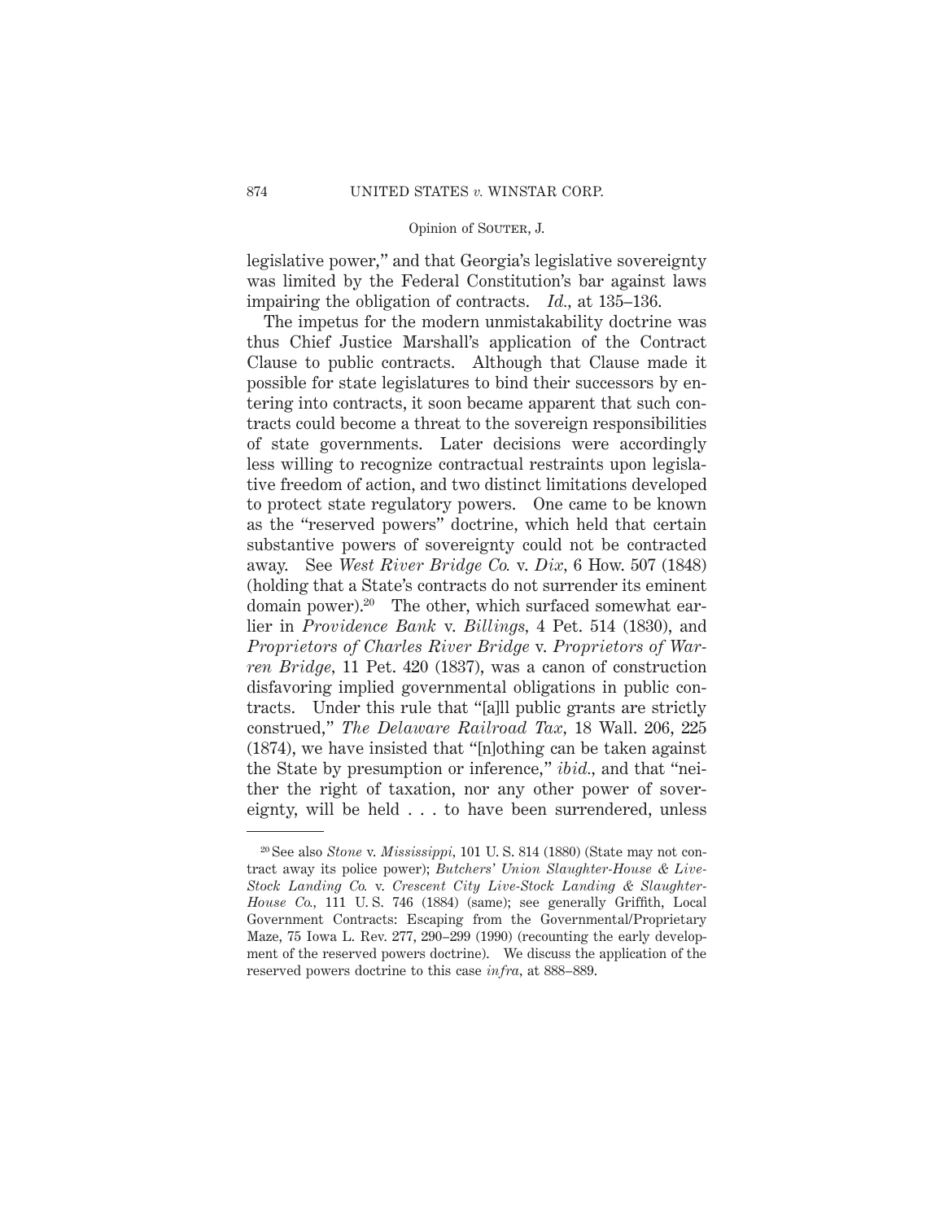legislative power," and that Georgia's legislative sovereignty was limited by the Federal Constitution's bar against laws impairing the obligation of contracts. *Id.,* at 135–136.

The impetus for the modern unmistakability doctrine was thus Chief Justice Marshall's application of the Contract Clause to public contracts. Although that Clause made it possible for state legislatures to bind their successors by entering into contracts, it soon became apparent that such contracts could become a threat to the sovereign responsibilities of state governments. Later decisions were accordingly less willing to recognize contractual restraints upon legislative freedom of action, and two distinct limitations developed to protect state regulatory powers. One came to be known as the "reserved powers" doctrine, which held that certain substantive powers of sovereignty could not be contracted away. See *West River Bridge Co.* v. *Dix,* 6 How. 507 (1848) (holding that a State's contracts do not surrender its eminent domain power).[20] The other, which surfaced somewhat earlier in *Providence Bank* v. *Billings,* 4 Pet. 514 (1830), and *Proprietors of Charles River Bridge* v. *Proprietors of Warren Bridge,* 11 Pet. 420 (1837), was a canon of construction disfavoring implied governmental obligations in public contracts. Under this rule that "[a]ll public grants are strictly construed," *The Delaware Railroad Tax,* 18 Wall. 206, 225 (1874), we have insisted that "[n]othing can be taken against the State by presumption or inference," *ibid.,* and that "neither the right of taxation, nor any other power of sovereignty, will be held . . . to have been surrendered, unless

---

[20] See also *Stone* v. *Mississippi,* 101 U. S. 814 (1880) (State may not contract away its police power); *Butchers' Union Slaughter-House & Live-Stock Landing Co.* v. *Crescent City Live-Stock Landing & Slaughter-House Co.,* 111 U. S. 746 (1884) (same); see generally Griffith, Local Government Contracts: Escaping from the Governmental/Proprietary Maze, 75 Iowa L. Rev. 277, 290–299 (1990) (recounting the early development of the reserved powers doctrine). We discuss the application of the reserved powers doctrine to this case *infra,* at 888–889.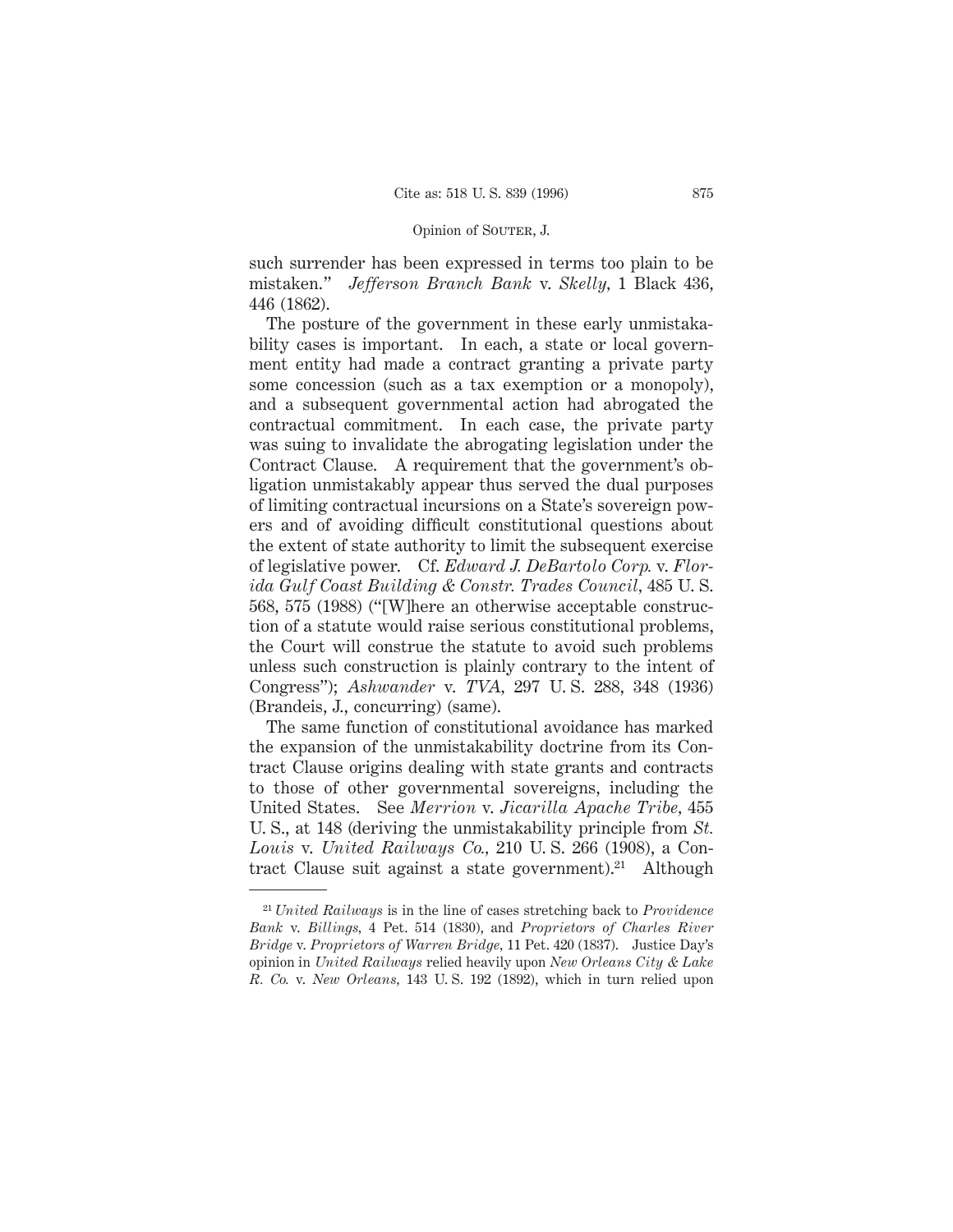such surrender has been expressed in terms too plain to be mistaken." *Jefferson Branch Bank* v. *Skelly*, 1 Black 436, 446 (1862).

The posture of the government in these early unmistakability cases is important. In each, a state or local government entity had made a contract granting a private party some concession (such as a tax exemption or a monopoly), and a subsequent governmental action had abrogated the contractual commitment. In each case, the private party was suing to invalidate the abrogating legislation under the Contract Clause. A requirement that the government's obligation unmistakably appear thus served the dual purposes of limiting contractual incursions on a State's sovereign powers and of avoiding difficult constitutional questions about the extent of state authority to limit the subsequent exercise of legislative power. Cf. *Edward J. DeBartolo Corp.* v. *Florida Gulf Coast Building & Constr. Trades Council*, 485 U. S. 568, 575 (1988) ("[W]here an otherwise acceptable construction of a statute would raise serious constitutional problems, the Court will construe the statute to avoid such problems unless such construction is plainly contrary to the intent of Congress"); *Ashwander* v. *TVA*, 297 U. S. 288, 348 (1936) (Brandeis, J., concurring) (same).

The same function of constitutional avoidance has marked the expansion of the unmistakability doctrine from its Contract Clause origins dealing with state grants and contracts to those of other governmental sovereigns, including the United States. See *Merrion* v. *Jicarilla Apache Tribe*, 455 U. S., at 148 (deriving the unmistakability principle from *St. Louis* v. *United Railways Co.*, 210 U. S. 266 (1908), a Contract Clause suit against a state government).[21] Although

---

[21] *United Railways* is in the line of cases stretching back to *Providence Bank* v. *Billings*, 4 Pet. 514 (1830), and *Proprietors of Charles River Bridge* v. *Proprietors of Warren Bridge*, 11 Pet. 420 (1837). Justice Day's opinion in *United Railways* relied heavily upon *New Orleans City & Lake R. Co.* v. *New Orleans*, 143 U. S. 192 (1892), which in turn relied upon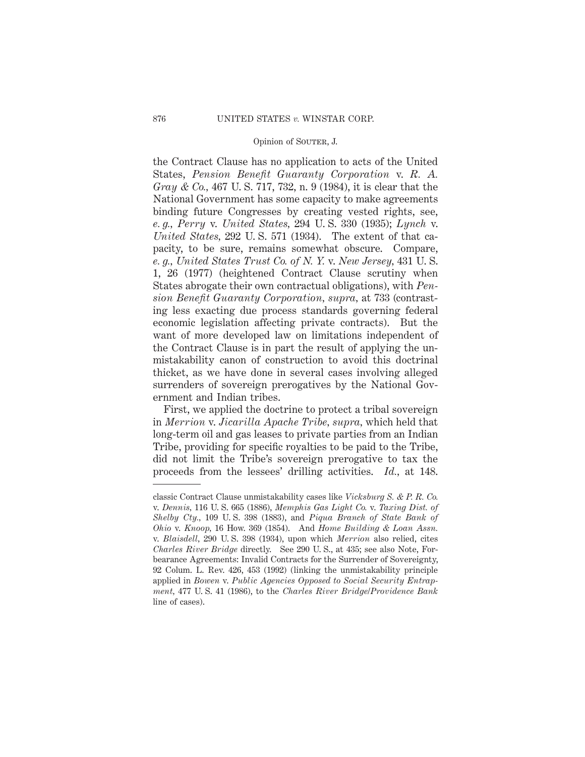the Contract Clause has no application to acts of the United States, *Pension Benefit Guaranty Corporation* v. *R. A. Gray & Co.*, 467 U. S. 717, 732, n. 9 (1984), it is clear that the National Government has some capacity to make agreements binding future Congresses by creating vested rights, see, *e. g.*, *Perry* v. *United States*, 294 U. S. 330 (1935); *Lynch* v. *United States*, 292 U. S. 571 (1934). The extent of that capacity, to be sure, remains somewhat obscure. Compare, *e. g.*, *United States Trust Co. of N. Y.* v. *New Jersey*, 431 U. S. 1, 26 (1977) (heightened Contract Clause scrutiny when States abrogate their own contractual obligations), with *Pension Benefit Guaranty Corporation*, *supra*, at 733 (contrasting less exacting due process standards governing federal economic legislation affecting private contracts). But the want of more developed law on limitations independent of the Contract Clause is in part the result of applying the unmistakability canon of construction to avoid this doctrinal thicket, as we have done in several cases involving alleged surrenders of sovereign prerogatives by the National Government and Indian tribes.

First, we applied the doctrine to protect a tribal sovereign in *Merrion* v. *Jicarilla Apache Tribe*, *supra*, which held that long-term oil and gas leases to private parties from an Indian Tribe, providing for specific royalties to be paid to the Tribe, did not limit the Tribe's sovereign prerogative to tax the proceeds from the lessees' drilling activities. *Id.*, at 148.

---

classic Contract Clause unmistakability cases like *Vicksburg S. & P. R. Co.* v. *Dennis*, 116 U. S. 665 (1886), *Memphis Gas Light Co.* v. *Taxing Dist. of Shelby Cty.*, 109 U. S. 398 (1883), and *Piqua Branch of State Bank of Ohio* v. *Knoop*, 16 How. 369 (1854). And *Home Building & Loan Assn.* v. *Blaisdell*, 290 U. S. 398 (1934), upon which *Merrion* also relied, cites *Charles River Bridge* directly. See 290 U. S., at 435; see also Note, Forbearance Agreements: Invalid Contracts for the Surrender of Sovereignty, 92 Colum. L. Rev. 426, 453 (1992) (linking the unmistakability principle applied in *Bowen* v. *Public Agencies Opposed to Social Security Entrapment*, 477 U. S. 41 (1986), to the *Charles River Bridge*/*Providence Bank* line of cases).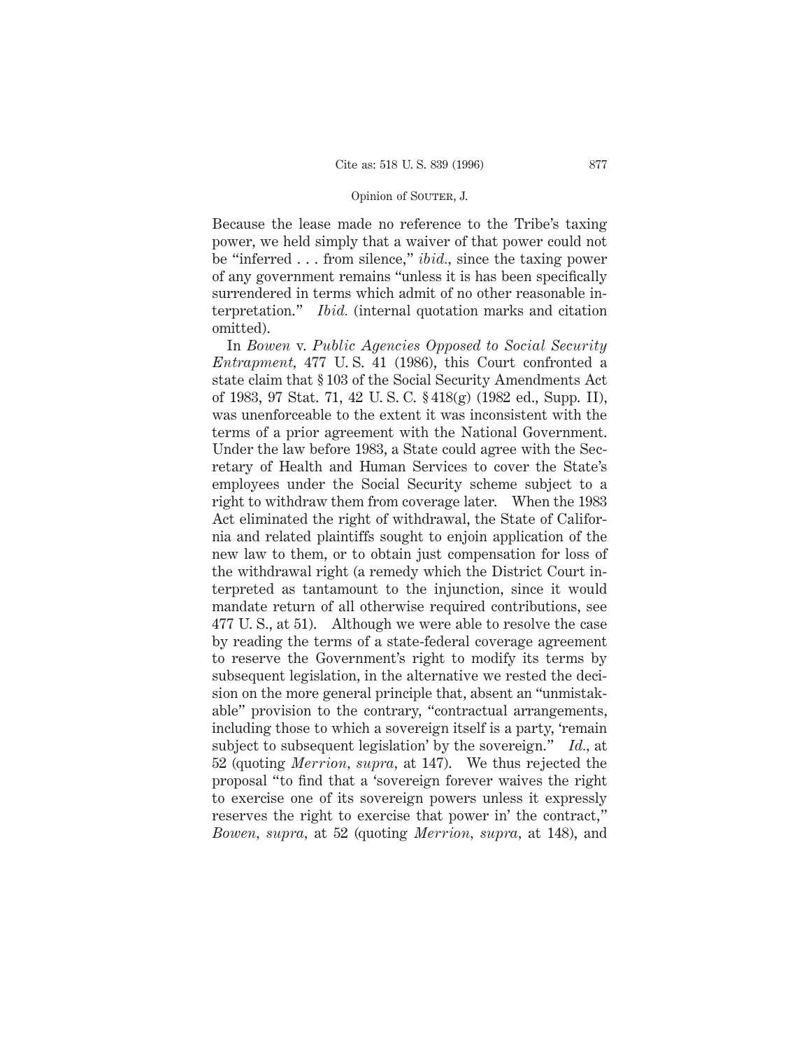Because the lease made no reference to the Tribe's taxing power, we held simply that a waiver of that power could not be "inferred . . . from silence," *ibid.*, since the taxing power of any government remains "unless it is has been specifically surrendered in terms which admit of no other reasonable interpretation." *Ibid.* (internal quotation marks and citation omitted).

In *Bowen* v. *Public Agencies Opposed to Social Security Entrapment*, 477 U. S. 41 (1986), this Court confronted a state claim that § 103 of the Social Security Amendments Act of 1983, 97 Stat. 71, 42 U. S. C. § 418(g) (1982 ed., Supp. II), was unenforceable to the extent it was inconsistent with the terms of a prior agreement with the National Government. Under the law before 1983, a State could agree with the Secretary of Health and Human Services to cover the State's employees under the Social Security scheme subject to a right to withdraw them from coverage later. When the 1983 Act eliminated the right of withdrawal, the State of California and related plaintiffs sought to enjoin application of the new law to them, or to obtain just compensation for loss of the withdrawal right (a remedy which the District Court interpreted as tantamount to the injunction, since it would mandate return of all otherwise required contributions, see 477 U. S., at 51). Although we were able to resolve the case by reading the terms of a state-federal coverage agreement to reserve the Government's right to modify its terms by subsequent legislation, in the alternative we rested the decision on the more general principle that, absent an "unmistakable" provision to the contrary, "contractual arrangements, including those to which a sovereign itself is a party, 'remain subject to subsequent legislation' by the sovereign." *Id.*, at 52 (quoting *Merrion*, *supra*, at 147). We thus rejected the proposal "to find that a 'sovereign forever waives the right to exercise one of its sovereign powers unless it expressly reserves the right to exercise that power in' the contract," *Bowen*, *supra*, at 52 (quoting *Merrion*, *supra*, at 148), and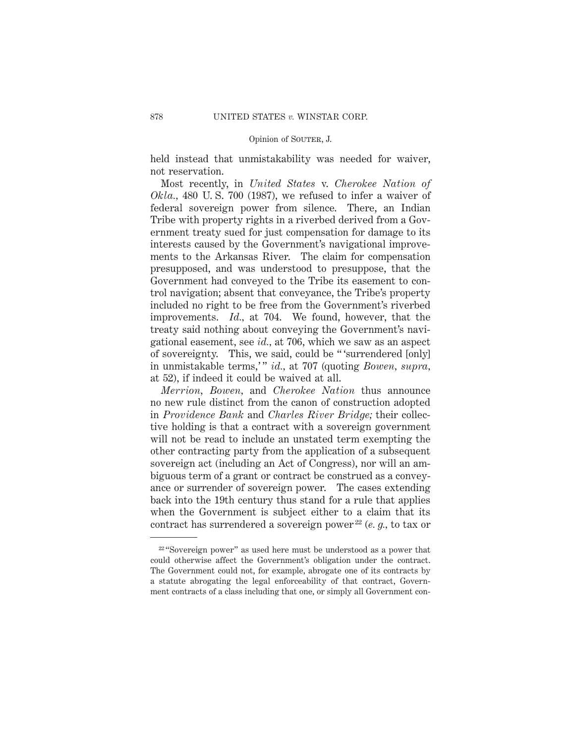held instead that unmistakability was needed for waiver, not reservation.

Most recently, in *United States* v. *Cherokee Nation of Okla.*, 480 U. S. 700 (1987), we refused to infer a waiver of federal sovereign power from silence. There, an Indian Tribe with property rights in a riverbed derived from a Government treaty sued for just compensation for damage to its interests caused by the Government's navigational improvements to the Arkansas River. The claim for compensation presupposed, and was understood to presuppose, that the Government had conveyed to the Tribe its easement to control navigation; absent that conveyance, the Tribe's property included no right to be free from the Government's riverbed improvements. *Id.*, at 704. We found, however, that the treaty said nothing about conveying the Government's navigational easement, see *id.*, at 706, which we saw as an aspect of sovereignty. This, we said, could be " 'surrendered [only] in unmistakable terms,' " *id.*, at 707 (quoting *Bowen, supra*, at 52), if indeed it could be waived at all.

*Merrion*, *Bowen*, and *Cherokee Nation* thus announce no new rule distinct from the canon of construction adopted in *Providence Bank* and *Charles River Bridge;* their collective holding is that a contract with a sovereign government will not be read to include an unstated term exempting the other contracting party from the application of a subsequent sovereign act (including an Act of Congress), nor will an ambiguous term of a grant or contract be construed as a conveyance or surrender of sovereign power. The cases extending back into the 19th century thus stand for a rule that applies when the Government is subject either to a claim that its contract has surrendered a sovereign power[22] (*e. g.*, to tax or

---

[22] "Sovereign power" as used here must be understood as a power that could otherwise affect the Government's obligation under the contract. The Government could not, for example, abrogate one of its contracts by a statute abrogating the legal enforceability of that contract, Government contracts of a class including that one, or simply all Government con-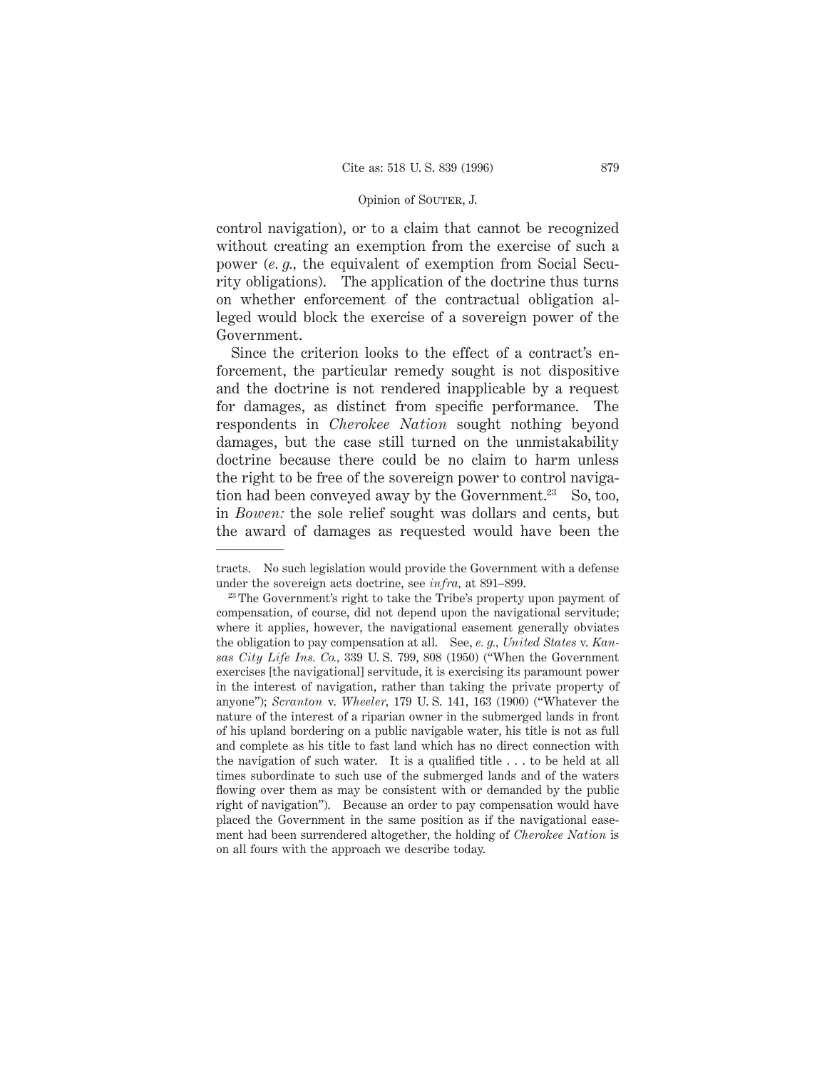control navigation), or to a claim that cannot be recognized without creating an exemption from the exercise of such a power (*e. g.,* the equivalent of exemption from Social Security obligations). The application of the doctrine thus turns on whether enforcement of the contractual obligation alleged would block the exercise of a sovereign power of the Government.

Since the criterion looks to the effect of a contract's enforcement, the particular remedy sought is not dispositive and the doctrine is not rendered inapplicable by a request for damages, as distinct from specific performance. The respondents in *Cherokee Nation* sought nothing beyond damages, but the case still turned on the unmistakability doctrine because there could be no claim to harm unless the right to be free of the sovereign power to control navigation had been conveyed away by the Government.[23] So, too, in *Bowen:* the sole relief sought was dollars and cents, but the award of damages as requested would have been the

---

tracts. No such legislation would provide the Government with a defense under the sovereign acts doctrine, see *infra,* at 891–899.

[23] The Government's right to take the Tribe's property upon payment of compensation, of course, did not depend upon the navigational servitude; where it applies, however, the navigational easement generally obviates the obligation to pay compensation at all. See, *e. g., United States* v. *Kansas City Life Ins. Co.,* 339 U. S. 799, 808 (1950) ("When the Government exercises [the navigational] servitude, it is exercising its paramount power in the interest of navigation, rather than taking the private property of anyone"); *Scranton* v. *Wheeler,* 179 U. S. 141, 163 (1900) ("Whatever the nature of the interest of a riparian owner in the submerged lands in front of his upland bordering on a public navigable water, his title is not as full and complete as his title to fast land which has no direct connection with the navigation of such water. It is a qualified title . . . to be held at all times subordinate to such use of the submerged lands and of the waters flowing over them as may be consistent with or demanded by the public right of navigation"). Because an order to pay compensation would have placed the Government in the same position as if the navigational easement had been surrendered altogether, the holding of *Cherokee Nation* is on all fours with the approach we describe today.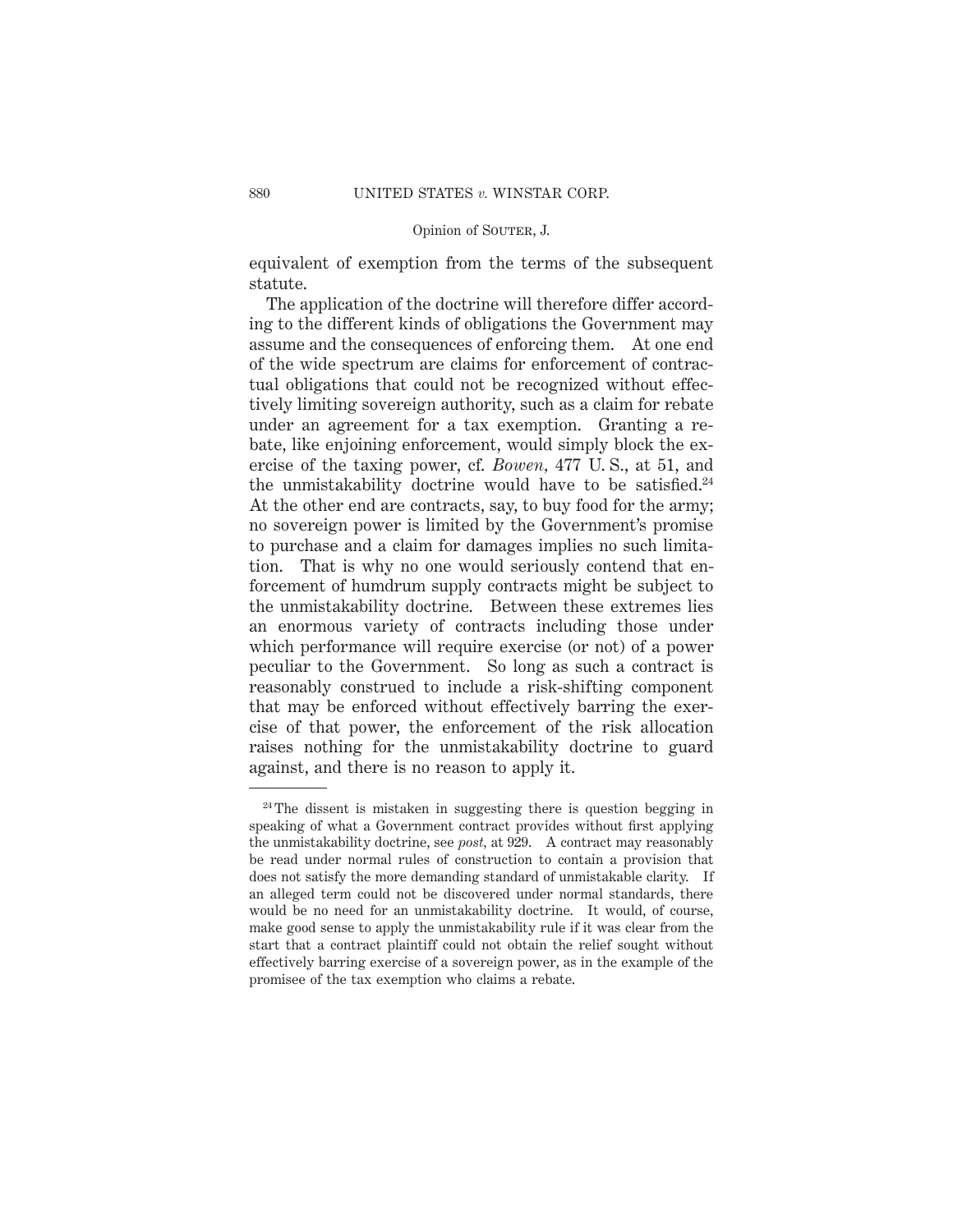equivalent of exemption from the terms of the subsequent statute.

The application of the doctrine will therefore differ according to the different kinds of obligations the Government may assume and the consequences of enforcing them. At one end of the wide spectrum are claims for enforcement of contractual obligations that could not be recognized without effectively limiting sovereign authority, such as a claim for rebate under an agreement for a tax exemption. Granting a rebate, like enjoining enforcement, would simply block the exercise of the taxing power, cf. *Bowen,* 477 U. S., at 51, and the unmistakability doctrine would have to be satisfied.[24] At the other end are contracts, say, to buy food for the army; no sovereign power is limited by the Government's promise to purchase and a claim for damages implies no such limitation. That is why no one would seriously contend that enforcement of humdrum supply contracts might be subject to the unmistakability doctrine. Between these extremes lies an enormous variety of contracts including those under which performance will require exercise (or not) of a power peculiar to the Government. So long as such a contract is reasonably construed to include a risk-shifting component that may be enforced without effectively barring the exercise of that power, the enforcement of the risk allocation raises nothing for the unmistakability doctrine to guard against, and there is no reason to apply it.

---

[24] The dissent is mistaken in suggesting there is question begging in speaking of what a Government contract provides without first applying the unmistakability doctrine, see *post,* at 929. A contract may reasonably be read under normal rules of construction to contain a provision that does not satisfy the more demanding standard of unmistakable clarity. If an alleged term could not be discovered under normal standards, there would be no need for an unmistakability doctrine. It would, of course, make good sense to apply the unmistakability rule if it was clear from the start that a contract plaintiff could not obtain the relief sought without effectively barring exercise of a sovereign power, as in the example of the promisee of the tax exemption who claims a rebate.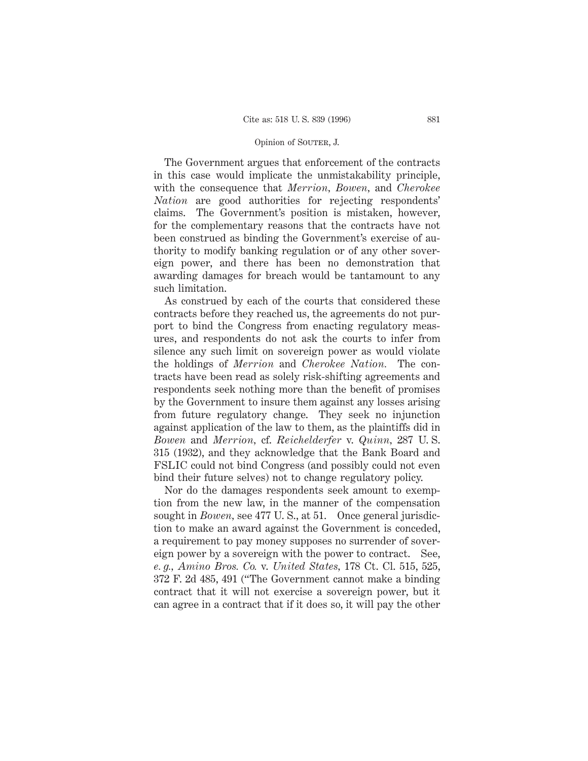The Government argues that enforcement of the contracts in this case would implicate the unmistakability principle, with the consequence that *Merrion, Bowen,* and *Cherokee Nation* are good authorities for rejecting respondents' claims. The Government's position is mistaken, however, for the complementary reasons that the contracts have not been construed as binding the Government's exercise of authority to modify banking regulation or of any other sovereign power, and there has been no demonstration that awarding damages for breach would be tantamount to any such limitation.

As construed by each of the courts that considered these contracts before they reached us, the agreements do not purport to bind the Congress from enacting regulatory measures, and respondents do not ask the courts to infer from silence any such limit on sovereign power as would violate the holdings of *Merrion* and *Cherokee Nation.* The contracts have been read as solely risk-shifting agreements and respondents seek nothing more than the benefit of promises by the Government to insure them against any losses arising from future regulatory change. They seek no injunction against application of the law to them, as the plaintiffs did in *Bowen* and *Merrion,* cf. *Reichelderfer* v. *Quinn,* 287 U. S. 315 (1932), and they acknowledge that the Bank Board and FSLIC could not bind Congress (and possibly could not even bind their future selves) not to change regulatory policy.

Nor do the damages respondents seek amount to exemption from the new law, in the manner of the compensation sought in *Bowen,* see 477 U. S., at 51. Once general jurisdiction to make an award against the Government is conceded, a requirement to pay money supposes no surrender of sovereign power by a sovereign with the power to contract. See, *e. g., Amino Bros. Co.* v. *United States,* 178 Ct. Cl. 515, 525, 372 F. 2d 485, 491 ("The Government cannot make a binding contract that it will not exercise a sovereign power, but it can agree in a contract that if it does so, it will pay the other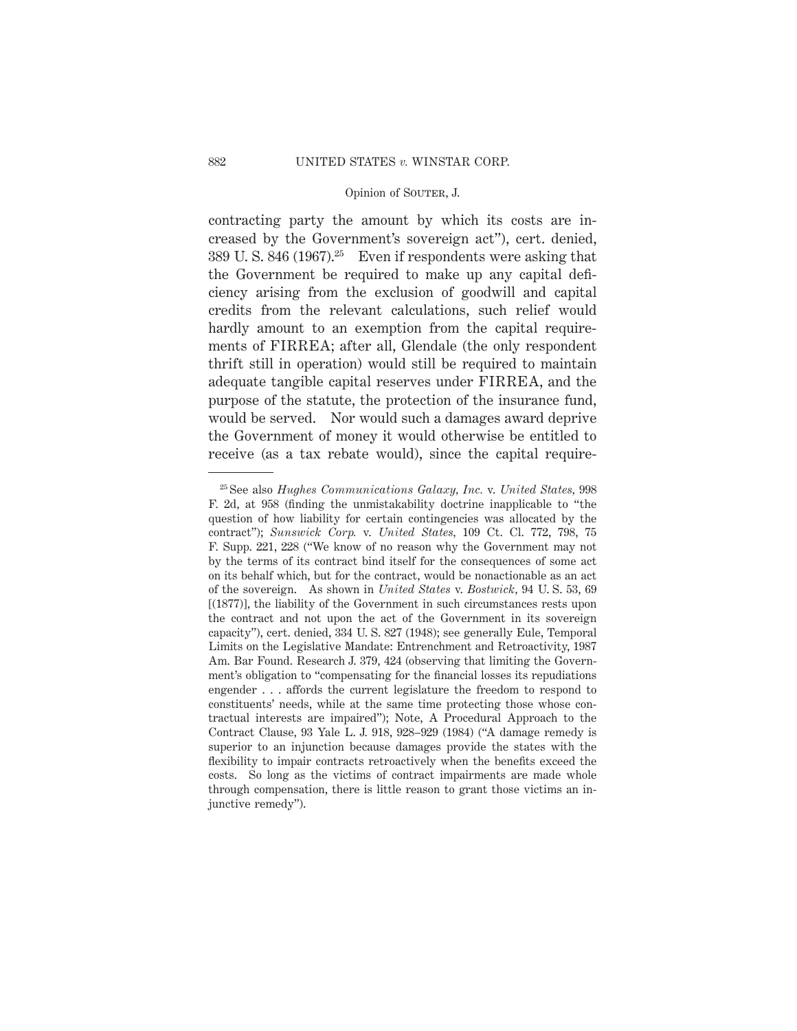contracting party the amount by which its costs are increased by the Government's sovereign act"), cert. denied, 389 U. S. 846 (1967).[25] Even if respondents were asking that the Government be required to make up any capital deficiency arising from the exclusion of goodwill and capital credits from the relevant calculations, such relief would hardly amount to an exemption from the capital requirements of FIRREA; after all, Glendale (the only respondent thrift still in operation) would still be required to maintain adequate tangible capital reserves under FIRREA, and the purpose of the statute, the protection of the insurance fund, would be served. Nor would such a damages award deprive the Government of money it would otherwise be entitled to receive (as a tax rebate would), since the capital require-

---

[25] See also *Hughes Communications Galaxy, Inc.* v. *United States*, 998 F. 2d, at 958 (finding the unmistakability doctrine inapplicable to "the question of how liability for certain contingencies was allocated by the contract"); *Sunswick Corp.* v. *United States*, 109 Ct. Cl. 772, 798, 75 F. Supp. 221, 228 ("We know of no reason why the Government may not by the terms of its contract bind itself for the consequences of some act on its behalf which, but for the contract, would be nonactionable as an act of the sovereign. As shown in *United States* v. *Bostwick*, 94 U. S. 53, 69 [(1877)], the liability of the Government in such circumstances rests upon the contract and not upon the act of the Government in its sovereign capacity"), cert. denied, 334 U. S. 827 (1948); see generally Eule, Temporal Limits on the Legislative Mandate: Entrenchment and Retroactivity, 1987 Am. Bar Found. Research J. 379, 424 (observing that limiting the Government's obligation to "compensating for the financial losses its repudiations engender . . . affords the current legislature the freedom to respond to constituents' needs, while at the same time protecting those whose contractual interests are impaired"); Note, A Procedural Approach to the Contract Clause, 93 Yale L. J. 918, 928–929 (1984) ("A damage remedy is superior to an injunction because damages provide the states with the flexibility to impair contracts retroactively when the benefits exceed the costs. So long as the victims of contract impairments are made whole through compensation, there is little reason to grant those victims an injunctive remedy").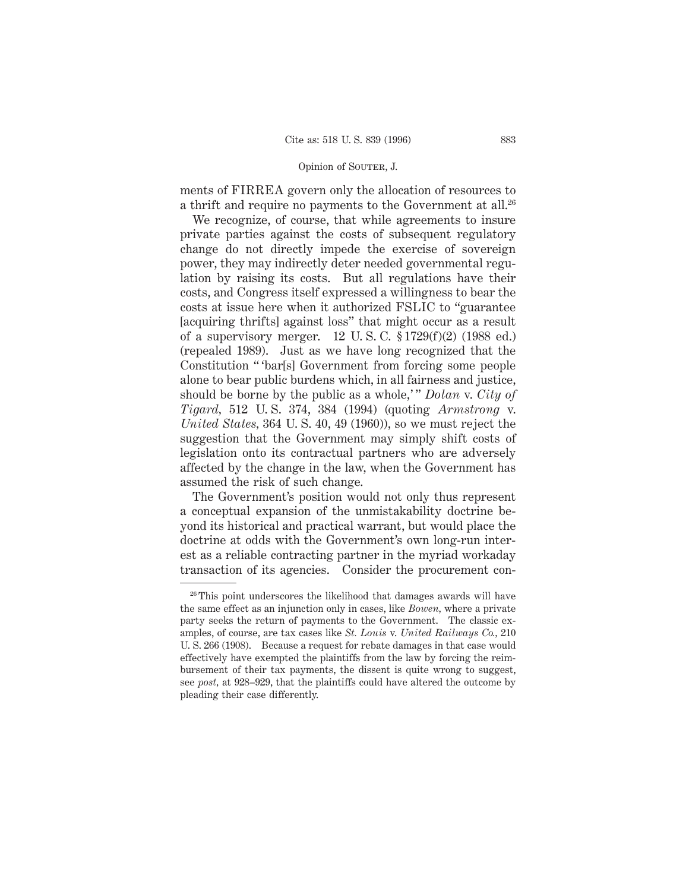ments of FIRREA govern only the allocation of resources to a thrift and require no payments to the Government at all.[26]

We recognize, of course, that while agreements to insure private parties against the costs of subsequent regulatory change do not directly impede the exercise of sovereign power, they may indirectly deter needed governmental regulation by raising its costs. But all regulations have their costs, and Congress itself expressed a willingness to bear the costs at issue here when it authorized FSLIC to "guarantee [acquiring thrifts] against loss" that might occur as a result of a supervisory merger. 12 U. S. C. § 1729(f)(2) (1988 ed.) (repealed 1989). Just as we have long recognized that the Constitution "'bar[s] Government from forcing some people alone to bear public burdens which, in all fairness and justice, should be borne by the public as a whole,'" *Dolan* v. *City of Tigard*, 512 U. S. 374, 384 (1994) (quoting *Armstrong* v. *United States*, 364 U. S. 40, 49 (1960)), so we must reject the suggestion that the Government may simply shift costs of legislation onto its contractual partners who are adversely affected by the change in the law, when the Government has assumed the risk of such change.

The Government's position would not only thus represent a conceptual expansion of the unmistakability doctrine beyond its historical and practical warrant, but would place the doctrine at odds with the Government's own long-run interest as a reliable contracting partner in the myriad workaday transaction of its agencies. Consider the procurement con-

---

[26] This point underscores the likelihood that damages awards will have the same effect as an injunction only in cases, like *Bowen*, where a private party seeks the return of payments to the Government. The classic examples, of course, are tax cases like *St. Louis* v. *United Railways Co.*, 210 U. S. 266 (1908). Because a request for rebate damages in that case would effectively have exempted the plaintiffs from the law by forcing the reimbursement of their tax payments, the dissent is quite wrong to suggest, see *post*, at 928–929, that the plaintiffs could have altered the outcome by pleading their case differently.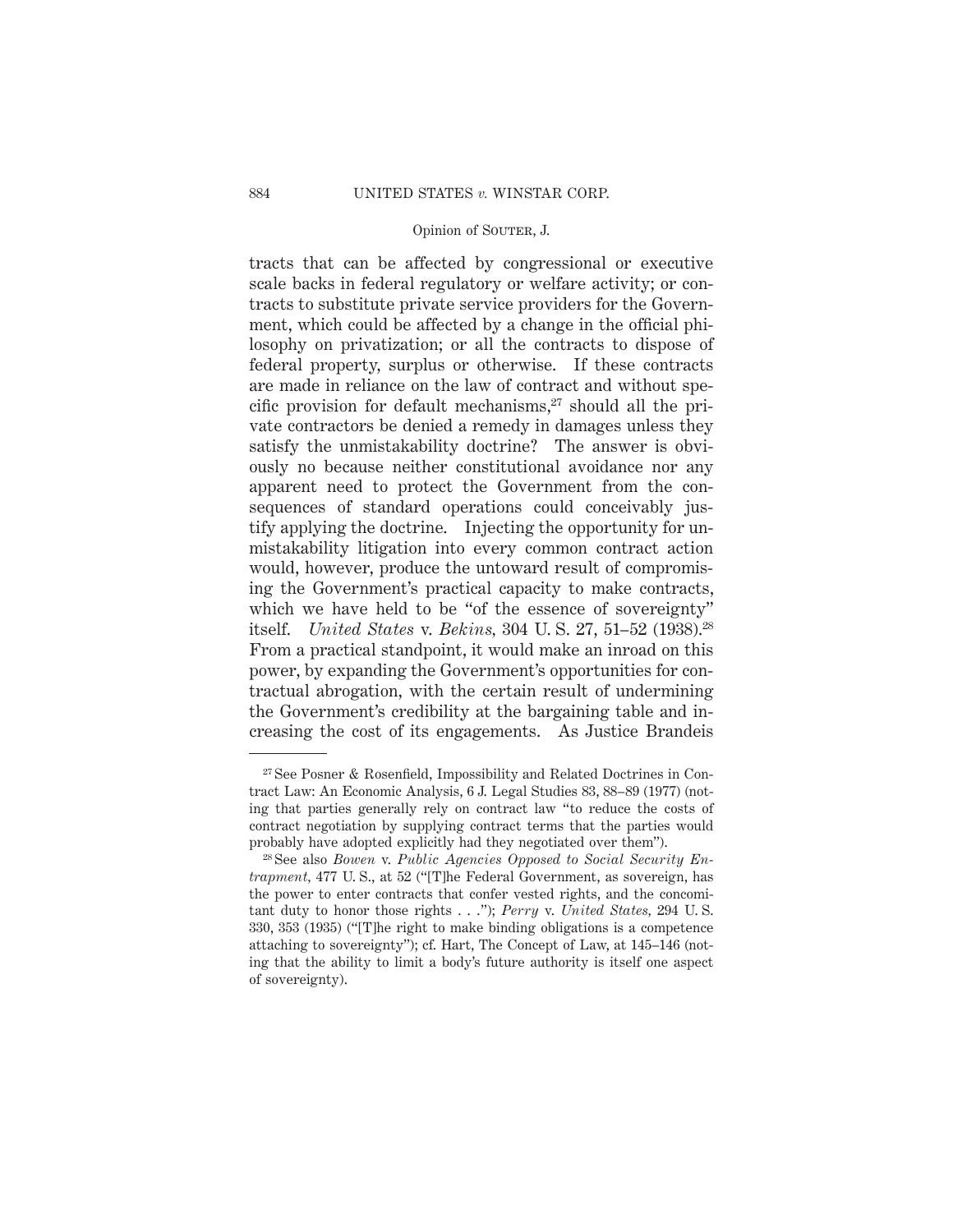tracts that can be affected by congressional or executive scale backs in federal regulatory or welfare activity; or contracts to substitute private service providers for the Government, which could be affected by a change in the official philosophy on privatization; or all the contracts to dispose of federal property, surplus or otherwise. If these contracts are made in reliance on the law of contract and without specific provision for default mechanisms,[27] should all the private contractors be denied a remedy in damages unless they satisfy the unmistakability doctrine? The answer is obviously no because neither constitutional avoidance nor any apparent need to protect the Government from the consequences of standard operations could conceivably justify applying the doctrine. Injecting the opportunity for unmistakability litigation into every common contract action would, however, produce the untoward result of compromising the Government's practical capacity to make contracts, which we have held to be "of the essence of sovereignty" itself. *United States* v. *Bekins,* 304 U. S. 27, 51–52 (1938).[28] From a practical standpoint, it would make an inroad on this power, by expanding the Government's opportunities for contractual abrogation, with the certain result of undermining the Government's credibility at the bargaining table and increasing the cost of its engagements. As Justice Brandeis

---

[27] See Posner & Rosenfield, Impossibility and Related Doctrines in Contract Law: An Economic Analysis, 6 J. Legal Studies 83, 88–89 (1977) (noting that parties generally rely on contract law "to reduce the costs of contract negotiation by supplying contract terms that the parties would probably have adopted explicitly had they negotiated over them").

[28] See also *Bowen* v. *Public Agencies Opposed to Social Security Entrapment,* 477 U. S., at 52 ("[T]he Federal Government, as sovereign, has the power to enter contracts that confer vested rights, and the concomitant duty to honor those rights . . ."); *Perry* v. *United States,* 294 U. S. 330, 353 (1935) ("[T]he right to make binding obligations is a competence attaching to sovereignty"); cf. Hart, The Concept of Law, at 145–146 (noting that the ability to limit a body's future authority is itself one aspect of sovereignty).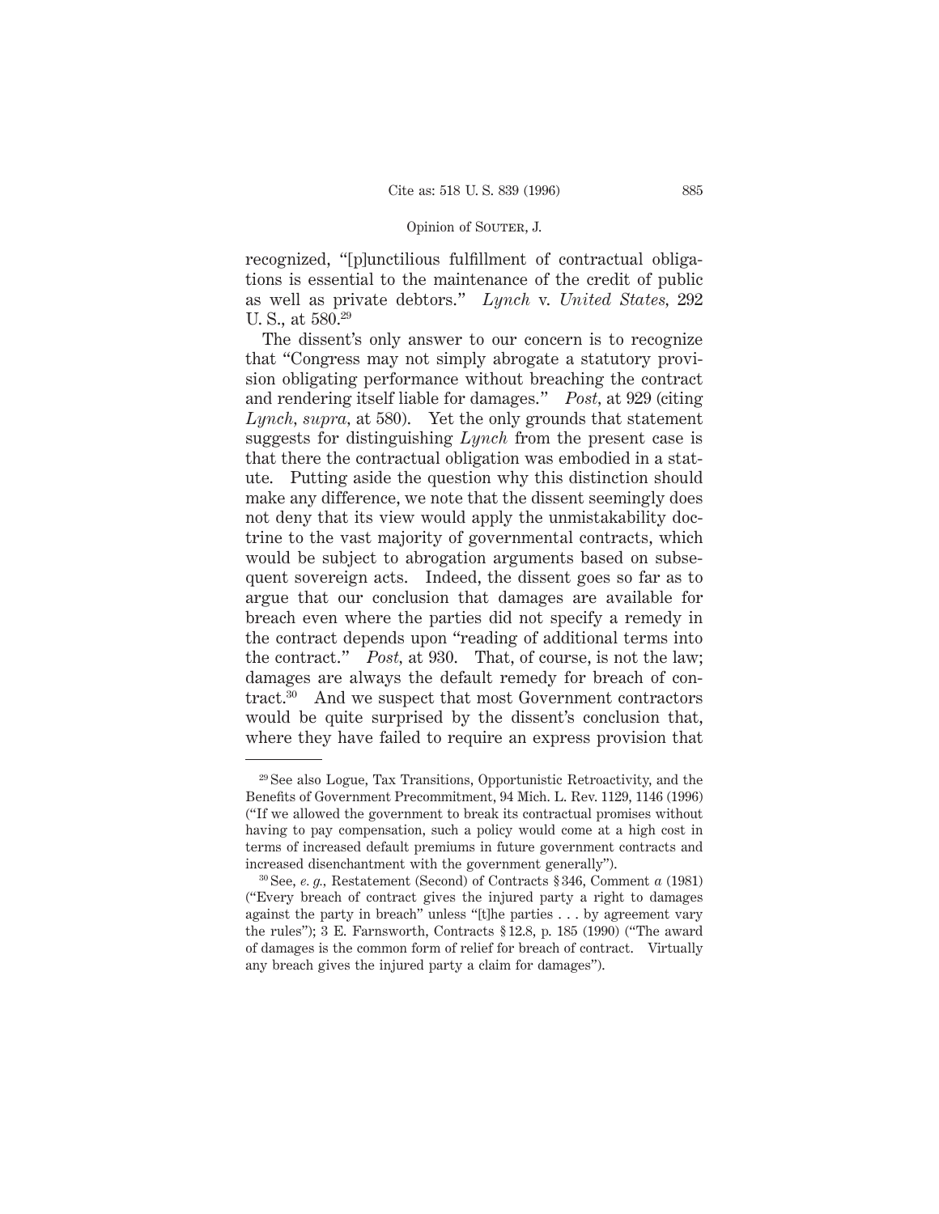recognized, "[p]unctilious fulfillment of contractual obligations is essential to the maintenance of the credit of public as well as private debtors." *Lynch* v. *United States*, 292 U. S., at 580.[29]

The dissent's only answer to our concern is to recognize that "Congress may not simply abrogate a statutory provision obligating performance without breaching the contract and rendering itself liable for damages." *Post*, at 929 (citing *Lynch, supra*, at 580). Yet the only grounds that statement suggests for distinguishing *Lynch* from the present case is that there the contractual obligation was embodied in a statute. Putting aside the question why this distinction should make any difference, we note that the dissent seemingly does not deny that its view would apply the unmistakability doctrine to the vast majority of governmental contracts, which would be subject to abrogation arguments based on subsequent sovereign acts. Indeed, the dissent goes so far as to argue that our conclusion that damages are available for breach even where the parties did not specify a remedy in the contract depends upon "reading of additional terms into the contract." *Post*, at 930. That, of course, is not the law; damages are always the default remedy for breach of contract.[30] And we suspect that most Government contractors would be quite surprised by the dissent's conclusion that, where they have failed to require an express provision that

---

[29] See also Logue, Tax Transitions, Opportunistic Retroactivity, and the Benefits of Government Precommitment, 94 Mich. L. Rev. 1129, 1146 (1996) ("If we allowed the government to break its contractual promises without having to pay compensation, such a policy would come at a high cost in terms of increased default premiums in future government contracts and increased disenchantment with the government generally").

[30] See, *e. g.*, Restatement (Second) of Contracts § 346, Comment *a* (1981) ("Every breach of contract gives the injured party a right to damages against the party in breach" unless "[t]he parties . . . by agreement vary the rules"); 3 E. Farnsworth, Contracts § 12.8, p. 185 (1990) ("The award of damages is the common form of relief for breach of contract. Virtually any breach gives the injured party a claim for damages").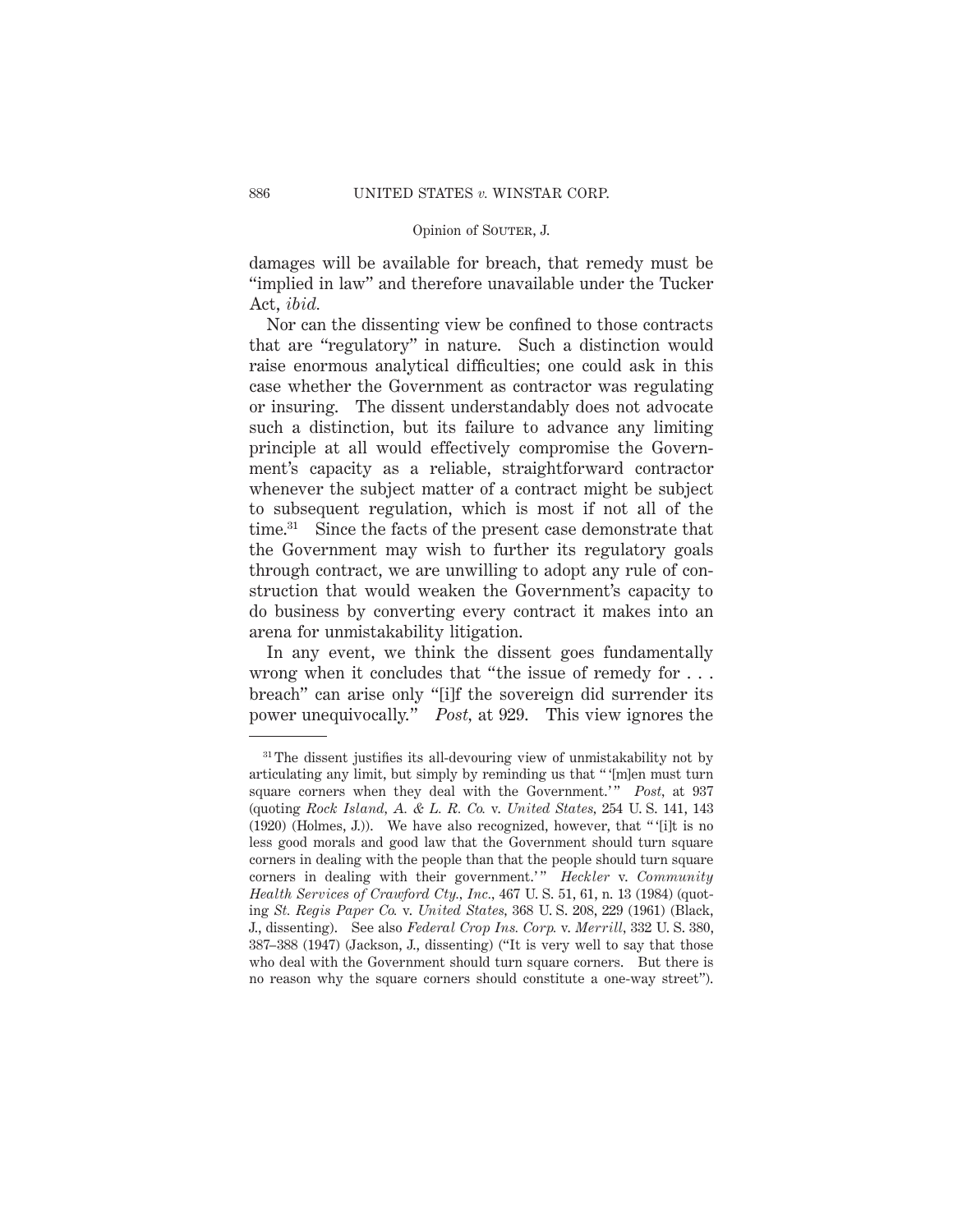damages will be available for breach, that remedy must be "implied in law" and therefore unavailable under the Tucker Act, *ibid.*

Nor can the dissenting view be confined to those contracts that are "regulatory" in nature. Such a distinction would raise enormous analytical difficulties; one could ask in this case whether the Government as contractor was regulating or insuring. The dissent understandably does not advocate such a distinction, but its failure to advance any limiting principle at all would effectively compromise the Government's capacity as a reliable, straightforward contractor whenever the subject matter of a contract might be subject to subsequent regulation, which is most if not all of the time.[31] Since the facts of the present case demonstrate that the Government may wish to further its regulatory goals through contract, we are unwilling to adopt any rule of construction that would weaken the Government's capacity to do business by converting every contract it makes into an arena for unmistakability litigation.

In any event, we think the dissent goes fundamentally wrong when it concludes that "the issue of remedy for . . . breach" can arise only "[i]f the sovereign did surrender its power unequivocally." *Post*, at 929. This view ignores the

---

[31] The dissent justifies its all-devouring view of unmistakability not by articulating any limit, but simply by reminding us that " '[m]en must turn square corners when they deal with the Government.' " *Post*, at 937 (quoting *Rock Island, A. & L. R. Co.* v. *United States*, 254 U. S. 141, 143 (1920) (Holmes, J.)). We have also recognized, however, that " '[i]t is no less good morals and good law that the Government should turn square corners in dealing with the people than that the people should turn square corners in dealing with their government.' " *Heckler* v. *Community Health Services of Crawford Cty., Inc.*, 467 U. S. 51, 61, n. 13 (1984) (quoting *St. Regis Paper Co.* v. *United States*, 368 U. S. 208, 229 (1961) (Black, J., dissenting). See also *Federal Crop Ins. Corp.* v. *Merrill*, 332 U. S. 380, 387–388 (1947) (Jackson, J., dissenting) ("It is very well to say that those who deal with the Government should turn square corners. But there is no reason why the square corners should constitute a one-way street").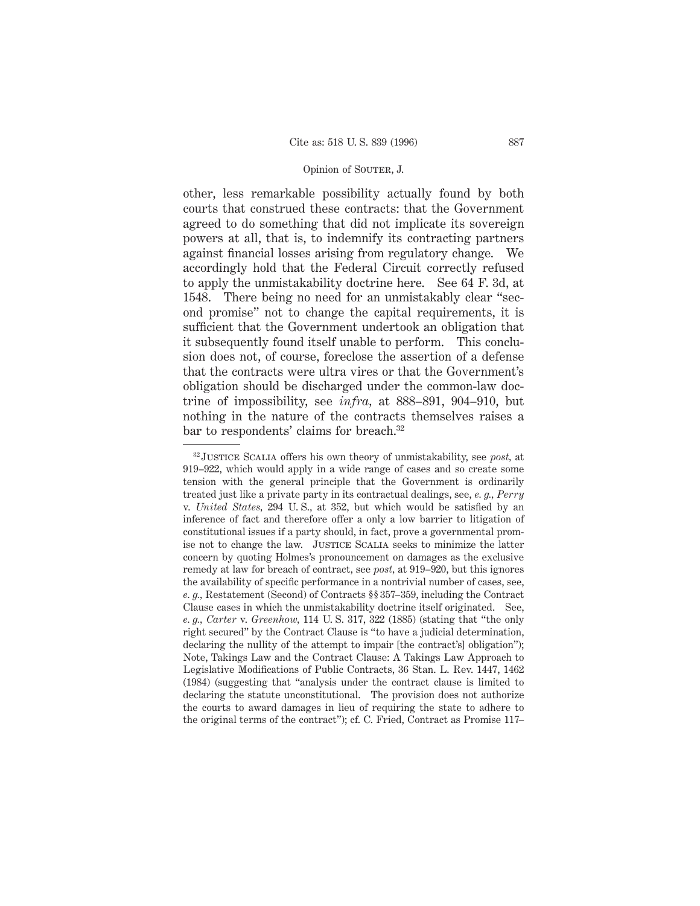other, less remarkable possibility actually found by both courts that construed these contracts: that the Government agreed to do something that did not implicate its sovereign powers at all, that is, to indemnify its contracting partners against financial losses arising from regulatory change. We accordingly hold that the Federal Circuit correctly refused to apply the unmistakability doctrine here. See 64 F. 3d, at 1548. There being no need for an unmistakably clear "second promise" not to change the capital requirements, it is sufficient that the Government undertook an obligation that it subsequently found itself unable to perform. This conclusion does not, of course, foreclose the assertion of a defense that the contracts were ultra vires or that the Government's obligation should be discharged under the common-law doctrine of impossibility, see *infra*, at 888–891, 904–910, but nothing in the nature of the contracts themselves raises a bar to respondents' claims for breach.[32]

---

[32] Justice Scalia offers his own theory of unmistakability, see *post*, at 919–922, which would apply in a wide range of cases and so create some tension with the general principle that the Government is ordinarily treated just like a private party in its contractual dealings, see, *e. g., Perry* v. *United States*, 294 U. S., at 352, but which would be satisfied by an inference of fact and therefore offer a only a low barrier to litigation of constitutional issues if a party should, in fact, prove a governmental promise not to change the law. Justice Scalia seeks to minimize the latter concern by quoting Holmes's pronouncement on damages as the exclusive remedy at law for breach of contract, see *post*, at 919–920, but this ignores the availability of specific performance in a nontrivial number of cases, see, *e. g.*, Restatement (Second) of Contracts §§ 357–359, including the Contract Clause cases in which the unmistakability doctrine itself originated. See, *e. g., Carter* v. *Greenhow*, 114 U. S. 317, 322 (1885) (stating that "the only right secured" by the Contract Clause is "to have a judicial determination, declaring the nullity of the attempt to impair [the contract's] obligation"); Note, Takings Law and the Contract Clause: A Takings Law Approach to Legislative Modifications of Public Contracts, 36 Stan. L. Rev. 1447, 1462 (1984) (suggesting that "analysis under the contract clause is limited to declaring the statute unconstitutional. The provision does not authorize the courts to award damages in lieu of requiring the state to adhere to the original terms of the contract"); cf. C. Fried, Contract as Promise 117–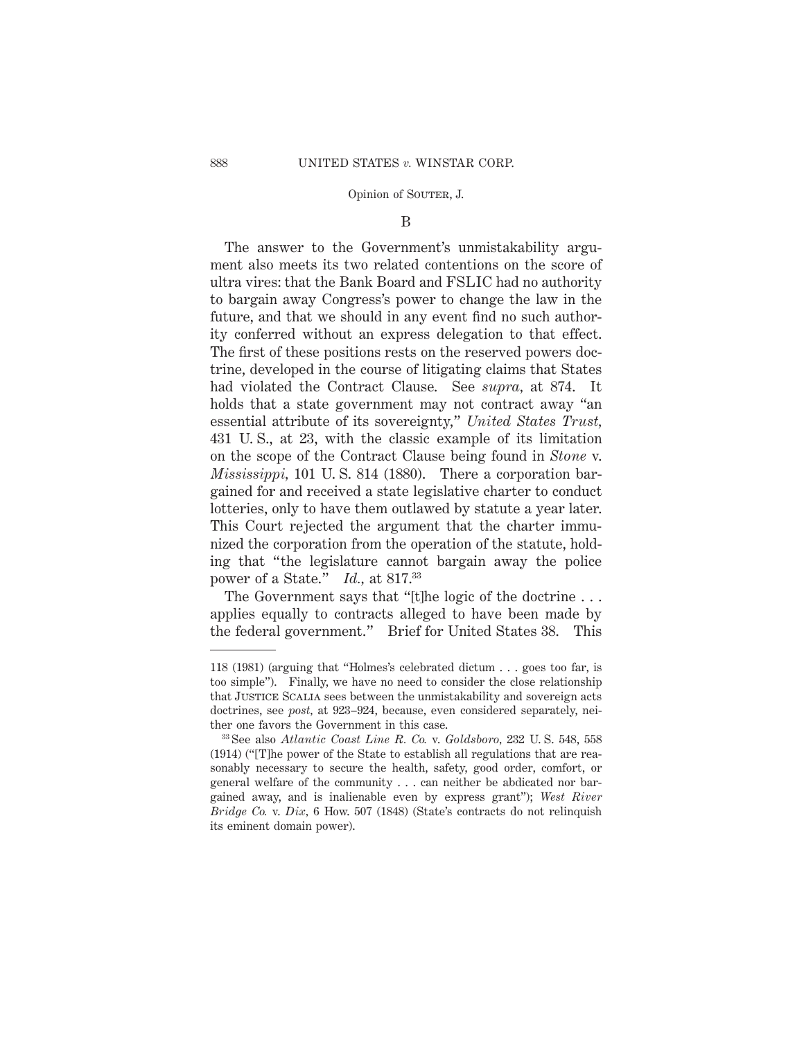B

The answer to the Government's unmistakability argument also meets its two related contentions on the score of ultra vires: that the Bank Board and FSLIC had no authority to bargain away Congress's power to change the law in the future, and that we should in any event find no such authority conferred without an express delegation to that effect. The first of these positions rests on the reserved powers doctrine, developed in the course of litigating claims that States had violated the Contract Clause. See *supra*, at 874. It holds that a state government may not contract away "an essential attribute of its sovereignty," *United States Trust*, 431 U. S., at 23, with the classic example of its limitation on the scope of the Contract Clause being found in *Stone* v. *Mississippi*, 101 U. S. 814 (1880). There a corporation bargained for and received a state legislative charter to conduct lotteries, only to have them outlawed by statute a year later. This Court rejected the argument that the charter immunized the corporation from the operation of the statute, holding that "the legislature cannot bargain away the police power of a State." *Id.*, at 817.[33]

The Government says that "[t]he logic of the doctrine . . . applies equally to contracts alleged to have been made by the federal government." Brief for United States 38. This

---

118 (1981) (arguing that "Holmes's celebrated dictum . . . goes too far, is too simple"). Finally, we have no need to consider the close relationship that Justice Scalia sees between the unmistakability and sovereign acts doctrines, see *post*, at 923–924, because, even considered separately, neither one favors the Government in this case.

[33] See also *Atlantic Coast Line R. Co.* v. *Goldsboro*, 232 U. S. 548, 558 (1914) ("[T]he power of the State to establish all regulations that are reasonably necessary to secure the health, safety, good order, comfort, or general welfare of the community . . . can neither be abdicated nor bargained away, and is inalienable even by express grant"); *West River Bridge Co.* v. *Dix*, 6 How. 507 (1848) (State's contracts do not relinquish its eminent domain power).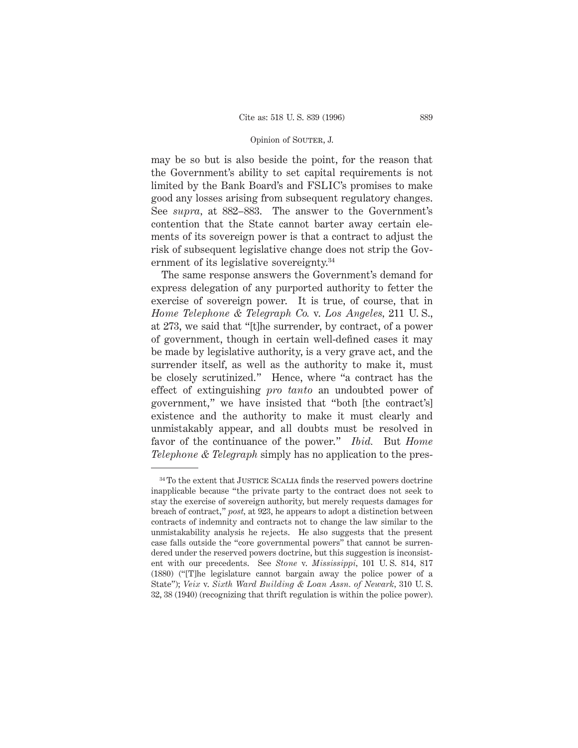may be so but is also beside the point, for the reason that the Government's ability to set capital requirements is not limited by the Bank Board's and FSLIC's promises to make good any losses arising from subsequent regulatory changes. See *supra*, at 882–883. The answer to the Government's contention that the State cannot barter away certain elements of its sovereign power is that a contract to adjust the risk of subsequent legislative change does not strip the Government of its legislative sovereignty.[34]

The same response answers the Government's demand for express delegation of any purported authority to fetter the exercise of sovereign power. It is true, of course, that in *Home Telephone & Telegraph Co.* v. *Los Angeles*, 211 U. S., at 273, we said that "[t]he surrender, by contract, of a power of government, though in certain well-defined cases it may be made by legislative authority, is a very grave act, and the surrender itself, as well as the authority to make it, must be closely scrutinized." Hence, where "a contract has the effect of extinguishing *pro tanto* an undoubted power of government," we have insisted that "both [the contract's] existence and the authority to make it must clearly and unmistakably appear, and all doubts must be resolved in favor of the continuance of the power." *Ibid.* But *Home Telephone & Telegraph* simply has no application to the pres-

[34] To the extent that Justice Scalia finds the reserved powers doctrine inapplicable because "the private party to the contract does not seek to stay the exercise of sovereign authority, but merely requests damages for breach of contract," *post*, at 923, he appears to adopt a distinction between contracts of indemnity and contracts not to change the law similar to the unmistakability analysis he rejects. He also suggests that the present case falls outside the "core governmental powers" that cannot be surrendered under the reserved powers doctrine, but this suggestion is inconsistent with our precedents. See *Stone* v. *Mississippi*, 101 U. S. 814, 817 (1880) ("[T]he legislature cannot bargain away the police power of a State"); *Veix* v. *Sixth Ward Building & Loan Assn. of Newark*, 310 U. S. 32, 38 (1940) (recognizing that thrift regulation is within the police power).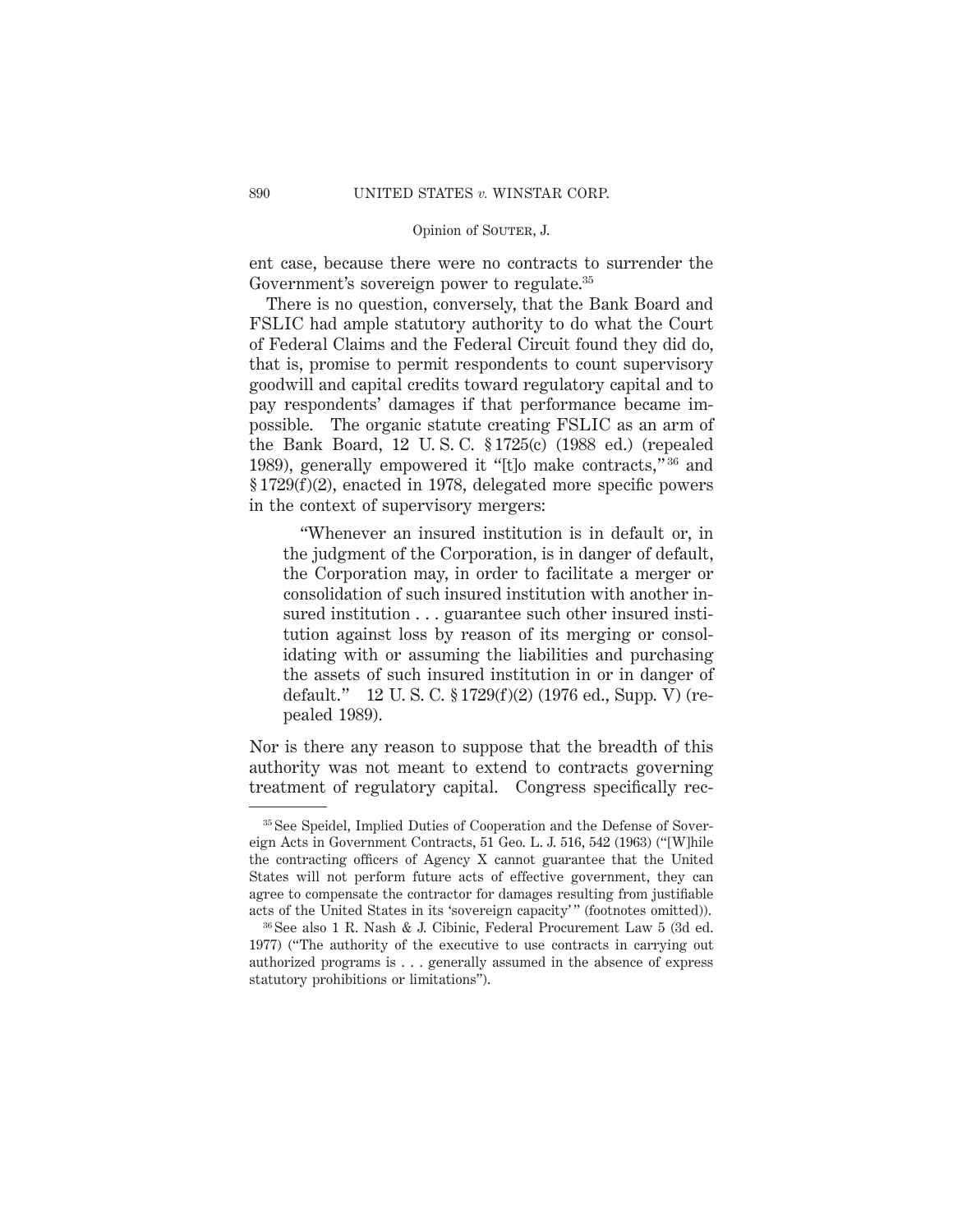ent case, because there were no contracts to surrender the Government's sovereign power to regulate.[35]

There is no question, conversely, that the Bank Board and FSLIC had ample statutory authority to do what the Court of Federal Claims and the Federal Circuit found they did do, that is, promise to permit respondents to count supervisory goodwill and capital credits toward regulatory capital and to pay respondents' damages if that performance became impossible. The organic statute creating FSLIC as an arm of the Bank Board, 12 U. S. C. § 1725(c) (1988 ed.) (repealed 1989), generally empowered it "[t]o make contracts,"[36] and § 1729(f)(2), enacted in 1978, delegated more specific powers in the context of supervisory mergers:

> "Whenever an insured institution is in default or, in the judgment of the Corporation, is in danger of default, the Corporation may, in order to facilitate a merger or consolidation of such insured institution with another insured institution . . . guarantee such other insured institution against loss by reason of its merging or consolidating with or assuming the liabilities and purchasing the assets of such insured institution in or in danger of default." 12 U. S. C. § 1729(f)(2) (1976 ed., Supp. V) (repealed 1989).

Nor is there any reason to suppose that the breadth of this authority was not meant to extend to contracts governing treatment of regulatory capital. Congress specifically rec-

---

[35] See Speidel, Implied Duties of Cooperation and the Defense of Sovereign Acts in Government Contracts, 51 Geo. L. J. 516, 542 (1963) ("[W]hile the contracting officers of Agency X cannot guarantee that the United States will not perform future acts of effective government, they can agree to compensate the contractor for damages resulting from justifiable acts of the United States in its 'sovereign capacity'" (footnotes omitted)).

[36] See also 1 R. Nash & J. Cibinic, Federal Procurement Law 5 (3d ed. 1977) ("The authority of the executive to use contracts in carrying out authorized programs is . . . generally assumed in the absence of express statutory prohibitions or limitations").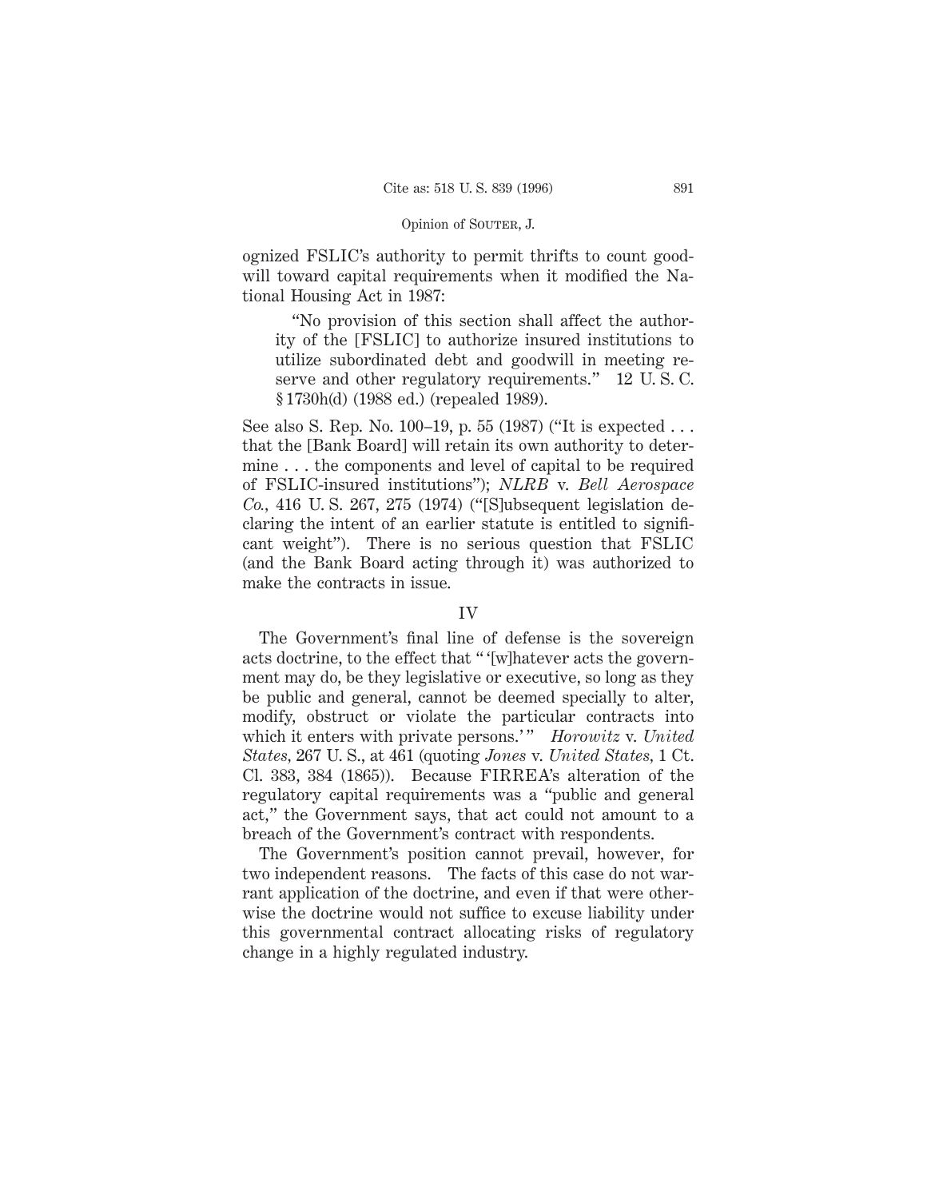ognized FSLIC's authority to permit thrifts to count goodwill toward capital requirements when it modified the National Housing Act in 1987:

> "No provision of this section shall affect the authority of the [FSLIC] to authorize insured institutions to utilize subordinated debt and goodwill in meeting reserve and other regulatory requirements." 12 U. S. C. § 1730h(d) (1988 ed.) (repealed 1989).

See also S. Rep. No. 100–19, p. 55 (1987) ("It is expected . . . that the [Bank Board] will retain its own authority to determine . . . the components and level of capital to be required of FSLIC-insured institutions"); *NLRB* v. *Bell Aerospace Co.*, 416 U. S. 267, 275 (1974) ("[S]ubsequent legislation declaring the intent of an earlier statute is entitled to significant weight"). There is no serious question that FSLIC (and the Bank Board acting through it) was authorized to make the contracts in issue.

## IV

The Government's final line of defense is the sovereign acts doctrine, to the effect that " '[w]hatever acts the government may do, be they legislative or executive, so long as they be public and general, cannot be deemed specially to alter, modify, obstruct or violate the particular contracts into which it enters with private persons.' " *Horowitz* v. *United States*, 267 U. S., at 461 (quoting *Jones* v. *United States*, 1 Ct. Cl. 383, 384 (1865)). Because FIRREA's alteration of the regulatory capital requirements was a "public and general act," the Government says, that act could not amount to a breach of the Government's contract with respondents.

The Government's position cannot prevail, however, for two independent reasons. The facts of this case do not warrant application of the doctrine, and even if that were otherwise the doctrine would not suffice to excuse liability under this governmental contract allocating risks of regulatory change in a highly regulated industry.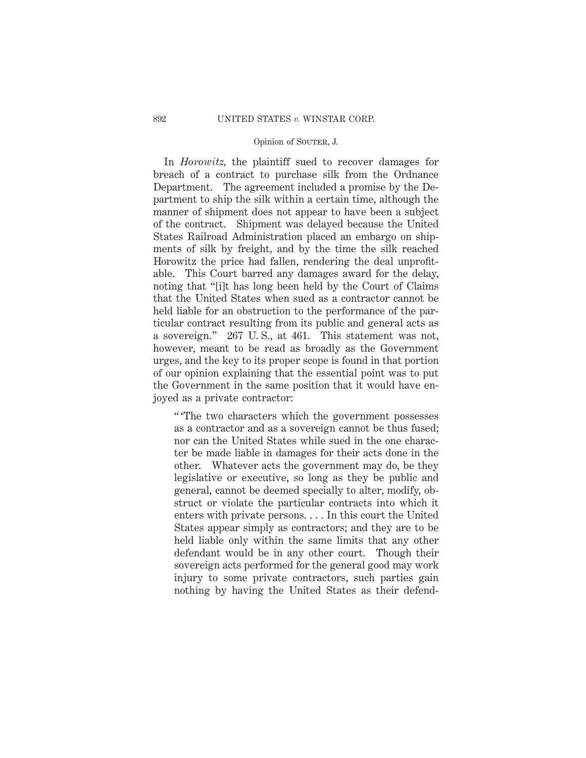In *Horowitz,* the plaintiff sued to recover damages for breach of a contract to purchase silk from the Ordnance Department. The agreement included a promise by the Department to ship the silk within a certain time, although the manner of shipment does not appear to have been a subject of the contract. Shipment was delayed because the United States Railroad Administration placed an embargo on shipments of silk by freight, and by the time the silk reached Horowitz the price had fallen, rendering the deal unprofitable. This Court barred any damages award for the delay, noting that "[i]t has long been held by the Court of Claims that the United States when sued as a contractor cannot be held liable for an obstruction to the performance of the particular contract resulting from its public and general acts as a sovereign." 267 U. S., at 461. This statement was not, however, meant to be read as broadly as the Government urges, and the key to its proper scope is found in that portion of our opinion explaining that the essential point was to put the Government in the same position that it would have enjoyed as a private contractor:

> " 'The two characters which the government possesses as a contractor and as a sovereign cannot be thus fused; nor can the United States while sued in the one character be made liable in damages for their acts done in the other. Whatever acts the government may do, be they legislative or executive, so long as they be public and general, cannot be deemed specially to alter, modify, obstruct or violate the particular contracts into which it enters with private persons. . . . In this court the United States appear simply as contractors; and they are to be held liable only within the same limits that any other defendant would be in any other court. Though their sovereign acts performed for the general good may work injury to some private contractors, such parties gain nothing by having the United States as their defend-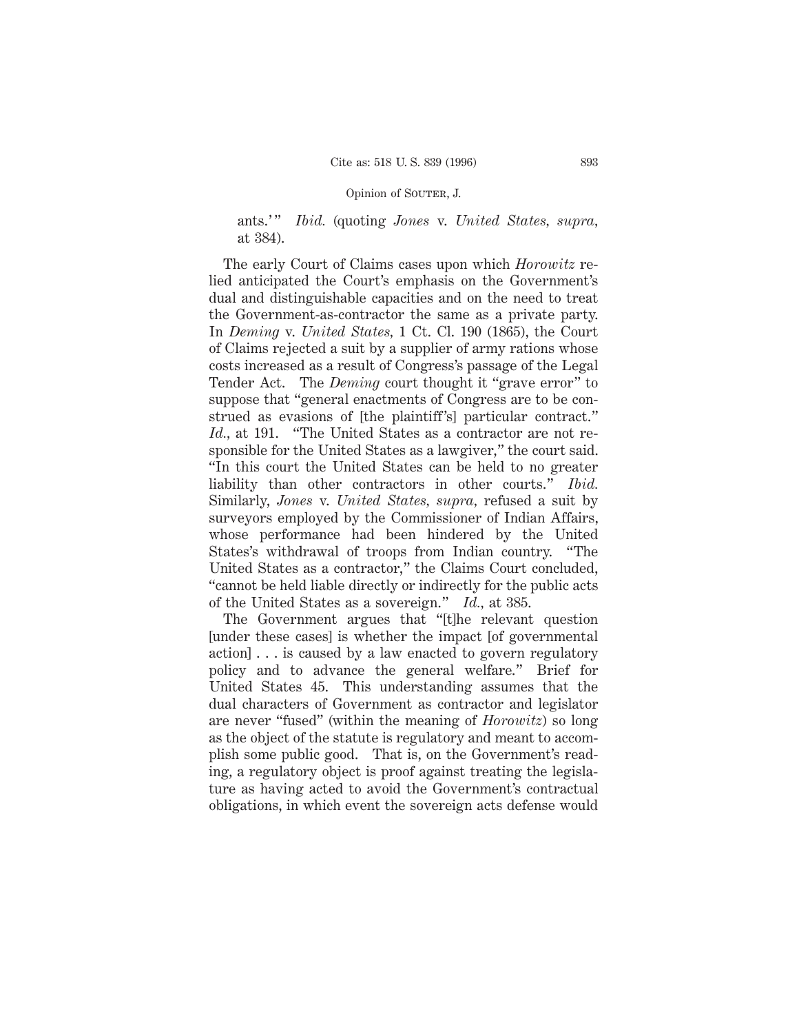ants.'" *Ibid.* (quoting *Jones* v. *United States, supra,* at 384).

The early Court of Claims cases upon which *Horowitz* relied anticipated the Court's emphasis on the Government's dual and distinguishable capacities and on the need to treat the Government-as-contractor the same as a private party. In *Deming* v. *United States,* 1 Ct. Cl. 190 (1865), the Court of Claims rejected a suit by a supplier of army rations whose costs increased as a result of Congress's passage of the Legal Tender Act. The *Deming* court thought it "grave error" to suppose that "general enactments of Congress are to be construed as evasions of [the plaintiff's] particular contract." *Id.,* at 191. "The United States as a contractor are not responsible for the United States as a lawgiver," the court said. "In this court the United States can be held to no greater liability than other contractors in other courts." *Ibid.* Similarly, *Jones* v. *United States, supra,* refused a suit by surveyors employed by the Commissioner of Indian Affairs, whose performance had been hindered by the United States's withdrawal of troops from Indian country. "The United States as a contractor," the Claims Court concluded, "cannot be held liable directly or indirectly for the public acts of the United States as a sovereign." *Id.,* at 385.

The Government argues that "[t]he relevant question [under these cases] is whether the impact [of governmental action] . . . is caused by a law enacted to govern regulatory policy and to advance the general welfare." Brief for United States 45. This understanding assumes that the dual characters of Government as contractor and legislator are never "fused" (within the meaning of *Horowitz*) so long as the object of the statute is regulatory and meant to accomplish some public good. That is, on the Government's reading, a regulatory object is proof against treating the legislature as having acted to avoid the Government's contractual obligations, in which event the sovereign acts defense would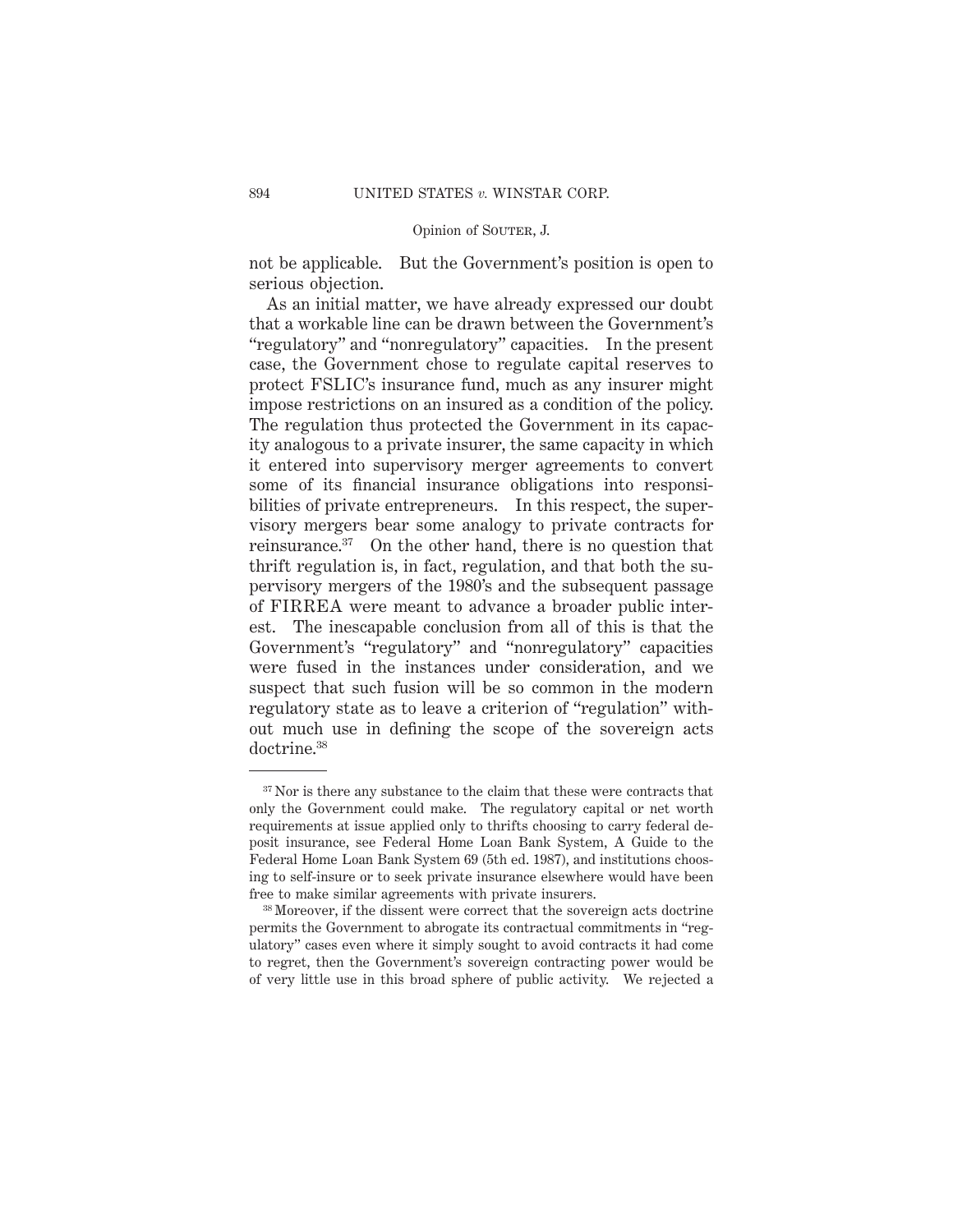not be applicable. But the Government's position is open to serious objection.

As an initial matter, we have already expressed our doubt that a workable line can be drawn between the Government's "regulatory" and "nonregulatory" capacities. In the present case, the Government chose to regulate capital reserves to protect FSLIC's insurance fund, much as any insurer might impose restrictions on an insured as a condition of the policy. The regulation thus protected the Government in its capacity analogous to a private insurer, the same capacity in which it entered into supervisory merger agreements to convert some of its financial insurance obligations into responsibilities of private entrepreneurs. In this respect, the supervisory mergers bear some analogy to private contracts for reinsurance.[37] On the other hand, there is no question that thrift regulation is, in fact, regulation, and that both the supervisory mergers of the 1980's and the subsequent passage of FIRREA were meant to advance a broader public interest. The inescapable conclusion from all of this is that the Government's "regulatory" and "nonregulatory" capacities were fused in the instances under consideration, and we suspect that such fusion will be so common in the modern regulatory state as to leave a criterion of "regulation" without much use in defining the scope of the sovereign acts doctrine.[38]

---

[37] Nor is there any substance to the claim that these were contracts that only the Government could make. The regulatory capital or net worth requirements at issue applied only to thrifts choosing to carry federal deposit insurance, see Federal Home Loan Bank System, A Guide to the Federal Home Loan Bank System 69 (5th ed. 1987), and institutions choosing to self-insure or to seek private insurance elsewhere would have been free to make similar agreements with private insurers.

[38] Moreover, if the dissent were correct that the sovereign acts doctrine permits the Government to abrogate its contractual commitments in "regulatory" cases even where it simply sought to avoid contracts it had come to regret, then the Government's sovereign contracting power would be of very little use in this broad sphere of public activity. We rejected a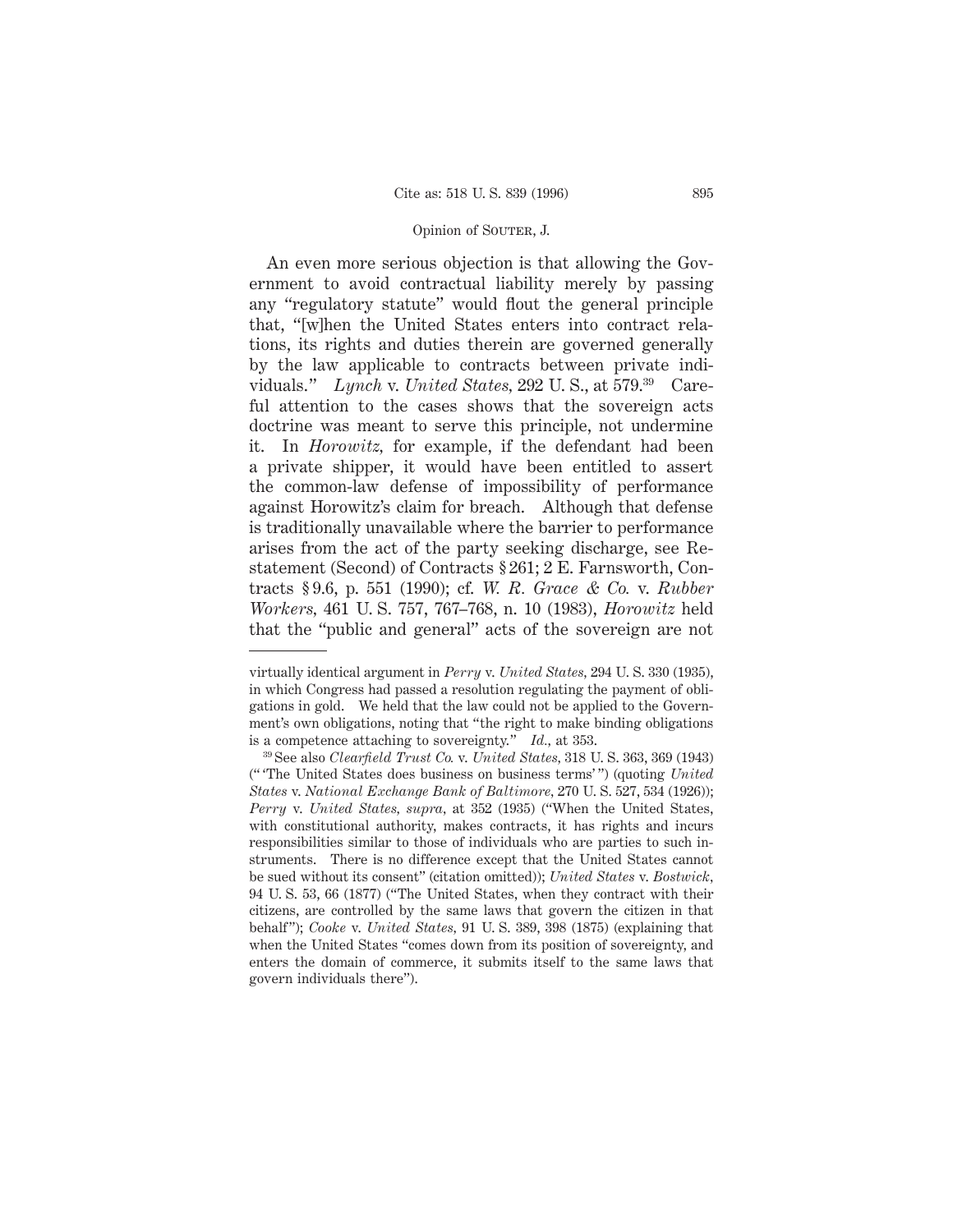An even more serious objection is that allowing the Government to avoid contractual liability merely by passing any "regulatory statute" would flout the general principle that, "[w]hen the United States enters into contract relations, its rights and duties therein are governed generally by the law applicable to contracts between private individuals." *Lynch* v. *United States,* 292 U. S., at 579.[39] Careful attention to the cases shows that the sovereign acts doctrine was meant to serve this principle, not undermine it. In *Horowitz,* for example, if the defendant had been a private shipper, it would have been entitled to assert the common-law defense of impossibility of performance against Horowitz's claim for breach. Although that defense is traditionally unavailable where the barrier to performance arises from the act of the party seeking discharge, see Restatement (Second) of Contracts § 261; 2 E. Farnsworth, Contracts § 9.6, p. 551 (1990); cf. *W. R. Grace & Co.* v. *Rubber Workers,* 461 U. S. 757, 767–768, n. 10 (1983), *Horowitz* held that the "public and general" acts of the sovereign are not

---

virtually identical argument in *Perry* v. *United States,* 294 U. S. 330 (1935), in which Congress had passed a resolution regulating the payment of obligations in gold. We held that the law could not be applied to the Government's own obligations, noting that "the right to make binding obligations is a competence attaching to sovereignty." *Id.,* at 353.

[39] See also *Clearfield Trust Co.* v. *United States,* 318 U. S. 363, 369 (1943) ("'The United States does business on business terms'") (quoting *United States* v. *National Exchange Bank of Baltimore,* 270 U. S. 527, 534 (1926)); *Perry* v. *United States, supra,* at 352 (1935) ("When the United States, with constitutional authority, makes contracts, it has rights and incurs responsibilities similar to those of individuals who are parties to such instruments. There is no difference except that the United States cannot be sued without its consent" (citation omitted)); *United States* v. *Bostwick,* 94 U. S. 53, 66 (1877) ("The United States, when they contract with their citizens, are controlled by the same laws that govern the citizen in that behalf"); *Cooke* v. *United States,* 91 U. S. 389, 398 (1875) (explaining that when the United States "comes down from its position of sovereignty, and enters the domain of commerce, it submits itself to the same laws that govern individuals there").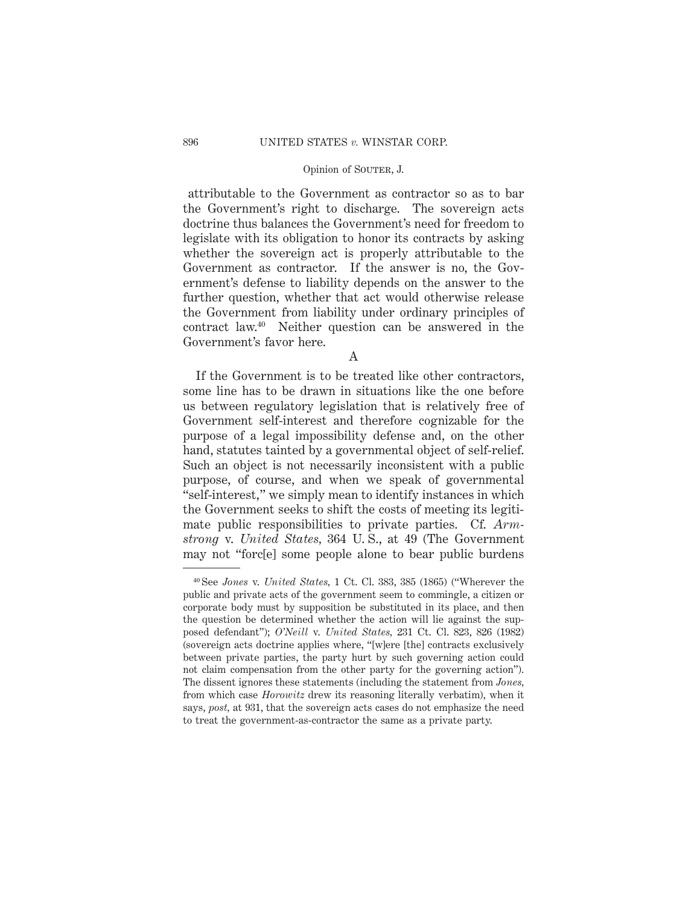attributable to the Government as contractor so as to bar the Government's right to discharge. The sovereign acts doctrine thus balances the Government's need for freedom to legislate with its obligation to honor its contracts by asking whether the sovereign act is properly attributable to the Government as contractor. If the answer is no, the Government's defense to liability depends on the answer to the further question, whether that act would otherwise release the Government from liability under ordinary principles of contract law.[40] Neither question can be answered in the Government's favor here.

## A

If the Government is to be treated like other contractors, some line has to be drawn in situations like the one before us between regulatory legislation that is relatively free of Government self-interest and therefore cognizable for the purpose of a legal impossibility defense and, on the other hand, statutes tainted by a governmental object of self-relief. Such an object is not necessarily inconsistent with a public purpose, of course, and when we speak of governmental "self-interest," we simply mean to identify instances in which the Government seeks to shift the costs of meeting its legitimate public responsibilities to private parties. Cf. *Armstrong* v. *United States*, 364 U. S., at 49 (The Government may not "forc[e] some people alone to bear public burdens

---

[40] See *Jones* v. *United States*, 1 Ct. Cl. 383, 385 (1865) ("Wherever the public and private acts of the government seem to commingle, a citizen or corporate body must by supposition be substituted in its place, and then the question be determined whether the action will lie against the supposed defendant"); *O'Neill* v. *United States*, 231 Ct. Cl. 823, 826 (1982) (sovereign acts doctrine applies where, "[w]ere [the] contracts exclusively between private parties, the party hurt by such governing action could not claim compensation from the other party for the governing action"). The dissent ignores these statements (including the statement from *Jones*, from which case *Horowitz* drew its reasoning literally verbatim), when it says, *post*, at 931, that the sovereign acts cases do not emphasize the need to treat the government-as-contractor the same as a private party.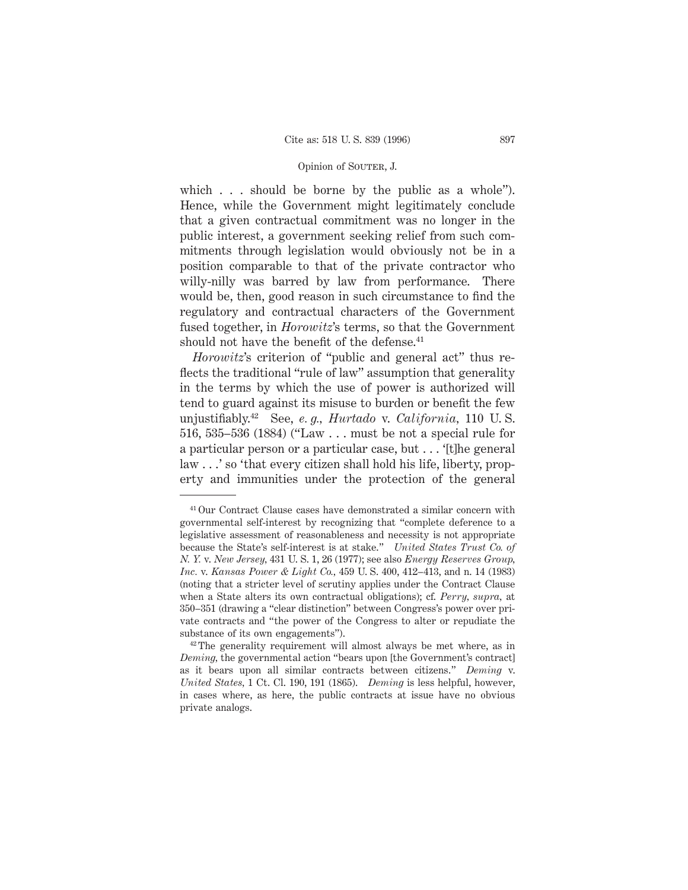which . . . should be borne by the public as a whole"). Hence, while the Government might legitimately conclude that a given contractual commitment was no longer in the public interest, a government seeking relief from such commitments through legislation would obviously not be in a position comparable to that of the private contractor who willy-nilly was barred by law from performance. There would be, then, good reason in such circumstance to find the regulatory and contractual characters of the Government fused together, in *Horowitz*'s terms, so that the Government should not have the benefit of the defense.[41]

*Horowitz*'s criterion of "public and general act" thus reflects the traditional "rule of law" assumption that generality in the terms by which the use of power is authorized will tend to guard against its misuse to burden or benefit the few unjustifiably.[42] See, *e. g., Hurtado* v. *California*, 110 U. S. 516, 535–536 (1884) ("Law . . . must be not a special rule for a particular person or a particular case, but . . . '[t]he general law . . .' so 'that every citizen shall hold his life, liberty, property and immunities under the protection of the general

---

[41] Our Contract Clause cases have demonstrated a similar concern with governmental self-interest by recognizing that "complete deference to a legislative assessment of reasonableness and necessity is not appropriate because the State's self-interest is at stake." *United States Trust Co. of N. Y.* v. *New Jersey*, 431 U. S. 1, 26 (1977); see also *Energy Reserves Group, Inc.* v. *Kansas Power & Light Co.*, 459 U. S. 400, 412–413, and n. 14 (1983) (noting that a stricter level of scrutiny applies under the Contract Clause when a State alters its own contractual obligations); cf. *Perry*, *supra*, at 350–351 (drawing a "clear distinction" between Congress's power over private contracts and "the power of the Congress to alter or repudiate the substance of its own engagements").

[42] The generality requirement will almost always be met where, as in *Deming*, the governmental action "bears upon [the Government's contract] as it bears upon all similar contracts between citizens." *Deming* v. *United States*, 1 Ct. Cl. 190, 191 (1865). *Deming* is less helpful, however, in cases where, as here, the public contracts at issue have no obvious private analogs.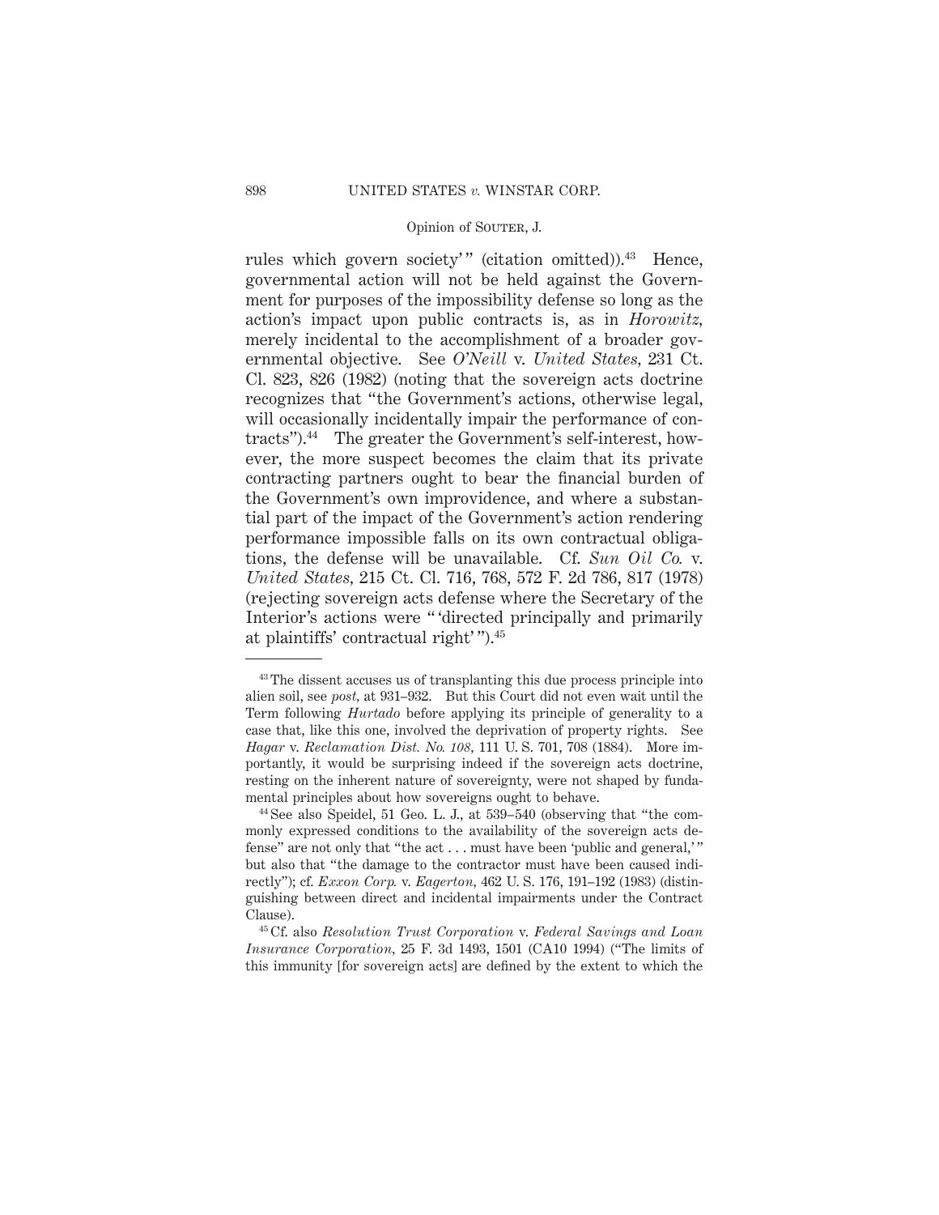rules which govern society'" (citation omitted)).[43] Hence, governmental action will not be held against the Government for purposes of the impossibility defense so long as the action's impact upon public contracts is, as in *Horowitz,* merely incidental to the accomplishment of a broader governmental objective. See *O'Neill* v. *United States,* 231 Ct. Cl. 823, 826 (1982) (noting that the sovereign acts doctrine recognizes that "the Government's actions, otherwise legal, will occasionally incidentally impair the performance of contracts").[44] The greater the Government's self-interest, however, the more suspect becomes the claim that its private contracting partners ought to bear the financial burden of the Government's own improvidence, and where a substantial part of the impact of the Government's action rendering performance impossible falls on its own contractual obligations, the defense will be unavailable. Cf. *Sun Oil Co.* v. *United States,* 215 Ct. Cl. 716, 768, 572 F. 2d 786, 817 (1978) (rejecting sovereign acts defense where the Secretary of the Interior's actions were "'directed principally and primarily at plaintiffs' contractual right'").[45]

---

[43] The dissent accuses us of transplanting this due process principle into alien soil, see *post,* at 931–932. But this Court did not even wait until the Term following *Hurtado* before applying its principle of generality to a case that, like this one, involved the deprivation of property rights. See *Hagar* v. *Reclamation Dist. No. 108,* 111 U. S. 701, 708 (1884). More importantly, it would be surprising indeed if the sovereign acts doctrine, resting on the inherent nature of sovereignty, were not shaped by fundamental principles about how sovereigns ought to behave.

[44] See also Speidel, 51 Geo. L. J., at 539–540 (observing that "the commonly expressed conditions to the availability of the sovereign acts defense" are not only that "the act . . . must have been 'public and general,'" but also that "the damage to the contractor must have been caused indirectly"); cf. *Exxon Corp.* v. *Eagerton,* 462 U. S. 176, 191–192 (1983) (distinguishing between direct and incidental impairments under the Contract Clause).

[45] Cf. also *Resolution Trust Corporation* v. *Federal Savings and Loan Insurance Corporation,* 25 F. 3d 1493, 1501 (CA10 1994) ("The limits of this immunity [for sovereign acts] are defined by the extent to which the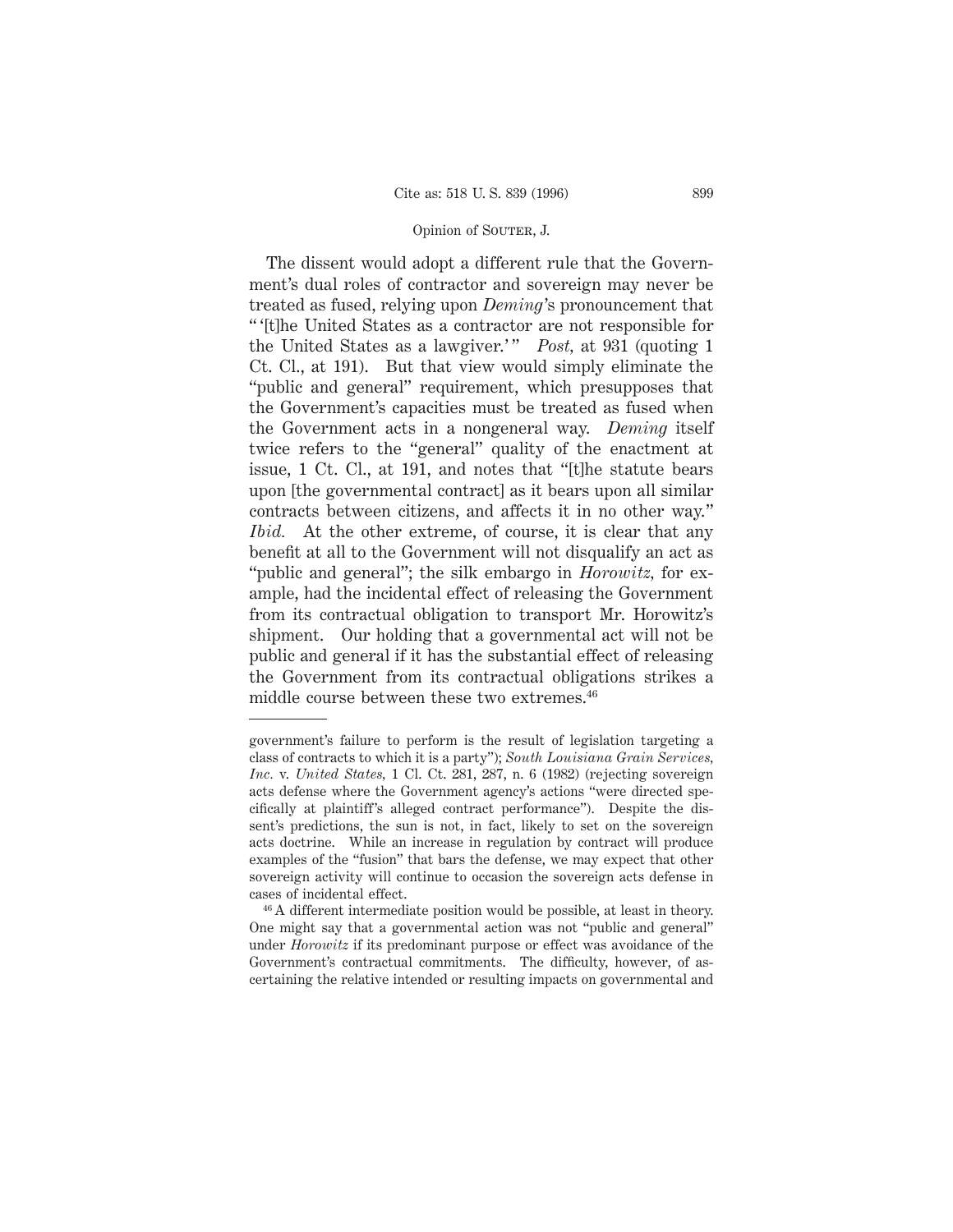The dissent would adopt a different rule that the Government's dual roles of contractor and sovereign may never be treated as fused, relying upon *Deming*'s pronouncement that " '[t]he United States as a contractor are not responsible for the United States as a lawgiver.' " *Post*, at 931 (quoting 1 Ct. Cl., at 191). But that view would simply eliminate the "public and general" requirement, which presupposes that the Government's capacities must be treated as fused when the Government acts in a nongeneral way. *Deming* itself twice refers to the "general" quality of the enactment at issue, 1 Ct. Cl., at 191, and notes that "[t]he statute bears upon [the governmental contract] as it bears upon all similar contracts between citizens, and affects it in no other way." *Ibid.* At the other extreme, of course, it is clear that any benefit at all to the Government will not disqualify an act as "public and general"; the silk embargo in *Horowitz*, for example, had the incidental effect of releasing the Government from its contractual obligation to transport Mr. Horowitz's shipment. Our holding that a governmental act will not be public and general if it has the substantial effect of releasing the Government from its contractual obligations strikes a middle course between these two extremes.[46]

---

government's failure to perform is the result of legislation targeting a class of contracts to which it is a party"); *South Louisiana Grain Services, Inc.* v. *United States*, 1 Cl. Ct. 281, 287, n. 6 (1982) (rejecting sovereign acts defense where the Government agency's actions "were directed specifically at plaintiff's alleged contract performance"). Despite the dissent's predictions, the sun is not, in fact, likely to set on the sovereign acts doctrine. While an increase in regulation by contract will produce examples of the "fusion" that bars the defense, we may expect that other sovereign activity will continue to occasion the sovereign acts defense in cases of incidental effect.

[46] A different intermediate position would be possible, at least in theory. One might say that a governmental action was not "public and general" under *Horowitz* if its predominant purpose or effect was avoidance of the Government's contractual commitments. The difficulty, however, of ascertaining the relative intended or resulting impacts on governmental and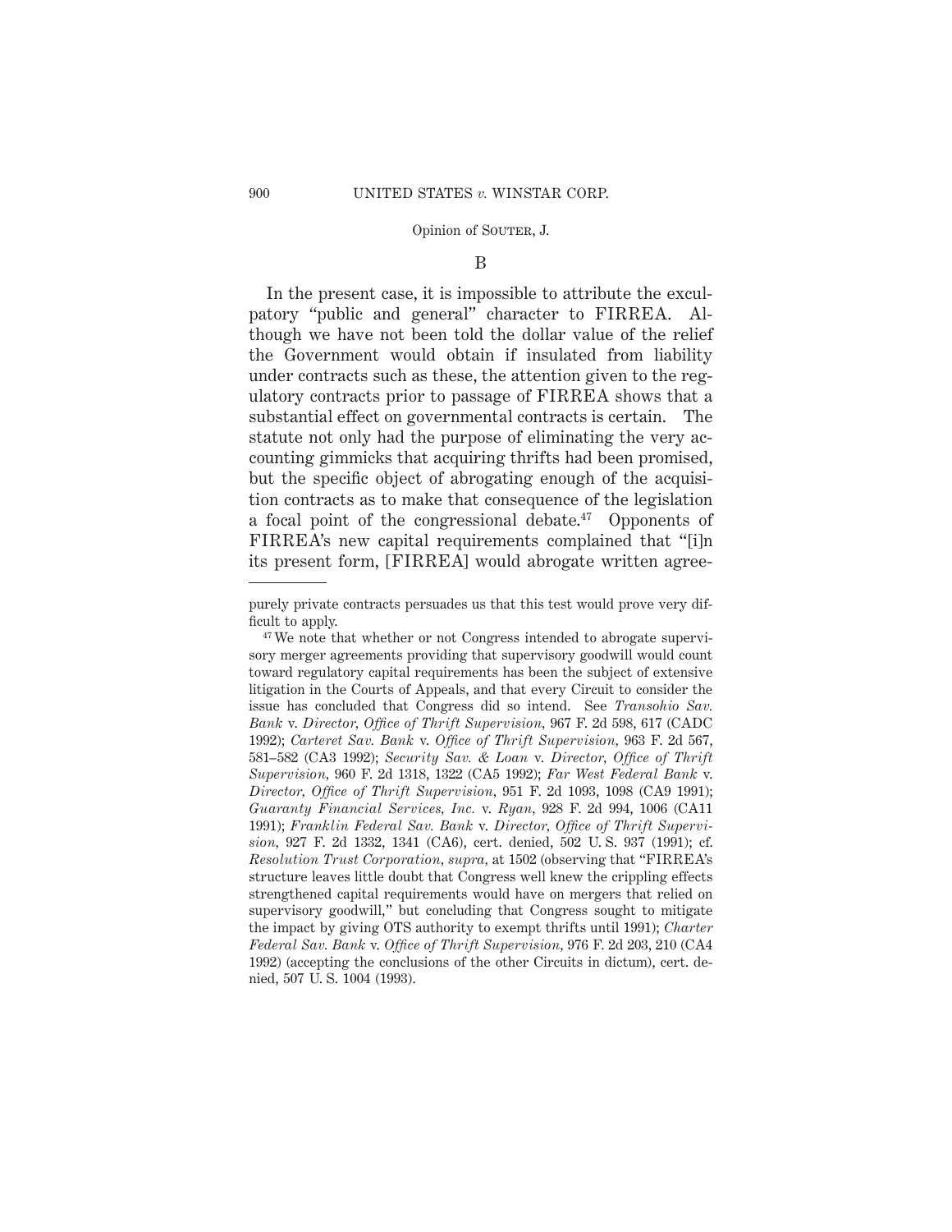B

In the present case, it is impossible to attribute the exculpatory "public and general" character to FIRREA. Although we have not been told the dollar value of the relief the Government would obtain if insulated from liability under contracts such as these, the attention given to the regulatory contracts prior to passage of FIRREA shows that a substantial effect on governmental contracts is certain. The statute not only had the purpose of eliminating the very accounting gimmicks that acquiring thrifts had been promised, but the specific object of abrogating enough of the acquisition contracts as to make that consequence of the legislation a focal point of the congressional debate.[47] Opponents of FIRREA's new capital requirements complained that "[i]n its present form, [FIRREA] would abrogate written agree-

---

purely private contracts persuades us that this test would prove very difficult to apply.

[47] We note that whether or not Congress intended to abrogate supervisory merger agreements providing that supervisory goodwill would count toward regulatory capital requirements has been the subject of extensive litigation in the Courts of Appeals, and that every Circuit to consider the issue has concluded that Congress did so intend. See *Transohio Sav. Bank* v. *Director, Office of Thrift Supervision*, 967 F. 2d 598, 617 (CADC 1992); *Carteret Sav. Bank* v. *Office of Thrift Supervision*, 963 F. 2d 567, 581–582 (CA3 1992); *Security Sav. & Loan* v. *Director, Office of Thrift Supervision*, 960 F. 2d 1318, 1322 (CA5 1992); *Far West Federal Bank* v. *Director, Office of Thrift Supervision*, 951 F. 2d 1093, 1098 (CA9 1991); *Guaranty Financial Services, Inc.* v. *Ryan*, 928 F. 2d 994, 1006 (CA11 1991); *Franklin Federal Sav. Bank* v. *Director, Office of Thrift Supervision*, 927 F. 2d 1332, 1341 (CA6), cert. denied, 502 U. S. 937 (1991); cf. *Resolution Trust Corporation*, *supra*, at 1502 (observing that "FIRREA's structure leaves little doubt that Congress well knew the crippling effects strengthened capital requirements would have on mergers that relied on supervisory goodwill," but concluding that Congress sought to mitigate the impact by giving OTS authority to exempt thrifts until 1991); *Charter Federal Sav. Bank* v. *Office of Thrift Supervision*, 976 F. 2d 203, 210 (CA4 1992) (accepting the conclusions of the other Circuits in dictum), cert. denied, 507 U. S. 1004 (1993).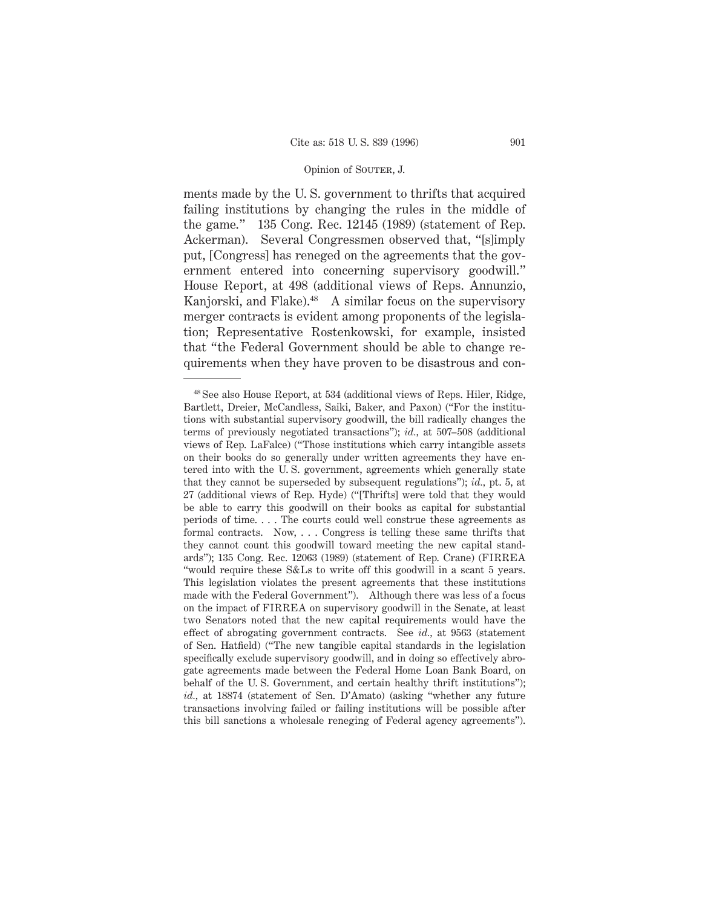ments made by the U. S. government to thrifts that acquired failing institutions by changing the rules in the middle of the game." 135 Cong. Rec. 12145 (1989) (statement of Rep. Ackerman). Several Congressmen observed that, "[s]imply put, [Congress] has reneged on the agreements that the government entered into concerning supervisory goodwill." House Report, at 498 (additional views of Reps. Annunzio, Kanjorski, and Flake).[48] A similar focus on the supervisory merger contracts is evident among proponents of the legislation; Representative Rostenkowski, for example, insisted that "the Federal Government should be able to change requirements when they have proven to be disastrous and con-

---

[48] See also House Report, at 534 (additional views of Reps. Hiler, Ridge, Bartlett, Dreier, McCandless, Saiki, Baker, and Paxon) ("For the institutions with substantial supervisory goodwill, the bill radically changes the terms of previously negotiated transactions"); *id.,* at 507–508 (additional views of Rep. LaFalce) ("Those institutions which carry intangible assets on their books do so generally under written agreements they have entered into with the U. S. government, agreements which generally state that they cannot be superseded by subsequent regulations"); *id.,* pt. 5, at 27 (additional views of Rep. Hyde) ("[Thrifts] were told that they would be able to carry this goodwill on their books as capital for substantial periods of time. . . . The courts could well construe these agreements as formal contracts. Now, . . . Congress is telling these same thrifts that they cannot count this goodwill toward meeting the new capital standards"); 135 Cong. Rec. 12063 (1989) (statement of Rep. Crane) (FIRREA "would require these S&Ls to write off this goodwill in a scant 5 years. This legislation violates the present agreements that these institutions made with the Federal Government"). Although there was less of a focus on the impact of FIRREA on supervisory goodwill in the Senate, at least two Senators noted that the new capital requirements would have the effect of abrogating government contracts. See *id.,* at 9563 (statement of Sen. Hatfield) ("The new tangible capital standards in the legislation specifically exclude supervisory goodwill, and in doing so effectively abrogate agreements made between the Federal Home Loan Bank Board, on behalf of the U. S. Government, and certain healthy thrift institutions"); *id.,* at 18874 (statement of Sen. D'Amato) (asking "whether any future transactions involving failed or failing institutions will be possible after this bill sanctions a wholesale reneging of Federal agency agreements").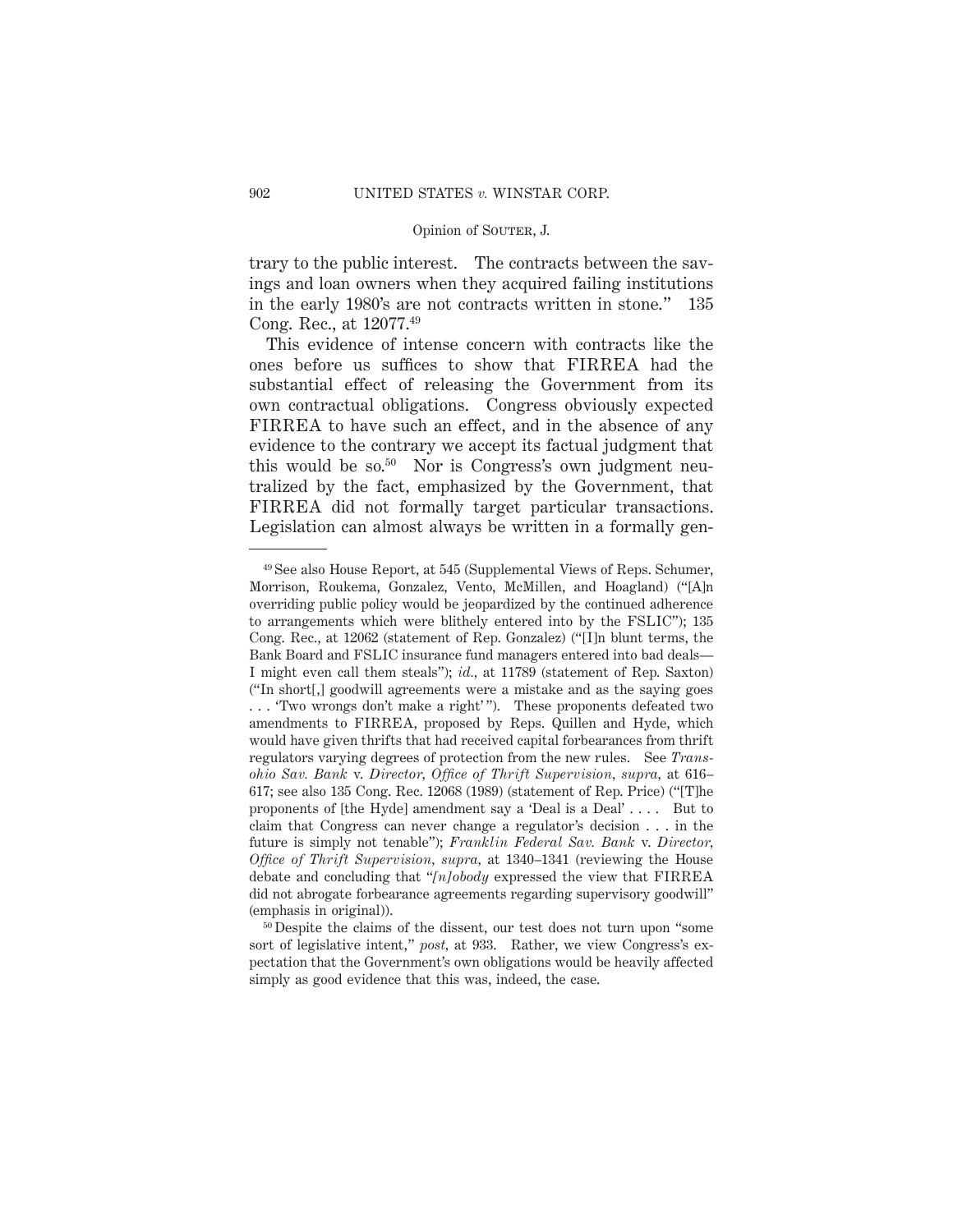trary to the public interest. The contracts between the savings and loan owners when they acquired failing institutions in the early 1980's are not contracts written in stone." 135 Cong. Rec., at 12077.[49]

This evidence of intense concern with contracts like the ones before us suffices to show that FIRREA had the substantial effect of releasing the Government from its own contractual obligations. Congress obviously expected FIRREA to have such an effect, and in the absence of any evidence to the contrary we accept its factual judgment that this would be so.[50] Nor is Congress's own judgment neutralized by the fact, emphasized by the Government, that FIRREA did not formally target particular transactions. Legislation can almost always be written in a formally gen-

---

[49] See also House Report, at 545 (Supplemental Views of Reps. Schumer, Morrison, Roukema, Gonzalez, Vento, McMillen, and Hoagland) ("[A]n overriding public policy would be jeopardized by the continued adherence to arrangements which were blithely entered into by the FSLIC"); 135 Cong. Rec., at 12062 (statement of Rep. Gonzalez) ("[I]n blunt terms, the Bank Board and FSLIC insurance fund managers entered into bad deals—I might even call them steals"); *id.*, at 11789 (statement of Rep. Saxton) ("In short[,] goodwill agreements were a mistake and as the saying goes . . . 'Two wrongs don't make a right' "). These proponents defeated two amendments to FIRREA, proposed by Reps. Quillen and Hyde, which would have given thrifts that had received capital forbearances from thrift regulators varying degrees of protection from the new rules. See *Transohio Sav. Bank* v. *Director, Office of Thrift Supervision*, *supra*, at 616–617; see also 135 Cong. Rec. 12068 (1989) (statement of Rep. Price) ("[T]he proponents of [the Hyde] amendment say a 'Deal is a Deal' . . . . But to claim that Congress can never change a regulator's decision . . . in the future is simply not tenable"); *Franklin Federal Sav. Bank* v. *Director, Office of Thrift Supervision*, *supra*, at 1340–1341 (reviewing the House debate and concluding that "*[n]obody* expressed the view that FIRREA did not abrogate forbearance agreements regarding supervisory goodwill" (emphasis in original)).

[50] Despite the claims of the dissent, our test does not turn upon "some sort of legislative intent," *post*, at 933. Rather, we view Congress's expectation that the Government's own obligations would be heavily affected simply as good evidence that this was, indeed, the case.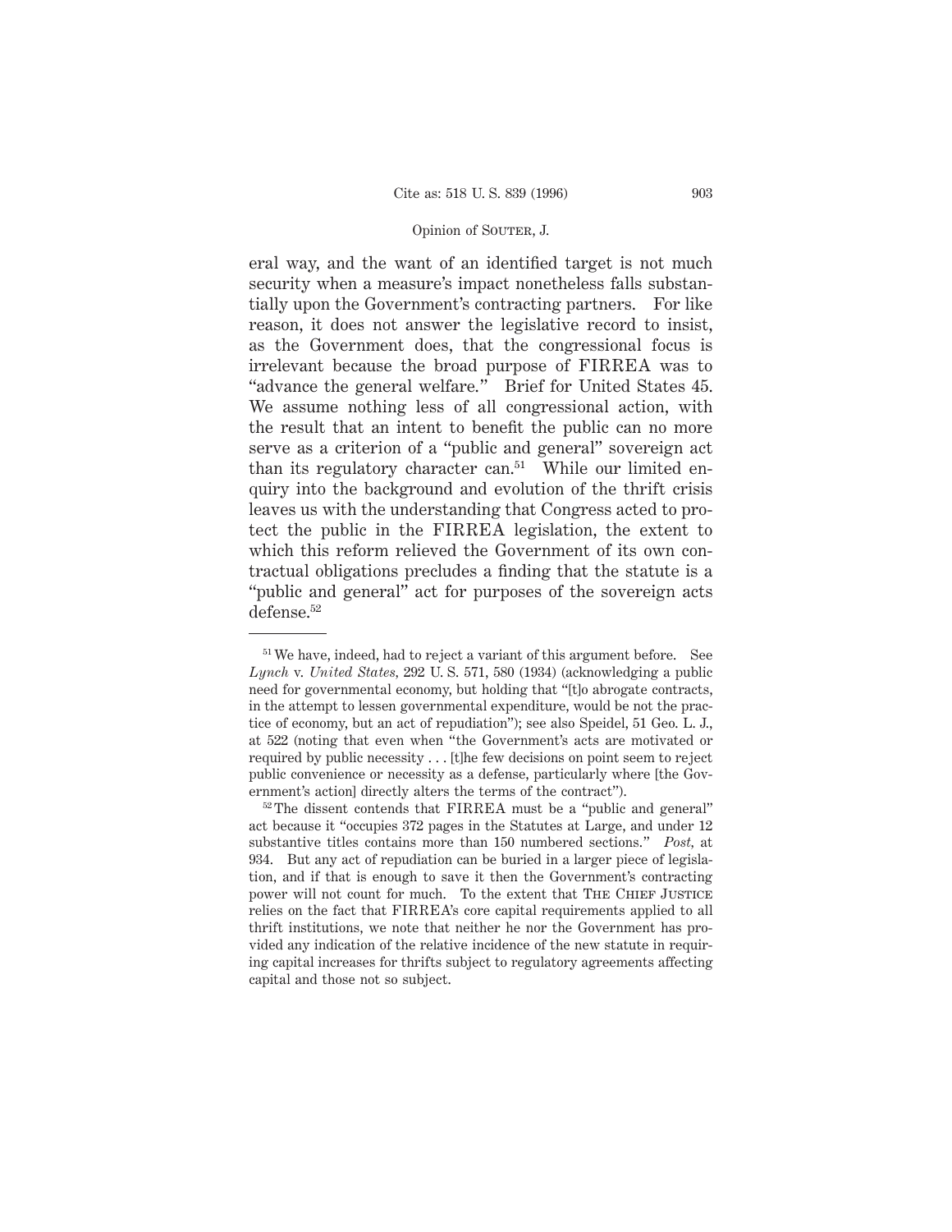eral way, and the want of an identified target is not much security when a measure's impact nonetheless falls substantially upon the Government's contracting partners. For like reason, it does not answer the legislative record to insist, as the Government does, that the congressional focus is irrelevant because the broad purpose of FIRREA was to "advance the general welfare." Brief for United States 45. We assume nothing less of all congressional action, with the result that an intent to benefit the public can no more serve as a criterion of a "public and general" sovereign act than its regulatory character can.[51] While our limited enquiry into the background and evolution of the thrift crisis leaves us with the understanding that Congress acted to protect the public in the FIRREA legislation, the extent to which this reform relieved the Government of its own contractual obligations precludes a finding that the statute is a "public and general" act for purposes of the sovereign acts defense.[52]

---

[51] We have, indeed, had to reject a variant of this argument before. See *Lynch* v. *United States*, 292 U. S. 571, 580 (1934) (acknowledging a public need for governmental economy, but holding that "[t]o abrogate contracts, in the attempt to lessen governmental expenditure, would be not the practice of economy, but an act of repudiation"); see also Speidel, 51 Geo. L. J., at 522 (noting that even when "the Government's acts are motivated or required by public necessity . . . [t]he few decisions on point seem to reject public convenience or necessity as a defense, particularly where [the Government's action] directly alters the terms of the contract").

[52] The dissent contends that FIRREA must be a "public and general" act because it "occupies 372 pages in the Statutes at Large, and under 12 substantive titles contains more than 150 numbered sections." *Post*, at 934. But any act of repudiation can be buried in a larger piece of legislation, and if that is enough to save it then the Government's contracting power will not count for much. To the extent that The Chief Justice relies on the fact that FIRREA's core capital requirements applied to all thrift institutions, we note that neither he nor the Government has provided any indication of the relative incidence of the new statute in requiring capital increases for thrifts subject to regulatory agreements affecting capital and those not so subject.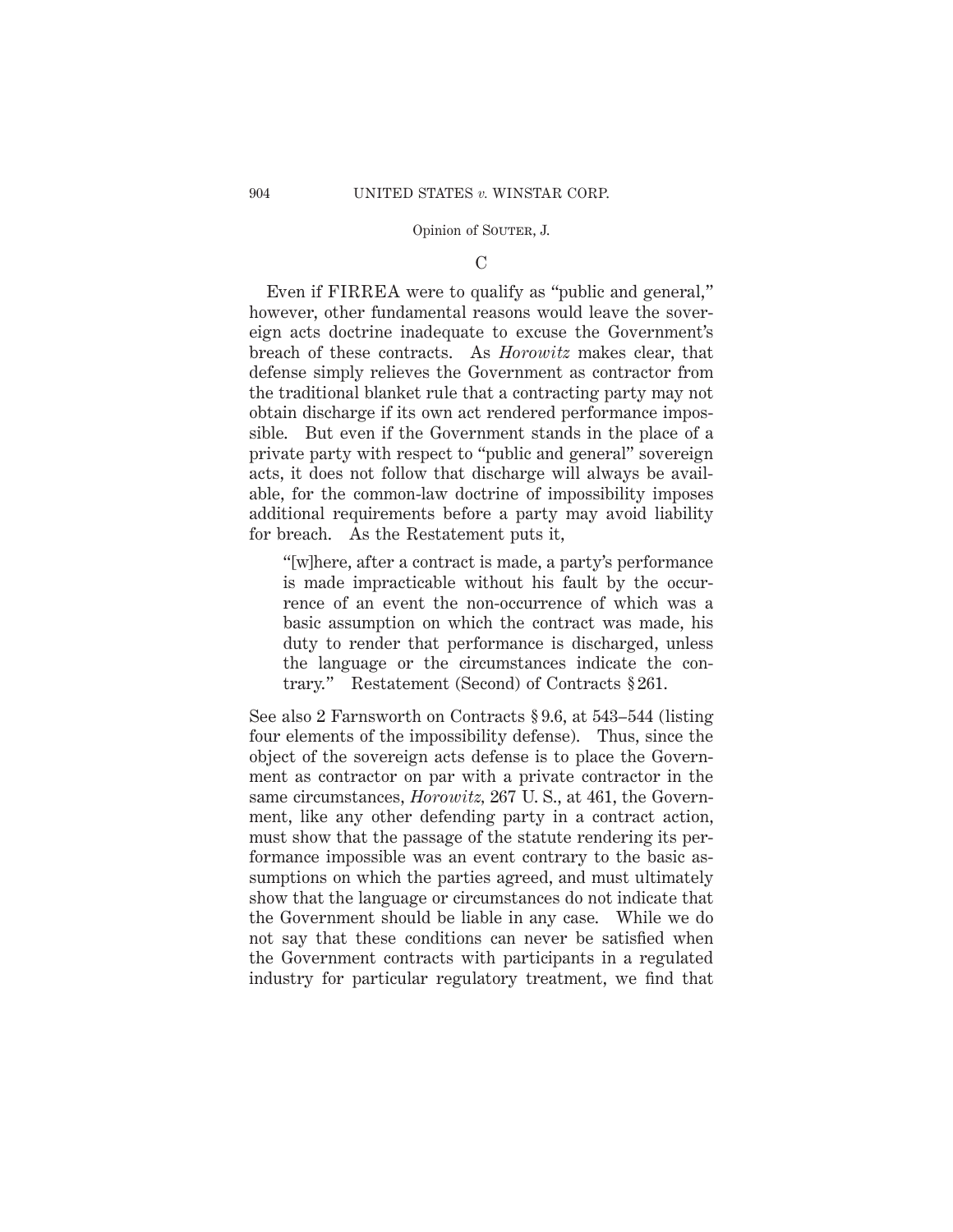C

Even if FIRREA were to qualify as "public and general," however, other fundamental reasons would leave the sovereign acts doctrine inadequate to excuse the Government's breach of these contracts. As *Horowitz* makes clear, that defense simply relieves the Government as contractor from the traditional blanket rule that a contracting party may not obtain discharge if its own act rendered performance impossible. But even if the Government stands in the place of a private party with respect to "public and general" sovereign acts, it does not follow that discharge will always be available, for the common-law doctrine of impossibility imposes additional requirements before a party may avoid liability for breach. As the Restatement puts it,

> "[w]here, after a contract is made, a party's performance is made impracticable without his fault by the occurrence of an event the non-occurrence of which was a basic assumption on which the contract was made, his duty to render that performance is discharged, unless the language or the circumstances indicate the contrary." Restatement (Second) of Contracts § 261.

See also 2 Farnsworth on Contracts § 9.6, at 543–544 (listing four elements of the impossibility defense). Thus, since the object of the sovereign acts defense is to place the Government as contractor on par with a private contractor in the same circumstances, *Horowitz*, 267 U. S., at 461, the Government, like any other defending party in a contract action, must show that the passage of the statute rendering its performance impossible was an event contrary to the basic assumptions on which the parties agreed, and must ultimately show that the language or circumstances do not indicate that the Government should be liable in any case. While we do not say that these conditions can never be satisfied when the Government contracts with participants in a regulated industry for particular regulatory treatment, we find that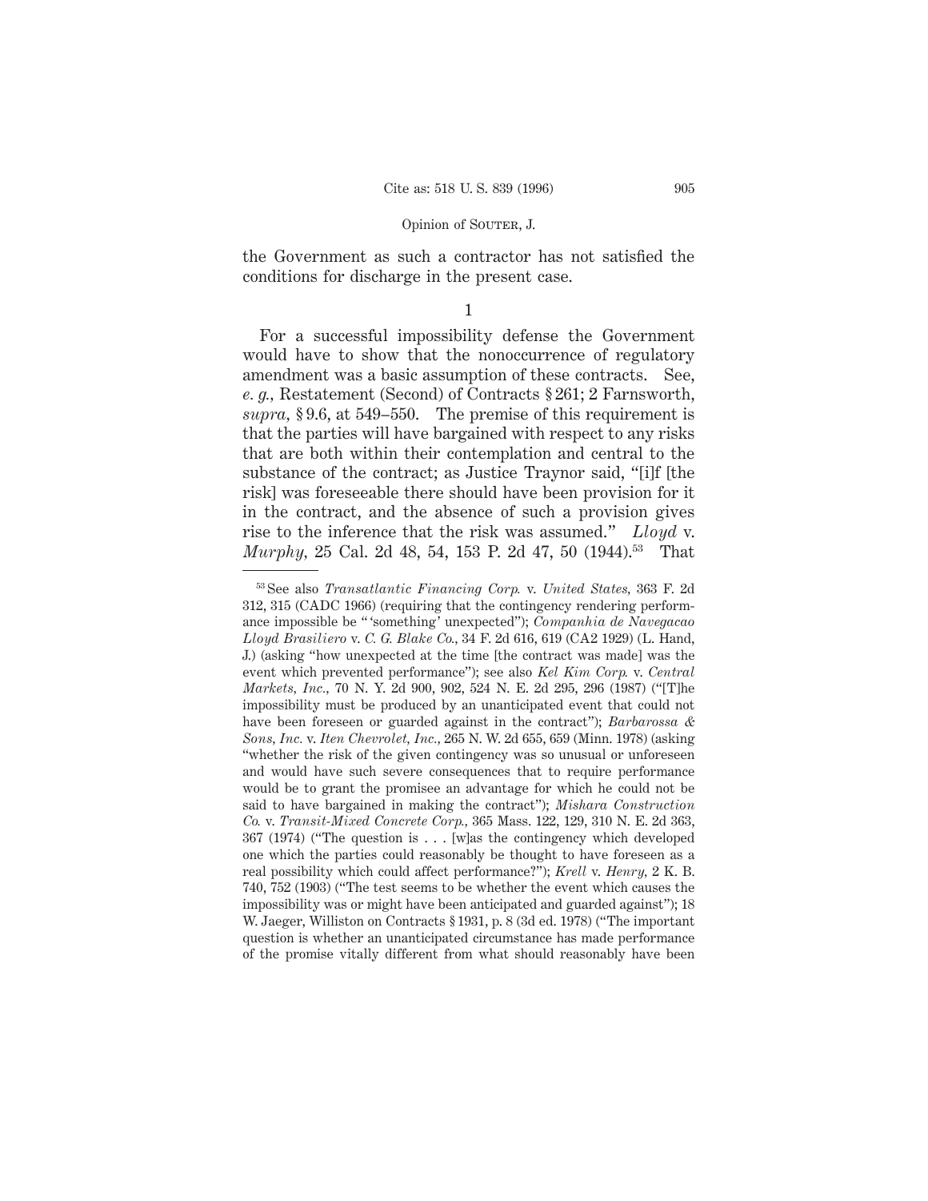the Government as such a contractor has not satisfied the conditions for discharge in the present case.

1

For a successful impossibility defense the Government would have to show that the nonoccurrence of regulatory amendment was a basic assumption of these contracts. See, *e. g.,* Restatement (Second) of Contracts § 261; 2 Farnsworth, *supra,* § 9.6, at 549–550. The premise of this requirement is that the parties will have bargained with respect to any risks that are both within their contemplation and central to the substance of the contract; as Justice Traynor said, "[i]f [the risk] was foreseeable there should have been provision for it in the contract, and the absence of such a provision gives rise to the inference that the risk was assumed." *Lloyd* v. *Murphy,* 25 Cal. 2d 48, 54, 153 P. 2d 47, 50 (1944).[53] That

---

[53] See also *Transatlantic Financing Corp.* v. *United States,* 363 F. 2d 312, 315 (CADC 1966) (requiring that the contingency rendering performance impossible be " 'something' unexpected"); *Companhia de Navegacao Lloyd Brasiliero* v. *C. G. Blake Co.,* 34 F. 2d 616, 619 (CA2 1929) (L. Hand, J.) (asking "how unexpected at the time [the contract was made] was the event which prevented performance"); see also *Kel Kim Corp.* v. *Central Markets, Inc.,* 70 N. Y. 2d 900, 902, 524 N. E. 2d 295, 296 (1987) ("[T]he impossibility must be produced by an unanticipated event that could not have been foreseen or guarded against in the contract"); *Barbarossa & Sons, Inc.* v. *Iten Chevrolet, Inc.,* 265 N. W. 2d 655, 659 (Minn. 1978) (asking "whether the risk of the given contingency was so unusual or unforeseen and would have such severe consequences that to require performance would be to grant the promisee an advantage for which he could not be said to have bargained in making the contract"); *Mishara Construction Co.* v. *Transit-Mixed Concrete Corp.,* 365 Mass. 122, 129, 310 N. E. 2d 363, 367 (1974) ("The question is . . . [w]as the contingency which developed one which the parties could reasonably be thought to have foreseen as a real possibility which could affect performance?"); *Krell* v. *Henry,* 2 K. B. 740, 752 (1903) ("The test seems to be whether the event which causes the impossibility was or might have been anticipated and guarded against"); 18 W. Jaeger, Williston on Contracts § 1931, p. 8 (3d ed. 1978) ("The important question is whether an unanticipated circumstance has made performance of the promise vitally different from what should reasonably have been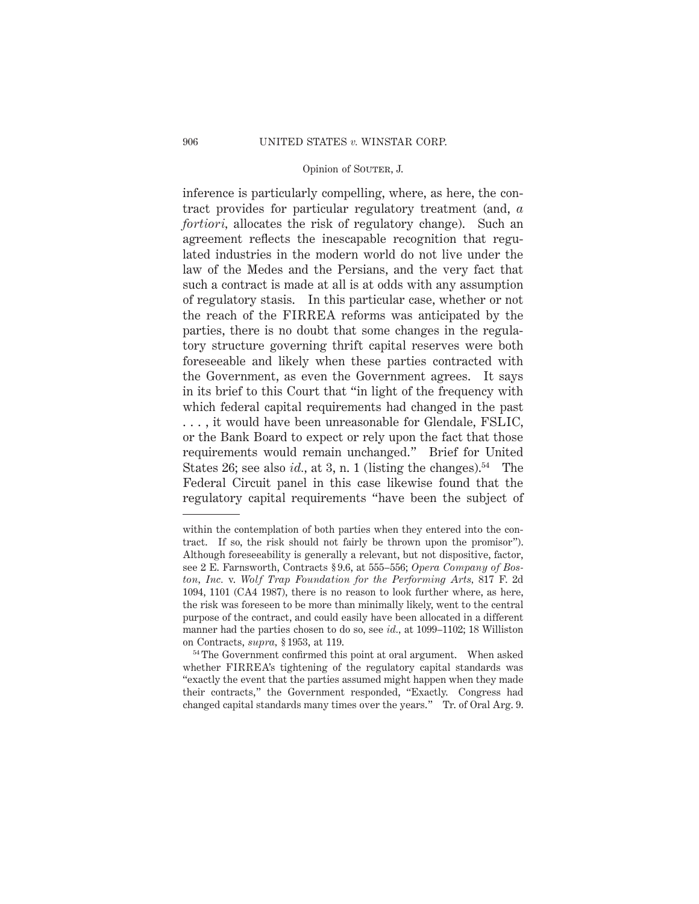inference is particularly compelling, where, as here, the contract provides for particular regulatory treatment (and, *a fortiori*, allocates the risk of regulatory change). Such an agreement reflects the inescapable recognition that regulated industries in the modern world do not live under the law of the Medes and the Persians, and the very fact that such a contract is made at all is at odds with any assumption of regulatory stasis. In this particular case, whether or not the reach of the FIRREA reforms was anticipated by the parties, there is no doubt that some changes in the regulatory structure governing thrift capital reserves were both foreseeable and likely when these parties contracted with the Government, as even the Government agrees. It says in its brief to this Court that "in light of the frequency with which federal capital requirements had changed in the past . . . , it would have been unreasonable for Glendale, FSLIC, or the Bank Board to expect or rely upon the fact that those requirements would remain unchanged." Brief for United States 26; see also *id.*, at 3, n. 1 (listing the changes).[54] The Federal Circuit panel in this case likewise found that the regulatory capital requirements "have been the subject of

---

within the contemplation of both parties when they entered into the contract. If so, the risk should not fairly be thrown upon the promisor"). Although foreseeability is generally a relevant, but not dispositive, factor, see 2 E. Farnsworth, Contracts § 9.6, at 555–556; *Opera Company of Boston, Inc.* v. *Wolf Trap Foundation for the Performing Arts*, 817 F. 2d 1094, 1101 (CA4 1987), there is no reason to look further where, as here, the risk was foreseen to be more than minimally likely, went to the central purpose of the contract, and could easily have been allocated in a different manner had the parties chosen to do so, see *id.*, at 1099–1102; 18 Williston on Contracts, *supra*, § 1953, at 119.

[54] The Government confirmed this point at oral argument. When asked whether FIRREA's tightening of the regulatory capital standards was "exactly the event that the parties assumed might happen when they made their contracts," the Government responded, "Exactly. Congress had changed capital standards many times over the years." Tr. of Oral Arg. 9.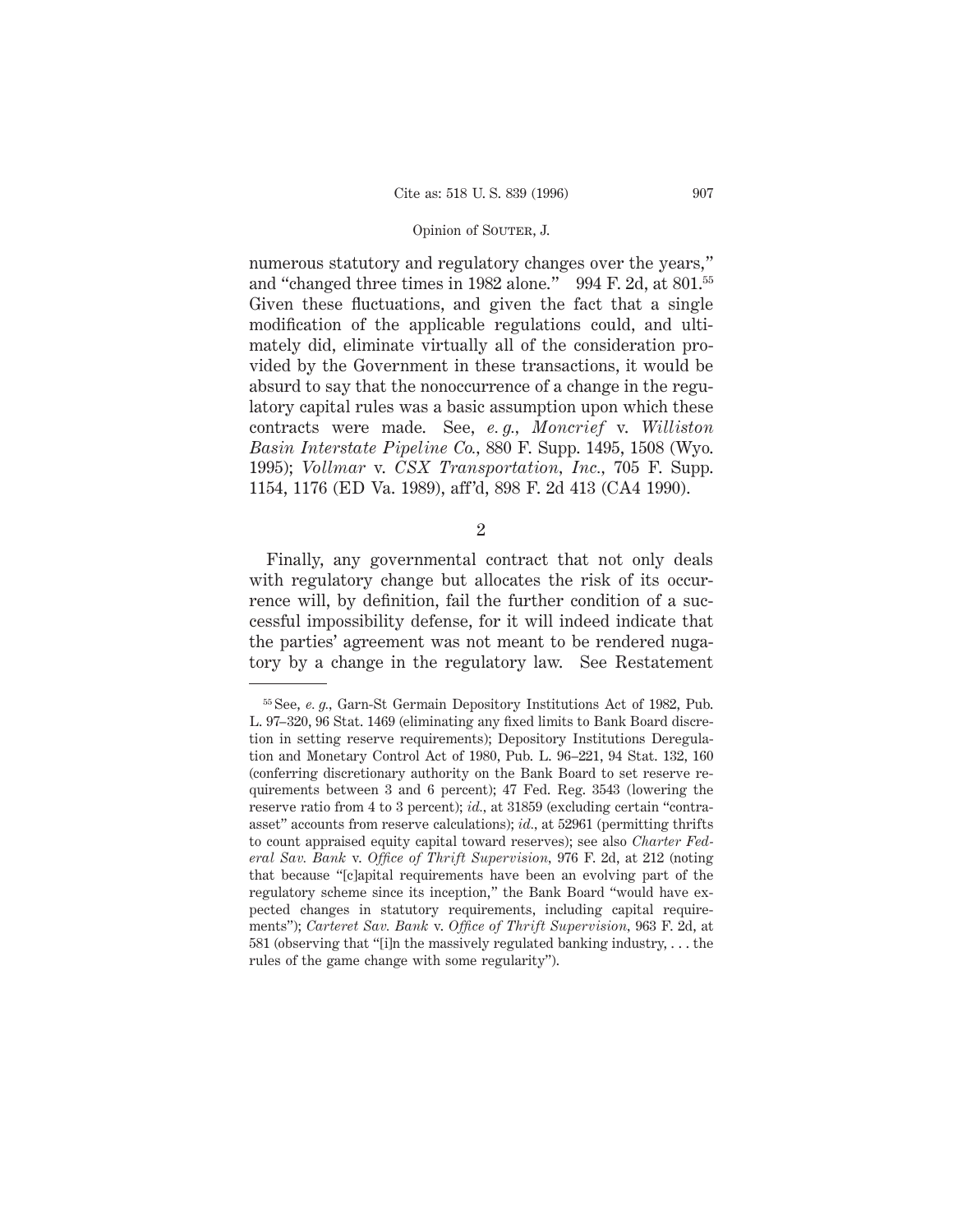numerous statutory and regulatory changes over the years," and "changed three times in 1982 alone." 994 F. 2d, at 801.[55] Given these fluctuations, and given the fact that a single modification of the applicable regulations could, and ultimately did, eliminate virtually all of the consideration provided by the Government in these transactions, it would be absurd to say that the nonoccurrence of a change in the regulatory capital rules was a basic assumption upon which these contracts were made. See, *e. g.*, *Moncrief* v. *Williston Basin Interstate Pipeline Co.*, 880 F. Supp. 1495, 1508 (Wyo. 1995); *Vollmar* v. *CSX Transportation, Inc.*, 705 F. Supp. 1154, 1176 (ED Va. 1989), aff'd, 898 F. 2d 413 (CA4 1990).

2

Finally, any governmental contract that not only deals with regulatory change but allocates the risk of its occurrence will, by definition, fail the further condition of a successful impossibility defense, for it will indeed indicate that the parties' agreement was not meant to be rendered nugatory by a change in the regulatory law. See Restatement

---

[55] See, *e. g.*, Garn-St Germain Depository Institutions Act of 1982, Pub. L. 97–320, 96 Stat. 1469 (eliminating any fixed limits to Bank Board discretion in setting reserve requirements); Depository Institutions Deregulation and Monetary Control Act of 1980, Pub. L. 96–221, 94 Stat. 132, 160 (conferring discretionary authority on the Bank Board to set reserve requirements between 3 and 6 percent); 47 Fed. Reg. 3543 (lowering the reserve ratio from 4 to 3 percent); *id.*, at 31859 (excluding certain "contra-asset" accounts from reserve calculations); *id.*, at 52961 (permitting thrifts to count appraised equity capital toward reserves); see also *Charter Federal Sav. Bank* v. *Office of Thrift Supervision*, 976 F. 2d, at 212 (noting that because "[c]apital requirements have been an evolving part of the regulatory scheme since its inception," the Bank Board "would have expected changes in statutory requirements, including capital requirements"); *Carteret Sav. Bank* v. *Office of Thrift Supervision*, 963 F. 2d, at 581 (observing that "[i]n the massively regulated banking industry, . . . the rules of the game change with some regularity").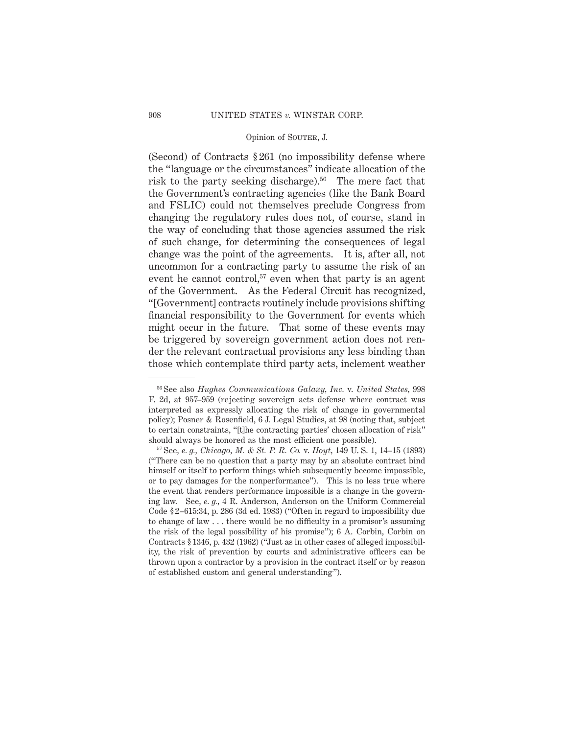(Second) of Contracts § 261 (no impossibility defense where the "language or the circumstances" indicate allocation of the risk to the party seeking discharge).[56] The mere fact that the Government's contracting agencies (like the Bank Board and FSLIC) could not themselves preclude Congress from changing the regulatory rules does not, of course, stand in the way of concluding that those agencies assumed the risk of such change, for determining the consequences of legal change was the point of the agreements. It is, after all, not uncommon for a contracting party to assume the risk of an event he cannot control,[57] even when that party is an agent of the Government. As the Federal Circuit has recognized, "[Government] contracts routinely include provisions shifting financial responsibility to the Government for events which might occur in the future. That some of these events may be triggered by sovereign government action does not render the relevant contractual provisions any less binding than those which contemplate third party acts, inclement weather

---

[56] See also *Hughes Communications Galaxy, Inc.* v. *United States*, 998 F. 2d, at 957–959 (rejecting sovereign acts defense where contract was interpreted as expressly allocating the risk of change in governmental policy); Posner & Rosenfield, 6 J. Legal Studies, at 98 (noting that, subject to certain constraints, "[t]he contracting parties' chosen allocation of risk" should always be honored as the most efficient one possible).

[57] See, *e. g., Chicago, M. & St. P. R. Co.* v. *Hoyt*, 149 U. S. 1, 14–15 (1893) ("There can be no question that a party may by an absolute contract bind himself or itself to perform things which subsequently become impossible, or to pay damages for the nonperformance"). This is no less true where the event that renders performance impossible is a change in the governing law. See, *e. g.,* 4 R. Anderson, Anderson on the Uniform Commercial Code § 2–615:34, p. 286 (3d ed. 1983) ("Often in regard to impossibility due to change of law . . . there would be no difficulty in a promisor's assuming the risk of the legal possibility of his promise"); 6 A. Corbin, Corbin on Contracts § 1346, p. 432 (1962) ("Just as in other cases of alleged impossibility, the risk of prevention by courts and administrative officers can be thrown upon a contractor by a provision in the contract itself or by reason of established custom and general understanding").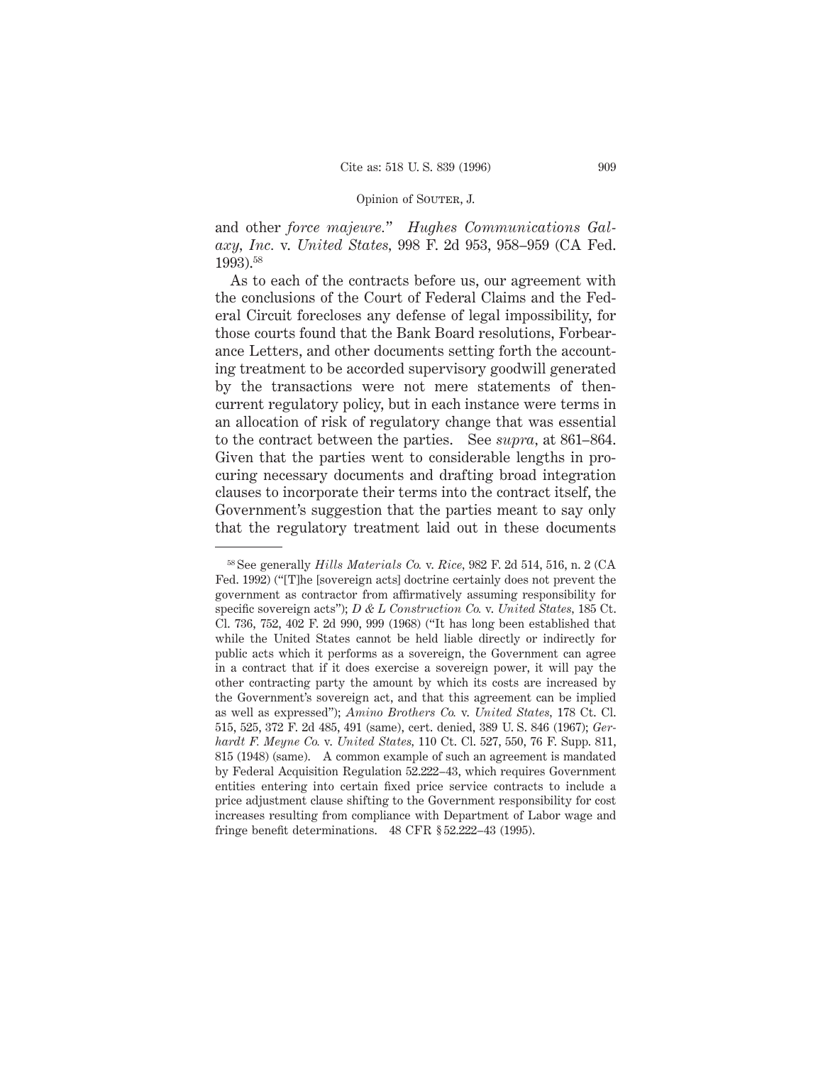and other *force majeure.*" *Hughes Communications Galaxy, Inc.* v. *United States,* 998 F. 2d 953, 958–959 (CA Fed. 1993).[58]

As to each of the contracts before us, our agreement with the conclusions of the Court of Federal Claims and the Federal Circuit forecloses any defense of legal impossibility, for those courts found that the Bank Board resolutions, Forbearance Letters, and other documents setting forth the accounting treatment to be accorded supervisory goodwill generated by the transactions were not mere statements of then-current regulatory policy, but in each instance were terms in an allocation of risk of regulatory change that was essential to the contract between the parties. See *supra,* at 861–864. Given that the parties went to considerable lengths in procuring necessary documents and drafting broad integration clauses to incorporate their terms into the contract itself, the Government's suggestion that the parties meant to say only that the regulatory treatment laid out in these documents

---

[58] See generally *Hills Materials Co.* v. *Rice,* 982 F. 2d 514, 516, n. 2 (CA Fed. 1992) ("[T]he [sovereign acts] doctrine certainly does not prevent the government as contractor from affirmatively assuming responsibility for specific sovereign acts"); *D & L Construction Co.* v. *United States,* 185 Ct. Cl. 736, 752, 402 F. 2d 990, 999 (1968) ("It has long been established that while the United States cannot be held liable directly or indirectly for public acts which it performs as a sovereign, the Government can agree in a contract that if it does exercise a sovereign power, it will pay the other contracting party the amount by which its costs are increased by the Government's sovereign act, and that this agreement can be implied as well as expressed"); *Amino Brothers Co.* v. *United States,* 178 Ct. Cl. 515, 525, 372 F. 2d 485, 491 (same), cert. denied, 389 U. S. 846 (1967); *Gerhardt F. Meyne Co.* v. *United States,* 110 Ct. Cl. 527, 550, 76 F. Supp. 811, 815 (1948) (same). A common example of such an agreement is mandated by Federal Acquisition Regulation 52.222–43, which requires Government entities entering into certain fixed price service contracts to include a price adjustment clause shifting to the Government responsibility for cost increases resulting from compliance with Department of Labor wage and fringe benefit determinations. 48 CFR § 52.222–43 (1995).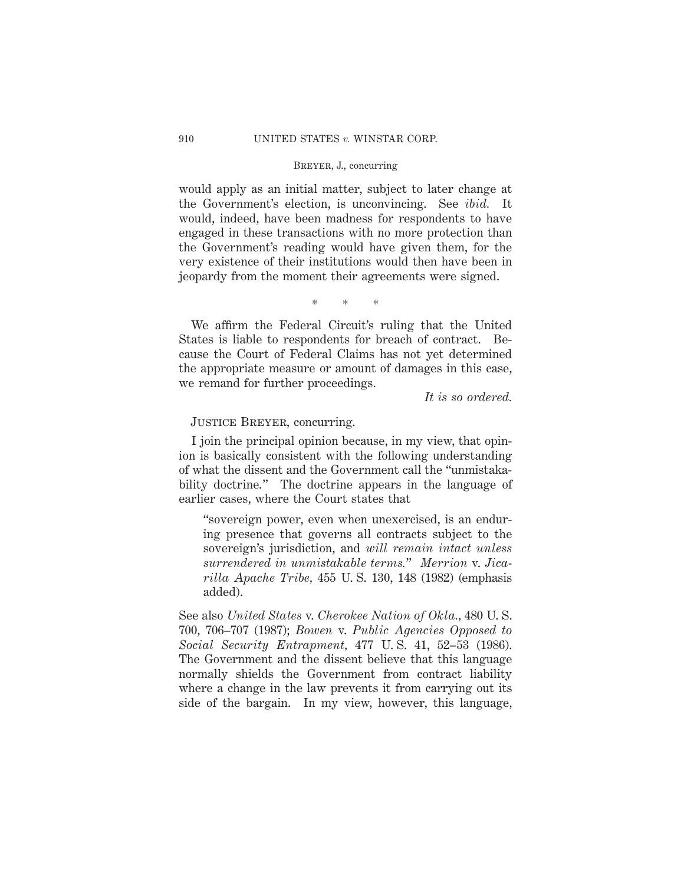would apply as an initial matter, subject to later change at the Government's election, is unconvincing. See *ibid.* It would, indeed, have been madness for respondents to have engaged in these transactions with no more protection than the Government's reading would have given them, for the very existence of their institutions would then have been in jeopardy from the moment their agreements were signed.

\* \* \*

We affirm the Federal Circuit's ruling that the United States is liable to respondents for breach of contract. Because the Court of Federal Claims has not yet determined the appropriate measure or amount of damages in this case, we remand for further proceedings.

*It is so ordered.*

Justice Breyer, concurring.

I join the principal opinion because, in my view, that opinion is basically consistent with the following understanding of what the dissent and the Government call the "unmistakability doctrine." The doctrine appears in the language of earlier cases, where the Court states that

> "sovereign power, even when unexercised, is an enduring presence that governs all contracts subject to the sovereign's jurisdiction, and *will remain intact unless surrendered in unmistakable terms.*" *Merrion* v. *Jicarilla Apache Tribe,* 455 U. S. 130, 148 (1982) (emphasis added).

See also *United States* v. *Cherokee Nation of Okla.*, 480 U. S. 700, 706–707 (1987); *Bowen* v. *Public Agencies Opposed to Social Security Entrapment,* 477 U. S. 41, 52–53 (1986). The Government and the dissent believe that this language normally shields the Government from contract liability where a change in the law prevents it from carrying out its side of the bargain. In my view, however, this language,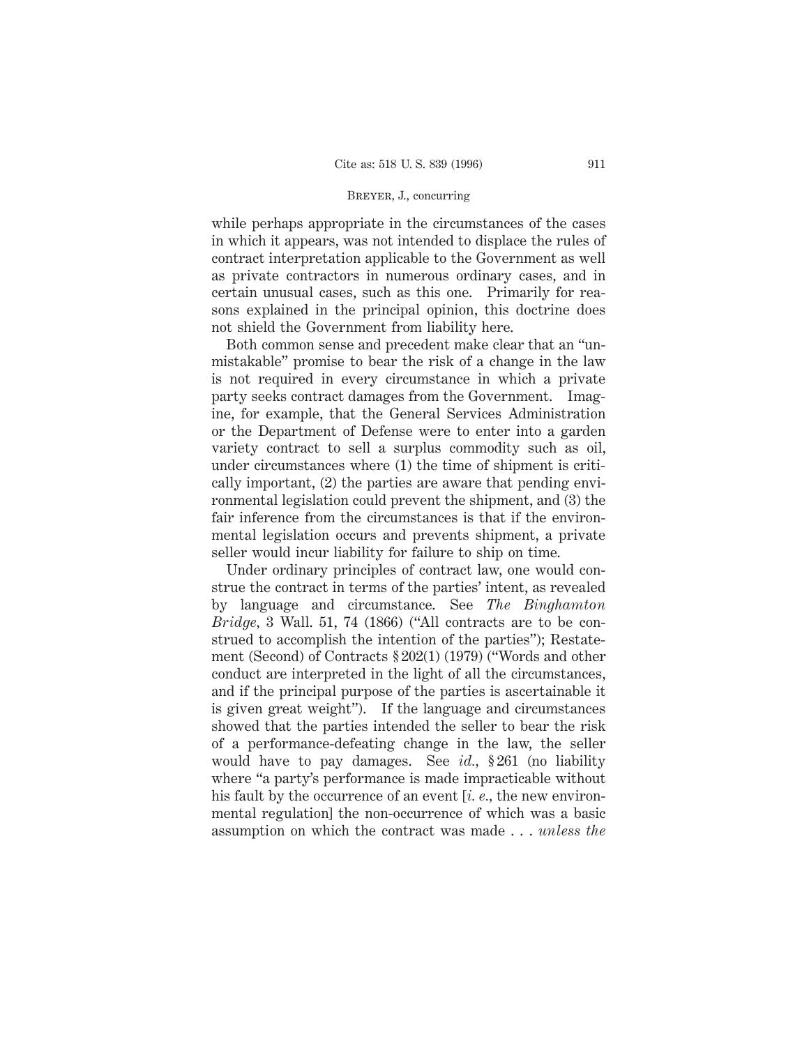while perhaps appropriate in the circumstances of the cases in which it appears, was not intended to displace the rules of contract interpretation applicable to the Government as well as private contractors in numerous ordinary cases, and in certain unusual cases, such as this one. Primarily for reasons explained in the principal opinion, this doctrine does not shield the Government from liability here.

Both common sense and precedent make clear that an "unmistakable" promise to bear the risk of a change in the law is not required in every circumstance in which a private party seeks contract damages from the Government. Imagine, for example, that the General Services Administration or the Department of Defense were to enter into a garden variety contract to sell a surplus commodity such as oil, under circumstances where (1) the time of shipment is critically important, (2) the parties are aware that pending environmental legislation could prevent the shipment, and (3) the fair inference from the circumstances is that if the environmental legislation occurs and prevents shipment, a private seller would incur liability for failure to ship on time.

Under ordinary principles of contract law, one would construe the contract in terms of the parties' intent, as revealed by language and circumstance. See *The Binghamton Bridge*, 3 Wall. 51, 74 (1866) ("All contracts are to be construed to accomplish the intention of the parties"); Restatement (Second) of Contracts § 202(1) (1979) ("Words and other conduct are interpreted in the light of all the circumstances, and if the principal purpose of the parties is ascertainable it is given great weight"). If the language and circumstances showed that the parties intended the seller to bear the risk of a performance-defeating change in the law, the seller would have to pay damages. See *id.*, § 261 (no liability where "a party's performance is made impracticable without his fault by the occurrence of an event [*i. e.*, the new environmental regulation] the non-occurrence of which was a basic assumption on which the contract was made . . . *unless the*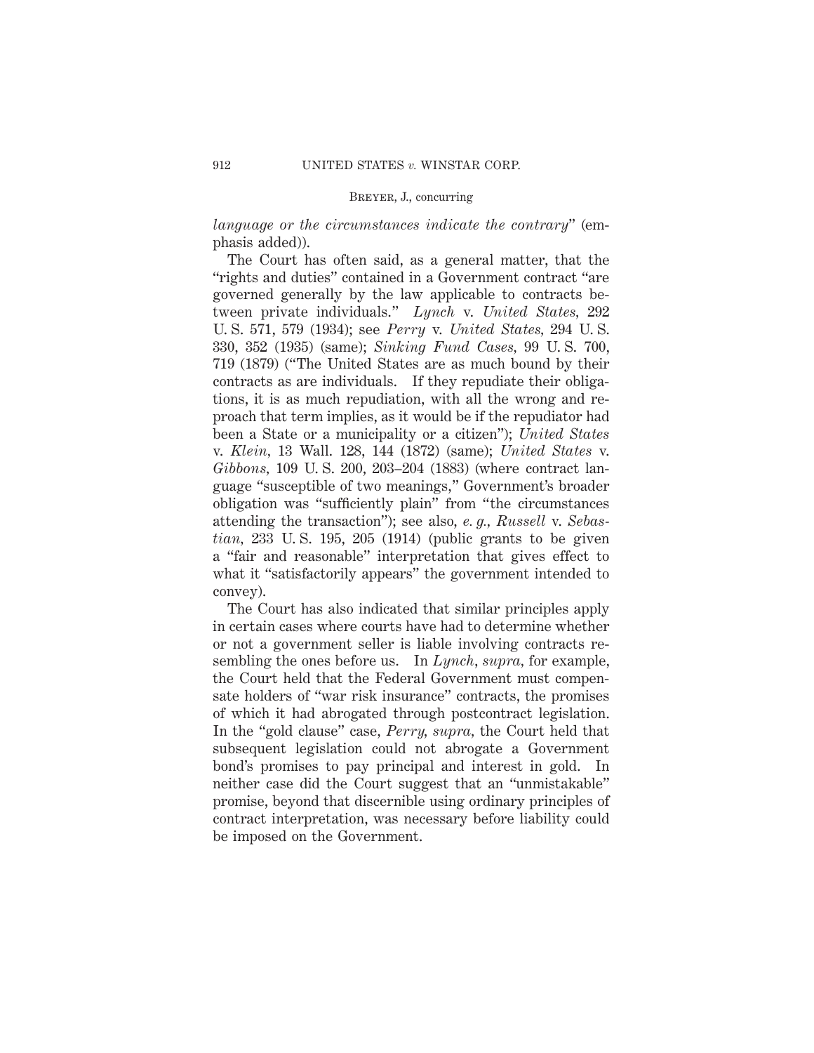*language or the circumstances indicate the contrary*" (emphasis added)).

The Court has often said, as a general matter, that the "rights and duties" contained in a Government contract "are governed generally by the law applicable to contracts between private individuals." *Lynch* v. *United States*, 292 U. S. 571, 579 (1934); see *Perry* v. *United States*, 294 U. S. 330, 352 (1935) (same); *Sinking Fund Cases*, 99 U. S. 700, 719 (1879) ("The United States are as much bound by their contracts as are individuals. If they repudiate their obligations, it is as much repudiation, with all the wrong and reproach that term implies, as it would be if the repudiator had been a State or a municipality or a citizen"); *United States* v. *Klein*, 13 Wall. 128, 144 (1872) (same); *United States* v. *Gibbons*, 109 U. S. 200, 203–204 (1883) (where contract language "susceptible of two meanings," Government's broader obligation was "sufficiently plain" from "the circumstances attending the transaction"); see also, *e. g.*, *Russell* v. *Sebastian*, 233 U. S. 195, 205 (1914) (public grants to be given a "fair and reasonable" interpretation that gives effect to what it "satisfactorily appears" the government intended to convey).

The Court has also indicated that similar principles apply in certain cases where courts have had to determine whether or not a government seller is liable involving contracts resembling the ones before us. In *Lynch*, *supra*, for example, the Court held that the Federal Government must compensate holders of "war risk insurance" contracts, the promises of which it had abrogated through postcontract legislation. In the "gold clause" case, *Perry*, *supra*, the Court held that subsequent legislation could not abrogate a Government bond's promises to pay principal and interest in gold. In neither case did the Court suggest that an "unmistakable" promise, beyond that discernible using ordinary principles of contract interpretation, was necessary before liability could be imposed on the Government.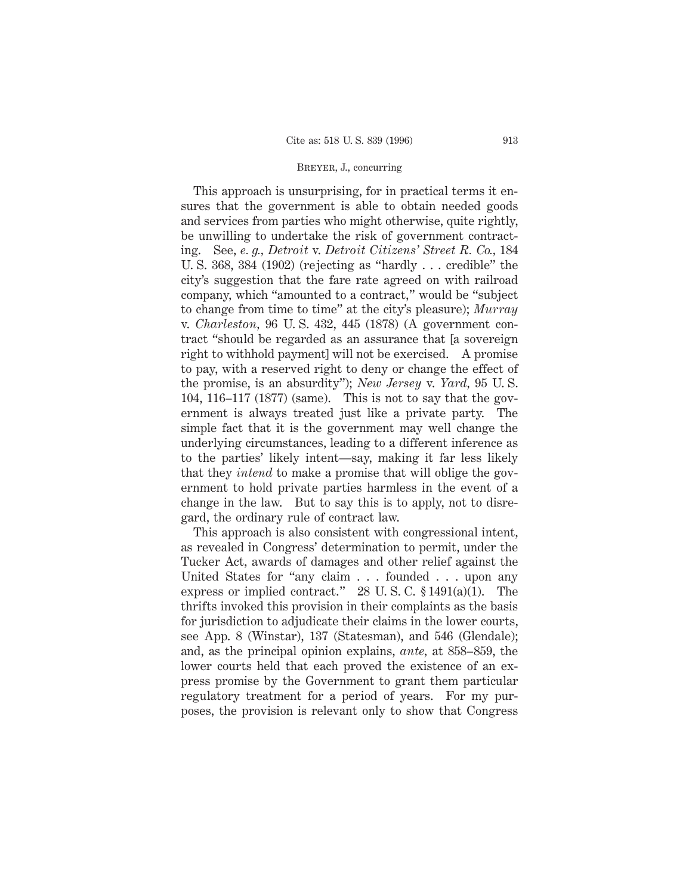This approach is unsurprising, for in practical terms it ensures that the government is able to obtain needed goods and services from parties who might otherwise, quite rightly, be unwilling to undertake the risk of government contracting. See, *e. g., Detroit* v. *Detroit Citizens' Street R. Co.*, 184 U. S. 368, 384 (1902) (rejecting as "hardly . . . credible" the city's suggestion that the fare rate agreed on with railroad company, which "amounted to a contract," would be "subject to change from time to time" at the city's pleasure); *Murray* v. *Charleston*, 96 U. S. 432, 445 (1878) (A government contract "should be regarded as an assurance that [a sovereign right to withhold payment] will not be exercised. A promise to pay, with a reserved right to deny or change the effect of the promise, is an absurdity"); *New Jersey* v. *Yard*, 95 U. S. 104, 116–117 (1877) (same). This is not to say that the government is always treated just like a private party. The simple fact that it is the government may well change the underlying circumstances, leading to a different inference as to the parties' likely intent—say, making it far less likely that they *intend* to make a promise that will oblige the government to hold private parties harmless in the event of a change in the law. But to say this is to apply, not to disregard, the ordinary rule of contract law.

This approach is also consistent with congressional intent, as revealed in Congress' determination to permit, under the Tucker Act, awards of damages and other relief against the United States for "any claim . . . founded . . . upon any express or implied contract." 28 U. S. C. § 1491(a)(1). The thrifts invoked this provision in their complaints as the basis for jurisdiction to adjudicate their claims in the lower courts, see App. 8 (Winstar), 137 (Statesman), and 546 (Glendale); and, as the principal opinion explains, *ante*, at 858–859, the lower courts held that each proved the existence of an express promise by the Government to grant them particular regulatory treatment for a period of years. For my purposes, the provision is relevant only to show that Congress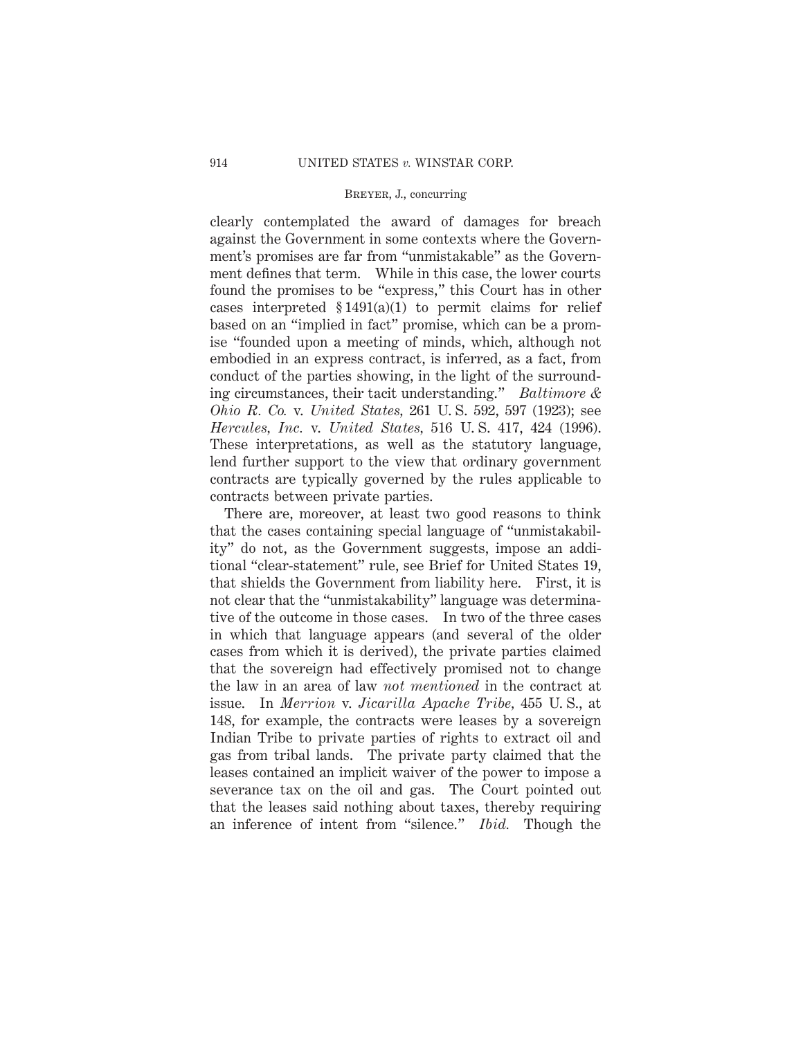clearly contemplated the award of damages for breach against the Government in some contexts where the Government's promises are far from "unmistakable" as the Government defines that term. While in this case, the lower courts found the promises to be "express," this Court has in other cases interpreted § 1491(a)(1) to permit claims for relief based on an "implied in fact" promise, which can be a promise "founded upon a meeting of minds, which, although not embodied in an express contract, is inferred, as a fact, from conduct of the parties showing, in the light of the surrounding circumstances, their tacit understanding." *Baltimore & Ohio R. Co.* v. *United States*, 261 U. S. 592, 597 (1923); see *Hercules, Inc.* v. *United States*, 516 U. S. 417, 424 (1996). These interpretations, as well as the statutory language, lend further support to the view that ordinary government contracts are typically governed by the rules applicable to contracts between private parties.

There are, moreover, at least two good reasons to think that the cases containing special language of "unmistakability" do not, as the Government suggests, impose an additional "clear-statement" rule, see Brief for United States 19, that shields the Government from liability here. First, it is not clear that the "unmistakability" language was determinative of the outcome in those cases. In two of the three cases in which that language appears (and several of the older cases from which it is derived), the private parties claimed that the sovereign had effectively promised not to change the law in an area of law *not mentioned* in the contract at issue. In *Merrion* v. *Jicarilla Apache Tribe*, 455 U. S., at 148, for example, the contracts were leases by a sovereign Indian Tribe to private parties of rights to extract oil and gas from tribal lands. The private party claimed that the leases contained an implicit waiver of the power to impose a severance tax on the oil and gas. The Court pointed out that the leases said nothing about taxes, thereby requiring an inference of intent from "silence." *Ibid.* Though the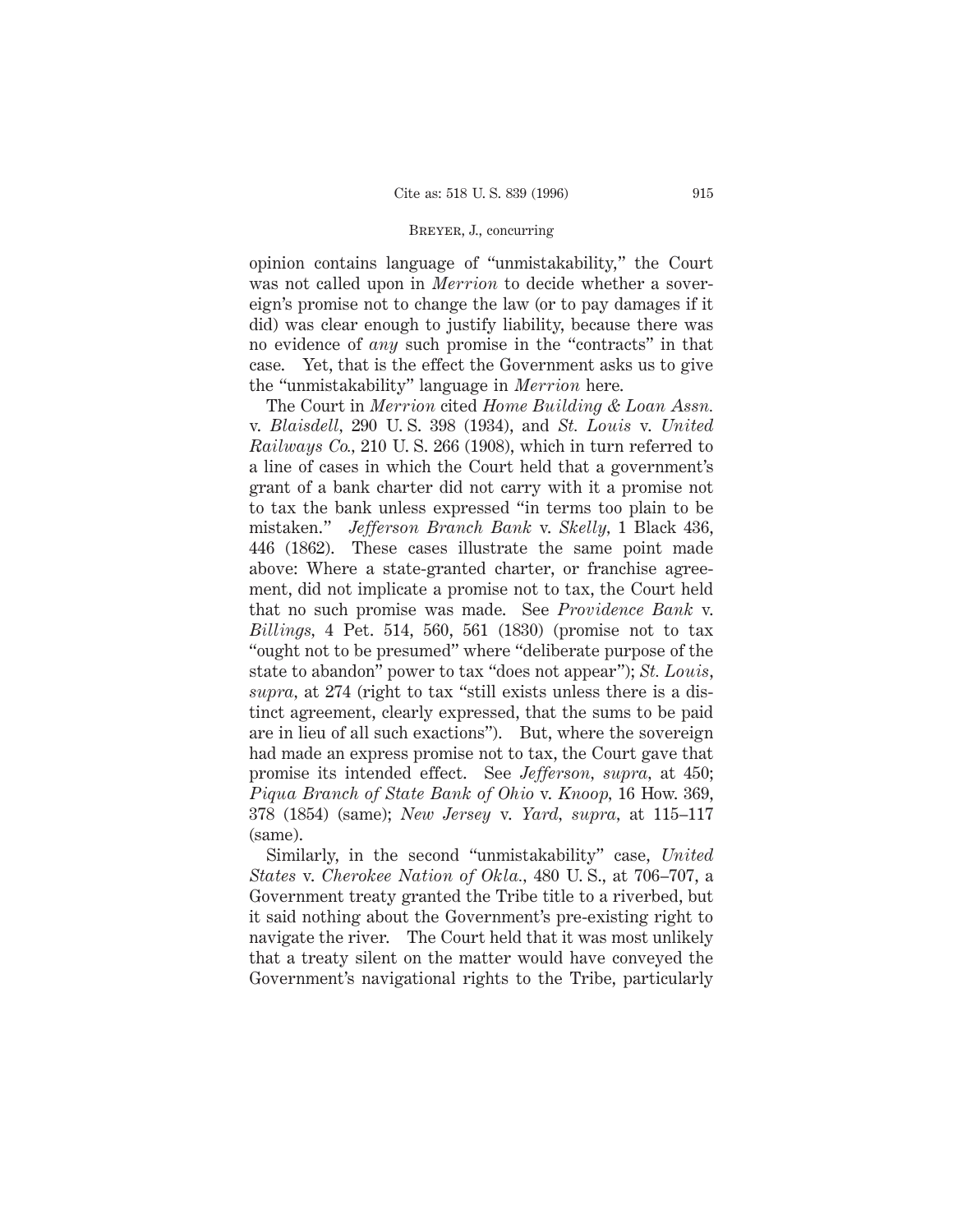opinion contains language of "unmistakability," the Court was not called upon in *Merrion* to decide whether a sovereign's promise not to change the law (or to pay damages if it did) was clear enough to justify liability, because there was no evidence of *any* such promise in the "contracts" in that case. Yet, that is the effect the Government asks us to give the "unmistakability" language in *Merrion* here.

The Court in *Merrion* cited *Home Building & Loan Assn.* v. *Blaisdell,* 290 U. S. 398 (1934), and *St. Louis* v. *United Railways Co.,* 210 U. S. 266 (1908), which in turn referred to a line of cases in which the Court held that a government's grant of a bank charter did not carry with it a promise not to tax the bank unless expressed "in terms too plain to be mistaken." *Jefferson Branch Bank* v. *Skelly,* 1 Black 436, 446 (1862). These cases illustrate the same point made above: Where a state-granted charter, or franchise agreement, did not implicate a promise not to tax, the Court held that no such promise was made. See *Providence Bank* v. *Billings,* 4 Pet. 514, 560, 561 (1830) (promise not to tax "ought not to be presumed" where "deliberate purpose of the state to abandon" power to tax "does not appear"); *St. Louis, supra,* at 274 (right to tax "still exists unless there is a distinct agreement, clearly expressed, that the sums to be paid are in lieu of all such exactions"). But, where the sovereign had made an express promise not to tax, the Court gave that promise its intended effect. See *Jefferson, supra,* at 450; *Piqua Branch of State Bank of Ohio* v. *Knoop,* 16 How. 369, 378 (1854) (same); *New Jersey* v. *Yard, supra,* at 115–117 (same).

Similarly, in the second "unmistakability" case, *United States* v. *Cherokee Nation of Okla.,* 480 U. S., at 706–707, a Government treaty granted the Tribe title to a riverbed, but it said nothing about the Government's pre-existing right to navigate the river. The Court held that it was most unlikely that a treaty silent on the matter would have conveyed the Government's navigational rights to the Tribe, particularly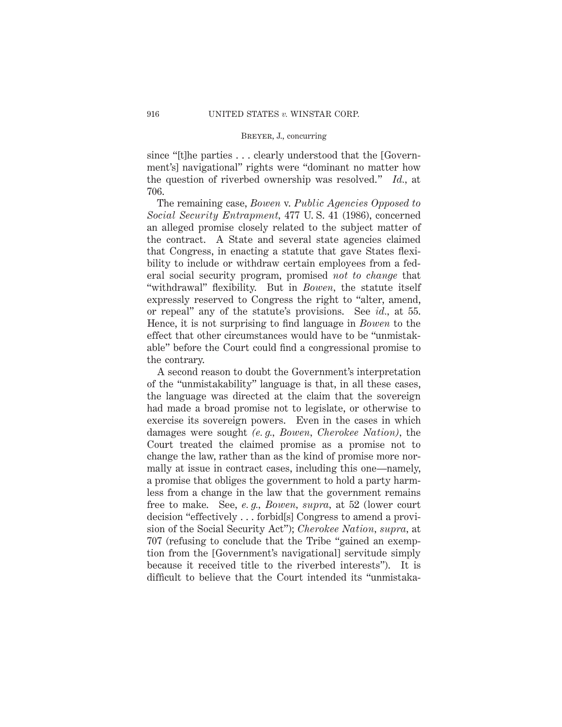since "[t]he parties . . . clearly understood that the [Government's] navigational" rights were "dominant no matter how the question of riverbed ownership was resolved." *Id.*, at 706.

The remaining case, *Bowen* v. *Public Agencies Opposed to Social Security Entrapment*, 477 U. S. 41 (1986), concerned an alleged promise closely related to the subject matter of the contract. A State and several state agencies claimed that Congress, in enacting a statute that gave States flexibility to include or withdraw certain employees from a federal social security program, promised *not to change* that "withdrawal" flexibility. But in *Bowen*, the statute itself expressly reserved to Congress the right to "alter, amend, or repeal" any of the statute's provisions. See *id.*, at 55. Hence, it is not surprising to find language in *Bowen* to the effect that other circumstances would have to be "unmistakable" before the Court could find a congressional promise to the contrary.

A second reason to doubt the Government's interpretation of the "unmistakability" language is that, in all these cases, the language was directed at the claim that the sovereign had made a broad promise not to legislate, or otherwise to exercise its sovereign powers. Even in the cases in which damages were sought *(e. g., Bowen, Cherokee Nation),* the Court treated the claimed promise as a promise not to change the law, rather than as the kind of promise more normally at issue in contract cases, including this one—namely, a promise that obliges the government to hold a party harmless from a change in the law that the government remains free to make. See, *e. g., Bowen, supra,* at 52 (lower court decision "effectively . . . forbid[s] Congress to amend a provision of the Social Security Act"); *Cherokee Nation, supra,* at 707 (refusing to conclude that the Tribe "gained an exemption from the [Government's navigational] servitude simply because it received title to the riverbed interests"). It is difficult to believe that the Court intended its "unmistaka-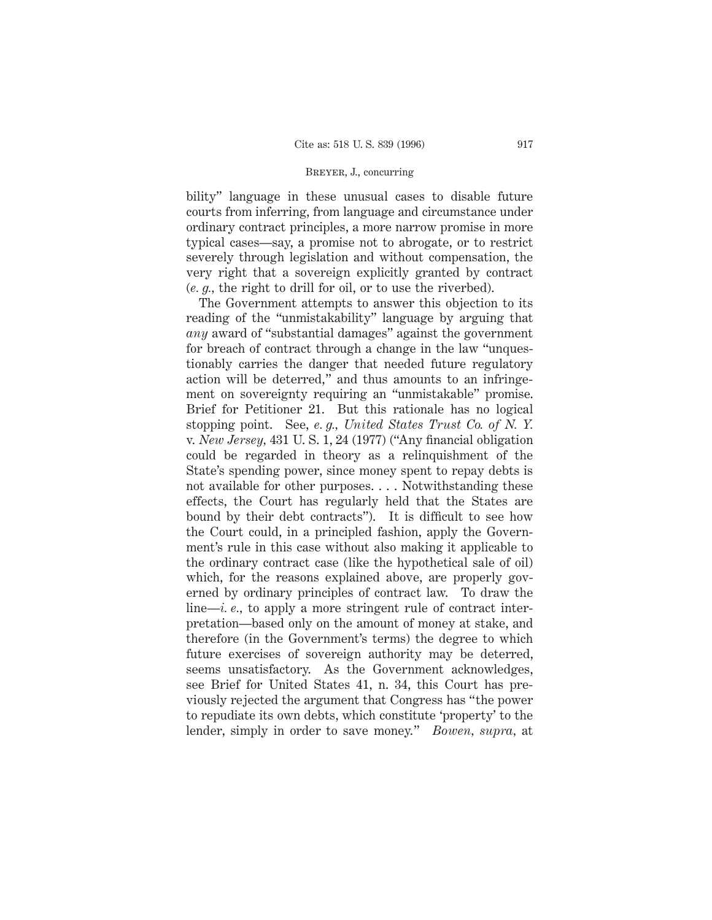bility" language in these unusual cases to disable future courts from inferring, from language and circumstance under ordinary contract principles, a more narrow promise in more typical cases—say, a promise not to abrogate, or to restrict severely through legislation and without compensation, the very right that a sovereign explicitly granted by contract (*e. g.*, the right to drill for oil, or to use the riverbed).

The Government attempts to answer this objection to its reading of the "unmistakability" language by arguing that *any* award of "substantial damages" against the government for breach of contract through a change in the law "unquestionably carries the danger that needed future regulatory action will be deterred," and thus amounts to an infringement on sovereignty requiring an "unmistakable" promise. Brief for Petitioner 21. But this rationale has no logical stopping point. See, *e. g.*, *United States Trust Co. of N. Y.* v. *New Jersey*, 431 U. S. 1, 24 (1977) ("Any financial obligation could be regarded in theory as a relinquishment of the State's spending power, since money spent to repay debts is not available for other purposes. . . . Notwithstanding these effects, the Court has regularly held that the States are bound by their debt contracts"). It is difficult to see how the Court could, in a principled fashion, apply the Government's rule in this case without also making it applicable to the ordinary contract case (like the hypothetical sale of oil) which, for the reasons explained above, are properly governed by ordinary principles of contract law. To draw the line—*i. e.*, to apply a more stringent rule of contract interpretation—based only on the amount of money at stake, and therefore (in the Government's terms) the degree to which future exercises of sovereign authority may be deterred, seems unsatisfactory. As the Government acknowledges, see Brief for United States 41, n. 34, this Court has previously rejected the argument that Congress has "the power to repudiate its own debts, which constitute 'property' to the lender, simply in order to save money." *Bowen*, *supra*, at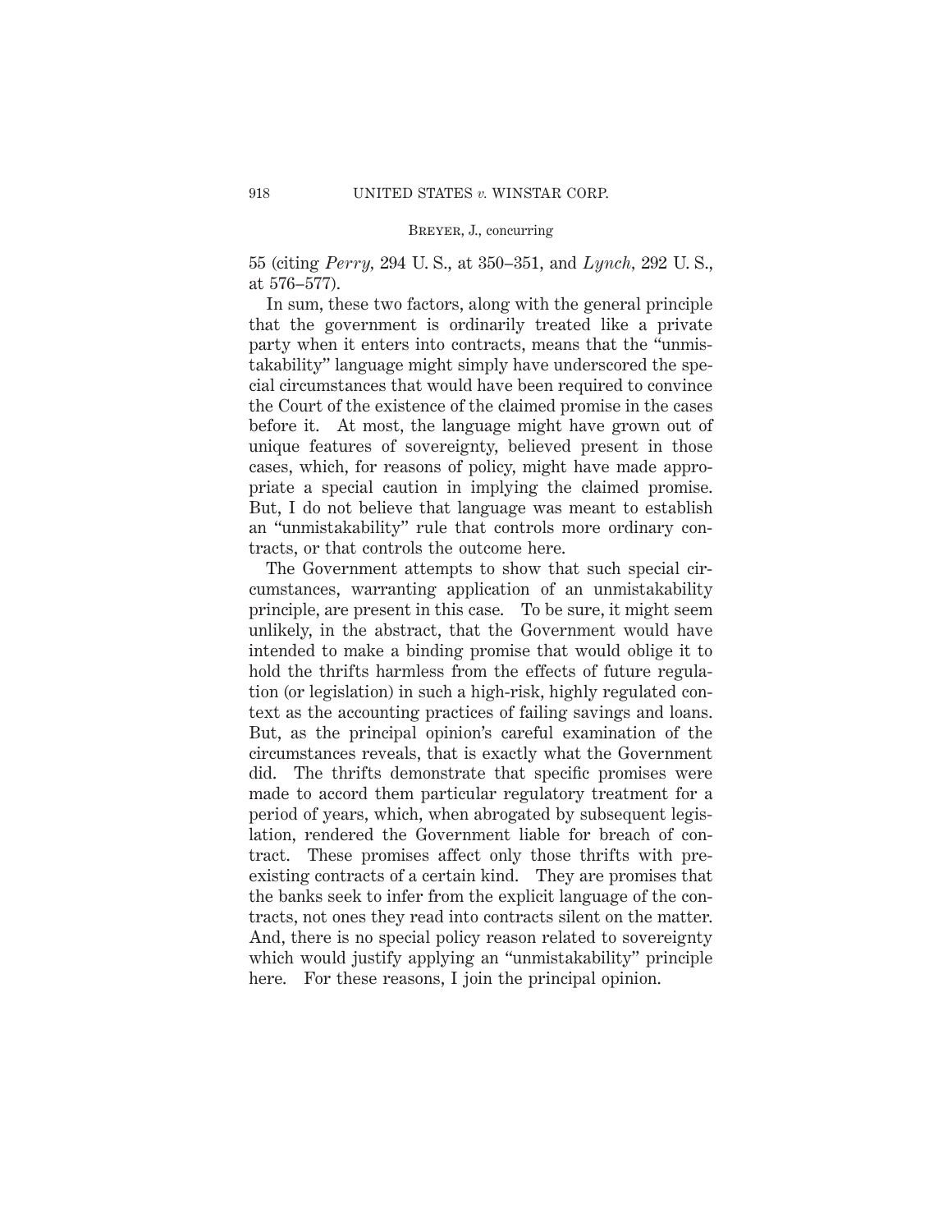55 (citing *Perry*, 294 U. S., at 350–351, and *Lynch*, 292 U. S., at 576–577).

In sum, these two factors, along with the general principle that the government is ordinarily treated like a private party when it enters into contracts, means that the "unmistakability" language might simply have underscored the special circumstances that would have been required to convince the Court of the existence of the claimed promise in the cases before it. At most, the language might have grown out of unique features of sovereignty, believed present in those cases, which, for reasons of policy, might have made appropriate a special caution in implying the claimed promise. But, I do not believe that language was meant to establish an "unmistakability" rule that controls more ordinary contracts, or that controls the outcome here.

The Government attempts to show that such special circumstances, warranting application of an unmistakability principle, are present in this case. To be sure, it might seem unlikely, in the abstract, that the Government would have intended to make a binding promise that would oblige it to hold the thrifts harmless from the effects of future regulation (or legislation) in such a high-risk, highly regulated context as the accounting practices of failing savings and loans. But, as the principal opinion's careful examination of the circumstances reveals, that is exactly what the Government did. The thrifts demonstrate that specific promises were made to accord them particular regulatory treatment for a period of years, which, when abrogated by subsequent legislation, rendered the Government liable for breach of contract. These promises affect only those thrifts with preexisting contracts of a certain kind. They are promises that the banks seek to infer from the explicit language of the contracts, not ones they read into contracts silent on the matter. And, there is no special policy reason related to sovereignty which would justify applying an "unmistakability" principle here. For these reasons, I join the principal opinion.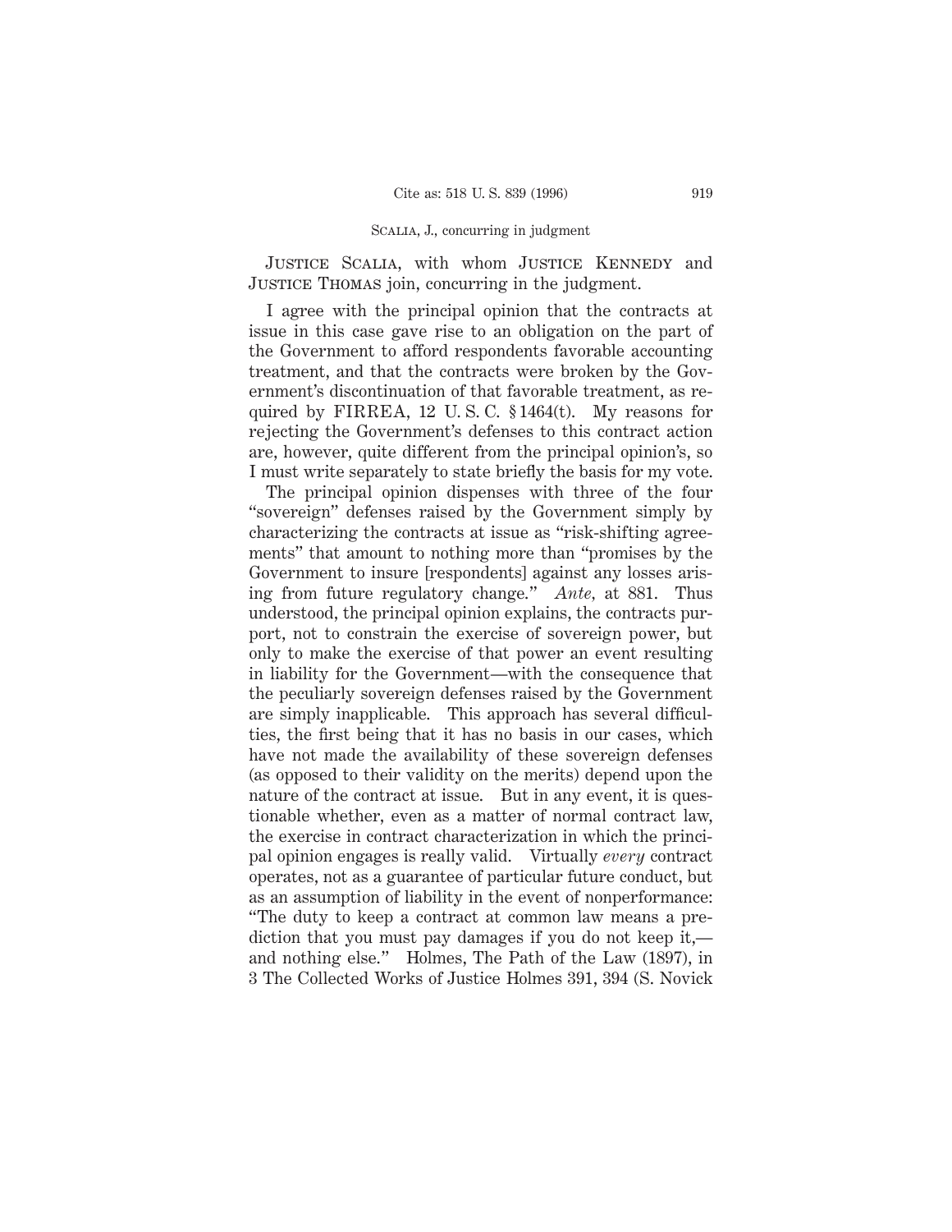Justice Scalia, with whom Justice Kennedy and Justice Thomas join, concurring in the judgment.

I agree with the principal opinion that the contracts at issue in this case gave rise to an obligation on the part of the Government to afford respondents favorable accounting treatment, and that the contracts were broken by the Government's discontinuation of that favorable treatment, as required by FIRREA, 12 U. S. C. § 1464(t). My reasons for rejecting the Government's defenses to this contract action are, however, quite different from the principal opinion's, so I must write separately to state briefly the basis for my vote.

The principal opinion dispenses with three of the four "sovereign" defenses raised by the Government simply by characterizing the contracts at issue as "risk-shifting agreements" that amount to nothing more than "promises by the Government to insure [respondents] against any losses arising from future regulatory change." *Ante*, at 881. Thus understood, the principal opinion explains, the contracts purport, not to constrain the exercise of sovereign power, but only to make the exercise of that power an event resulting in liability for the Government—with the consequence that the peculiarly sovereign defenses raised by the Government are simply inapplicable. This approach has several difficulties, the first being that it has no basis in our cases, which have not made the availability of these sovereign defenses (as opposed to their validity on the merits) depend upon the nature of the contract at issue. But in any event, it is questionable whether, even as a matter of normal contract law, the exercise in contract characterization in which the principal opinion engages is really valid. Virtually *every* contract operates, not as a guarantee of particular future conduct, but as an assumption of liability in the event of nonperformance: "The duty to keep a contract at common law means a prediction that you must pay damages if you do not keep it,—and nothing else." Holmes, The Path of the Law (1897), in 3 The Collected Works of Justice Holmes 391, 394 (S. Novick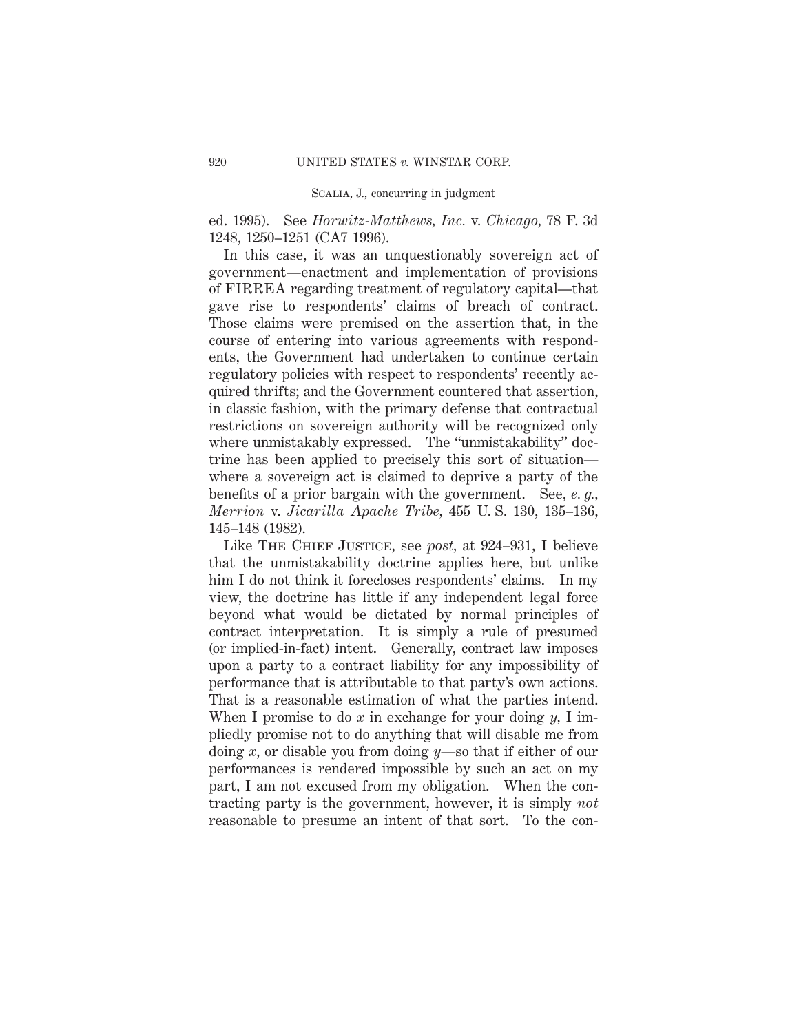ed. 1995). See *Horwitz-Matthews, Inc.* v. *Chicago,* 78 F. 3d 1248, 1250–1251 (CA7 1996).

In this case, it was an unquestionably sovereign act of government—enactment and implementation of provisions of FIRREA regarding treatment of regulatory capital—that gave rise to respondents' claims of breach of contract. Those claims were premised on the assertion that, in the course of entering into various agreements with respondents, the Government had undertaken to continue certain regulatory policies with respect to respondents' recently acquired thrifts; and the Government countered that assertion, in classic fashion, with the primary defense that contractual restrictions on sovereign authority will be recognized only where unmistakably expressed. The "unmistakability" doctrine has been applied to precisely this sort of situation—where a sovereign act is claimed to deprive a party of the benefits of a prior bargain with the government. See, *e. g., Merrion* v. *Jicarilla Apache Tribe,* 455 U. S. 130, 135–136, 145–148 (1982).

Like The Chief Justice, see *post,* at 924–931, I believe that the unmistakability doctrine applies here, but unlike him I do not think it forecloses respondents' claims. In my view, the doctrine has little if any independent legal force beyond what would be dictated by normal principles of contract interpretation. It is simply a rule of presumed (or implied-in-fact) intent. Generally, contract law imposes upon a party to a contract liability for any impossibility of performance that is attributable to that party's own actions. That is a reasonable estimation of what the parties intend. When I promise to do *x* in exchange for your doing *y,* I impliedly promise not to do anything that will disable me from doing *x,* or disable you from doing *y*—so that if either of our performances is rendered impossible by such an act on my part, I am not excused from my obligation. When the contracting party is the government, however, it is simply *not* reasonable to presume an intent of that sort. To the con-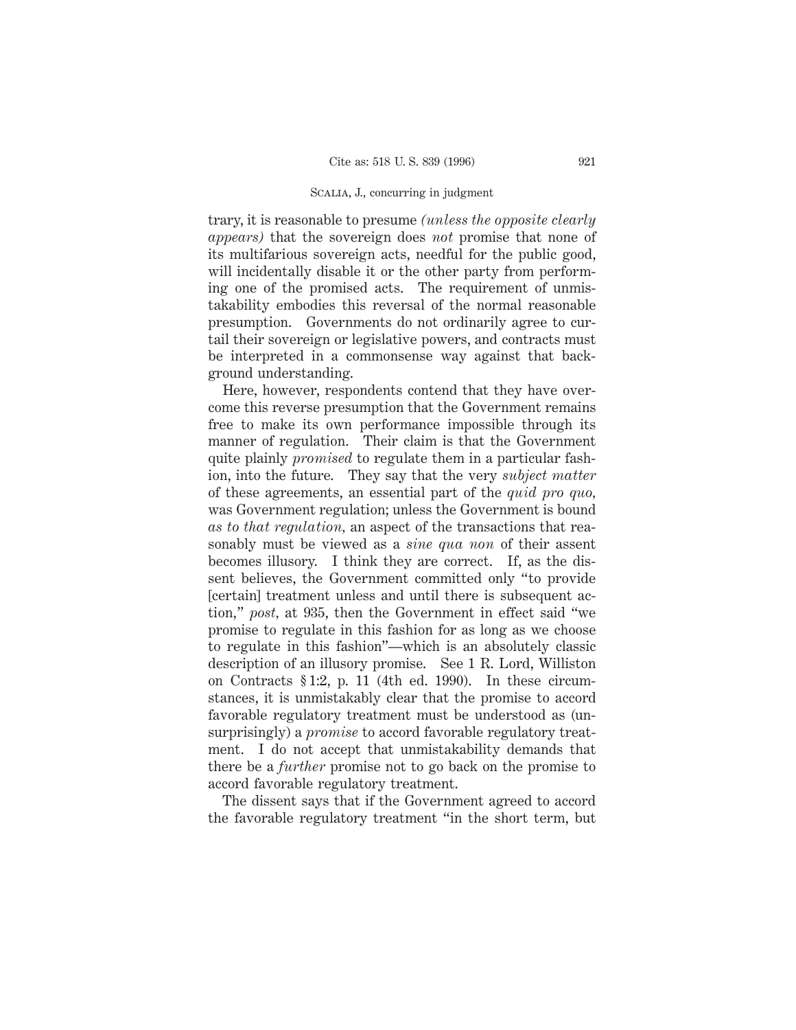trary, it is reasonable to presume *(unless the opposite clearly appears)* that the sovereign does *not* promise that none of its multifarious sovereign acts, needful for the public good, will incidentally disable it or the other party from performing one of the promised acts. The requirement of unmistakability embodies this reversal of the normal reasonable presumption. Governments do not ordinarily agree to curtail their sovereign or legislative powers, and contracts must be interpreted in a commonsense way against that background understanding.

Here, however, respondents contend that they have overcome this reverse presumption that the Government remains free to make its own performance impossible through its manner of regulation. Their claim is that the Government quite plainly *promised* to regulate them in a particular fashion, into the future. They say that the very *subject matter* of these agreements, an essential part of the *quid pro quo*, was Government regulation; unless the Government is bound *as to that regulation*, an aspect of the transactions that reasonably must be viewed as a *sine qua non* of their assent becomes illusory. I think they are correct. If, as the dissent believes, the Government committed only "to provide [certain] treatment unless and until there is subsequent action," *post*, at 935, then the Government in effect said "we promise to regulate in this fashion for as long as we choose to regulate in this fashion"—which is an absolutely classic description of an illusory promise. See 1 R. Lord, Williston on Contracts § 1:2, p. 11 (4th ed. 1990). In these circumstances, it is unmistakably clear that the promise to accord favorable regulatory treatment must be understood as (unsurprisingly) a *promise* to accord favorable regulatory treatment. I do not accept that unmistakability demands that there be a *further* promise not to go back on the promise to accord favorable regulatory treatment.

The dissent says that if the Government agreed to accord the favorable regulatory treatment "in the short term, but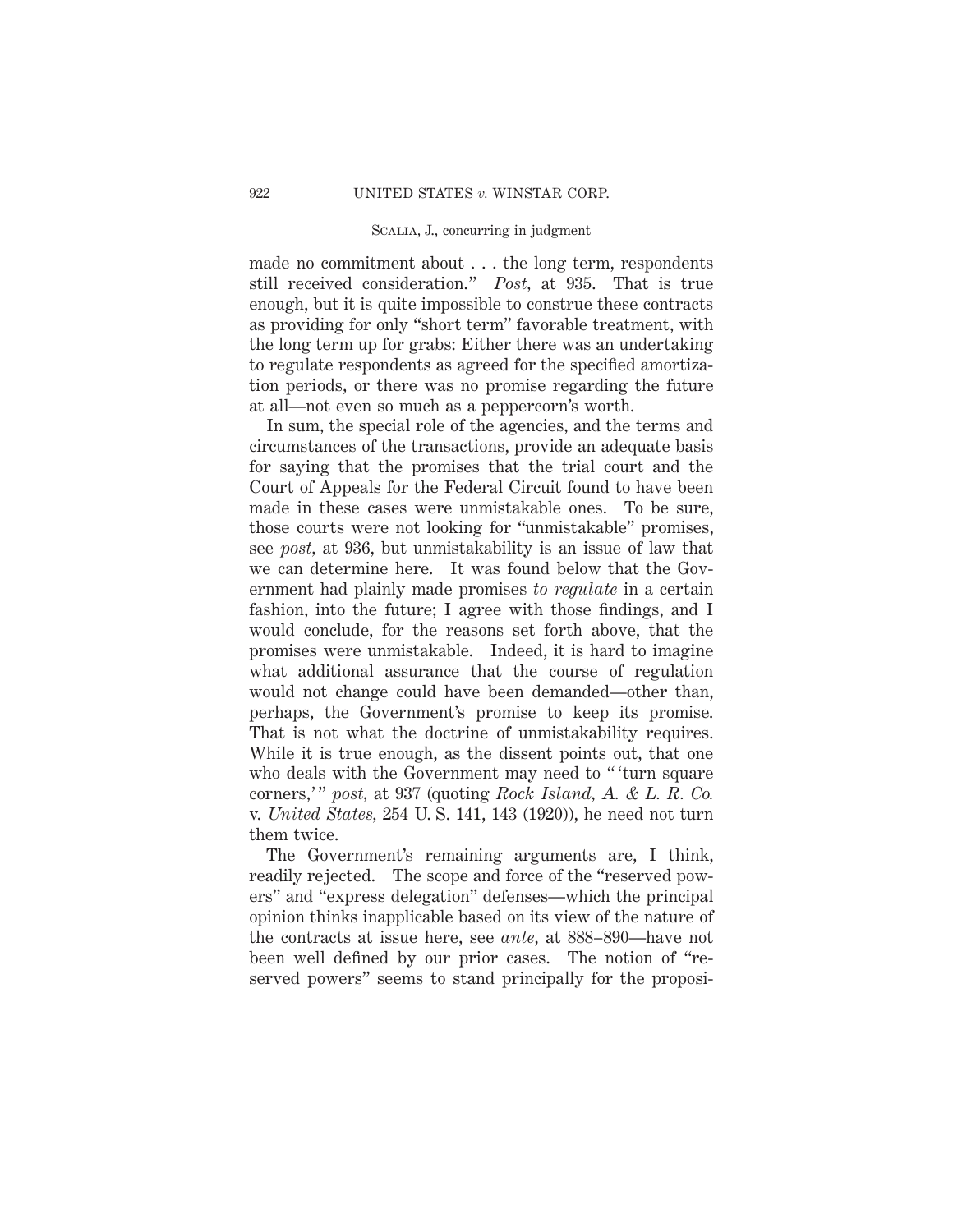made no commitment about . . . the long term, respondents still received consideration." *Post,* at 935. That is true enough, but it is quite impossible to construe these contracts as providing for only "short term" favorable treatment, with the long term up for grabs: Either there was an undertaking to regulate respondents as agreed for the specified amortization periods, or there was no promise regarding the future at all—not even so much as a peppercorn's worth.

In sum, the special role of the agencies, and the terms and circumstances of the transactions, provide an adequate basis for saying that the promises that the trial court and the Court of Appeals for the Federal Circuit found to have been made in these cases were unmistakable ones. To be sure, those courts were not looking for "unmistakable" promises, see *post,* at 936, but unmistakability is an issue of law that we can determine here. It was found below that the Government had plainly made promises *to regulate* in a certain fashion, into the future; I agree with those findings, and I would conclude, for the reasons set forth above, that the promises were unmistakable. Indeed, it is hard to imagine what additional assurance that the course of regulation would not change could have been demanded—other than, perhaps, the Government's promise to keep its promise. That is not what the doctrine of unmistakability requires. While it is true enough, as the dissent points out, that one who deals with the Government may need to " 'turn square corners,' " *post,* at 937 (quoting *Rock Island, A. & L. R. Co.* v. *United States,* 254 U. S. 141, 143 (1920)), he need not turn them twice.

The Government's remaining arguments are, I think, readily rejected. The scope and force of the "reserved powers" and "express delegation" defenses—which the principal opinion thinks inapplicable based on its view of the nature of the contracts at issue here, see *ante,* at 888–890—have not been well defined by our prior cases. The notion of "reserved powers" seems to stand principally for the proposi-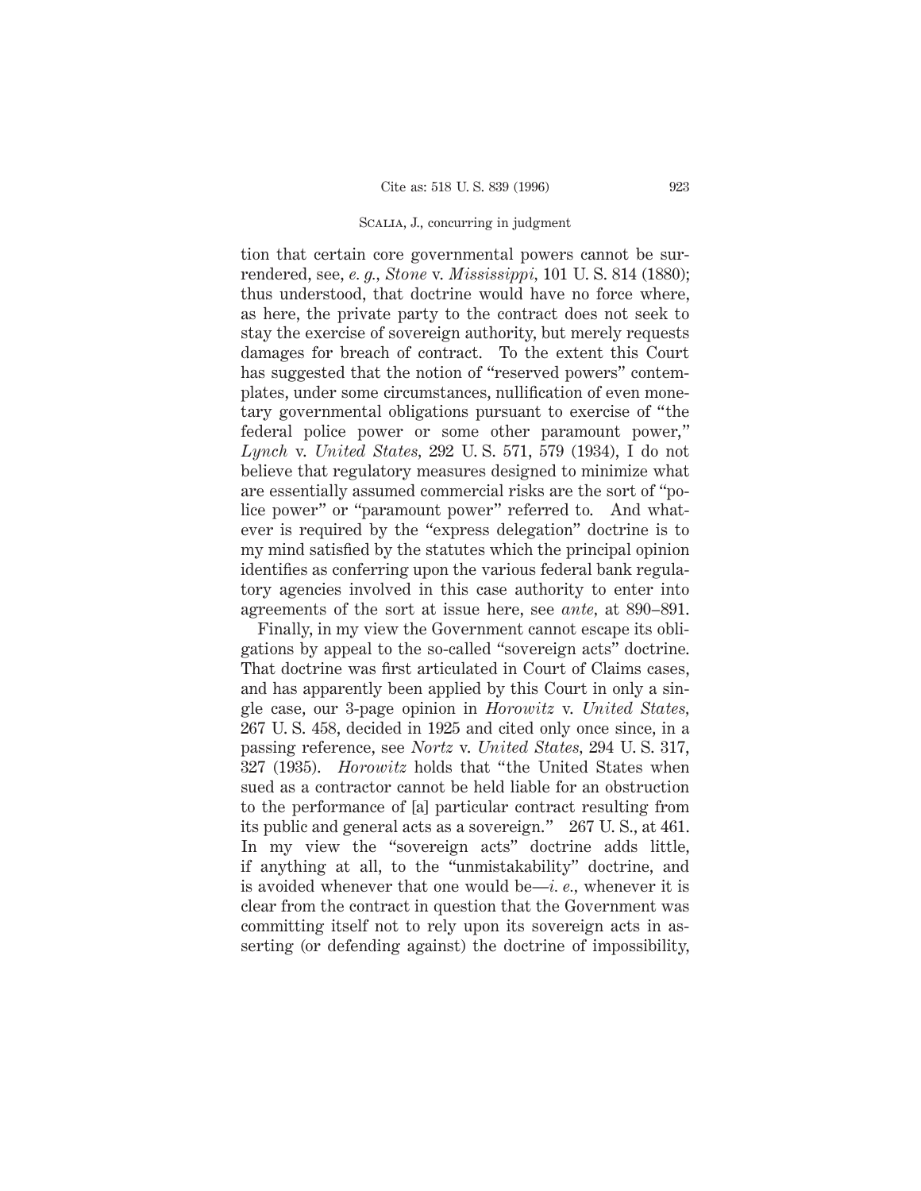tion that certain core governmental powers cannot be surrendered, see, *e. g., Stone* v. *Mississippi,* 101 U. S. 814 (1880); thus understood, that doctrine would have no force where, as here, the private party to the contract does not seek to stay the exercise of sovereign authority, but merely requests damages for breach of contract. To the extent this Court has suggested that the notion of "reserved powers" contemplates, under some circumstances, nullification of even monetary governmental obligations pursuant to exercise of "the federal police power or some other paramount power," *Lynch* v. *United States,* 292 U. S. 571, 579 (1934), I do not believe that regulatory measures designed to minimize what are essentially assumed commercial risks are the sort of "police power" or "paramount power" referred to. And whatever is required by the "express delegation" doctrine is to my mind satisfied by the statutes which the principal opinion identifies as conferring upon the various federal bank regulatory agencies involved in this case authority to enter into agreements of the sort at issue here, see *ante,* at 890–891.

Finally, in my view the Government cannot escape its obligations by appeal to the so-called "sovereign acts" doctrine. That doctrine was first articulated in Court of Claims cases, and has apparently been applied by this Court in only a single case, our 3-page opinion in *Horowitz* v. *United States,* 267 U. S. 458, decided in 1925 and cited only once since, in a passing reference, see *Nortz* v. *United States,* 294 U. S. 317, 327 (1935). *Horowitz* holds that "the United States when sued as a contractor cannot be held liable for an obstruction to the performance of [a] particular contract resulting from its public and general acts as a sovereign." 267 U. S., at 461. In my view the "sovereign acts" doctrine adds little, if anything at all, to the "unmistakability" doctrine, and is avoided whenever that one would be—*i. e.,* whenever it is clear from the contract in question that the Government was committing itself not to rely upon its sovereign acts in asserting (or defending against) the doctrine of impossibility,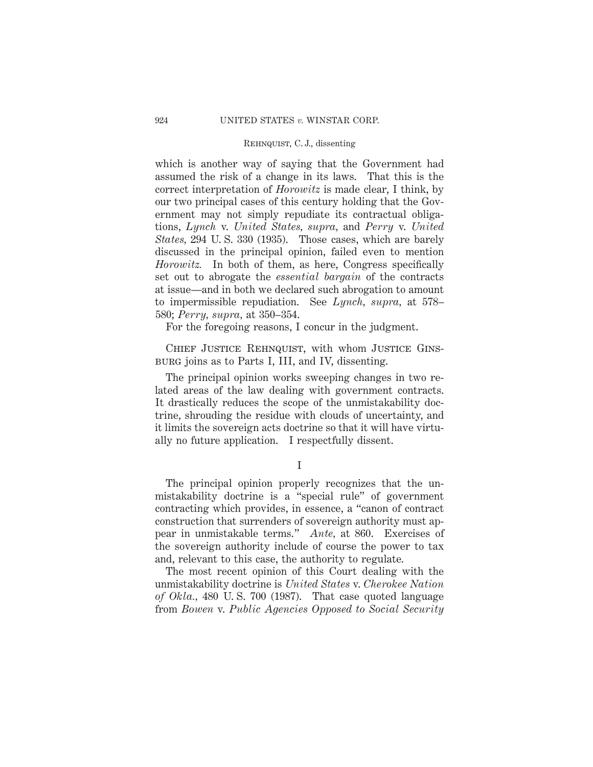which is another way of saying that the Government had assumed the risk of a change in its laws. That this is the correct interpretation of *Horowitz* is made clear, I think, by our two principal cases of this century holding that the Government may not simply repudiate its contractual obligations, *Lynch* v. *United States, supra,* and *Perry* v. *United States,* 294 U. S. 330 (1935). Those cases, which are barely discussed in the principal opinion, failed even to mention *Horowitz.* In both of them, as here, Congress specifically set out to abrogate the *essential bargain* of the contracts at issue—and in both we declared such abrogation to amount to impermissible repudiation. See *Lynch, supra,* at 578–580; *Perry, supra,* at 350–354.

For the foregoing reasons, I concur in the judgment.

Chief Justice Rehnquist, with whom Justice Ginsburg joins as to Parts I, III, and IV, dissenting.

The principal opinion works sweeping changes in two related areas of the law dealing with government contracts. It drastically reduces the scope of the unmistakability doctrine, shrouding the residue with clouds of uncertainty, and it limits the sovereign acts doctrine so that it will have virtually no future application. I respectfully dissent.

## I

The principal opinion properly recognizes that the unmistakability doctrine is a "special rule" of government contracting which provides, in essence, a "canon of contract construction that surrenders of sovereign authority must appear in unmistakable terms." *Ante,* at 860. Exercises of the sovereign authority include of course the power to tax and, relevant to this case, the authority to regulate.

The most recent opinion of this Court dealing with the unmistakability doctrine is *United States* v. *Cherokee Nation of Okla.,* 480 U. S. 700 (1987). That case quoted language from *Bowen* v. *Public Agencies Opposed to Social Security*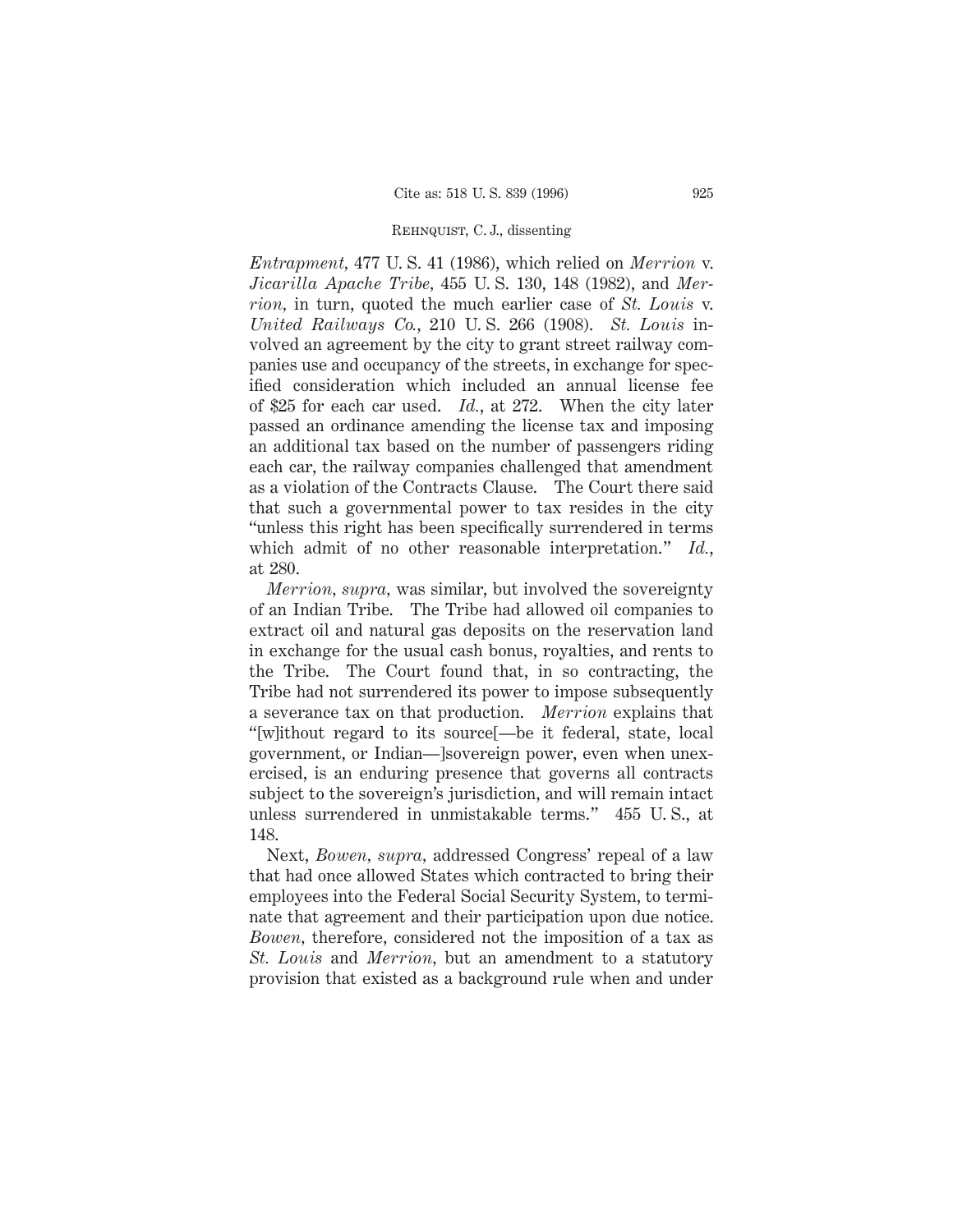*Entrapment*, 477 U. S. 41 (1986), which relied on *Merrion* v. *Jicarilla Apache Tribe*, 455 U. S. 130, 148 (1982), and *Merrion*, in turn, quoted the much earlier case of *St. Louis* v. *United Railways Co.*, 210 U. S. 266 (1908). *St. Louis* involved an agreement by the city to grant street railway companies use and occupancy of the streets, in exchange for specified consideration which included an annual license fee of $25 for each car used. *Id.*, at 272. When the city later passed an ordinance amending the license tax and imposing an additional tax based on the number of passengers riding each car, the railway companies challenged that amendment as a violation of the Contracts Clause. The Court there said that such a governmental power to tax resides in the city "unless this right has been specifically surrendered in terms which admit of no other reasonable interpretation." *Id.*, at 280.

*Merrion, supra*, was similar, but involved the sovereignty of an Indian Tribe. The Tribe had allowed oil companies to extract oil and natural gas deposits on the reservation land in exchange for the usual cash bonus, royalties, and rents to the Tribe. The Court found that, in so contracting, the Tribe had not surrendered its power to impose subsequently a severance tax on that production. *Merrion* explains that "[w]ithout regard to its source[—be it federal, state, local government, or Indian—]sovereign power, even when unexercised, is an enduring presence that governs all contracts subject to the sovereign's jurisdiction, and will remain intact unless surrendered in unmistakable terms." 455 U. S., at 148.

Next, *Bowen, supra*, addressed Congress' repeal of a law that had once allowed States which contracted to bring their employees into the Federal Social Security System, to terminate that agreement and their participation upon due notice. *Bowen*, therefore, considered not the imposition of a tax as *St. Louis* and *Merrion*, but an amendment to a statutory provision that existed as a background rule when and under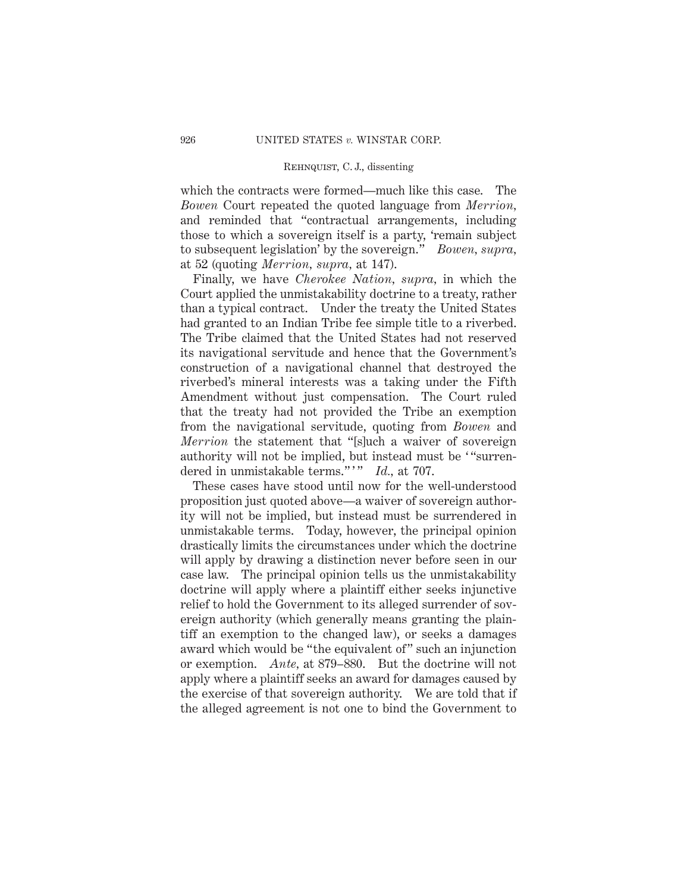which the contracts were formed—much like this case. The *Bowen* Court repeated the quoted language from *Merrion*, and reminded that "contractual arrangements, including those to which a sovereign itself is a party, 'remain subject to subsequent legislation' by the sovereign." *Bowen, supra,* at 52 (quoting *Merrion, supra,* at 147).

Finally, we have *Cherokee Nation, supra,* in which the Court applied the unmistakability doctrine to a treaty, rather than a typical contract. Under the treaty the United States had granted to an Indian Tribe fee simple title to a riverbed. The Tribe claimed that the United States had not reserved its navigational servitude and hence that the Government's construction of a navigational channel that destroyed the riverbed's mineral interests was a taking under the Fifth Amendment without just compensation. The Court ruled that the treaty had not provided the Tribe an exemption from the navigational servitude, quoting from *Bowen* and *Merrion* the statement that "[s]uch a waiver of sovereign authority will not be implied, but instead must be ' "surrendered in unmistakable terms." ' " *Id.,* at 707.

These cases have stood until now for the well-understood proposition just quoted above—a waiver of sovereign authority will not be implied, but instead must be surrendered in unmistakable terms. Today, however, the principal opinion drastically limits the circumstances under which the doctrine will apply by drawing a distinction never before seen in our case law. The principal opinion tells us the unmistakability doctrine will apply where a plaintiff either seeks injunctive relief to hold the Government to its alleged surrender of sovereign authority (which generally means granting the plaintiff an exemption to the changed law), or seeks a damages award which would be "the equivalent of" such an injunction or exemption. *Ante,* at 879–880. But the doctrine will not apply where a plaintiff seeks an award for damages caused by the exercise of that sovereign authority. We are told that if the alleged agreement is not one to bind the Government to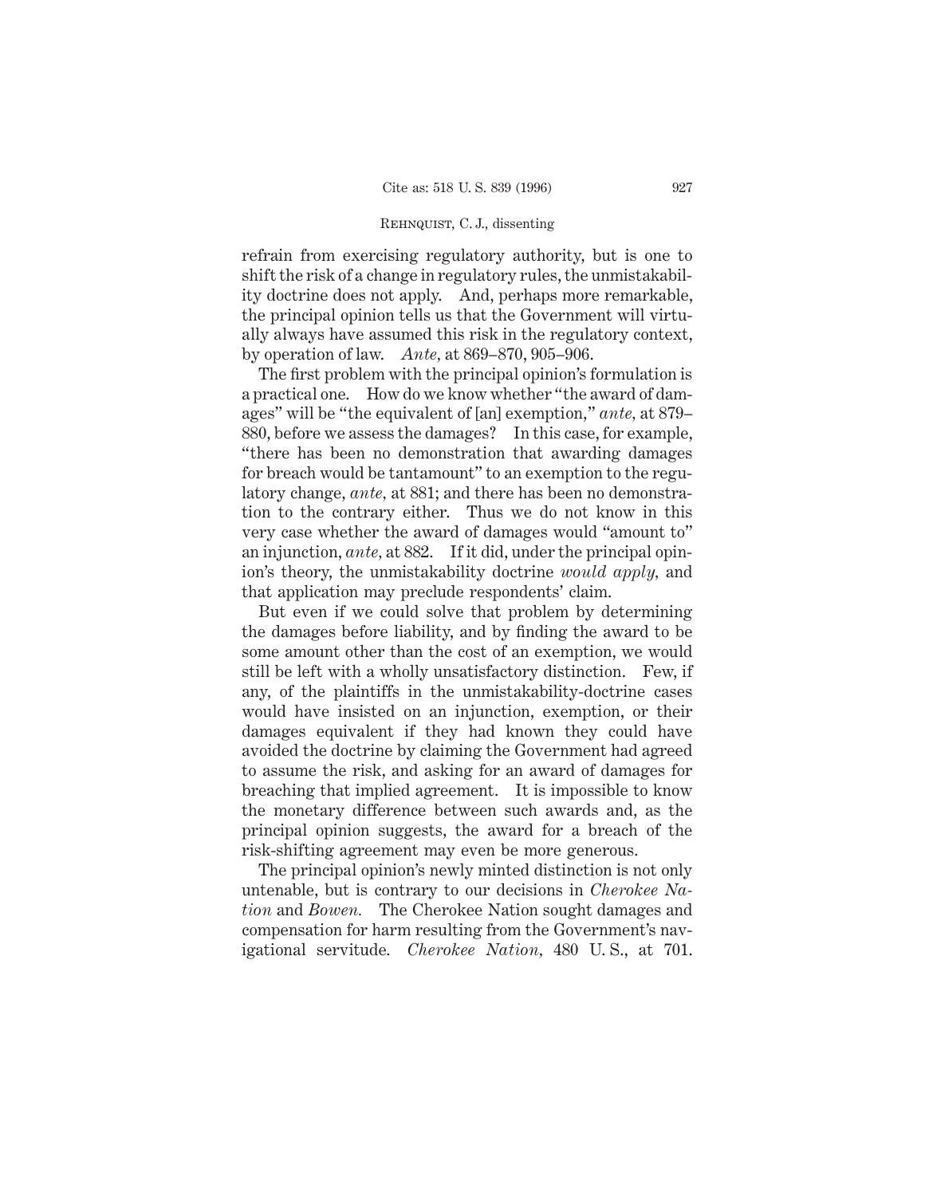refrain from exercising regulatory authority, but is one to shift the risk of a change in regulatory rules, the unmistakability doctrine does not apply. And, perhaps more remarkable, the principal opinion tells us that the Government will virtually always have assumed this risk in the regulatory context, by operation of law. *Ante,* at 869–870, 905–906.

The first problem with the principal opinion's formulation is a practical one. How do we know whether "the award of damages" will be "the equivalent of [an] exemption," *ante,* at 879–880, before we assess the damages? In this case, for example, "there has been no demonstration that awarding damages for breach would be tantamount" to an exemption to the regulatory change, *ante,* at 881; and there has been no demonstration to the contrary either. Thus we do not know in this very case whether the award of damages would "amount to" an injunction, *ante,* at 882. If it did, under the principal opinion's theory, the unmistakability doctrine *would apply,* and that application may preclude respondents' claim.

But even if we could solve that problem by determining the damages before liability, and by finding the award to be some amount other than the cost of an exemption, we would still be left with a wholly unsatisfactory distinction. Few, if any, of the plaintiffs in the unmistakability-doctrine cases would have insisted on an injunction, exemption, or their damages equivalent if they had known they could have avoided the doctrine by claiming the Government had agreed to assume the risk, and asking for an award of damages for breaching that implied agreement. It is impossible to know the monetary difference between such awards and, as the principal opinion suggests, the award for a breach of the risk-shifting agreement may even be more generous.

The principal opinion's newly minted distinction is not only untenable, but is contrary to our decisions in *Cherokee Nation* and *Bowen.* The Cherokee Nation sought damages and compensation for harm resulting from the Government's navigational servitude. *Cherokee Nation,* 480 U. S., at 701.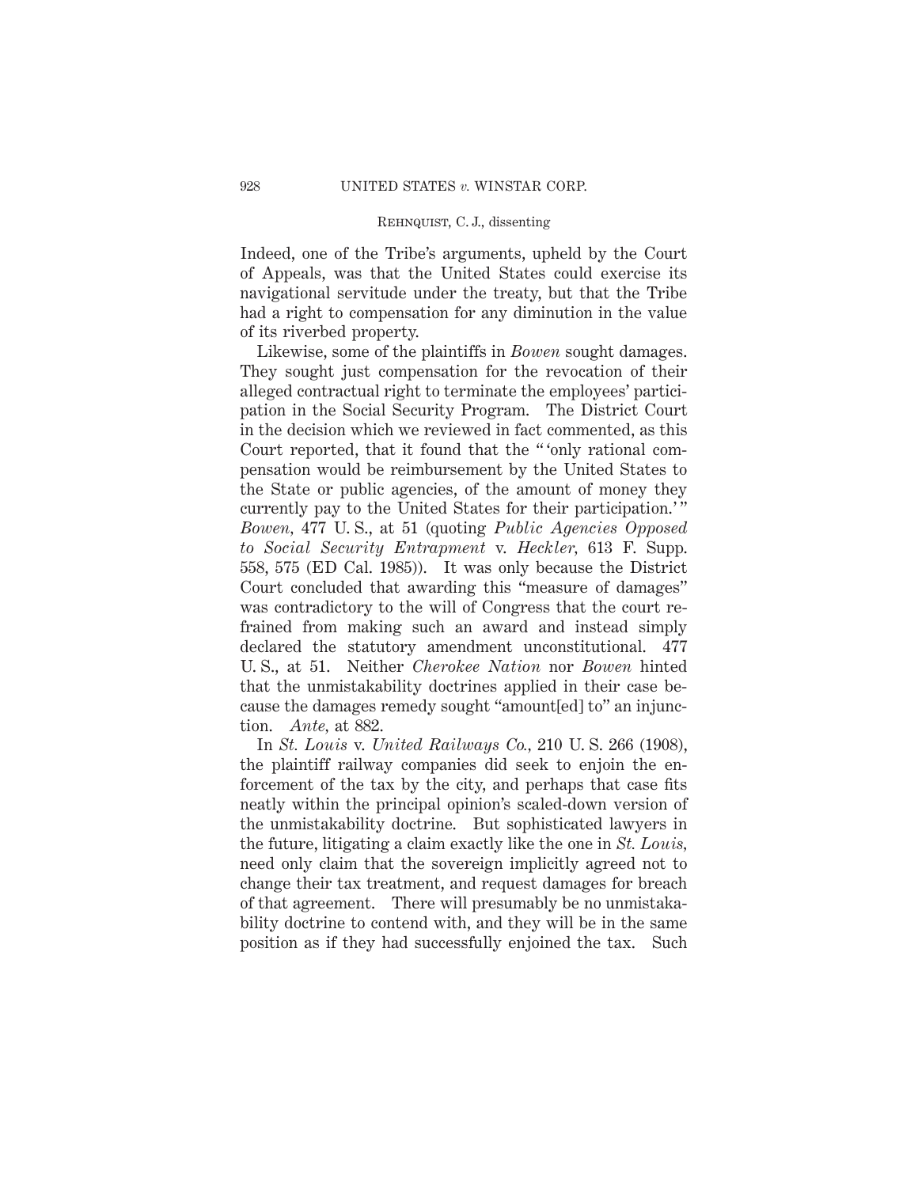Indeed, one of the Tribe's arguments, upheld by the Court of Appeals, was that the United States could exercise its navigational servitude under the treaty, but that the Tribe had a right to compensation for any diminution in the value of its riverbed property.

Likewise, some of the plaintiffs in *Bowen* sought damages. They sought just compensation for the revocation of their alleged contractual right to terminate the employees' participation in the Social Security Program. The District Court in the decision which we reviewed in fact commented, as this Court reported, that it found that the " 'only rational compensation would be reimbursement by the United States to the State or public agencies, of the amount of money they currently pay to the United States for their participation.' " *Bowen*, 477 U. S., at 51 (quoting *Public Agencies Opposed to Social Security Entrapment* v. *Heckler*, 613 F. Supp. 558, 575 (ED Cal. 1985)). It was only because the District Court concluded that awarding this "measure of damages" was contradictory to the will of Congress that the court refrained from making such an award and instead simply declared the statutory amendment unconstitutional. 477 U. S., at 51. Neither *Cherokee Nation* nor *Bowen* hinted that the unmistakability doctrines applied in their case because the damages remedy sought "amount[ed] to" an injunction. *Ante*, at 882.

In *St. Louis* v. *United Railways Co.*, 210 U. S. 266 (1908), the plaintiff railway companies did seek to enjoin the enforcement of the tax by the city, and perhaps that case fits neatly within the principal opinion's scaled-down version of the unmistakability doctrine. But sophisticated lawyers in the future, litigating a claim exactly like the one in *St. Louis*, need only claim that the sovereign implicitly agreed not to change their tax treatment, and request damages for breach of that agreement. There will presumably be no unmistakability doctrine to contend with, and they will be in the same position as if they had successfully enjoined the tax. Such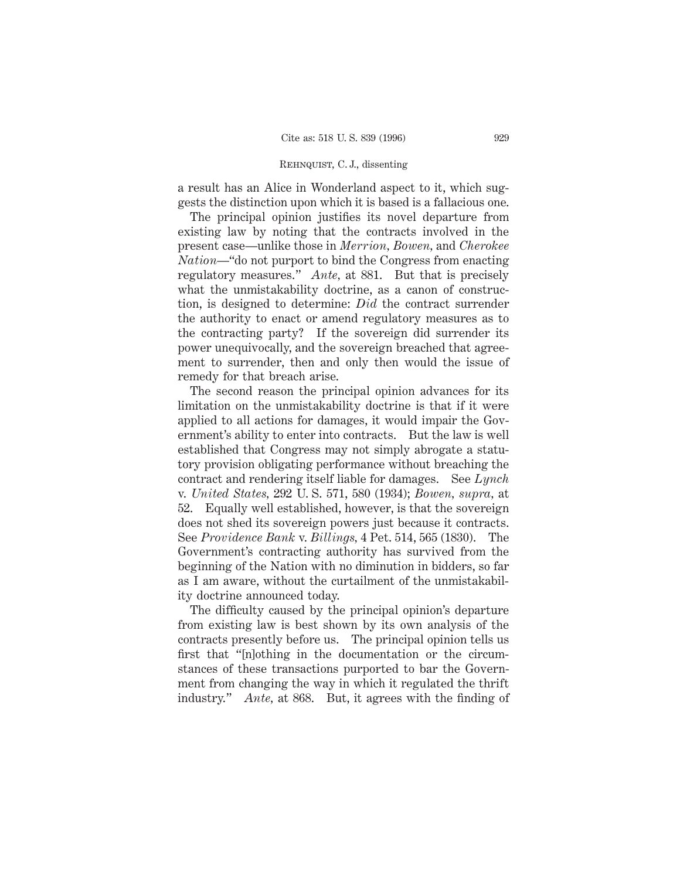a result has an Alice in Wonderland aspect to it, which suggests the distinction upon which it is based is a fallacious one.

The principal opinion justifies its novel departure from existing law by noting that the contracts involved in the present case—unlike those in *Merrion, Bowen,* and *Cherokee Nation*—"do not purport to bind the Congress from enacting regulatory measures." *Ante,* at 881. But that is precisely what the unmistakability doctrine, as a canon of construction, is designed to determine: *Did* the contract surrender the authority to enact or amend regulatory measures as to the contracting party? If the sovereign did surrender its power unequivocally, and the sovereign breached that agreement to surrender, then and only then would the issue of remedy for that breach arise.

The second reason the principal opinion advances for its limitation on the unmistakability doctrine is that if it were applied to all actions for damages, it would impair the Government's ability to enter into contracts. But the law is well established that Congress may not simply abrogate a statutory provision obligating performance without breaching the contract and rendering itself liable for damages. See *Lynch* v. *United States,* 292 U. S. 571, 580 (1934); *Bowen, supra,* at 52. Equally well established, however, is that the sovereign does not shed its sovereign powers just because it contracts. See *Providence Bank* v. *Billings,* 4 Pet. 514, 565 (1830). The Government's contracting authority has survived from the beginning of the Nation with no diminution in bidders, so far as I am aware, without the curtailment of the unmistakability doctrine announced today.

The difficulty caused by the principal opinion's departure from existing law is best shown by its own analysis of the contracts presently before us. The principal opinion tells us first that "[n]othing in the documentation or the circumstances of these transactions purported to bar the Government from changing the way in which it regulated the thrift industry." *Ante,* at 868. But, it agrees with the finding of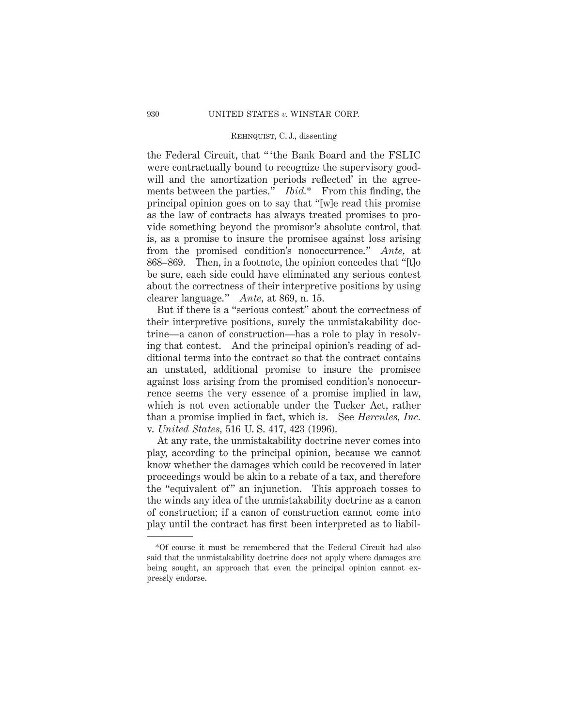the Federal Circuit, that " 'the Bank Board and the FSLIC were contractually bound to recognize the supervisory goodwill and the amortization periods reflected' in the agreements between the parties." *Ibid.*\* From this finding, the principal opinion goes on to say that "[w]e read this promise as the law of contracts has always treated promises to provide something beyond the promisor's absolute control, that is, as a promise to insure the promisee against loss arising from the promised condition's nonoccurrence." *Ante,* at 868–869. Then, in a footnote, the opinion concedes that "[t]o be sure, each side could have eliminated any serious contest about the correctness of their interpretive positions by using clearer language." *Ante,* at 869, n. 15.

But if there is a "serious contest" about the correctness of their interpretive positions, surely the unmistakability doctrine—a canon of construction—has a role to play in resolving that contest. And the principal opinion's reading of additional terms into the contract so that the contract contains an unstated, additional promise to insure the promisee against loss arising from the promised condition's nonoccurrence seems the very essence of a promise implied in law, which is not even actionable under the Tucker Act, rather than a promise implied in fact, which is. See *Hercules, Inc.* v. *United States,* 516 U. S. 417, 423 (1996).

At any rate, the unmistakability doctrine never comes into play, according to the principal opinion, because we cannot know whether the damages which could be recovered in later proceedings would be akin to a rebate of a tax, and therefore the "equivalent of" an injunction. This approach tosses to the winds any idea of the unmistakability doctrine as a canon of construction; if a canon of construction cannot come into play until the contract has first been interpreted as to liabil-

---

\*Of course it must be remembered that the Federal Circuit had also said that the unmistakability doctrine does not apply where damages are being sought, an approach that even the principal opinion cannot expressly endorse.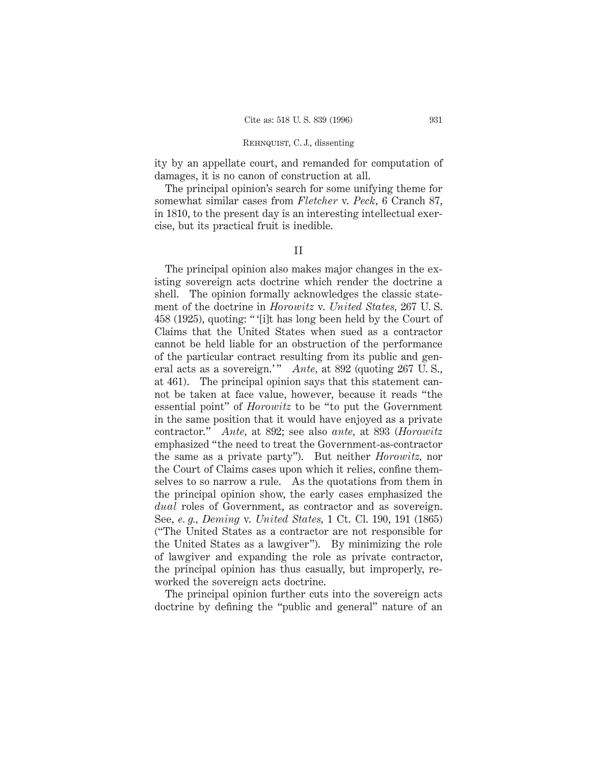ity by an appellate court, and remanded for computation of damages, it is no canon of construction at all.

The principal opinion's search for some unifying theme for somewhat similar cases from *Fletcher* v. *Peck*, 6 Cranch 87, in 1810, to the present day is an interesting intellectual exercise, but its practical fruit is inedible.

## II

The principal opinion also makes major changes in the existing sovereign acts doctrine which render the doctrine a shell. The opinion formally acknowledges the classic statement of the doctrine in *Horowitz* v. *United States*, 267 U. S. 458 (1925), quoting: " '[i]t has long been held by the Court of Claims that the United States when sued as a contractor cannot be held liable for an obstruction of the performance of the particular contract resulting from its public and general acts as a sovereign.' " *Ante*, at 892 (quoting 267 U. S., at 461). The principal opinion says that this statement cannot be taken at face value, however, because it reads "the essential point" of *Horowitz* to be "to put the Government in the same position that it would have enjoyed as a private contractor." *Ante*, at 892; see also *ante*, at 893 (*Horowitz* emphasized "the need to treat the Government-as-contractor the same as a private party"). But neither *Horowitz*, nor the Court of Claims cases upon which it relies, confine themselves to so narrow a rule. As the quotations from them in the principal opinion show, the early cases emphasized the *dual* roles of Government, as contractor and as sovereign. See, *e. g.*, *Deming* v. *United States*, 1 Ct. Cl. 190, 191 (1865) ("The United States as a contractor are not responsible for the United States as a lawgiver"). By minimizing the role of lawgiver and expanding the role as private contractor, the principal opinion has thus casually, but improperly, reworked the sovereign acts doctrine.

The principal opinion further cuts into the sovereign acts doctrine by defining the "public and general" nature of an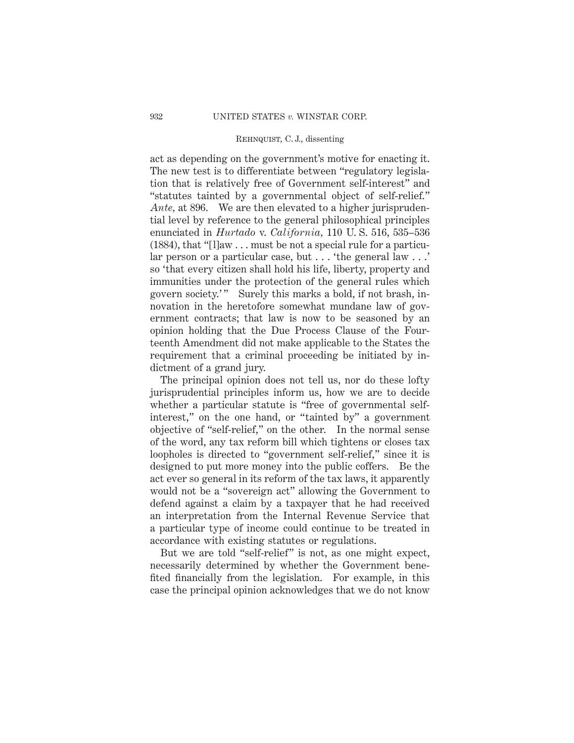act as depending on the government's motive for enacting it. The new test is to differentiate between "regulatory legislation that is relatively free of Government self-interest" and "statutes tainted by a governmental object of self-relief." *Ante,* at 896. We are then elevated to a higher jurisprudential level by reference to the general philosophical principles enunciated in *Hurtado* v. *California,* 110 U. S. 516, 535–536 (1884), that "[l]aw . . . must be not a special rule for a particular person or a particular case, but . . . 'the general law . . .' so 'that every citizen shall hold his life, liberty, property and immunities under the protection of the general rules which govern society.'" Surely this marks a bold, if not brash, innovation in the heretofore somewhat mundane law of government contracts; that law is now to be seasoned by an opinion holding that the Due Process Clause of the Fourteenth Amendment did not make applicable to the States the requirement that a criminal proceeding be initiated by indictment of a grand jury.

The principal opinion does not tell us, nor do these lofty jurisprudential principles inform us, how we are to decide whether a particular statute is "free of governmental self-interest," on the one hand, or "tainted by" a government objective of "self-relief," on the other. In the normal sense of the word, any tax reform bill which tightens or closes tax loopholes is directed to "government self-relief," since it is designed to put more money into the public coffers. Be the act ever so general in its reform of the tax laws, it apparently would not be a "sovereign act" allowing the Government to defend against a claim by a taxpayer that he had received an interpretation from the Internal Revenue Service that a particular type of income could continue to be treated in accordance with existing statutes or regulations.

But we are told "self-relief" is not, as one might expect, necessarily determined by whether the Government benefited financially from the legislation. For example, in this case the principal opinion acknowledges that we do not know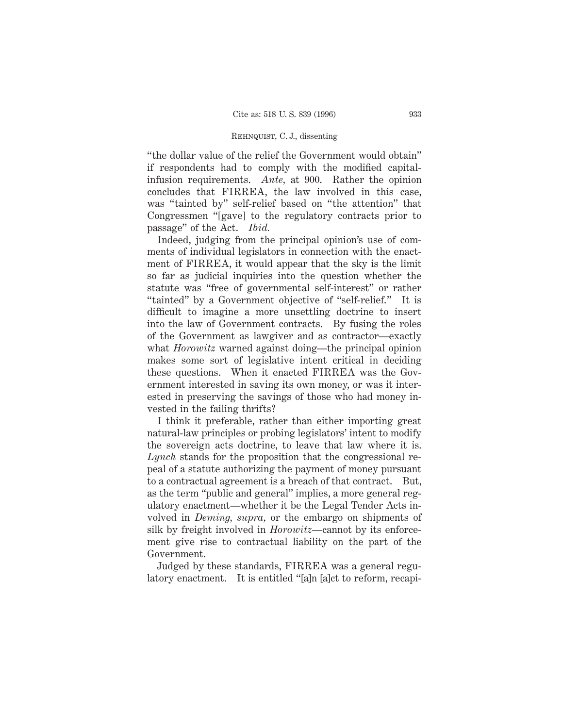"the dollar value of the relief the Government would obtain" if respondents had to comply with the modified capital-infusion requirements. *Ante,* at 900. Rather the opinion concludes that FIRREA, the law involved in this case, was "tainted by" self-relief based on "the attention" that Congressmen "[gave] to the regulatory contracts prior to passage" of the Act. *Ibid.*

Indeed, judging from the principal opinion's use of comments of individual legislators in connection with the enactment of FIRREA, it would appear that the sky is the limit so far as judicial inquiries into the question whether the statute was "free of governmental self-interest" or rather "tainted" by a Government objective of "self-relief." It is difficult to imagine a more unsettling doctrine to insert into the law of Government contracts. By fusing the roles of the Government as lawgiver and as contractor—exactly what *Horowitz* warned against doing—the principal opinion makes some sort of legislative intent critical in deciding these questions. When it enacted FIRREA was the Government interested in saving its own money, or was it interested in preserving the savings of those who had money invested in the failing thrifts?

I think it preferable, rather than either importing great natural-law principles or probing legislators' intent to modify the sovereign acts doctrine, to leave that law where it is. *Lynch* stands for the proposition that the congressional repeal of a statute authorizing the payment of money pursuant to a contractual agreement is a breach of that contract. But, as the term "public and general" implies, a more general regulatory enactment—whether it be the Legal Tender Acts involved in *Deming, supra,* or the embargo on shipments of silk by freight involved in *Horowitz*—cannot by its enforcement give rise to contractual liability on the part of the Government.

Judged by these standards, FIRREA was a general regulatory enactment. It is entitled "[a]n [a]ct to reform, recapi-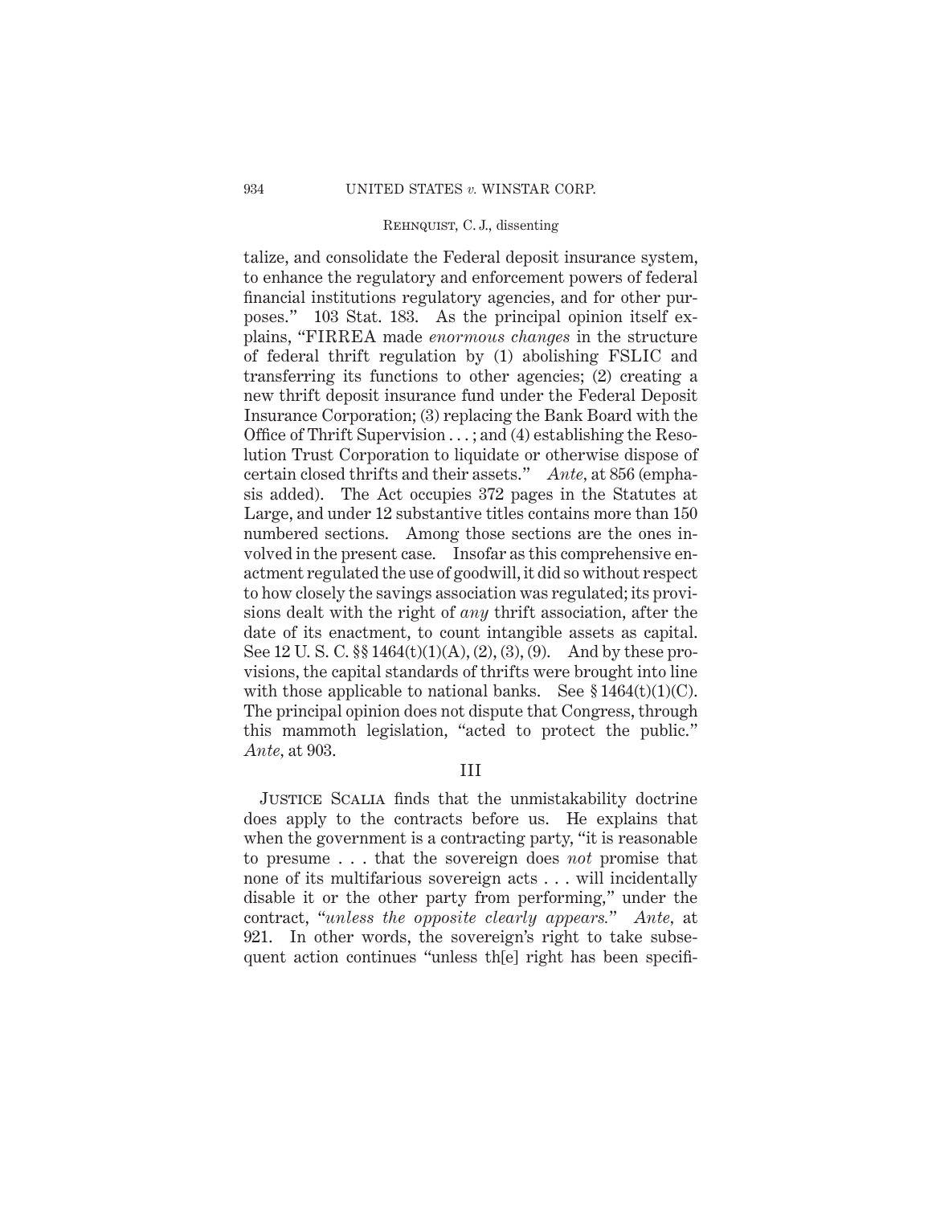talize, and consolidate the Federal deposit insurance system, to enhance the regulatory and enforcement powers of federal financial institutions regulatory agencies, and for other purposes." 103 Stat. 183. As the principal opinion itself explains, "FIRREA made *enormous changes* in the structure of federal thrift regulation by (1) abolishing FSLIC and transferring its functions to other agencies; (2) creating a new thrift deposit insurance fund under the Federal Deposit Insurance Corporation; (3) replacing the Bank Board with the Office of Thrift Supervision . . . ; and (4) establishing the Resolution Trust Corporation to liquidate or otherwise dispose of certain closed thrifts and their assets." *Ante,* at 856 (emphasis added). The Act occupies 372 pages in the Statutes at Large, and under 12 substantive titles contains more than 150 numbered sections. Among those sections are the ones involved in the present case. Insofar as this comprehensive enactment regulated the use of goodwill, it did so without respect to how closely the savings association was regulated; its provisions dealt with the right of *any* thrift association, after the date of its enactment, to count intangible assets as capital. See 12 U. S. C. §§ 1464(t)(1)(A), (2), (3), (9). And by these provisions, the capital standards of thrifts were brought into line with those applicable to national banks. See § 1464(t)(1)(C). The principal opinion does not dispute that Congress, through this mammoth legislation, "acted to protect the public." *Ante,* at 903.

## III

Justice Scalia finds that the unmistakability doctrine does apply to the contracts before us. He explains that when the government is a contracting party, "it is reasonable to presume . . . that the sovereign does *not* promise that none of its multifarious sovereign acts . . . will incidentally disable it or the other party from performing," under the contract, "*unless the opposite clearly appears.*" *Ante,* at 921. In other words, the sovereign's right to take subsequent action continues "unless th[e] right has been specifi-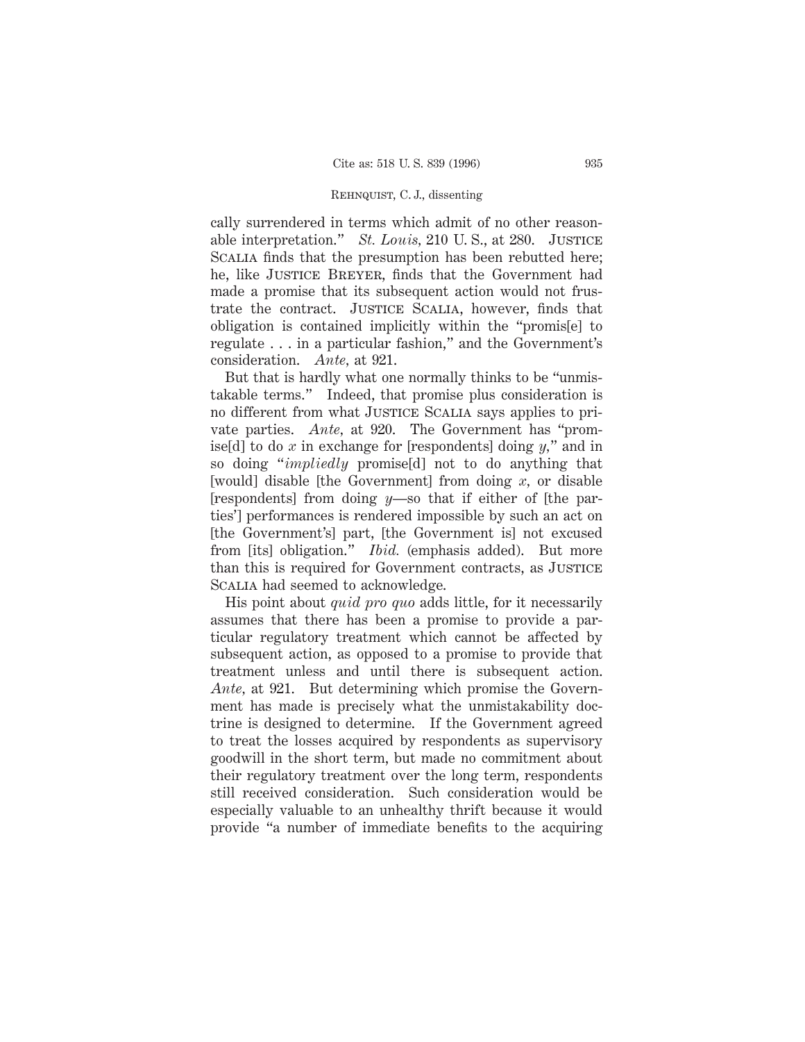cally surrendered in terms which admit of no other reasonable interpretation." *St. Louis*, 210 U. S., at 280. JUSTICE SCALIA finds that the presumption has been rebutted here; he, like JUSTICE BREYER, finds that the Government had made a promise that its subsequent action would not frustrate the contract. JUSTICE SCALIA, however, finds that obligation is contained implicitly within the "promis[e] to regulate . . . in a particular fashion," and the Government's consideration. *Ante*, at 921.

But that is hardly what one normally thinks to be "unmistakable terms." Indeed, that promise plus consideration is no different from what JUSTICE SCALIA says applies to private parties. *Ante*, at 920. The Government has "promise[d] to do *x* in exchange for [respondents] doing *y*," and in so doing "*impliedly* promise[d] not to do anything that [would] disable [the Government] from doing *x*, or disable [respondents] from doing *y*—so that if either of [the parties'] performances is rendered impossible by such an act on [the Government's] part, [the Government is] not excused from [its] obligation." *Ibid.* (emphasis added). But more than this is required for Government contracts, as JUSTICE SCALIA had seemed to acknowledge.

His point about *quid pro quo* adds little, for it necessarily assumes that there has been a promise to provide a particular regulatory treatment which cannot be affected by subsequent action, as opposed to a promise to provide that treatment unless and until there is subsequent action. *Ante*, at 921. But determining which promise the Government has made is precisely what the unmistakability doctrine is designed to determine. If the Government agreed to treat the losses acquired by respondents as supervisory goodwill in the short term, but made no commitment about their regulatory treatment over the long term, respondents still received consideration. Such consideration would be especially valuable to an unhealthy thrift because it would provide "a number of immediate benefits to the acquiring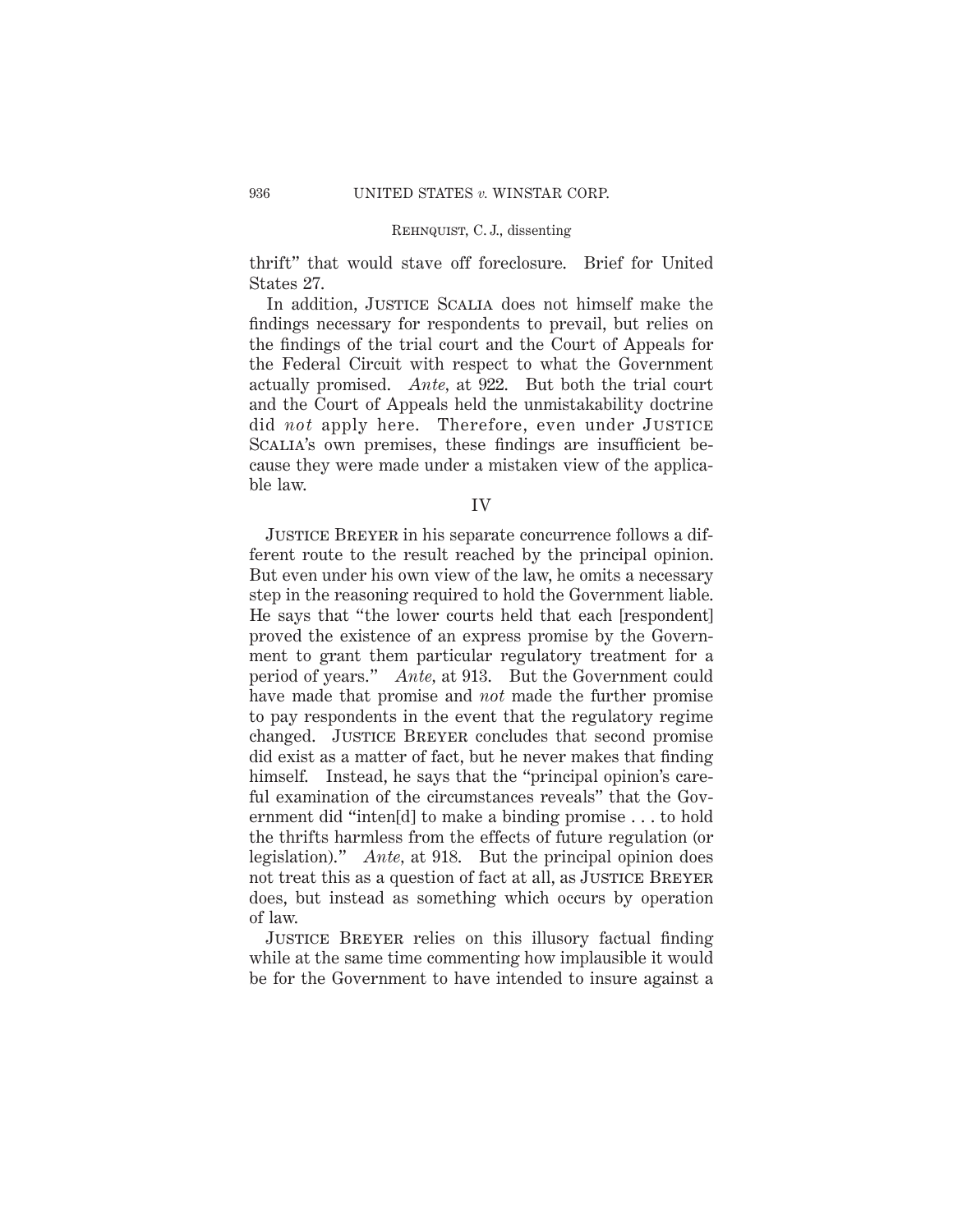thrift" that would stave off foreclosure. Brief for United States 27.

In addition, Justice Scalia does not himself make the findings necessary for respondents to prevail, but relies on the findings of the trial court and the Court of Appeals for the Federal Circuit with respect to what the Government actually promised. *Ante*, at 922. But both the trial court and the Court of Appeals held the unmistakability doctrine did *not* apply here. Therefore, even under Justice Scalia's own premises, these findings are insufficient because they were made under a mistaken view of the applicable law.

## IV

Justice Breyer in his separate concurrence follows a different route to the result reached by the principal opinion. But even under his own view of the law, he omits a necessary step in the reasoning required to hold the Government liable. He says that "the lower courts held that each [respondent] proved the existence of an express promise by the Government to grant them particular regulatory treatment for a period of years." *Ante*, at 913. But the Government could have made that promise and *not* made the further promise to pay respondents in the event that the regulatory regime changed. Justice Breyer concludes that second promise did exist as a matter of fact, but he never makes that finding himself. Instead, he says that the "principal opinion's careful examination of the circumstances reveals" that the Government did "inten[d] to make a binding promise . . . to hold the thrifts harmless from the effects of future regulation (or legislation)." *Ante*, at 918. But the principal opinion does not treat this as a question of fact at all, as Justice Breyer does, but instead as something which occurs by operation of law.

Justice Breyer relies on this illusory factual finding while at the same time commenting how implausible it would be for the Government to have intended to insure against a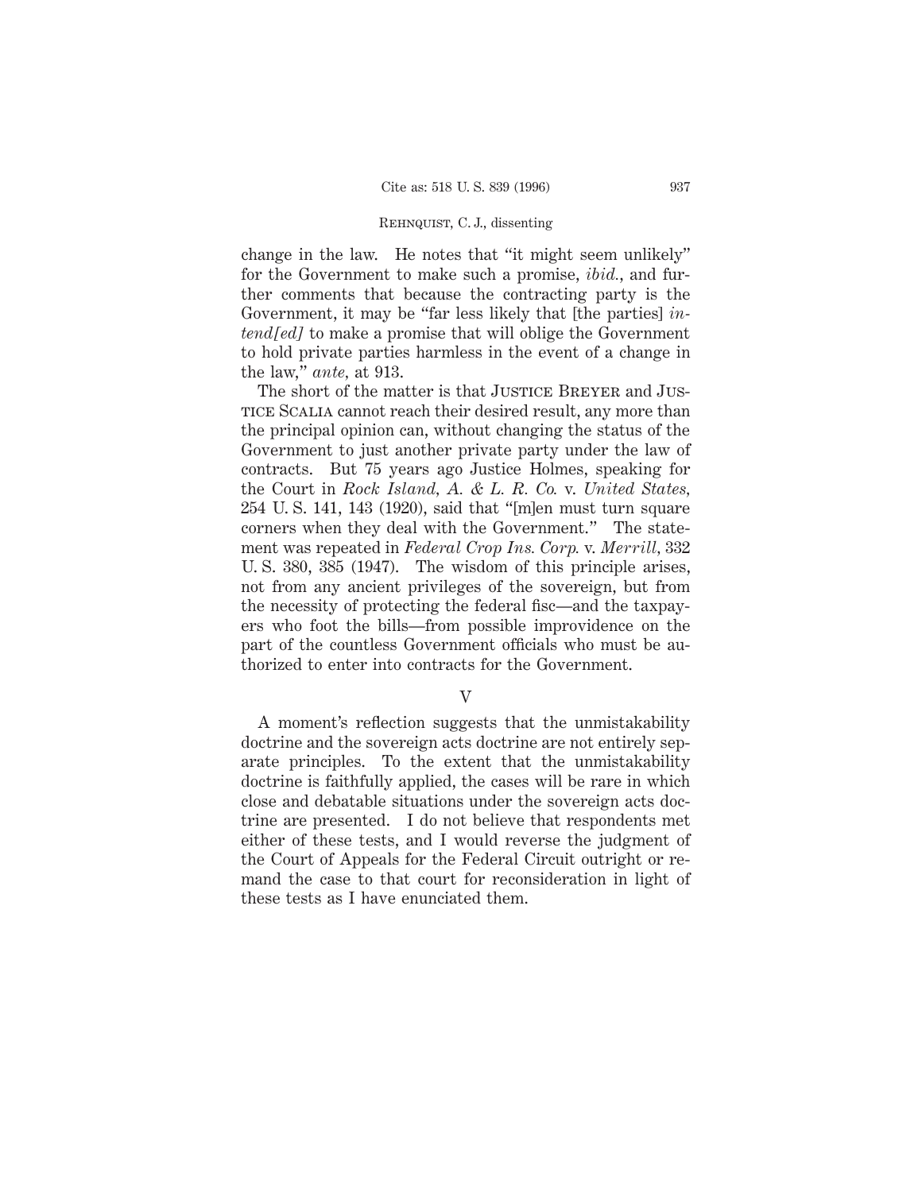change in the law. He notes that "it might seem unlikely" for the Government to make such a promise, *ibid.*, and further comments that because the contracting party is the Government, it may be "far less likely that [the parties] *intend[ed]* to make a promise that will oblige the Government to hold private parties harmless in the event of a change in the law," *ante*, at 913.

The short of the matter is that JUSTICE BREYER and JUSTICE SCALIA cannot reach their desired result, any more than the principal opinion can, without changing the status of the Government to just another private party under the law of contracts. But 75 years ago Justice Holmes, speaking for the Court in *Rock Island, A. & L. R. Co.* v. *United States*, 254 U. S. 141, 143 (1920), said that "[m]en must turn square corners when they deal with the Government." The statement was repeated in *Federal Crop Ins. Corp.* v. *Merrill*, 332 U. S. 380, 385 (1947). The wisdom of this principle arises, not from any ancient privileges of the sovereign, but from the necessity of protecting the federal fisc—and the taxpayers who foot the bills—from possible improvidence on the part of the countless Government officials who must be authorized to enter into contracts for the Government.

## V

A moment's reflection suggests that the unmistakability doctrine and the sovereign acts doctrine are not entirely separate principles. To the extent that the unmistakability doctrine is faithfully applied, the cases will be rare in which close and debatable situations under the sovereign acts doctrine are presented. I do not believe that respondents met either of these tests, and I would reverse the judgment of the Court of Appeals for the Federal Circuit outright or remand the case to that court for reconsideration in light of these tests as I have enunciated them.